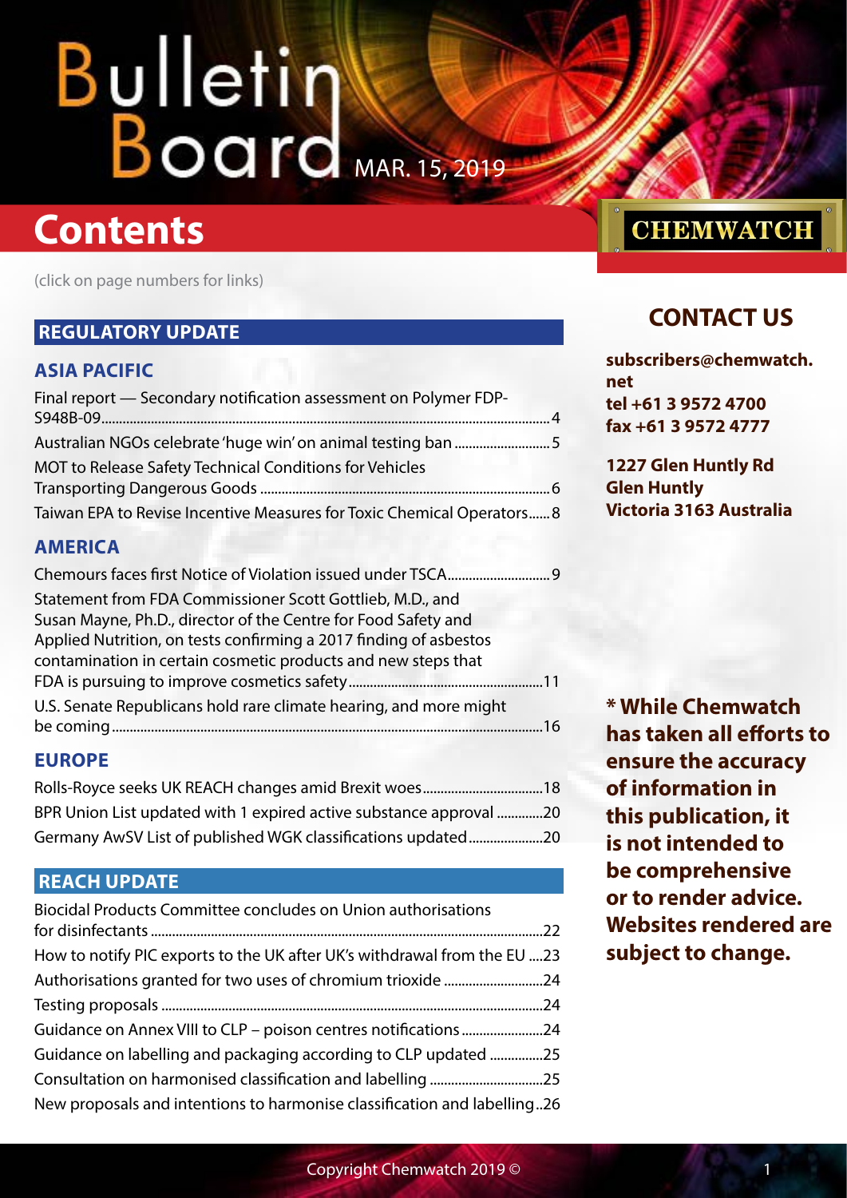# Bulletin Board

MAR. 15, 2019

## Contents

(click on page numbers for links)

### REGULATORY UPDATE

#### ASIA PACIFIC

Final report — Secondary notification assessment on Polymer FDP-S948B-09 ... 4
Australian NGOs celebrate 'huge win' on animal testing ban ... 5
MOT to Release Safety Technical Conditions for Vehicles Transporting Dangerous Goods ... 6
Taiwan EPA to Revise Incentive Measures for Toxic Chemical Operators ... 8

#### AMERICA

Chemours faces first Notice of Violation issued under TSCA ... 9
Statement from FDA Commissioner Scott Gottlieb, M.D., and Susan Mayne, Ph.D., director of the Centre for Food Safety and Applied Nutrition, on tests confirming a 2017 finding of asbestos contamination in certain cosmetic products and new steps that FDA is pursuing to improve cosmetics safety ... 11
U.S. Senate Republicans hold rare climate hearing, and more might be coming ... 16

#### EUROPE

Rolls-Royce seeks UK REACH changes amid Brexit woes ... 18
BPR Union List updated with 1 expired active substance approval ... 20
Germany AwSV List of published WGK classifications updated ... 20

### REACH UPDATE

Biocidal Products Committee concludes on Union authorisations for disinfectants ... 22
How to notify PIC exports to the UK after UK's withdrawal from the EU ... 23
Authorisations granted for two uses of chromium trioxide ... 24
Testing proposals ... 24
Guidance on Annex VIII to CLP – poison centres notifications ... 24
Guidance on labelling and packaging according to CLP updated ... 25
Consultation on harmonised classification and labelling ... 25
New proposals and intentions to harmonise classification and labelling ... 26

CHEMWATCH

## CONTACT US

**subscribers@chemwatch.net**
**tel +61 3 9572 4700**
**fax +61 3 9572 4777**

**1227 Glen Huntly Rd**
**Glen Huntly**
**Victoria 3163 Australia**

**\* While Chemwatch has taken all efforts to ensure the accuracy of information in this publication, it is not intended to be comprehensive or to render advice. Websites rendered are subject to change.**

Copyright Chemwatch 2019 ©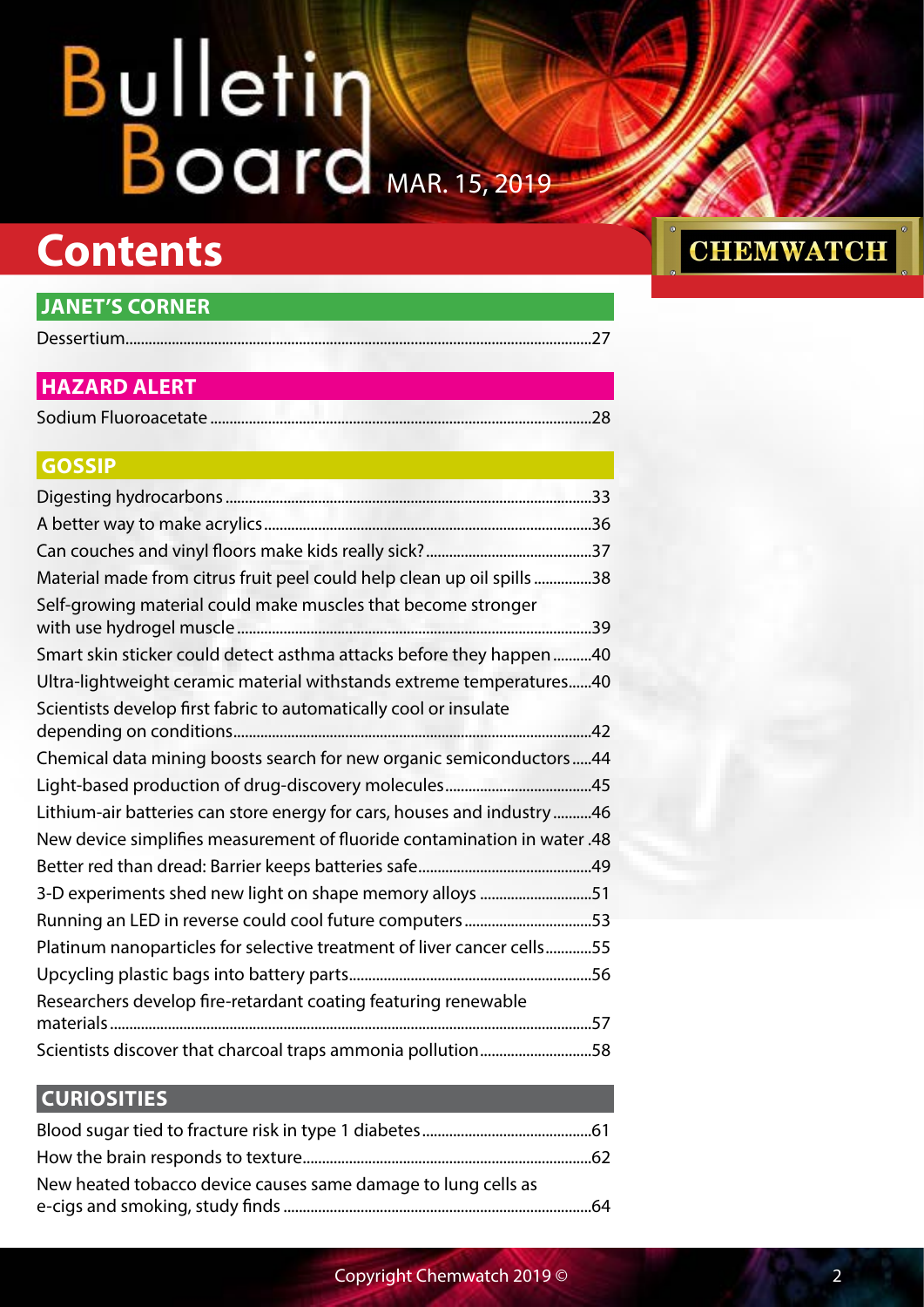# Bulletin Board

MAR. 15, 2019

## Contents

CHEMWATCH

### JANET'S CORNER

Dessertium....27

### HAZARD ALERT

Sodium Fluoroacetate....28

### GOSSIP

Digesting hydrocarbons....33

A better way to make acrylics....36

Can couches and vinyl floors make kids really sick?....37

Material made from citrus fruit peel could help clean up oil spills....38

Self-growing material could make muscles that become stronger with use hydrogel muscle....39

Smart skin sticker could detect asthma attacks before they happen....40

Ultra-lightweight ceramic material withstands extreme temperatures....40

Scientists develop first fabric to automatically cool or insulate depending on conditions....42

Chemical data mining boosts search for new organic semiconductors....44

Light-based production of drug-discovery molecules....45

Lithium-air batteries can store energy for cars, houses and industry....46

New device simplifies measurement of fluoride contamination in water....48

Better red than dread: Barrier keeps batteries safe....49

3-D experiments shed new light on shape memory alloys....51

Running an LED in reverse could cool future computers....53

Platinum nanoparticles for selective treatment of liver cancer cells....55

Upcycling plastic bags into battery parts....56

Researchers develop fire-retardant coating featuring renewable materials....57

Scientists discover that charcoal traps ammonia pollution....58

### CURIOSITIES

Blood sugar tied to fracture risk in type 1 diabetes....61

How the brain responds to texture....62

New heated tobacco device causes same damage to lung cells as e-cigs and smoking, study finds....64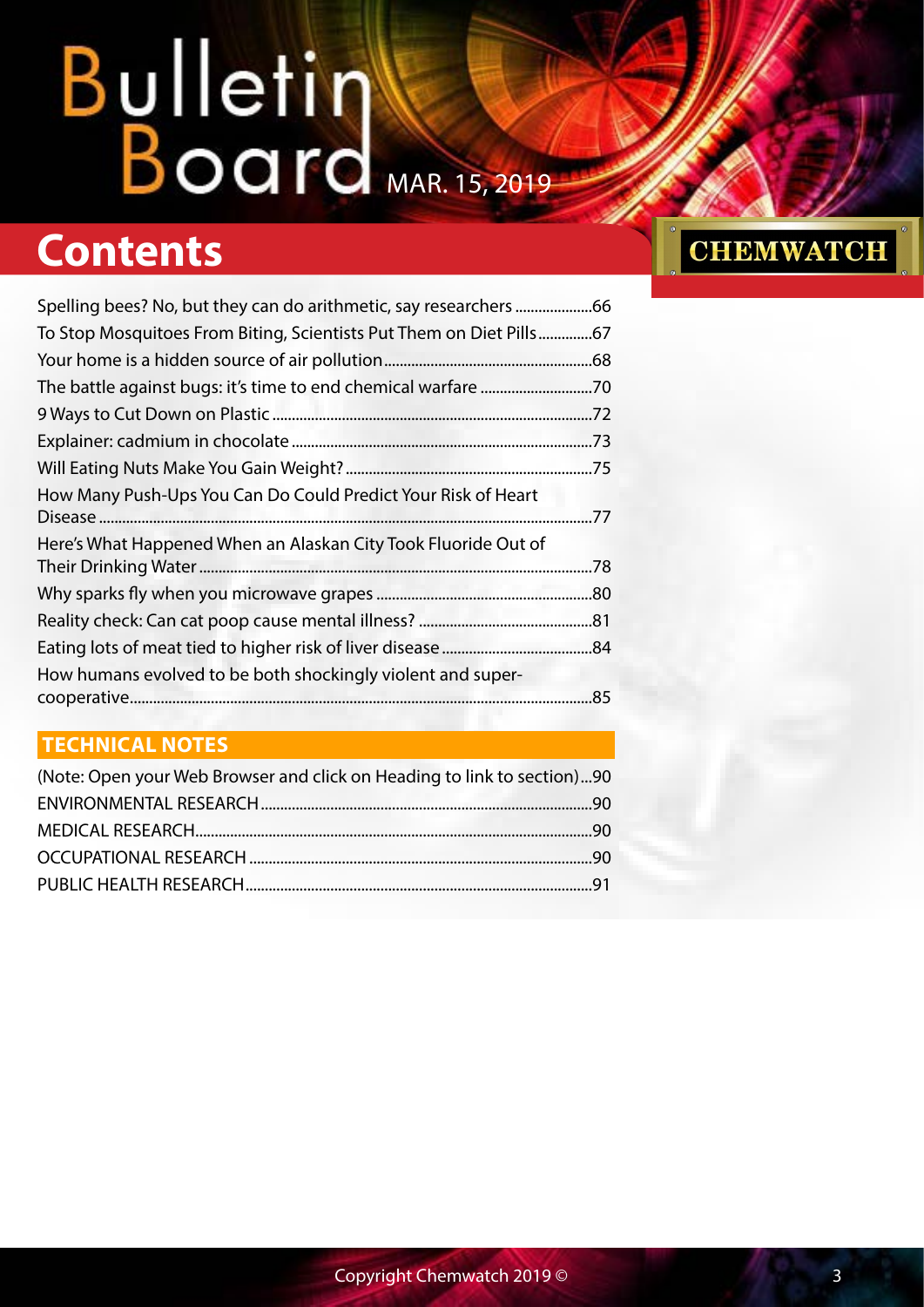# Bulletin Board

MAR. 15, 2019

## Contents

CHEMWATCH

Spelling bees? No, but they can do arithmetic, say researchers ....................66
To Stop Mosquitoes From Biting, Scientists Put Them on Diet Pills..............67
Your home is a hidden source of air pollution......................................................68
The battle against bugs: it's time to end chemical warfare .............................70
9 Ways to Cut Down on Plastic ..................................................................................72
Explainer: cadmium in chocolate ..............................................................................73
Will Eating Nuts Make You Gain Weight? ................................................................75
How Many Push-Ups You Can Do Could Predict Your Risk of Heart Disease ..................................................................................................................77
Here's What Happened When an Alaskan City Took Fluoride Out of Their Drinking Water ......................................................................................................78
Why sparks fly when you microwave grapes ........................................................80
Reality check: Can cat poop cause mental illness? .............................................81
Eating lots of meat tied to higher risk of liver disease.......................................84
How humans evolved to be both shockingly violent and super-cooperative.......................................................................................................................85

### TECHNICAL NOTES

(Note: Open your Web Browser and click on Heading to link to section)...90
ENVIRONMENTAL RESEARCH.......................................................................................90
MEDICAL RESEARCH.......................................................................................................90
OCCUPATIONAL RESEARCH ..........................................................................................90
PUBLIC HEALTH RESEARCH...........................................................................................91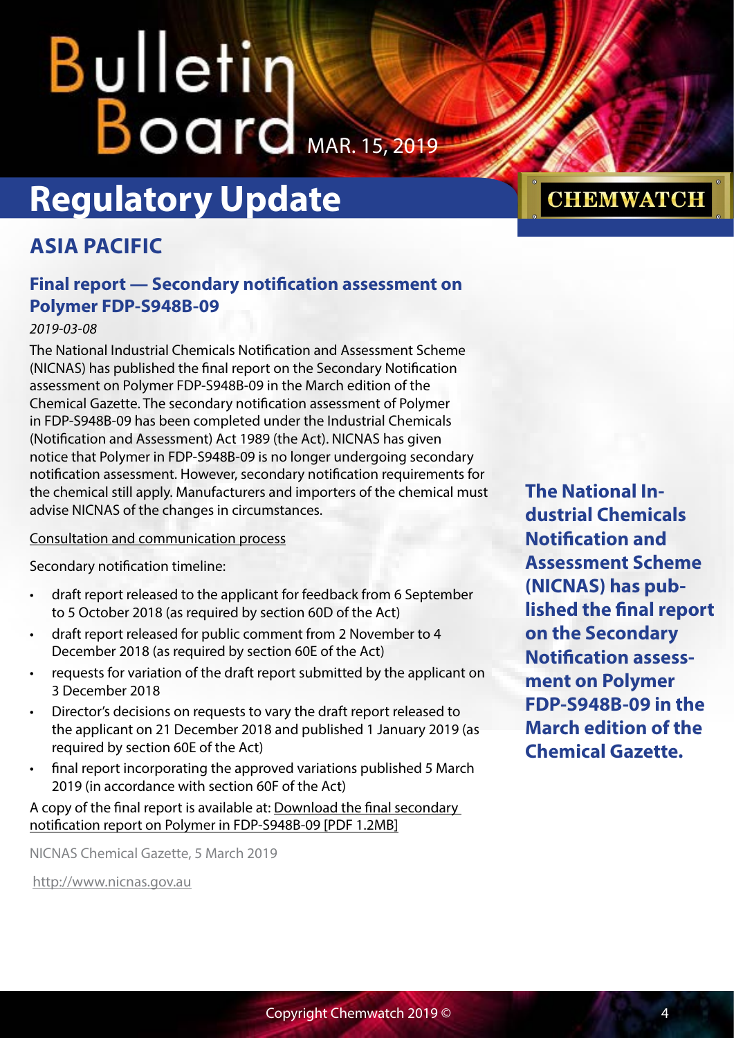# Regulatory Update

## ASIA PACIFIC

### Final report — Secondary notification assessment on Polymer FDP-S948B-09

*2019-03-08*

The National Industrial Chemicals Notification and Assessment Scheme (NICNAS) has published the final report on the Secondary Notification assessment on Polymer FDP-S948B-09 in the March edition of the Chemical Gazette. The secondary notification assessment of Polymer in FDP-S948B-09 has been completed under the Industrial Chemicals (Notification and Assessment) Act 1989 (the Act). NICNAS has given notice that Polymer in FDP-S948B-09 is no longer undergoing secondary notification assessment. However, secondary notification requirements for the chemical still apply. Manufacturers and importers of the chemical must advise NICNAS of the changes in circumstances.

Consultation and communication process

Secondary notification timeline:

- draft report released to the applicant for feedback from 6 September to 5 October 2018 (as required by section 60D of the Act)
- draft report released for public comment from 2 November to 4 December 2018 (as required by section 60E of the Act)
- requests for variation of the draft report submitted by the applicant on 3 December 2018
- Director's decisions on requests to vary the draft report released to the applicant on 21 December 2018 and published 1 January 2019 (as required by section 60E of the Act)
- final report incorporating the approved variations published 5 March 2019 (in accordance with section 60F of the Act)

A copy of the final report is available at: Download the final secondary notification report on Polymer in FDP-S948B-09 [PDF 1.2MB]

NICNAS Chemical Gazette, 5 March 2019

http://www.nicnas.gov.au

**The National Industrial Chemicals Notification and Assessment Scheme (NICNAS) has published the final report on the Secondary Notification assessment on Polymer FDP-S948B-09 in the March edition of the Chemical Gazette.**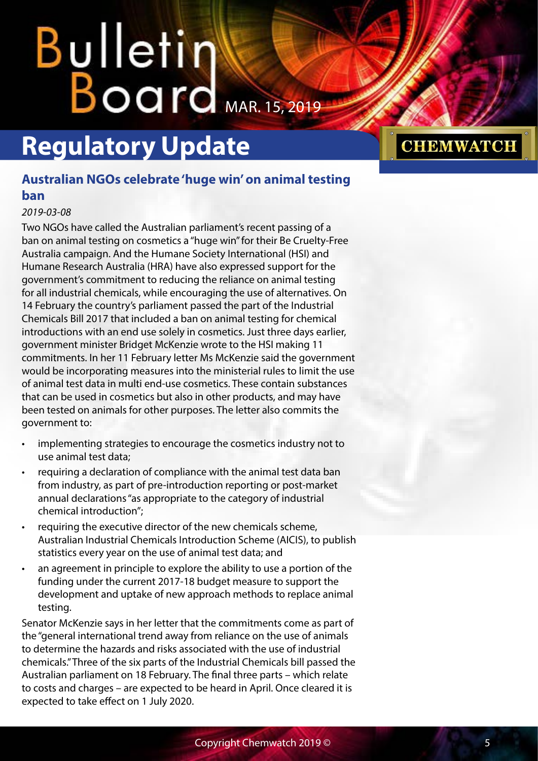# Regulatory Update

## Australian NGOs celebrate 'huge win' on animal testing ban

*2019-03-08*

Two NGOs have called the Australian parliament's recent passing of a ban on animal testing on cosmetics a "huge win" for their Be Cruelty-Free Australia campaign. And the Humane Society International (HSI) and Humane Research Australia (HRA) have also expressed support for the government's commitment to reducing the reliance on animal testing for all industrial chemicals, while encouraging the use of alternatives. On 14 February the country's parliament passed the part of the Industrial Chemicals Bill 2017 that included a ban on animal testing for chemical introductions with an end use solely in cosmetics. Just three days earlier, government minister Bridget McKenzie wrote to the HSI making 11 commitments. In her 11 February letter Ms McKenzie said the government would be incorporating measures into the ministerial rules to limit the use of animal test data in multi end-use cosmetics. These contain substances that can be used in cosmetics but also in other products, and may have been tested on animals for other purposes. The letter also commits the government to:

- implementing strategies to encourage the cosmetics industry not to use animal test data;
- requiring a declaration of compliance with the animal test data ban from industry, as part of pre-introduction reporting or post-market annual declarations "as appropriate to the category of industrial chemical introduction";
- requiring the executive director of the new chemicals scheme, Australian Industrial Chemicals Introduction Scheme (AICIS), to publish statistics every year on the use of animal test data; and
- an agreement in principle to explore the ability to use a portion of the funding under the current 2017-18 budget measure to support the development and uptake of new approach methods to replace animal testing.

Senator McKenzie says in her letter that the commitments come as part of the "general international trend away from reliance on the use of animals to determine the hazards and risks associated with the use of industrial chemicals." Three of the six parts of the Industrial Chemicals bill passed the Australian parliament on 18 February. The final three parts – which relate to costs and charges – are expected to be heard in April. Once cleared it is expected to take effect on 1 July 2020.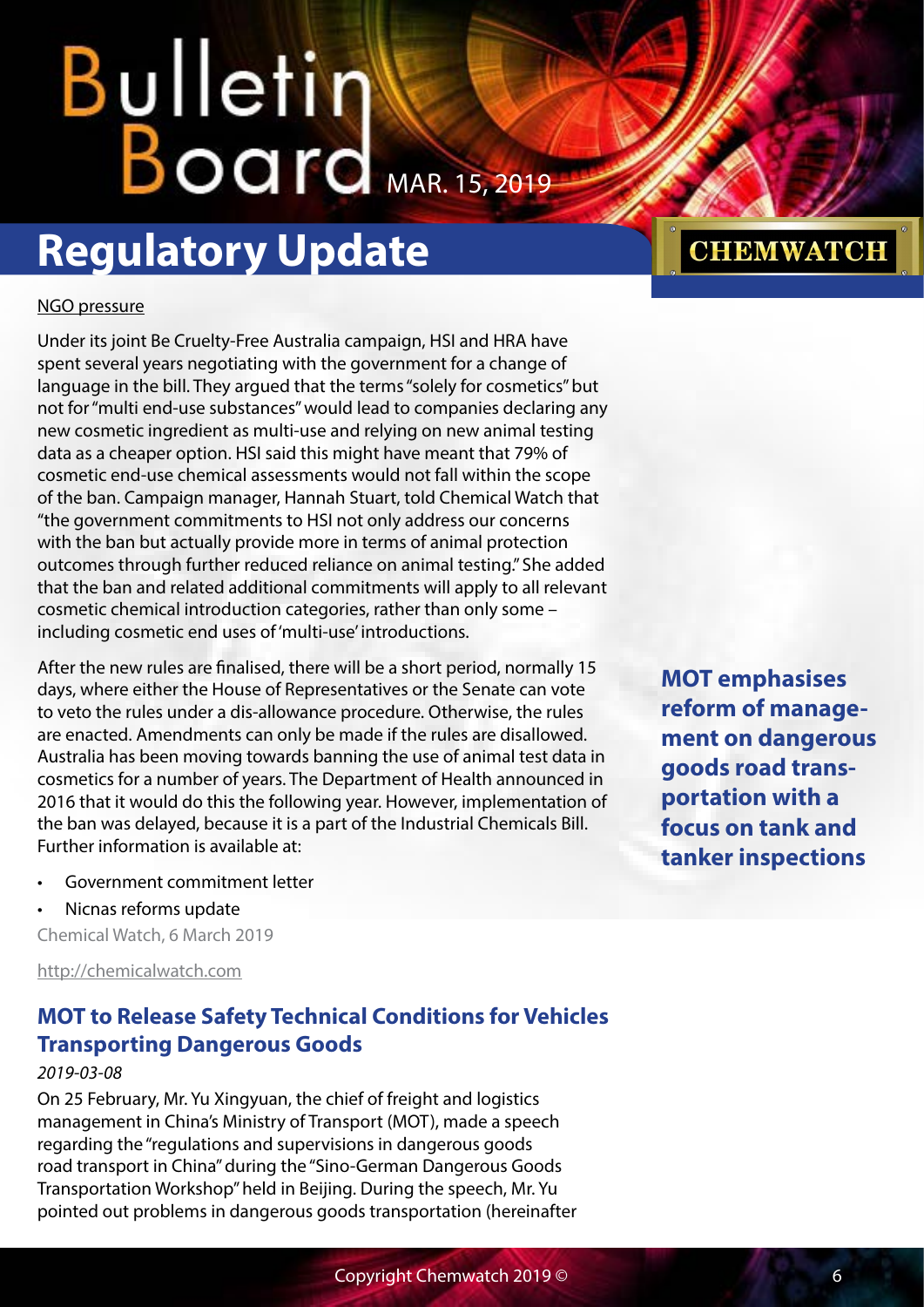NGO pressure

Under its joint Be Cruelty-Free Australia campaign, HSI and HRA have spent several years negotiating with the government for a change of language in the bill. They argued that the terms "solely for cosmetics" but not for "multi end-use substances" would lead to companies declaring any new cosmetic ingredient as multi-use and relying on new animal testing data as a cheaper option. HSI said this might have meant that 79% of cosmetic end-use chemical assessments would not fall within the scope of the ban. Campaign manager, Hannah Stuart, told Chemical Watch that "the government commitments to HSI not only address our concerns with the ban but actually provide more in terms of animal protection outcomes through further reduced reliance on animal testing." She added that the ban and related additional commitments will apply to all relevant cosmetic chemical introduction categories, rather than only some – including cosmetic end uses of 'multi-use' introductions.

After the new rules are finalised, there will be a short period, normally 15 days, where either the House of Representatives or the Senate can vote to veto the rules under a dis-allowance procedure. Otherwise, the rules are enacted. Amendments can only be made if the rules are disallowed. Australia has been moving towards banning the use of animal test data in cosmetics for a number of years. The Department of Health announced in 2016 that it would do this the following year. However, implementation of the ban was delayed, because it is a part of the Industrial Chemicals Bill. Further information is available at:

- Government commitment letter
- Nicnas reforms update

Chemical Watch, 6 March 2019

http://chemicalwatch.com

## MOT to Release Safety Technical Conditions for Vehicles Transporting Dangerous Goods

**MOT emphasises reform of management on dangerous goods road transportation with a focus on tank and tanker inspections**

*2019-03-08*

On 25 February, Mr. Yu Xingyuan, the chief of freight and logistics management in China's Ministry of Transport (MOT), made a speech regarding the "regulations and supervisions in dangerous goods road transport in China" during the "Sino-German Dangerous Goods Transportation Workshop" held in Beijing. During the speech, Mr. Yu pointed out problems in dangerous goods transportation (hereinafter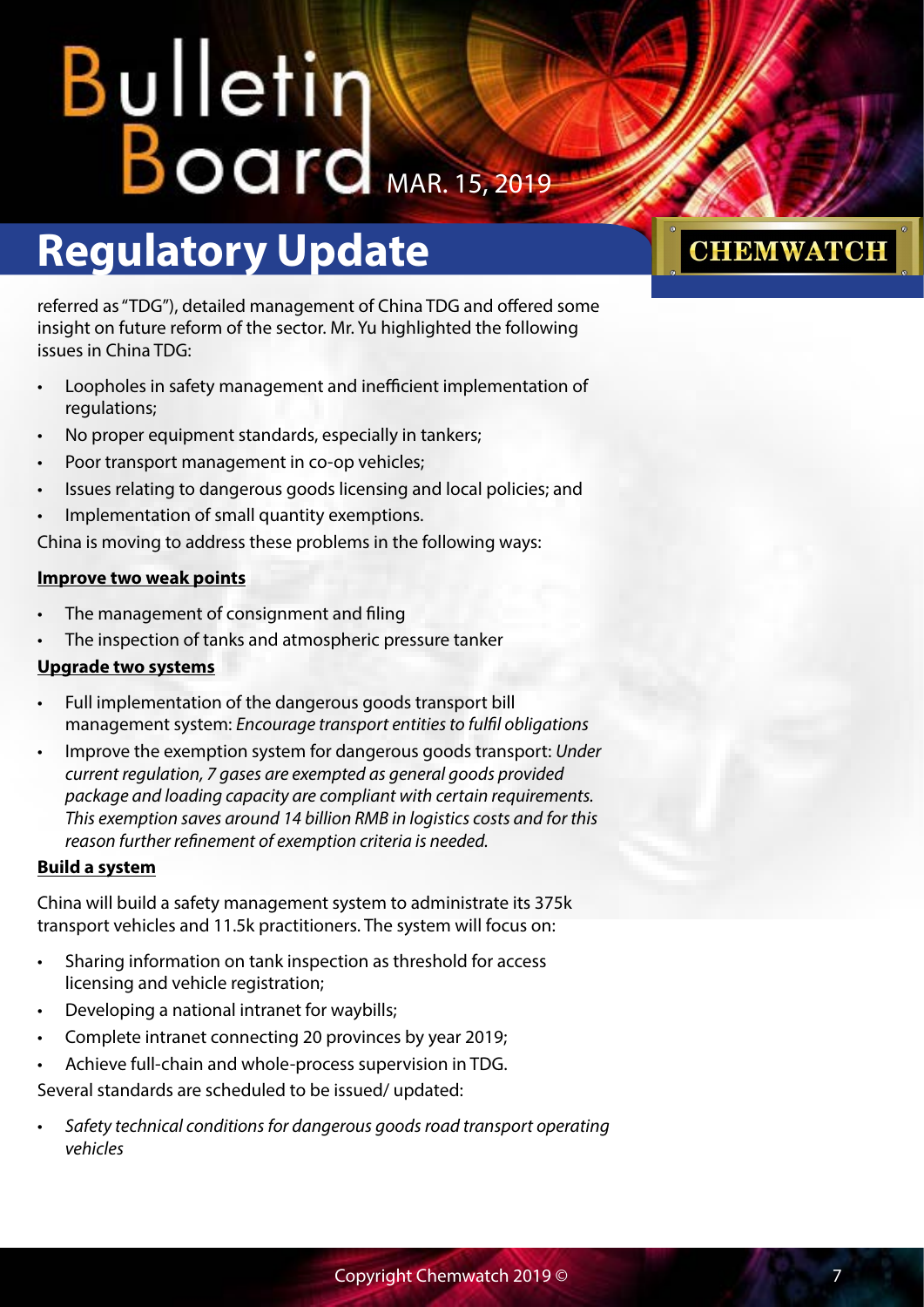referred as "TDG"), detailed management of China TDG and offered some insight on future reform of the sector. Mr. Yu highlighted the following issues in China TDG:

- Loopholes in safety management and inefficient implementation of regulations;
- No proper equipment standards, especially in tankers;
- Poor transport management in co-op vehicles;
- Issues relating to dangerous goods licensing and local policies; and
- Implementation of small quantity exemptions.

China is moving to address these problems in the following ways:

**Improve two weak points**

- The management of consignment and filing
- The inspection of tanks and atmospheric pressure tanker

**Upgrade two systems**

- Full implementation of the dangerous goods transport bill management system: *Encourage transport entities to fulfil obligations*
- Improve the exemption system for dangerous goods transport: *Under current regulation, 7 gases are exempted as general goods provided package and loading capacity are compliant with certain requirements. This exemption saves around 14 billion RMB in logistics costs and for this reason further refinement of exemption criteria is needed.*

**Build a system**

China will build a safety management system to administrate its 375k transport vehicles and 11.5k practitioners. The system will focus on:

- Sharing information on tank inspection as threshold for access licensing and vehicle registration;
- Developing a national intranet for waybills;
- Complete intranet connecting 20 provinces by year 2019;
- Achieve full-chain and whole-process supervision in TDG.

Several standards are scheduled to be issued/ updated:

- *Safety technical conditions for dangerous goods road transport operating vehicles*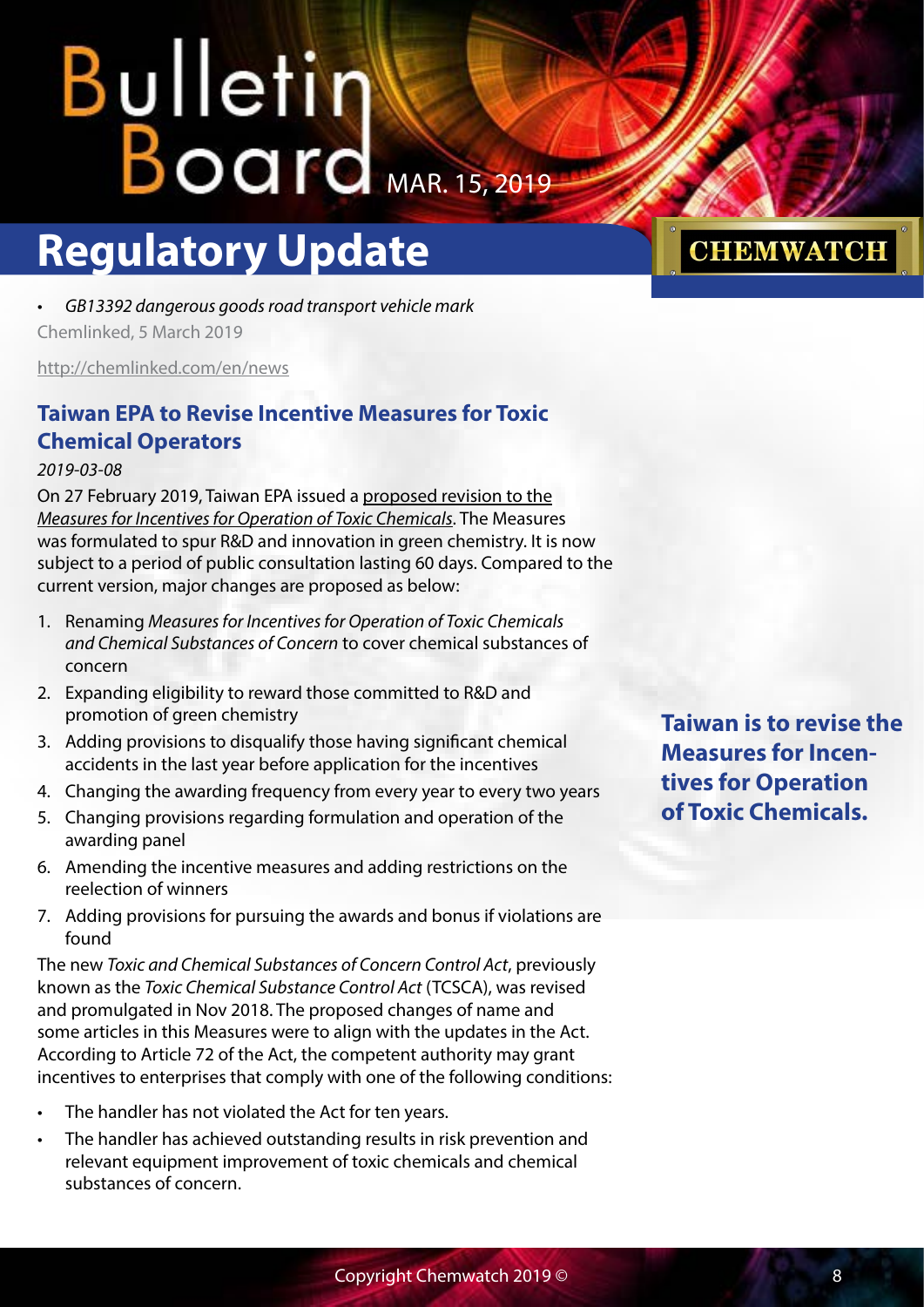- *GB13392 dangerous goods road transport vehicle mark*

Chemlinked, 5 March 2019

http://chemlinked.com/en/news

## Taiwan EPA to Revise Incentive Measures for Toxic Chemical Operators

*2019-03-08*

On 27 February 2019, Taiwan EPA issued a proposed revision to the *Measures for Incentives for Operation of Toxic Chemicals*. The Measures was formulated to spur R&D and innovation in green chemistry. It is now subject to a period of public consultation lasting 60 days. Compared to the current version, major changes are proposed as below:

1. Renaming *Measures for Incentives for Operation of Toxic Chemicals and Chemical Substances of Concern* to cover chemical substances of concern
2. Expanding eligibility to reward those committed to R&D and promotion of green chemistry
3. Adding provisions to disqualify those having significant chemical accidents in the last year before application for the incentives
4. Changing the awarding frequency from every year to every two years
5. Changing provisions regarding formulation and operation of the awarding panel
6. Amending the incentive measures and adding restrictions on the reelection of winners
7. Adding provisions for pursuing the awards and bonus if violations are found

The new *Toxic and Chemical Substances of Concern Control Act*, previously known as the *Toxic Chemical Substance Control Act* (TCSCA), was revised and promulgated in Nov 2018. The proposed changes of name and some articles in this Measures were to align with the updates in the Act. According to Article 72 of the Act, the competent authority may grant incentives to enterprises that comply with one of the following conditions:

- The handler has not violated the Act for ten years.
- The handler has achieved outstanding results in risk prevention and relevant equipment improvement of toxic chemicals and chemical substances of concern.

**Taiwan is to revise the Measures for Incentives for Operation of Toxic Chemicals.**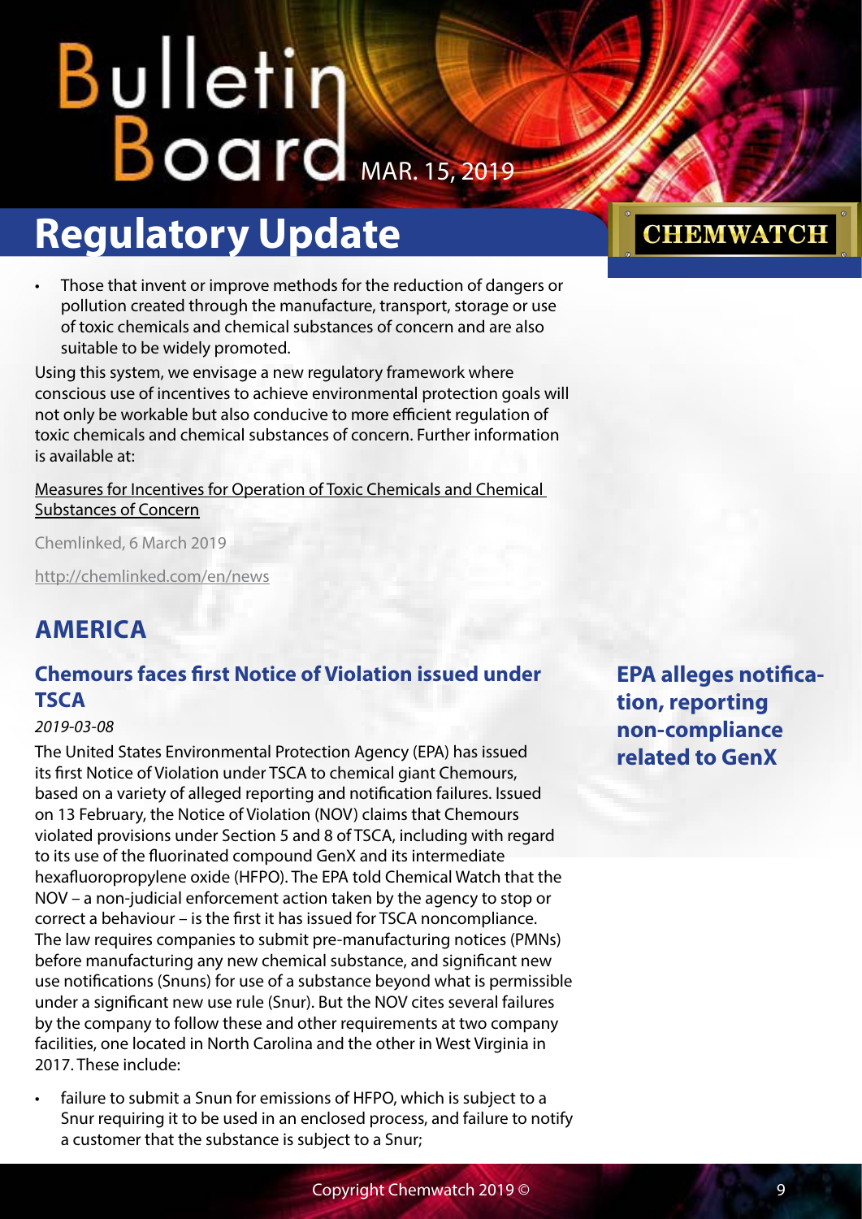- Those that invent or improve methods for the reduction of dangers or pollution created through the manufacture, transport, storage or use of toxic chemicals and chemical substances of concern and are also suitable to be widely promoted.

Using this system, we envisage a new regulatory framework where conscious use of incentives to achieve environmental protection goals will not only be workable but also conducive to more efficient regulation of toxic chemicals and chemical substances of concern. Further information is available at:

Measures for Incentives for Operation of Toxic Chemicals and Chemical Substances of Concern

Chemlinked, 6 March 2019

http://chemlinked.com/en/news

## AMERICA

### Chemours faces first Notice of Violation issued under TSCA

**EPA alleges notification, reporting non-compliance related to GenX**

*2019-03-08*

The United States Environmental Protection Agency (EPA) has issued its first Notice of Violation under TSCA to chemical giant Chemours, based on a variety of alleged reporting and notification failures. Issued on 13 February, the Notice of Violation (NOV) claims that Chemours violated provisions under Section 5 and 8 of TSCA, including with regard to its use of the fluorinated compound GenX and its intermediate hexafluoropropylene oxide (HFPO). The EPA told Chemical Watch that the NOV – a non-judicial enforcement action taken by the agency to stop or correct a behaviour – is the first it has issued for TSCA noncompliance. The law requires companies to submit pre-manufacturing notices (PMNs) before manufacturing any new chemical substance, and significant new use notifications (Snuns) for use of a substance beyond what is permissible under a significant new use rule (Snur). But the NOV cites several failures by the company to follow these and other requirements at two company facilities, one located in North Carolina and the other in West Virginia in 2017. These include:

- failure to submit a Snun for emissions of HFPO, which is subject to a Snur requiring it to be used in an enclosed process, and failure to notify a customer that the substance is subject to a Snur;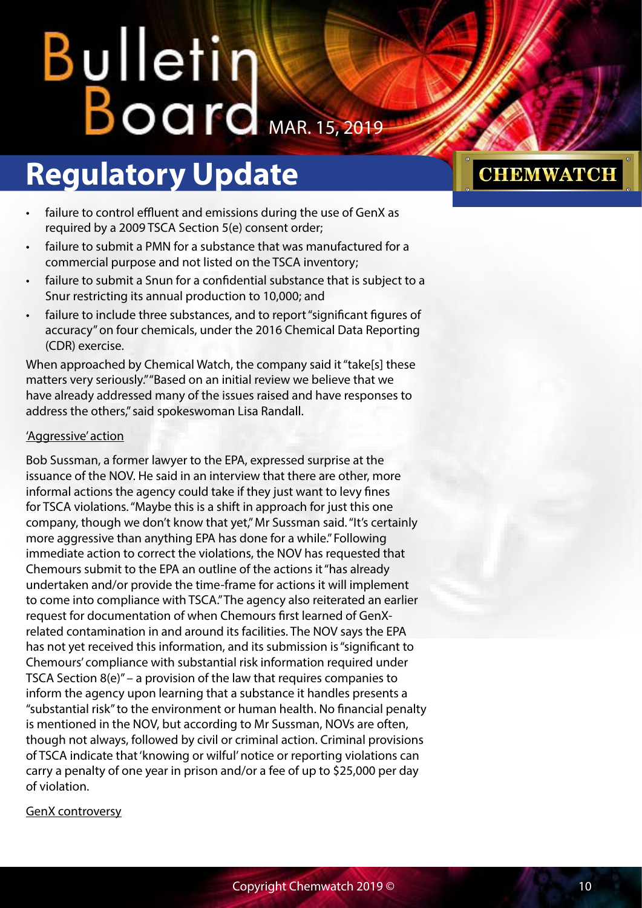- failure to control effluent and emissions during the use of GenX as required by a 2009 TSCA Section 5(e) consent order;
- failure to submit a PMN for a substance that was manufactured for a commercial purpose and not listed on the TSCA inventory;
- failure to submit a Snun for a confidential substance that is subject to a Snur restricting its annual production to 10,000; and
- failure to include three substances, and to report "significant figures of accuracy" on four chemicals, under the 2016 Chemical Data Reporting (CDR) exercise.

When approached by Chemical Watch, the company said it "take[s] these matters very seriously." "Based on an initial review we believe that we have already addressed many of the issues raised and have responses to address the others," said spokeswoman Lisa Randall.

'Aggressive' action

Bob Sussman, a former lawyer to the EPA, expressed surprise at the issuance of the NOV. He said in an interview that there are other, more informal actions the agency could take if they just want to levy fines for TSCA violations. "Maybe this is a shift in approach for just this one company, though we don't know that yet," Mr Sussman said. "It's certainly more aggressive than anything EPA has done for a while." Following immediate action to correct the violations, the NOV has requested that Chemours submit to the EPA an outline of the actions it "has already undertaken and/or provide the time-frame for actions it will implement to come into compliance with TSCA." The agency also reiterated an earlier request for documentation of when Chemours first learned of GenX-related contamination in and around its facilities. The NOV says the EPA has not yet received this information, and its submission is "significant to Chemours' compliance with substantial risk information required under TSCA Section 8(e)" – a provision of the law that requires companies to inform the agency upon learning that a substance it handles presents a "substantial risk" to the environment or human health. No financial penalty is mentioned in the NOV, but according to Mr Sussman, NOVs are often, though not always, followed by civil or criminal action. Criminal provisions of TSCA indicate that 'knowing or wilful' notice or reporting violations can carry a penalty of one year in prison and/or a fee of up to $25,000 per day of violation.

GenX controversy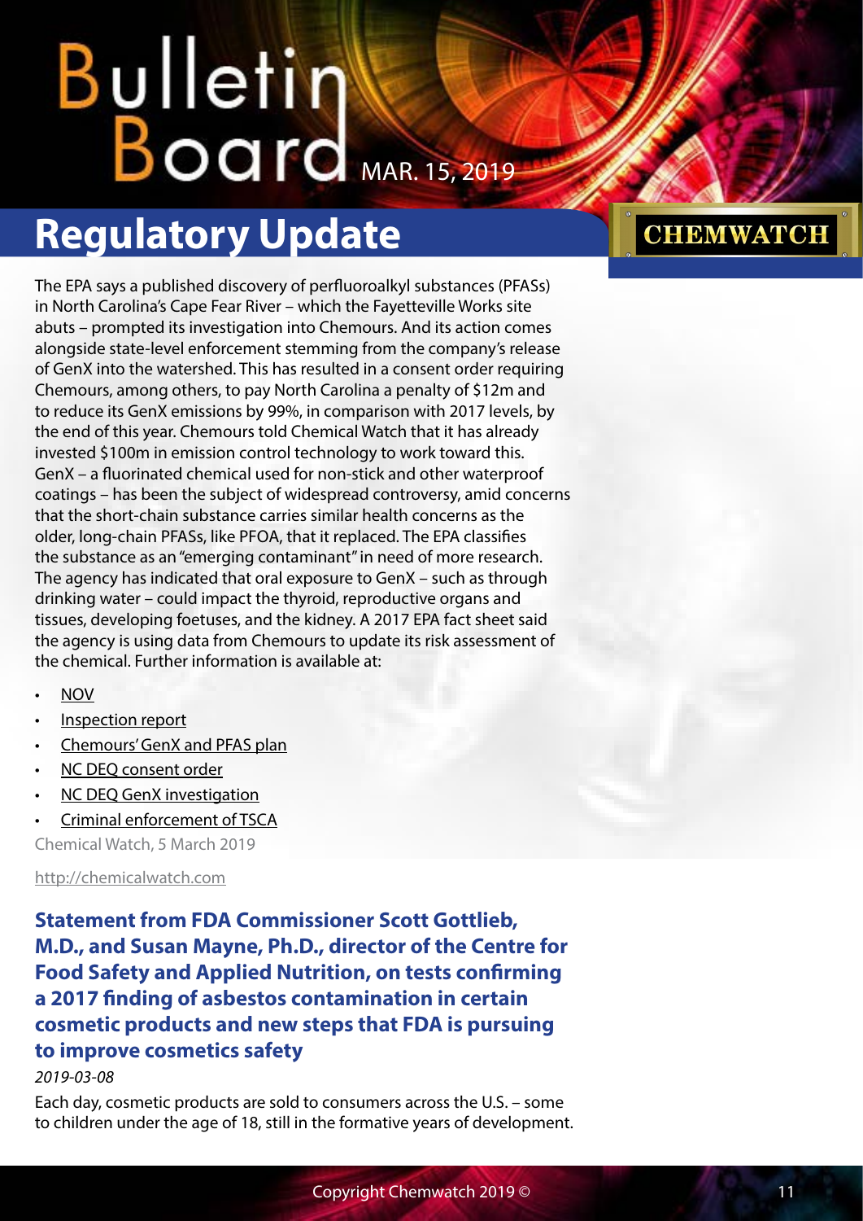## Regulatory Update

The EPA says a published discovery of perfluoroalkyl substances (PFASs) in North Carolina's Cape Fear River – which the Fayetteville Works site abuts – prompted its investigation into Chemours. And its action comes alongside state-level enforcement stemming from the company's release of GenX into the watershed. This has resulted in a consent order requiring Chemours, among others, to pay North Carolina a penalty of \$12m and to reduce its GenX emissions by 99%, in comparison with 2017 levels, by the end of this year. Chemours told Chemical Watch that it has already invested \$100m in emission control technology to work toward this. GenX – a fluorinated chemical used for non-stick and other waterproof coatings – has been the subject of widespread controversy, amid concerns that the short-chain substance carries similar health concerns as the older, long-chain PFASs, like PFOA, that it replaced. The EPA classifies the substance as an "emerging contaminant" in need of more research. The agency has indicated that oral exposure to GenX – such as through drinking water – could impact the thyroid, reproductive organs and tissues, developing foetuses, and the kidney. A 2017 EPA fact sheet said the agency is using data from Chemours to update its risk assessment of the chemical. Further information is available at:

- NOV
- Inspection report
- Chemours' GenX and PFAS plan
- NC DEQ consent order
- NC DEQ GenX investigation
- Criminal enforcement of TSCA

Chemical Watch, 5 March 2019

http://chemicalwatch.com

### Statement from FDA Commissioner Scott Gottlieb, M.D., and Susan Mayne, Ph.D., director of the Centre for Food Safety and Applied Nutrition, on tests confirming a 2017 finding of asbestos contamination in certain cosmetic products and new steps that FDA is pursuing to improve cosmetics safety

*2019-03-08*

Each day, cosmetic products are sold to consumers across the U.S. – some to children under the age of 18, still in the formative years of development.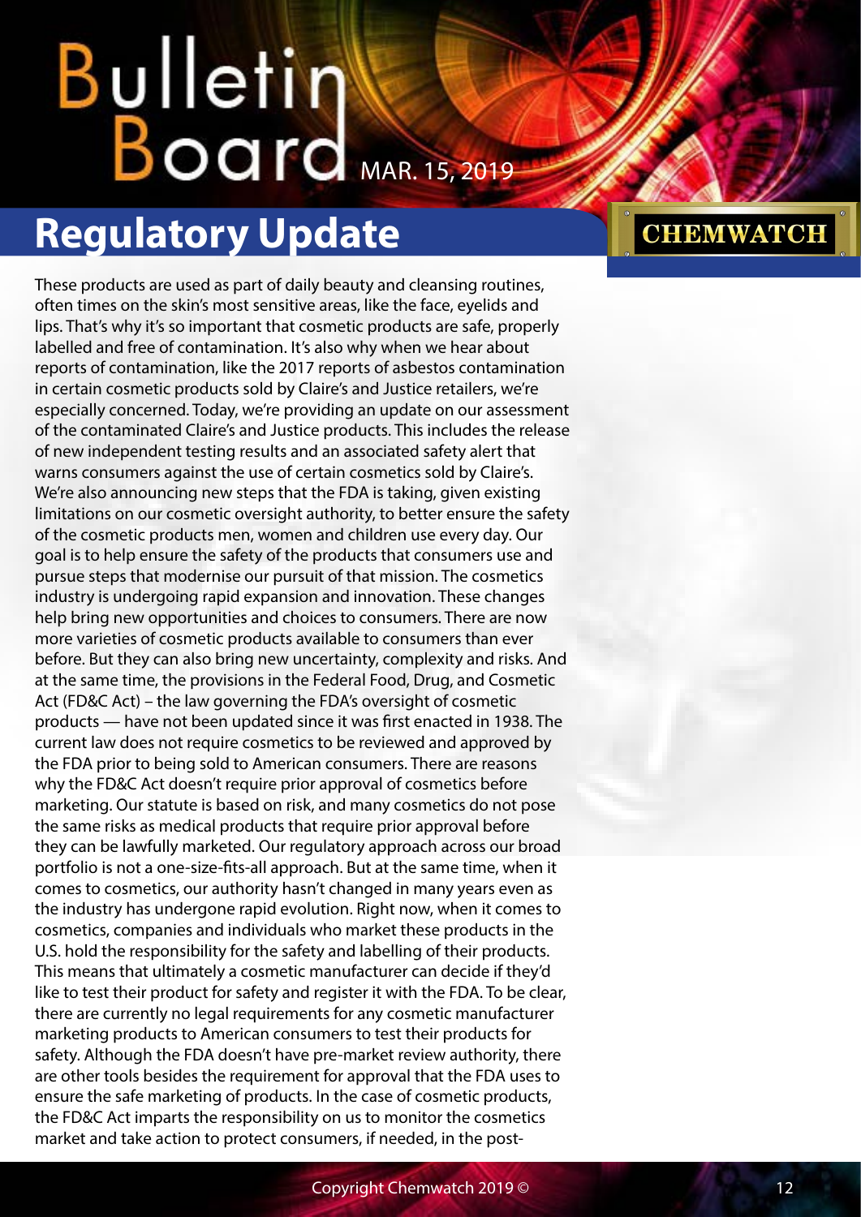## Regulatory Update

These products are used as part of daily beauty and cleansing routines, often times on the skin's most sensitive areas, like the face, eyelids and lips. That's why it's so important that cosmetic products are safe, properly labelled and free of contamination. It's also why when we hear about reports of contamination, like the 2017 reports of asbestos contamination in certain cosmetic products sold by Claire's and Justice retailers, we're especially concerned. Today, we're providing an update on our assessment of the contaminated Claire's and Justice products. This includes the release of new independent testing results and an associated safety alert that warns consumers against the use of certain cosmetics sold by Claire's. We're also announcing new steps that the FDA is taking, given existing limitations on our cosmetic oversight authority, to better ensure the safety of the cosmetic products men, women and children use every day. Our goal is to help ensure the safety of the products that consumers use and pursue steps that modernise our pursuit of that mission. The cosmetics industry is undergoing rapid expansion and innovation. These changes help bring new opportunities and choices to consumers. There are now more varieties of cosmetic products available to consumers than ever before. But they can also bring new uncertainty, complexity and risks. And at the same time, the provisions in the Federal Food, Drug, and Cosmetic Act (FD&C Act) – the law governing the FDA's oversight of cosmetic products — have not been updated since it was first enacted in 1938. The current law does not require cosmetics to be reviewed and approved by the FDA prior to being sold to American consumers. There are reasons why the FD&C Act doesn't require prior approval of cosmetics before marketing. Our statute is based on risk, and many cosmetics do not pose the same risks as medical products that require prior approval before they can be lawfully marketed. Our regulatory approach across our broad portfolio is not a one-size-fits-all approach. But at the same time, when it comes to cosmetics, our authority hasn't changed in many years even as the industry has undergone rapid evolution. Right now, when it comes to cosmetics, companies and individuals who market these products in the U.S. hold the responsibility for the safety and labelling of their products. This means that ultimately a cosmetic manufacturer can decide if they'd like to test their product for safety and register it with the FDA. To be clear, there are currently no legal requirements for any cosmetic manufacturer marketing products to American consumers to test their products for safety. Although the FDA doesn't have pre-market review authority, there are other tools besides the requirement for approval that the FDA uses to ensure the safe marketing of products. In the case of cosmetic products, the FD&C Act imparts the responsibility on us to monitor the cosmetics market and take action to protect consumers, if needed, in the post-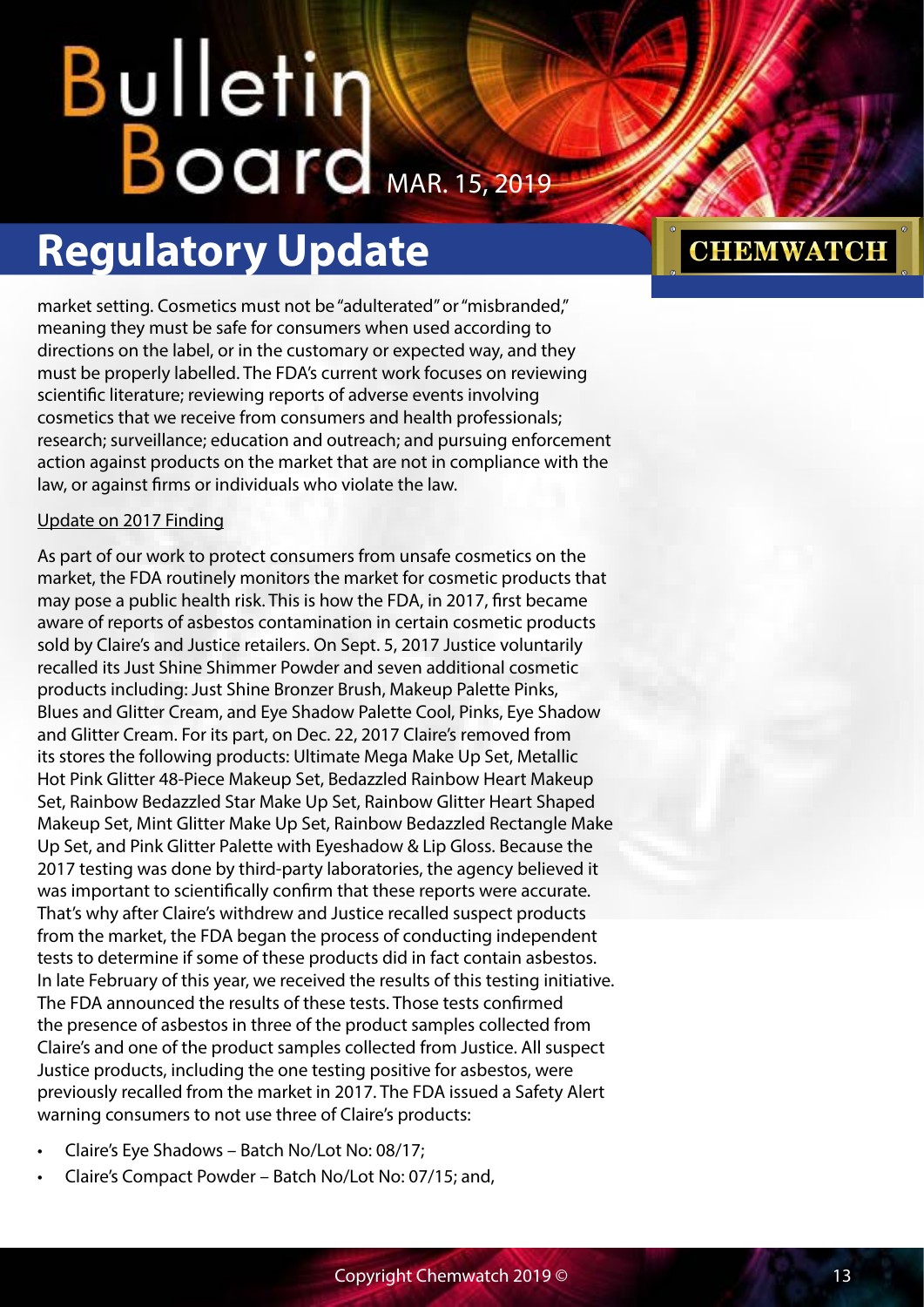market setting. Cosmetics must not be "adulterated" or "misbranded," meaning they must be safe for consumers when used according to directions on the label, or in the customary or expected way, and they must be properly labelled. The FDA's current work focuses on reviewing scientific literature; reviewing reports of adverse events involving cosmetics that we receive from consumers and health professionals; research; surveillance; education and outreach; and pursuing enforcement action against products on the market that are not in compliance with the law, or against firms or individuals who violate the law.

Update on 2017 Finding

As part of our work to protect consumers from unsafe cosmetics on the market, the FDA routinely monitors the market for cosmetic products that may pose a public health risk. This is how the FDA, in 2017, first became aware of reports of asbestos contamination in certain cosmetic products sold by Claire's and Justice retailers. On Sept. 5, 2017 Justice voluntarily recalled its Just Shine Shimmer Powder and seven additional cosmetic products including: Just Shine Bronzer Brush, Makeup Palette Pinks, Blues and Glitter Cream, and Eye Shadow Palette Cool, Pinks, Eye Shadow and Glitter Cream. For its part, on Dec. 22, 2017 Claire's removed from its stores the following products: Ultimate Mega Make Up Set, Metallic Hot Pink Glitter 48-Piece Makeup Set, Bedazzled Rainbow Heart Makeup Set, Rainbow Bedazzled Star Make Up Set, Rainbow Glitter Heart Shaped Makeup Set, Mint Glitter Make Up Set, Rainbow Bedazzled Rectangle Make Up Set, and Pink Glitter Palette with Eyeshadow & Lip Gloss. Because the 2017 testing was done by third-party laboratories, the agency believed it was important to scientifically confirm that these reports were accurate. That's why after Claire's withdrew and Justice recalled suspect products from the market, the FDA began the process of conducting independent tests to determine if some of these products did in fact contain asbestos. In late February of this year, we received the results of this testing initiative. The FDA announced the results of these tests. Those tests confirmed the presence of asbestos in three of the product samples collected from Claire's and one of the product samples collected from Justice. All suspect Justice products, including the one testing positive for asbestos, were previously recalled from the market in 2017. The FDA issued a Safety Alert warning consumers to not use three of Claire's products:

- Claire's Eye Shadows – Batch No/Lot No: 08/17;
- Claire's Compact Powder – Batch No/Lot No: 07/15; and,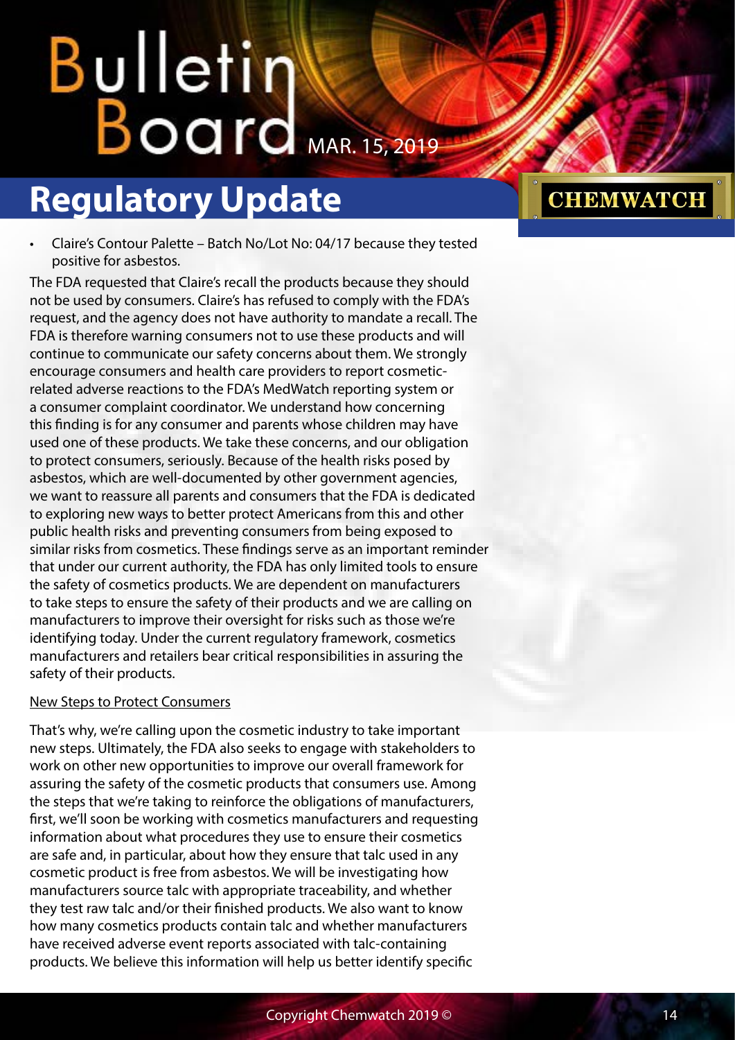- Claire's Contour Palette – Batch No/Lot No: 04/17 because they tested positive for asbestos.

The FDA requested that Claire's recall the products because they should not be used by consumers. Claire's has refused to comply with the FDA's request, and the agency does not have authority to mandate a recall. The FDA is therefore warning consumers not to use these products and will continue to communicate our safety concerns about them. We strongly encourage consumers and health care providers to report cosmetic-related adverse reactions to the FDA's MedWatch reporting system or a consumer complaint coordinator. We understand how concerning this finding is for any consumer and parents whose children may have used one of these products. We take these concerns, and our obligation to protect consumers, seriously. Because of the health risks posed by asbestos, which are well-documented by other government agencies, we want to reassure all parents and consumers that the FDA is dedicated to exploring new ways to better protect Americans from this and other public health risks and preventing consumers from being exposed to similar risks from cosmetics. These findings serve as an important reminder that under our current authority, the FDA has only limited tools to ensure the safety of cosmetics products. We are dependent on manufacturers to take steps to ensure the safety of their products and we are calling on manufacturers to improve their oversight for risks such as those we're identifying today. Under the current regulatory framework, cosmetics manufacturers and retailers bear critical responsibilities in assuring the safety of their products.

New Steps to Protect Consumers

That's why, we're calling upon the cosmetic industry to take important new steps. Ultimately, the FDA also seeks to engage with stakeholders to work on other new opportunities to improve our overall framework for assuring the safety of the cosmetic products that consumers use. Among the steps that we're taking to reinforce the obligations of manufacturers, first, we'll soon be working with cosmetics manufacturers and requesting information about what procedures they use to ensure their cosmetics are safe and, in particular, about how they ensure that talc used in any cosmetic product is free from asbestos. We will be investigating how manufacturers source talc with appropriate traceability, and whether they test raw talc and/or their finished products. We also want to know how many cosmetics products contain talc and whether manufacturers have received adverse event reports associated with talc-containing products. We believe this information will help us better identify specific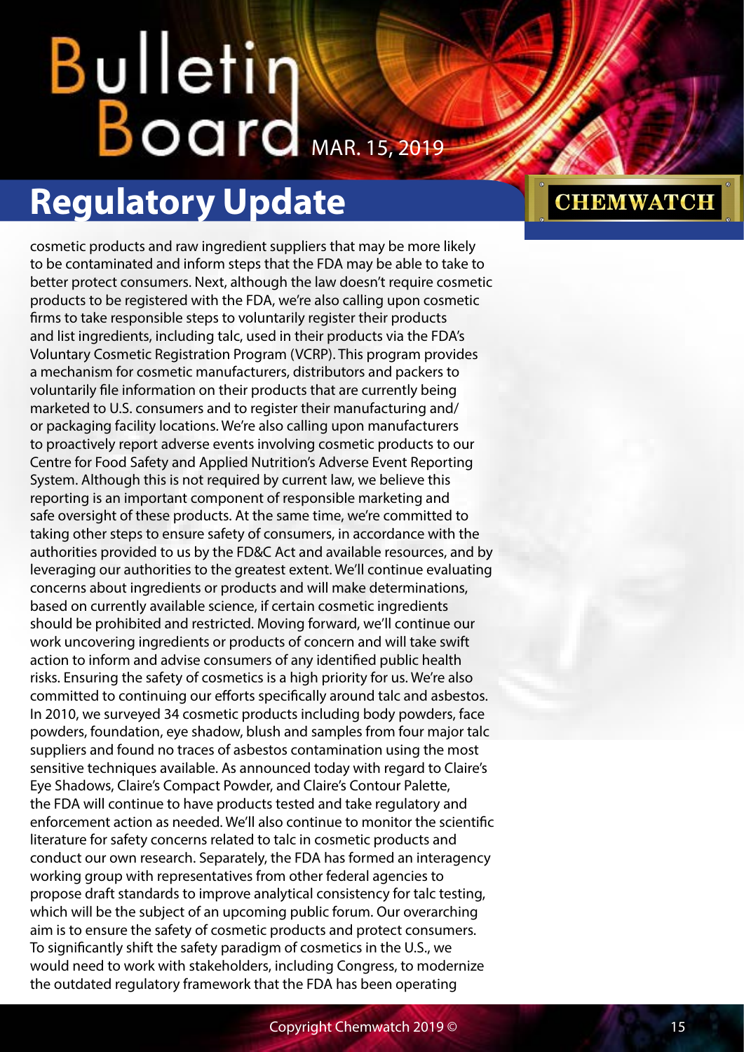cosmetic products and raw ingredient suppliers that may be more likely to be contaminated and inform steps that the FDA may be able to take to better protect consumers. Next, although the law doesn't require cosmetic products to be registered with the FDA, we're also calling upon cosmetic firms to take responsible steps to voluntarily register their products and list ingredients, including talc, used in their products via the FDA's Voluntary Cosmetic Registration Program (VCRP). This program provides a mechanism for cosmetic manufacturers, distributors and packers to voluntarily file information on their products that are currently being marketed to U.S. consumers and to register their manufacturing and/or packaging facility locations. We're also calling upon manufacturers to proactively report adverse events involving cosmetic products to our Centre for Food Safety and Applied Nutrition's Adverse Event Reporting System. Although this is not required by current law, we believe this reporting is an important component of responsible marketing and safe oversight of these products. At the same time, we're committed to taking other steps to ensure safety of consumers, in accordance with the authorities provided to us by the FD&C Act and available resources, and by leveraging our authorities to the greatest extent. We'll continue evaluating concerns about ingredients or products and will make determinations, based on currently available science, if certain cosmetic ingredients should be prohibited and restricted. Moving forward, we'll continue our work uncovering ingredients or products of concern and will take swift action to inform and advise consumers of any identified public health risks. Ensuring the safety of cosmetics is a high priority for us. We're also committed to continuing our efforts specifically around talc and asbestos. In 2010, we surveyed 34 cosmetic products including body powders, face powders, foundation, eye shadow, blush and samples from four major talc suppliers and found no traces of asbestos contamination using the most sensitive techniques available. As announced today with regard to Claire's Eye Shadows, Claire's Compact Powder, and Claire's Contour Palette, the FDA will continue to have products tested and take regulatory and enforcement action as needed. We'll also continue to monitor the scientific literature for safety concerns related to talc in cosmetic products and conduct our own research. Separately, the FDA has formed an interagency working group with representatives from other federal agencies to propose draft standards to improve analytical consistency for talc testing, which will be the subject of an upcoming public forum. Our overarching aim is to ensure the safety of cosmetic products and protect consumers. To significantly shift the safety paradigm of cosmetics in the U.S., we would need to work with stakeholders, including Congress, to modernize the outdated regulatory framework that the FDA has been operating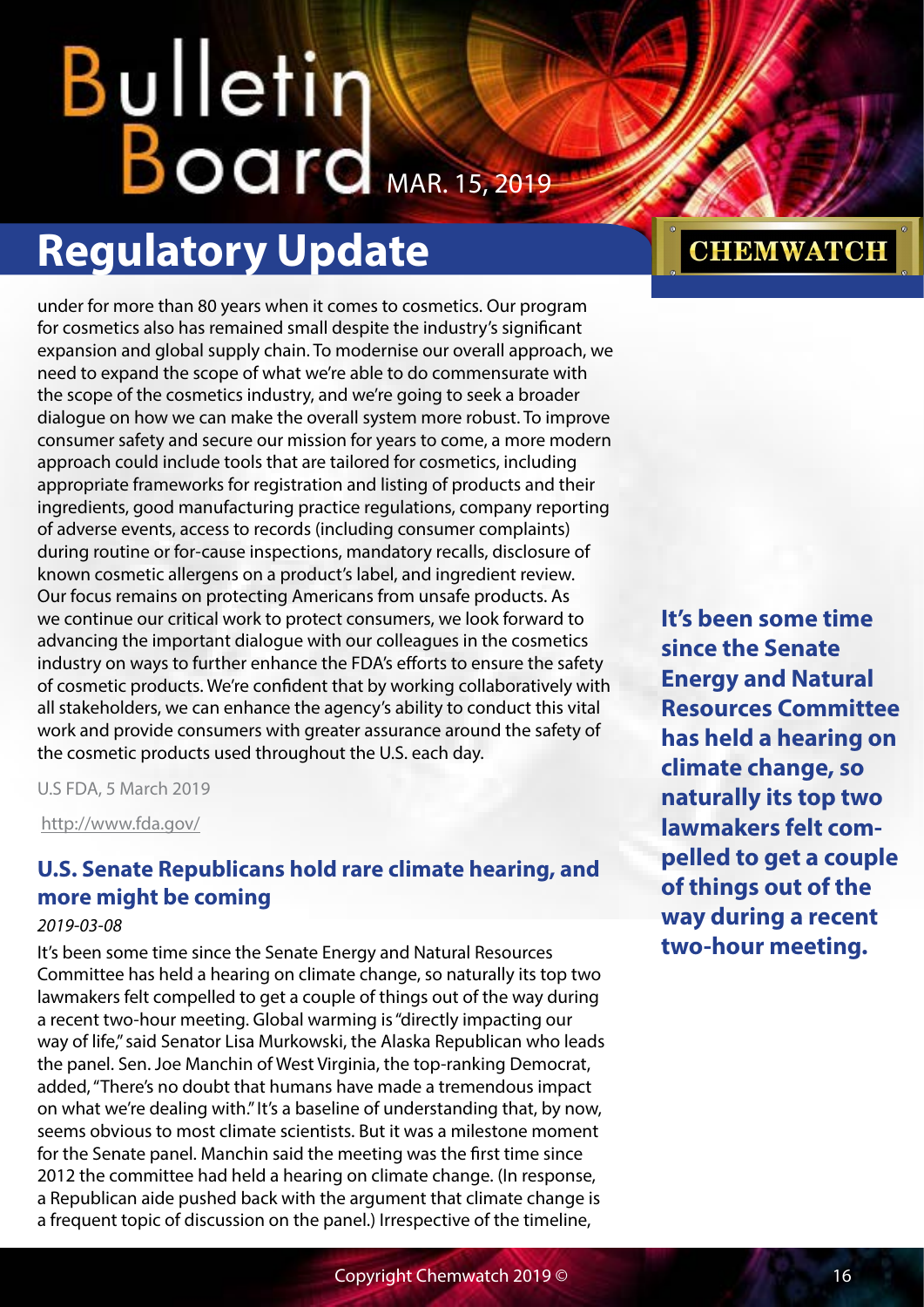under for more than 80 years when it comes to cosmetics. Our program for cosmetics also has remained small despite the industry's significant expansion and global supply chain. To modernise our overall approach, we need to expand the scope of what we're able to do commensurate with the scope of the cosmetics industry, and we're going to seek a broader dialogue on how we can make the overall system more robust. To improve consumer safety and secure our mission for years to come, a more modern approach could include tools that are tailored for cosmetics, including appropriate frameworks for registration and listing of products and their ingredients, good manufacturing practice regulations, company reporting of adverse events, access to records (including consumer complaints) during routine or for-cause inspections, mandatory recalls, disclosure of known cosmetic allergens on a product's label, and ingredient review. Our focus remains on protecting Americans from unsafe products. As we continue our critical work to protect consumers, we look forward to advancing the important dialogue with our colleagues in the cosmetics industry on ways to further enhance the FDA's efforts to ensure the safety of cosmetic products. We're confident that by working collaboratively with all stakeholders, we can enhance the agency's ability to conduct this vital work and provide consumers with greater assurance around the safety of the cosmetic products used throughout the U.S. each day.

U.S FDA, 5 March 2019

http://www.fda.gov/

## U.S. Senate Republicans hold rare climate hearing, and more might be coming

*2019-03-08*

**It's been some time since the Senate Energy and Natural Resources Committee has held a hearing on climate change, so naturally its top two lawmakers felt compelled to get a couple of things out of the way during a recent two-hour meeting.**

It's been some time since the Senate Energy and Natural Resources Committee has held a hearing on climate change, so naturally its top two lawmakers felt compelled to get a couple of things out of the way during a recent two-hour meeting. Global warming is "directly impacting our way of life," said Senator Lisa Murkowski, the Alaska Republican who leads the panel. Sen. Joe Manchin of West Virginia, the top-ranking Democrat, added, "There's no doubt that humans have made a tremendous impact on what we're dealing with." It's a baseline of understanding that, by now, seems obvious to most climate scientists. But it was a milestone moment for the Senate panel. Manchin said the meeting was the first time since 2012 the committee had held a hearing on climate change. (In response, a Republican aide pushed back with the argument that climate change is a frequent topic of discussion on the panel.) Irrespective of the timeline,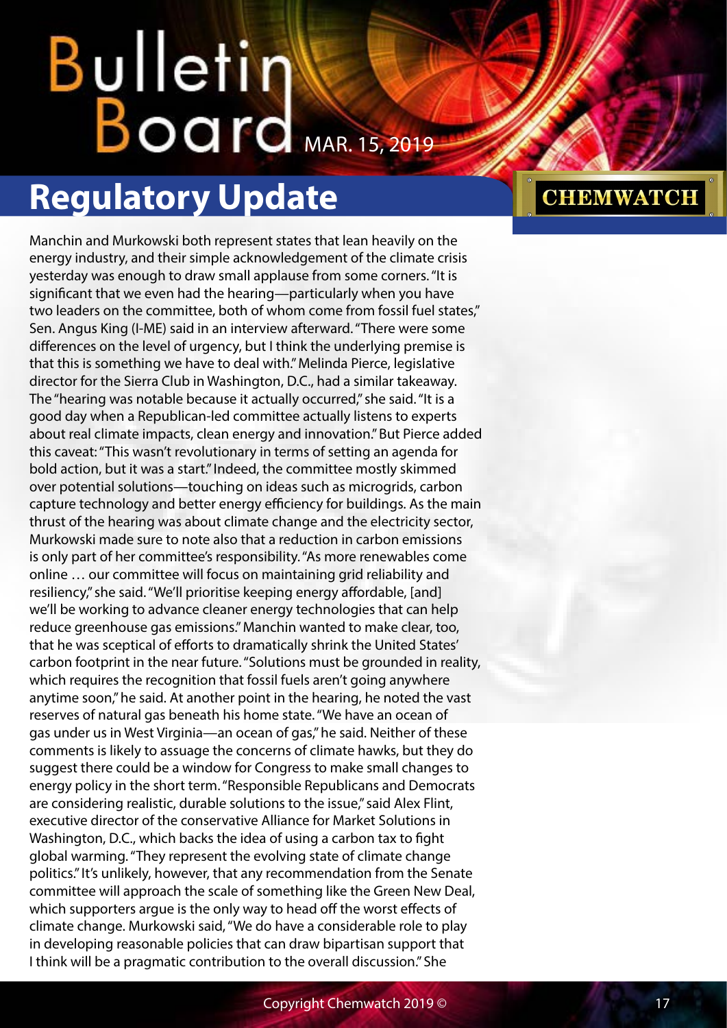## Regulatory Update

Manchin and Murkowski both represent states that lean heavily on the energy industry, and their simple acknowledgement of the climate crisis yesterday was enough to draw small applause from some corners. "It is significant that we even had the hearing—particularly when you have two leaders on the committee, both of whom come from fossil fuel states," Sen. Angus King (I-ME) said in an interview afterward. "There were some differences on the level of urgency, but I think the underlying premise is that this is something we have to deal with." Melinda Pierce, legislative director for the Sierra Club in Washington, D.C., had a similar takeaway. The "hearing was notable because it actually occurred," she said. "It is a good day when a Republican-led committee actually listens to experts about real climate impacts, clean energy and innovation." But Pierce added this caveat: "This wasn't revolutionary in terms of setting an agenda for bold action, but it was a start." Indeed, the committee mostly skimmed over potential solutions—touching on ideas such as microgrids, carbon capture technology and better energy efficiency for buildings. As the main thrust of the hearing was about climate change and the electricity sector, Murkowski made sure to note also that a reduction in carbon emissions is only part of her committee's responsibility. "As more renewables come online … our committee will focus on maintaining grid reliability and resiliency," she said. "We'll prioritise keeping energy affordable, [and] we'll be working to advance cleaner energy technologies that can help reduce greenhouse gas emissions." Manchin wanted to make clear, too, that he was sceptical of efforts to dramatically shrink the United States' carbon footprint in the near future. "Solutions must be grounded in reality, which requires the recognition that fossil fuels aren't going anywhere anytime soon," he said. At another point in the hearing, he noted the vast reserves of natural gas beneath his home state. "We have an ocean of gas under us in West Virginia—an ocean of gas," he said. Neither of these comments is likely to assuage the concerns of climate hawks, but they do suggest there could be a window for Congress to make small changes to energy policy in the short term. "Responsible Republicans and Democrats are considering realistic, durable solutions to the issue," said Alex Flint, executive director of the conservative Alliance for Market Solutions in Washington, D.C., which backs the idea of using a carbon tax to fight global warming. "They represent the evolving state of climate change politics." It's unlikely, however, that any recommendation from the Senate committee will approach the scale of something like the Green New Deal, which supporters argue is the only way to head off the worst effects of climate change. Murkowski said, "We do have a considerable role to play in developing reasonable policies that can draw bipartisan support that I think will be a pragmatic contribution to the overall discussion." She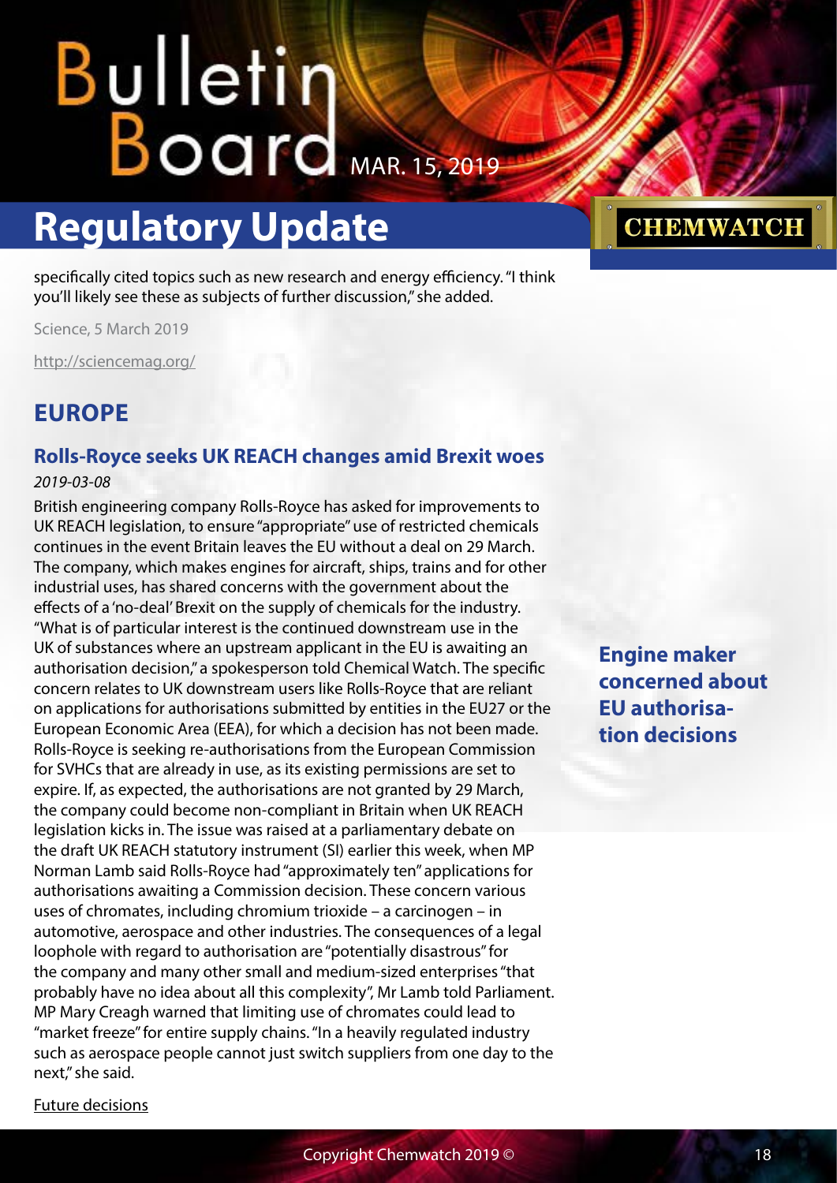specifically cited topics such as new research and energy efficiency. "I think you'll likely see these as subjects of further discussion," she added.

Science, 5 March 2019

http://sciencemag.org/

## EUROPE

### Rolls-Royce seeks UK REACH changes amid Brexit woes

*2019-03-08*

British engineering company Rolls-Royce has asked for improvements to UK REACH legislation, to ensure "appropriate" use of restricted chemicals continues in the event Britain leaves the EU without a deal on 29 March. The company, which makes engines for aircraft, ships, trains and for other industrial uses, has shared concerns with the government about the effects of a 'no-deal' Brexit on the supply of chemicals for the industry. "What is of particular interest is the continued downstream use in the UK of substances where an upstream applicant in the EU is awaiting an authorisation decision," a spokesperson told Chemical Watch. The specific concern relates to UK downstream users like Rolls-Royce that are reliant on applications for authorisations submitted by entities in the EU27 or the European Economic Area (EEA), for which a decision has not been made. Rolls-Royce is seeking re-authorisations from the European Commission for SVHCs that are already in use, as its existing permissions are set to expire. If, as expected, the authorisations are not granted by 29 March, the company could become non-compliant in Britain when UK REACH legislation kicks in. The issue was raised at a parliamentary debate on the draft UK REACH statutory instrument (SI) earlier this week, when MP Norman Lamb said Rolls-Royce had "approximately ten" applications for authorisations awaiting a Commission decision. These concern various uses of chromates, including chromium trioxide – a carcinogen – in automotive, aerospace and other industries. The consequences of a legal loophole with regard to authorisation are "potentially disastrous" for the company and many other small and medium-sized enterprises "that probably have no idea about all this complexity", Mr Lamb told Parliament. MP Mary Creagh warned that limiting use of chromates could lead to "market freeze" for entire supply chains. "In a heavily regulated industry such as aerospace people cannot just switch suppliers from one day to the next," she said.

**Engine maker concerned about EU authorisation decisions**

Future decisions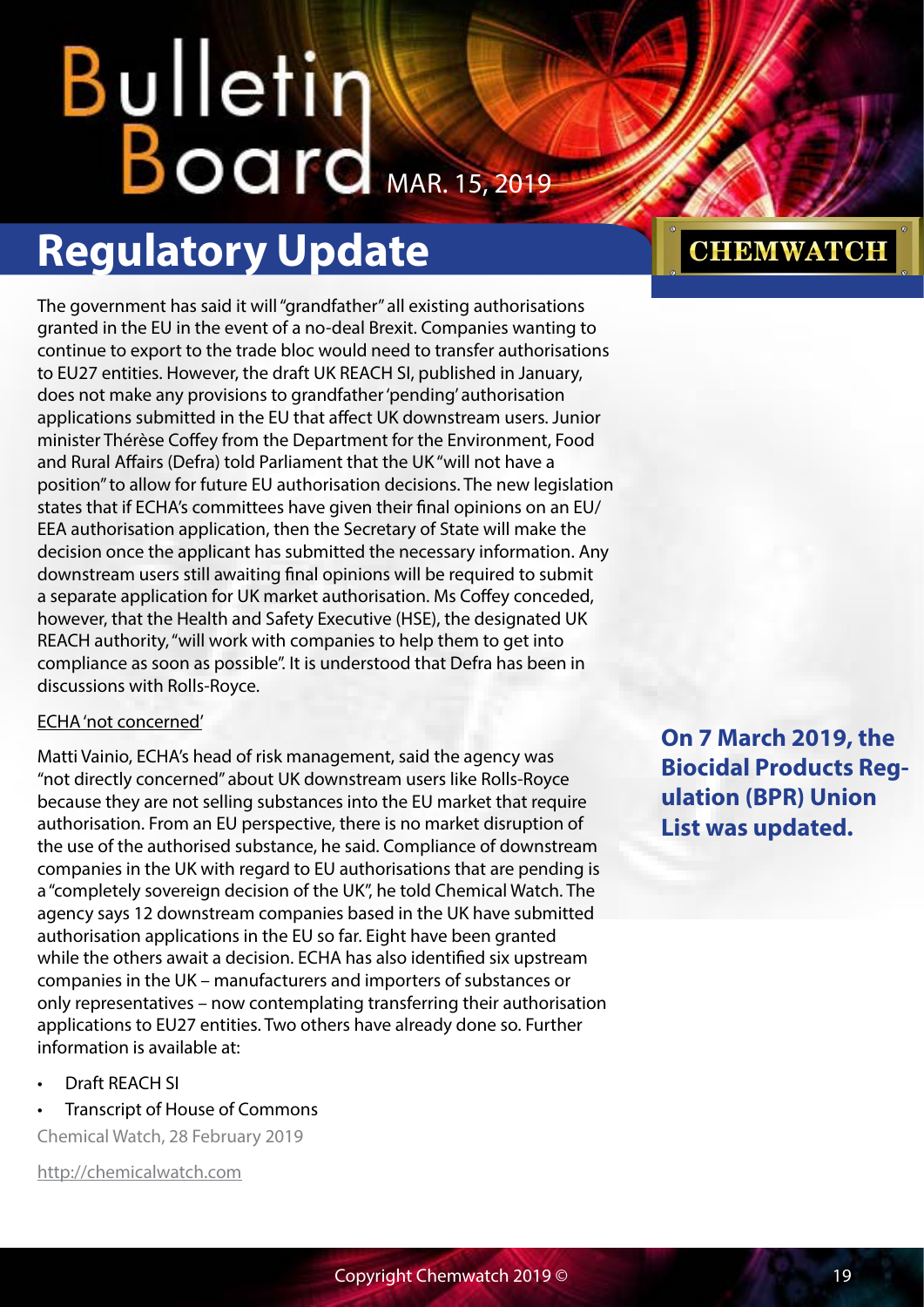## Regulatory Update

The government has said it will "grandfather" all existing authorisations granted in the EU in the event of a no-deal Brexit. Companies wanting to continue to export to the trade bloc would need to transfer authorisations to EU27 entities. However, the draft UK REACH SI, published in January, does not make any provisions to grandfather 'pending' authorisation applications submitted in the EU that affect UK downstream users. Junior minister Thérèse Coffey from the Department for the Environment, Food and Rural Affairs (Defra) told Parliament that the UK "will not have a position" to allow for future EU authorisation decisions. The new legislation states that if ECHA's committees have given their final opinions on an EU/EEA authorisation application, then the Secretary of State will make the decision once the applicant has submitted the necessary information. Any downstream users still awaiting final opinions will be required to submit a separate application for UK market authorisation. Ms Coffey conceded, however, that the Health and Safety Executive (HSE), the designated UK REACH authority, "will work with companies to help them to get into compliance as soon as possible". It is understood that Defra has been in discussions with Rolls-Royce.

ECHA 'not concerned'

Matti Vainio, ECHA's head of risk management, said the agency was "not directly concerned" about UK downstream users like Rolls-Royce because they are not selling substances into the EU market that require authorisation. From an EU perspective, there is no market disruption of the use of the authorised substance, he said. Compliance of downstream companies in the UK with regard to EU authorisations that are pending is a "completely sovereign decision of the UK", he told Chemical Watch. The agency says 12 downstream companies based in the UK have submitted authorisation applications in the EU so far. Eight have been granted while the others await a decision. ECHA has also identified six upstream companies in the UK – manufacturers and importers of substances or only representatives – now contemplating transferring their authorisation applications to EU27 entities. Two others have already done so. Further information is available at:

- Draft REACH SI
- Transcript of House of Commons

Chemical Watch, 28 February 2019

http://chemicalwatch.com

**On 7 March 2019, the Biocidal Products Regulation (BPR) Union List was updated.**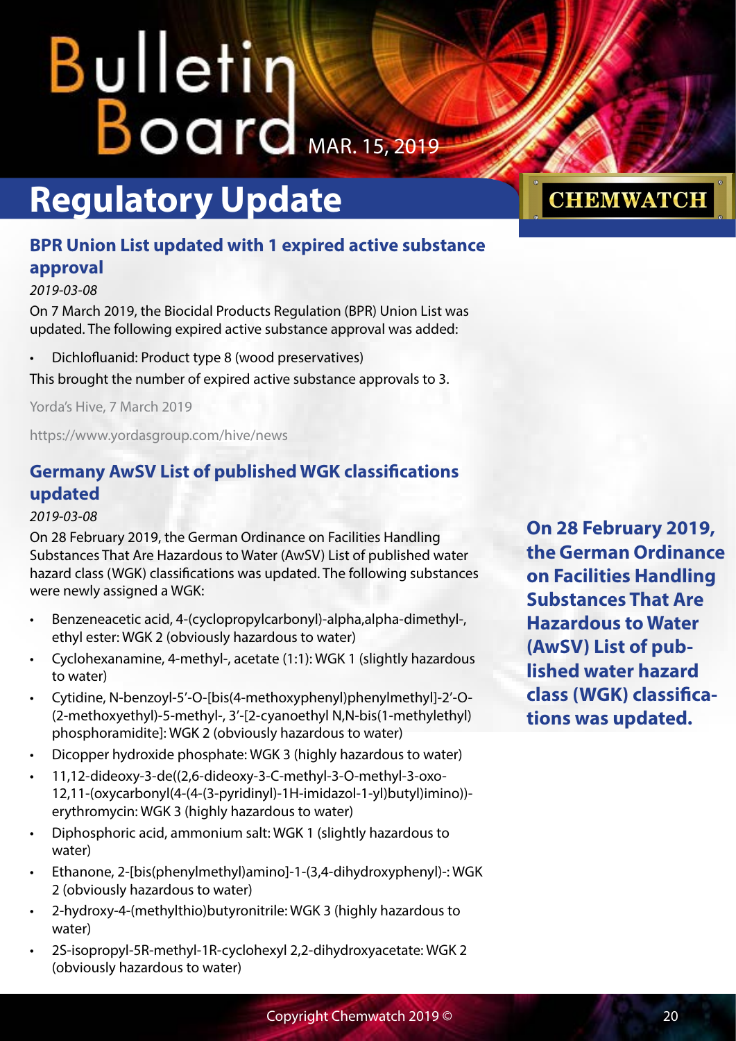# Regulatory Update

## BPR Union List updated with 1 expired active substance approval

*2019-03-08*

On 7 March 2019, the Biocidal Products Regulation (BPR) Union List was updated. The following expired active substance approval was added:

- Dichlofluanid: Product type 8 (wood preservatives)

This brought the number of expired active substance approvals to 3.

Yorda's Hive, 7 March 2019

https://www.yordasgroup.com/hive/news

## Germany AwSV List of published WGK classifications updated

*2019-03-08*

On 28 February 2019, the German Ordinance on Facilities Handling Substances That Are Hazardous to Water (AwSV) List of published water hazard class (WGK) classifications was updated. The following substances were newly assigned a WGK:

- Benzeneacetic acid, 4-(cyclopropylcarbonyl)-alpha,alpha-dimethyl-, ethyl ester: WGK 2 (obviously hazardous to water)
- Cyclohexanamine, 4-methyl-, acetate (1:1): WGK 1 (slightly hazardous to water)
- Cytidine, N-benzoyl-5'-O-[bis(4-methoxyphenyl)phenylmethyl]-2'-O-(2-methoxyethyl)-5-methyl-, 3'-[2-cyanoethyl N,N-bis(1-methylethyl) phosphoramidite]: WGK 2 (obviously hazardous to water)
- Dicopper hydroxide phosphate: WGK 3 (highly hazardous to water)
- 11,12-dideoxy-3-de((2,6-dideoxy-3-C-methyl-3-O-methyl-3-oxo-12,11-(oxycarbonyl(4-(4-(3-pyridinyl)-1H-imidazol-1-yl)butyl)imino))-erythromycin: WGK 3 (highly hazardous to water)
- Diphosphoric acid, ammonium salt: WGK 1 (slightly hazardous to water)
- Ethanone, 2-[bis(phenylmethyl)amino]-1-(3,4-dihydroxyphenyl)-: WGK 2 (obviously hazardous to water)
- 2-hydroxy-4-(methylthio)butyronitrile: WGK 3 (highly hazardous to water)
- 2S-isopropyl-5R-methyl-1R-cyclohexyl 2,2-dihydroxyacetate: WGK 2 (obviously hazardous to water)

**On 28 February 2019, the German Ordinance on Facilities Handling Substances That Are Hazardous to Water (AwSV) List of published water hazard class (WGK) classifications was updated.**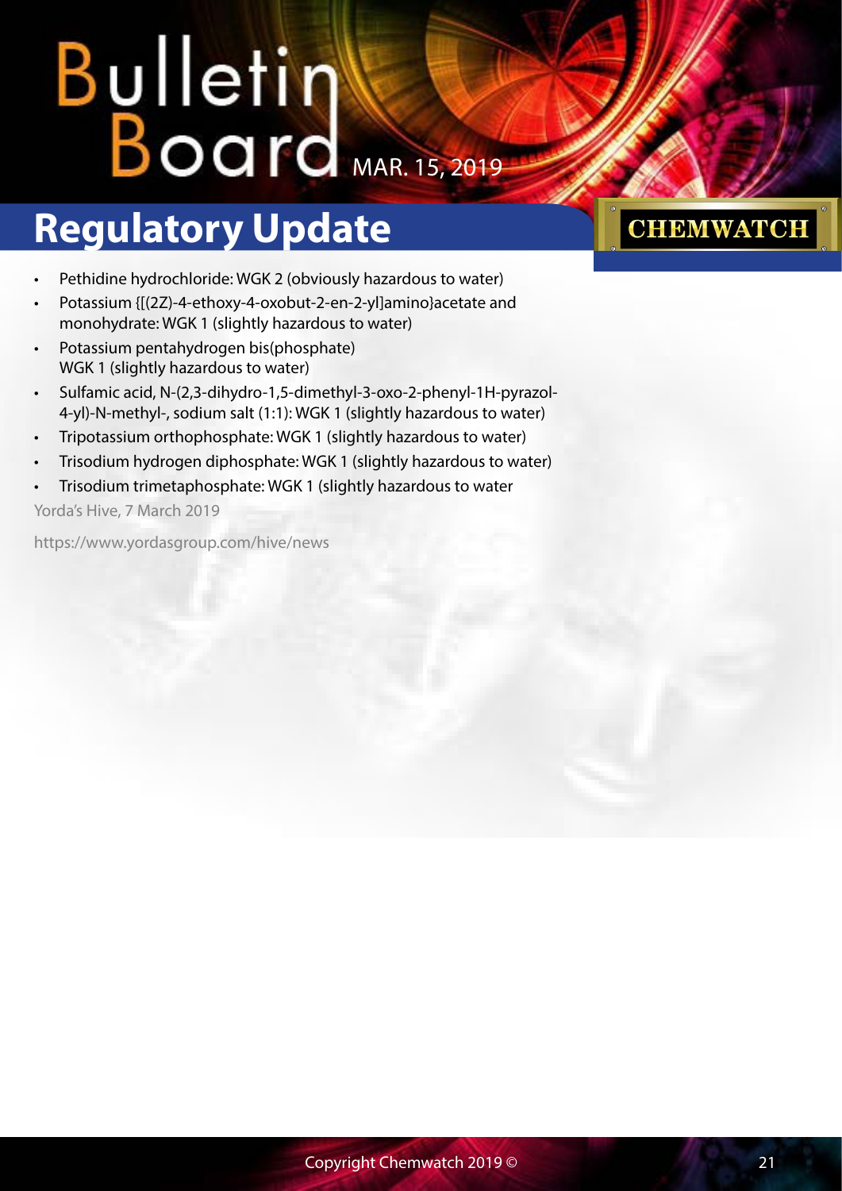## Regulatory Update

- Pethidine hydrochloride: WGK 2 (obviously hazardous to water)
- Potassium {[(2Z)-4-ethoxy-4-oxobut-2-en-2-yl]amino}acetate and monohydrate: WGK 1 (slightly hazardous to water)
- Potassium pentahydrogen bis(phosphate) WGK 1 (slightly hazardous to water)
- Sulfamic acid, N-(2,3-dihydro-1,5-dimethyl-3-oxo-2-phenyl-1H-pyrazol-4-yl)-N-methyl-, sodium salt (1:1): WGK 1 (slightly hazardous to water)
- Tripotassium orthophosphate: WGK 1 (slightly hazardous to water)
- Trisodium hydrogen diphosphate: WGK 1 (slightly hazardous to water)
- Trisodium trimetaphosphate: WGK 1 (slightly hazardous to water

Yorda's Hive, 7 March 2019

https://www.yordasgroup.com/hive/news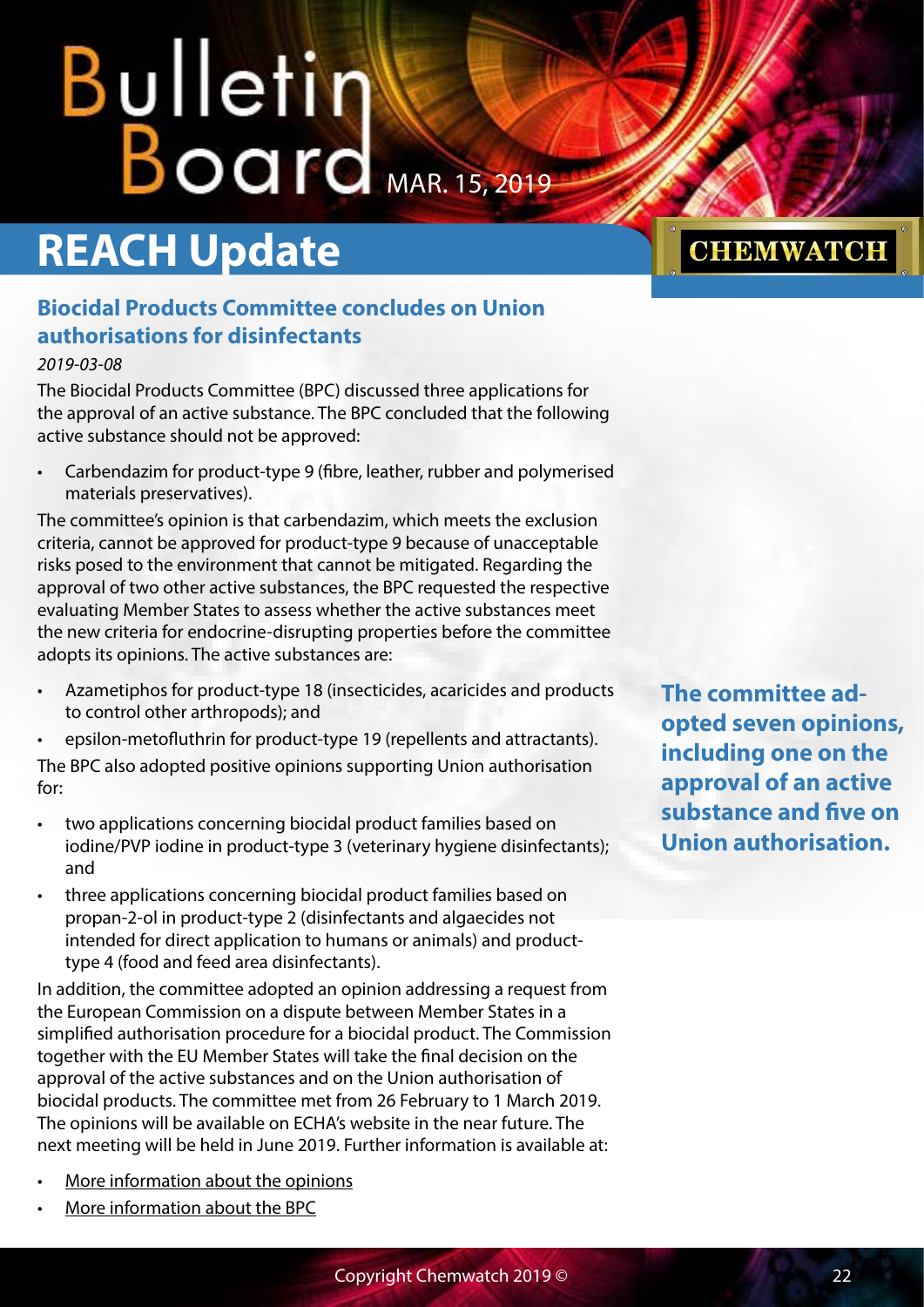## REACH Update

### Biocidal Products Committee concludes on Union authorisations for disinfectants

*2019-03-08*

The Biocidal Products Committee (BPC) discussed three applications for the approval of an active substance. The BPC concluded that the following active substance should not be approved:

- Carbendazim for product-type 9 (fibre, leather, rubber and polymerised materials preservatives).

The committee's opinion is that carbendazim, which meets the exclusion criteria, cannot be approved for product-type 9 because of unacceptable risks posed to the environment that cannot be mitigated. Regarding the approval of two other active substances, the BPC requested the respective evaluating Member States to assess whether the active substances meet the new criteria for endocrine-disrupting properties before the committee adopts its opinions. The active substances are:

- Azametiphos for product-type 18 (insecticides, acaricides and products to control other arthropods); and
- epsilon-metofluthrin for product-type 19 (repellents and attractants).

The BPC also adopted positive opinions supporting Union authorisation for:

- two applications concerning biocidal product families based on iodine/PVP iodine in product-type 3 (veterinary hygiene disinfectants); and
- three applications concerning biocidal product families based on propan-2-ol in product-type 2 (disinfectants and algaecides not intended for direct application to humans or animals) and product-type 4 (food and feed area disinfectants).

In addition, the committee adopted an opinion addressing a request from the European Commission on a dispute between Member States in a simplified authorisation procedure for a biocidal product. The Commission together with the EU Member States will take the final decision on the approval of the active substances and on the Union authorisation of biocidal products. The committee met from 26 February to 1 March 2019. The opinions will be available on ECHA's website in the near future. The next meeting will be held in June 2019. Further information is available at:

- More information about the opinions
- More information about the BPC

**The committee adopted seven opinions, including one on the approval of an active substance and five on Union authorisation.**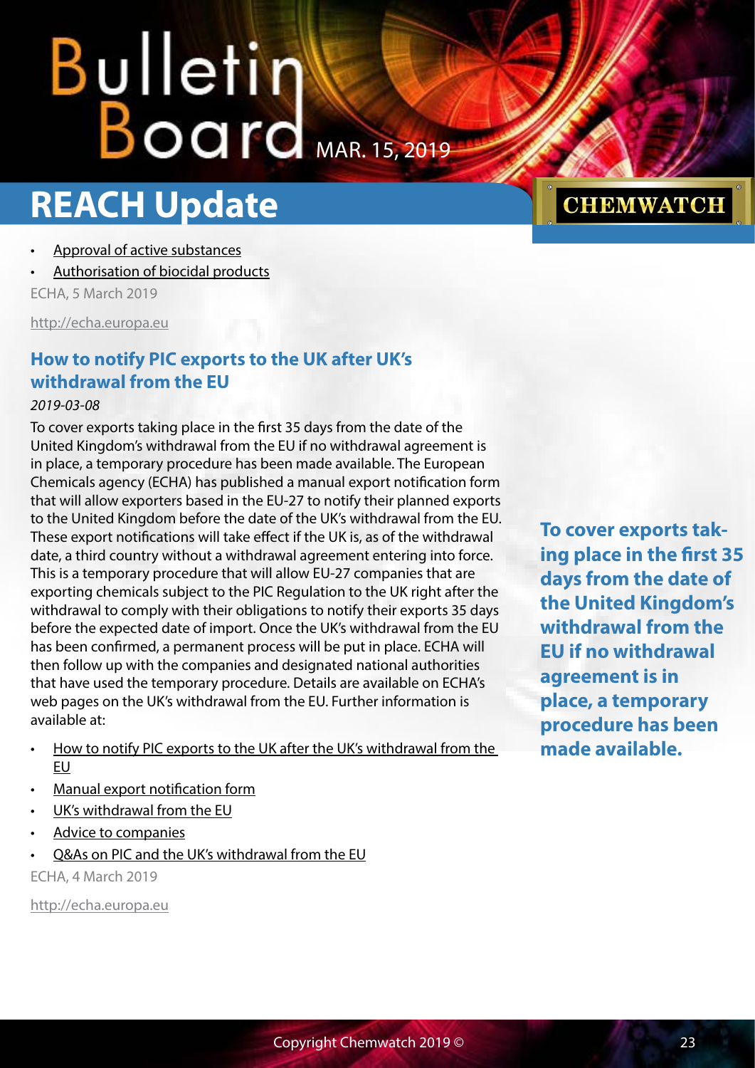- Approval of active substances
- Authorisation of biocidal products

ECHA, 5 March 2019

http://echa.europa.eu

### How to notify PIC exports to the UK after UK's withdrawal from the EU

*2019-03-08*

To cover exports taking place in the first 35 days from the date of the United Kingdom's withdrawal from the EU if no withdrawal agreement is in place, a temporary procedure has been made available. The European Chemicals agency (ECHA) has published a manual export notification form that will allow exporters based in the EU-27 to notify their planned exports to the United Kingdom before the date of the UK's withdrawal from the EU. These export notifications will take effect if the UK is, as of the withdrawal date, a third country without a withdrawal agreement entering into force. This is a temporary procedure that will allow EU-27 companies that are exporting chemicals subject to the PIC Regulation to the UK right after the withdrawal to comply with their obligations to notify their exports 35 days before the expected date of import. Once the UK's withdrawal from the EU has been confirmed, a permanent process will be put in place. ECHA will then follow up with the companies and designated national authorities that have used the temporary procedure. Details are available on ECHA's web pages on the UK's withdrawal from the EU. Further information is available at:

- How to notify PIC exports to the UK after the UK's withdrawal from the EU
- Manual export notification form
- UK's withdrawal from the EU
- Advice to companies
- Q&As on PIC and the UK's withdrawal from the EU

ECHA, 4 March 2019

http://echa.europa.eu

**To cover exports taking place in the first 35 days from the date of the United Kingdom's withdrawal from the EU if no withdrawal agreement is in place, a temporary procedure has been made available.**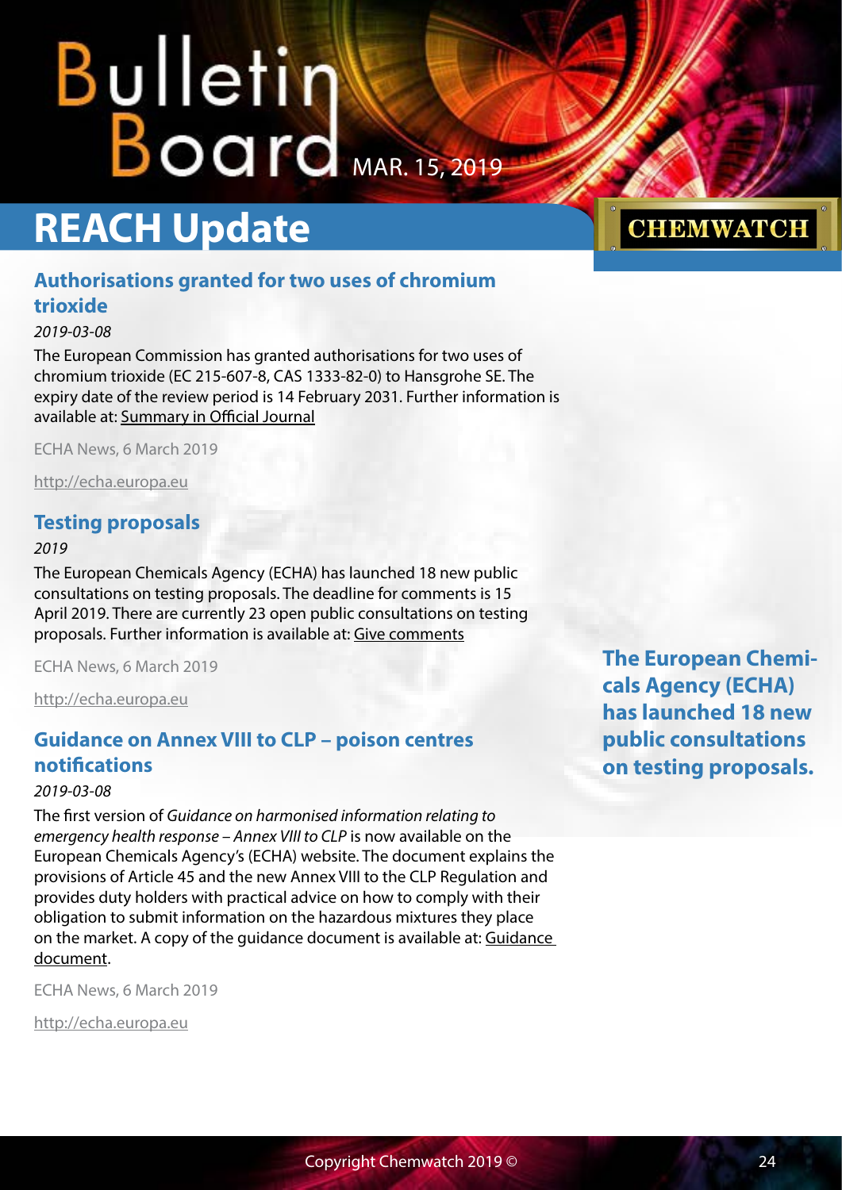## REACH Update

### Authorisations granted for two uses of chromium trioxide

*2019-03-08*

The European Commission has granted authorisations for two uses of chromium trioxide (EC 215-607-8, CAS 1333-82-0) to Hansgrohe SE. The expiry date of the review period is 14 February 2031. Further information is available at: Summary in Official Journal

ECHA News, 6 March 2019

http://echa.europa.eu

### Testing proposals

*2019*

The European Chemicals Agency (ECHA) has launched 18 new public consultations on testing proposals. The deadline for comments is 15 April 2019. There are currently 23 open public consultations on testing proposals. Further information is available at: Give comments

ECHA News, 6 March 2019

http://echa.europa.eu

**The European Chemicals Agency (ECHA) has launched 18 new public consultations on testing proposals.**

### Guidance on Annex VIII to CLP – poison centres notifications

*2019-03-08*

The first version of *Guidance on harmonised information relating to emergency health response – Annex VIII to CLP* is now available on the European Chemicals Agency's (ECHA) website. The document explains the provisions of Article 45 and the new Annex VIII to the CLP Regulation and provides duty holders with practical advice on how to comply with their obligation to submit information on the hazardous mixtures they place on the market. A copy of the guidance document is available at: Guidance document.

ECHA News, 6 March 2019

http://echa.europa.eu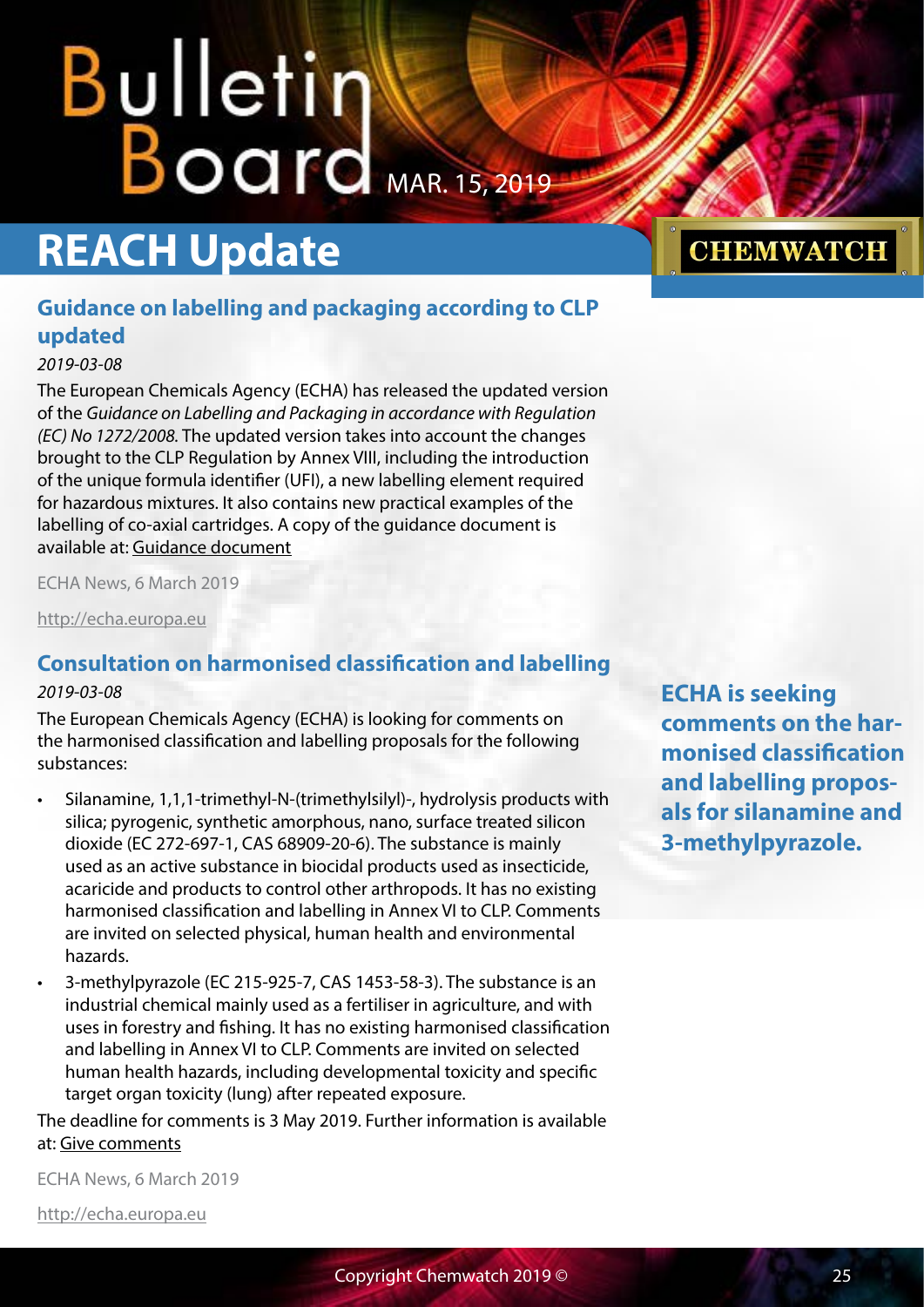# REACH Update

## Guidance on labelling and packaging according to CLP updated

*2019-03-08*

The European Chemicals Agency (ECHA) has released the updated version of the *Guidance on Labelling and Packaging in accordance with Regulation (EC) No 1272/2008.* The updated version takes into account the changes brought to the CLP Regulation by Annex VIII, including the introduction of the unique formula identifier (UFI), a new labelling element required for hazardous mixtures. It also contains new practical examples of the labelling of co-axial cartridges. A copy of the guidance document is available at: Guidance document

ECHA News, 6 March 2019

http://echa.europa.eu

## Consultation on harmonised classification and labelling

*2019-03-08*

**ECHA is seeking comments on the harmonised classification and labelling proposals for silanamine and 3-methylpyrazole.**

The European Chemicals Agency (ECHA) is looking for comments on the harmonised classification and labelling proposals for the following substances:

- Silanamine, 1,1,1-trimethyl-N-(trimethylsilyl)-, hydrolysis products with silica; pyrogenic, synthetic amorphous, nano, surface treated silicon dioxide (EC 272-697-1, CAS 68909-20-6). The substance is mainly used as an active substance in biocidal products used as insecticide, acaricide and products to control other arthropods. It has no existing harmonised classification and labelling in Annex VI to CLP. Comments are invited on selected physical, human health and environmental hazards.
- 3-methylpyrazole (EC 215-925-7, CAS 1453-58-3). The substance is an industrial chemical mainly used as a fertiliser in agriculture, and with uses in forestry and fishing. It has no existing harmonised classification and labelling in Annex VI to CLP. Comments are invited on selected human health hazards, including developmental toxicity and specific target organ toxicity (lung) after repeated exposure.

The deadline for comments is 3 May 2019. Further information is available at: Give comments

ECHA News, 6 March 2019

http://echa.europa.eu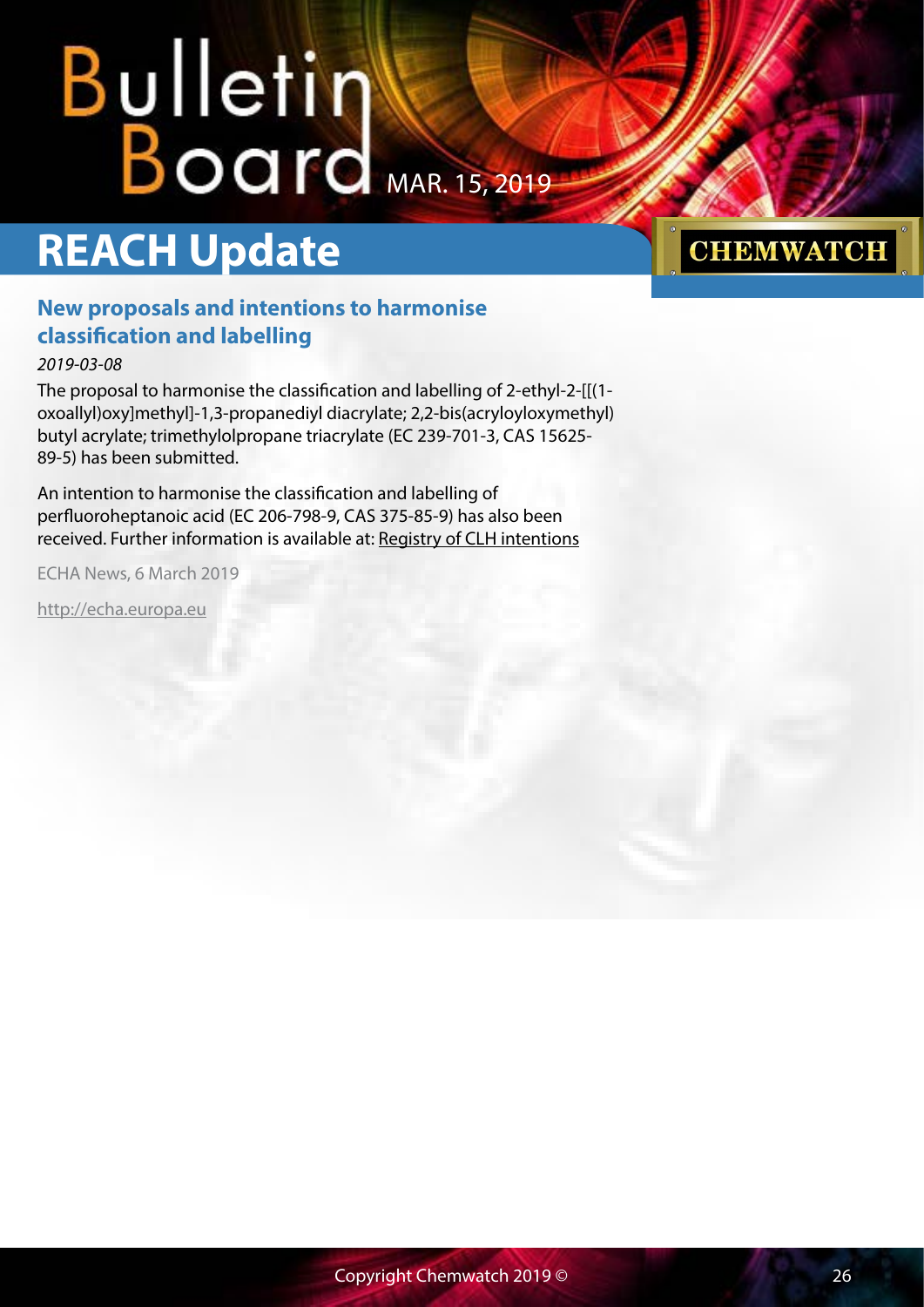## REACH Update

### New proposals and intentions to harmonise classification and labelling

*2019-03-08*

The proposal to harmonise the classification and labelling of 2-ethyl-2-[[(1-oxoallyl)oxy]methyl]-1,3-propanediyl diacrylate; 2,2-bis(acryloyloxymethyl) butyl acrylate; trimethylolpropane triacrylate (EC 239-701-3, CAS 15625-89-5) has been submitted.

An intention to harmonise the classification and labelling of perfluoroheptanoic acid (EC 206-798-9, CAS 375-85-9) has also been received. Further information is available at: Registry of CLH intentions

ECHA News, 6 March 2019

http://echa.europa.eu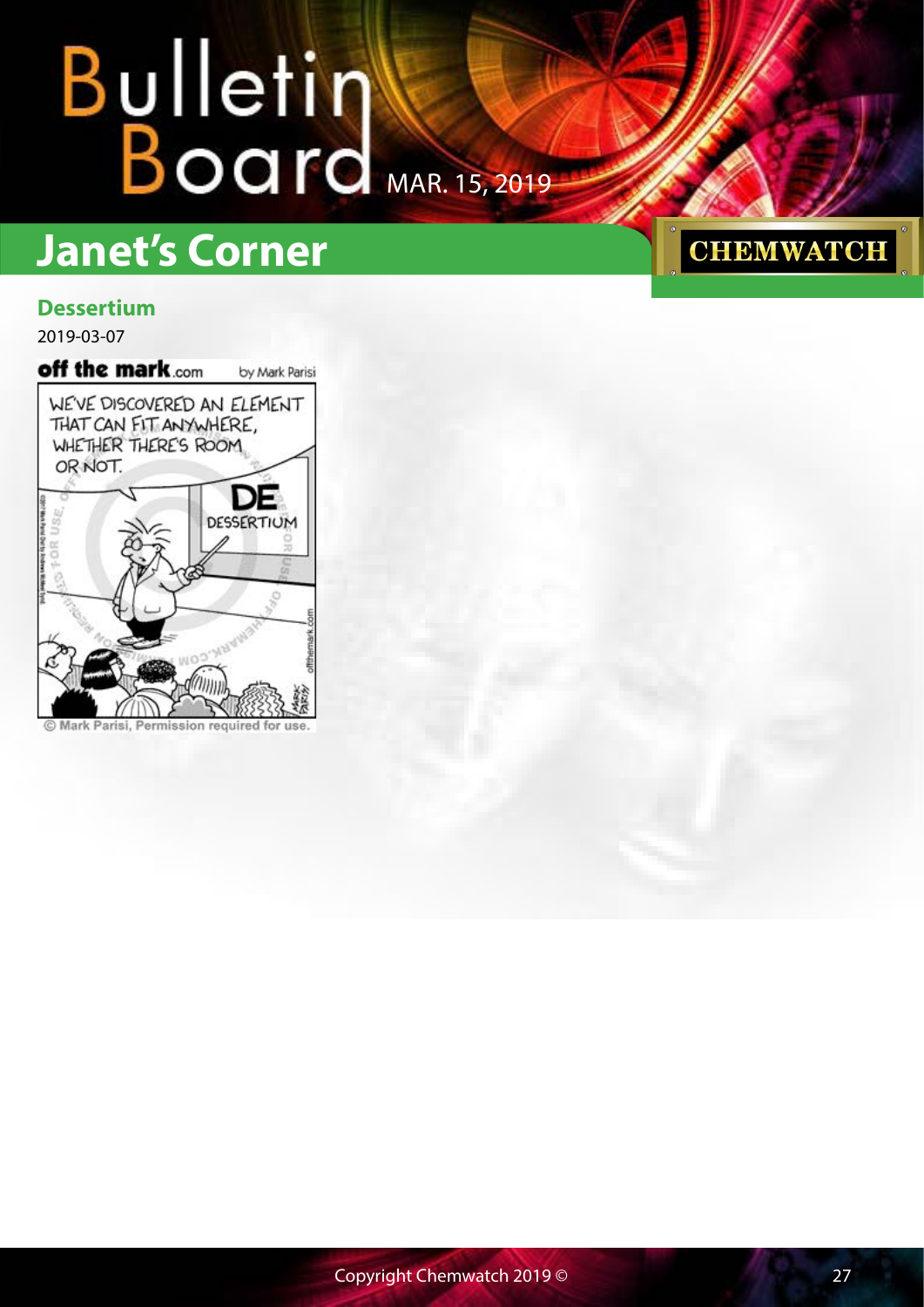## Janet's Corner

### Dessertium

2019-03-07

off the mark.com by Mark Parisi

WE'VE DISCOVERED AN ELEMENT THAT CAN FIT ANYWHERE, WHETHER THERE'S ROOM OR NOT.

DE
DESSERTIUM

© Mark Parisi, Permission required for use.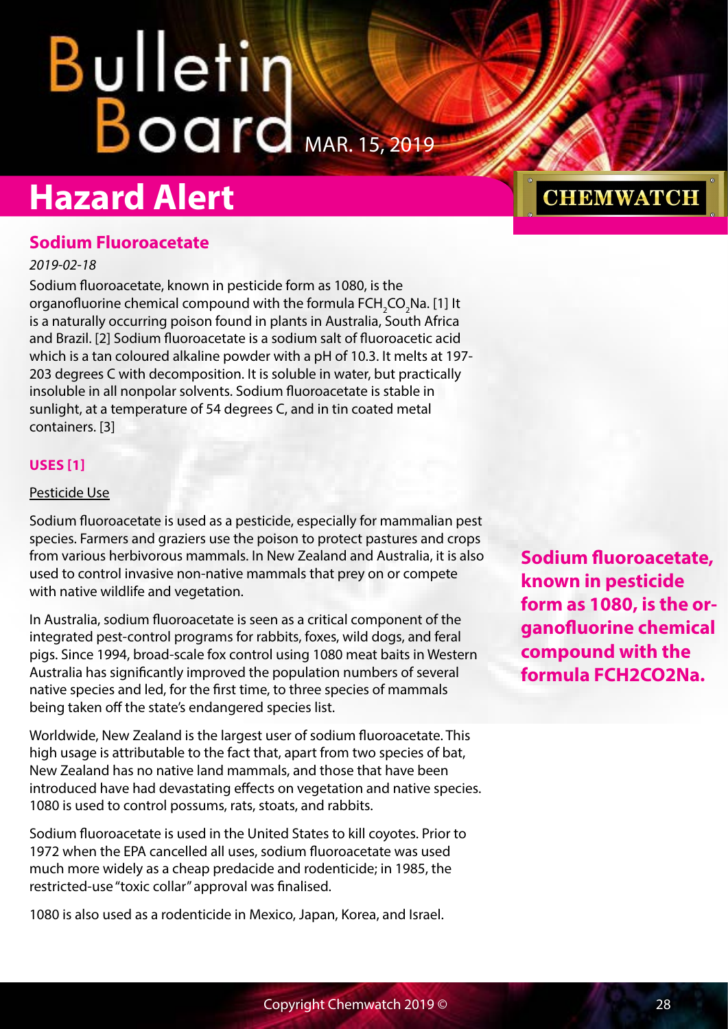## Hazard Alert

### Sodium Fluoroacetate

*2019-02-18*

Sodium fluoroacetate, known in pesticide form as 1080, is the organofluorine chemical compound with the formula $FCH_2CO_2Na$. [1] It is a naturally occurring poison found in plants in Australia, South Africa and Brazil. [2] Sodium fluoroacetate is a sodium salt of fluoroacetic acid which is a tan coloured alkaline powder with a pH of 10.3. It melts at 197-203 degrees C with decomposition. It is soluble in water, but practically insoluble in all nonpolar solvents. Sodium fluoroacetate is stable in sunlight, at a temperature of 54 degrees C, and in tin coated metal containers. [3]

**USES [1]**

Pesticide Use

Sodium fluoroacetate is used as a pesticide, especially for mammalian pest species. Farmers and graziers use the poison to protect pastures and crops from various herbivorous mammals. In New Zealand and Australia, it is also used to control invasive non-native mammals that prey on or compete with native wildlife and vegetation.

In Australia, sodium fluoroacetate is seen as a critical component of the integrated pest-control programs for rabbits, foxes, wild dogs, and feral pigs. Since 1994, broad-scale fox control using 1080 meat baits in Western Australia has significantly improved the population numbers of several native species and led, for the first time, to three species of mammals being taken off the state's endangered species list.

Worldwide, New Zealand is the largest user of sodium fluoroacetate. This high usage is attributable to the fact that, apart from two species of bat, New Zealand has no native land mammals, and those that have been introduced have had devastating effects on vegetation and native species. 1080 is used to control possums, rats, stoats, and rabbits.

Sodium fluoroacetate is used in the United States to kill coyotes. Prior to 1972 when the EPA cancelled all uses, sodium fluoroacetate was used much more widely as a cheap predacide and rodenticide; in 1985, the restricted-use "toxic collar" approval was finalised.

1080 is also used as a rodenticide in Mexico, Japan, Korea, and Israel.

**Sodium fluoroacetate, known in pesticide form as 1080, is the organofluorine chemical compound with the formula FCH2CO2Na.**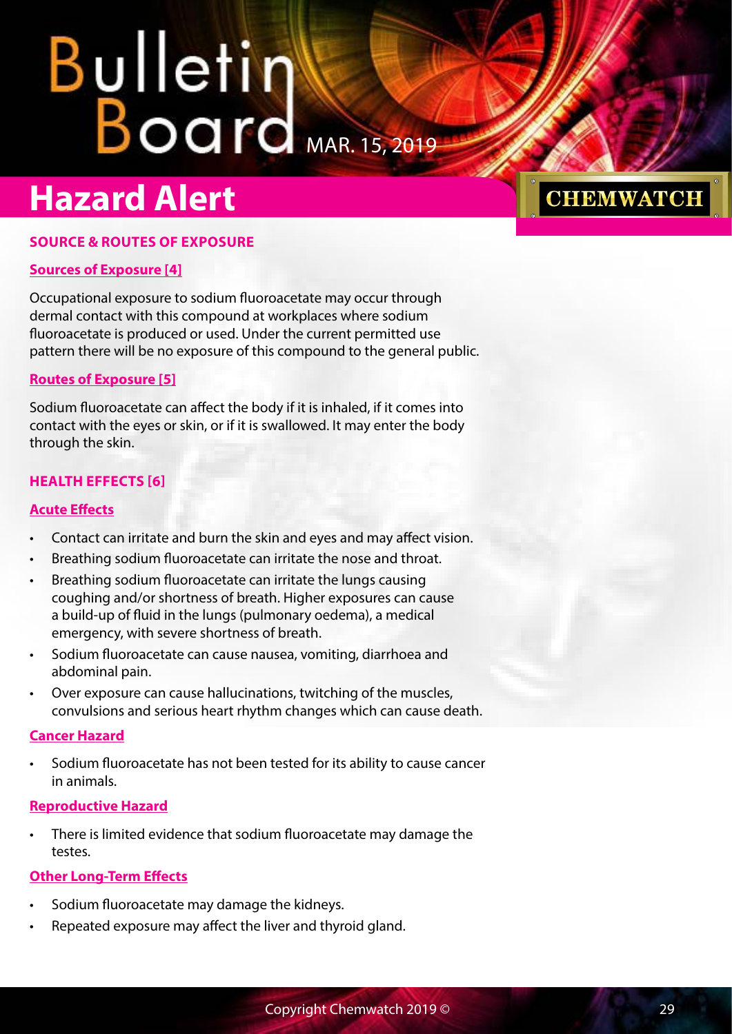## Hazard Alert

### SOURCE & ROUTES OF EXPOSURE

#### Sources of Exposure [4]

Occupational exposure to sodium fluoroacetate may occur through dermal contact with this compound at workplaces where sodium fluoroacetate is produced or used. Under the current permitted use pattern there will be no exposure of this compound to the general public.

#### Routes of Exposure [5]

Sodium fluoroacetate can affect the body if it is inhaled, if it comes into contact with the eyes or skin, or if it is swallowed. It may enter the body through the skin.

### HEALTH EFFECTS [6]

#### Acute Effects

- Contact can irritate and burn the skin and eyes and may affect vision.
- Breathing sodium fluoroacetate can irritate the nose and throat.
- Breathing sodium fluoroacetate can irritate the lungs causing coughing and/or shortness of breath. Higher exposures can cause a build-up of fluid in the lungs (pulmonary oedema), a medical emergency, with severe shortness of breath.
- Sodium fluoroacetate can cause nausea, vomiting, diarrhoea and abdominal pain.
- Over exposure can cause hallucinations, twitching of the muscles, convulsions and serious heart rhythm changes which can cause death.

#### Cancer Hazard

- Sodium fluoroacetate has not been tested for its ability to cause cancer in animals.

#### Reproductive Hazard

- There is limited evidence that sodium fluoroacetate may damage the testes.

#### Other Long-Term Effects

- Sodium fluoroacetate may damage the kidneys.
- Repeated exposure may affect the liver and thyroid gland.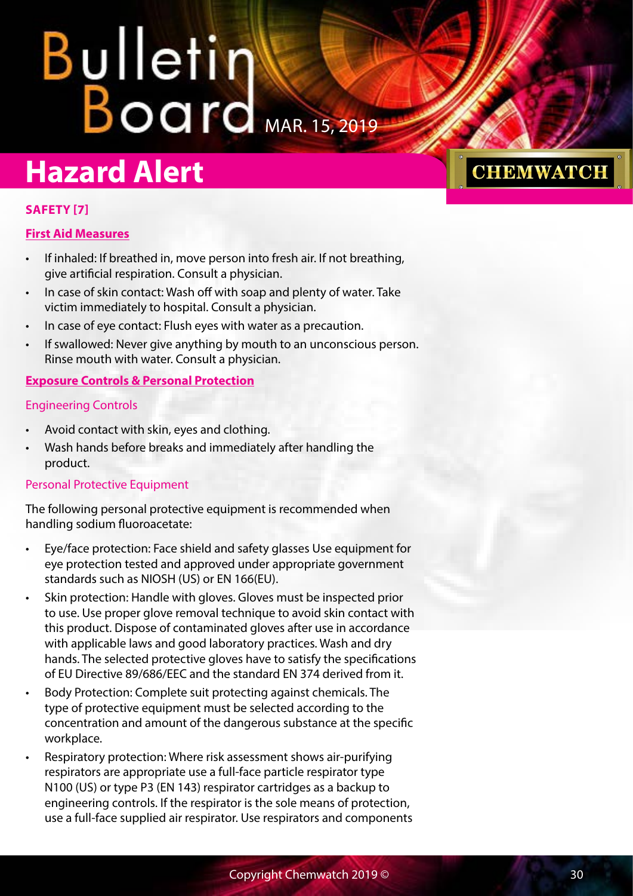## SAFETY [7]

### First Aid Measures

- If inhaled: If breathed in, move person into fresh air. If not breathing, give artificial respiration. Consult a physician.
- In case of skin contact: Wash off with soap and plenty of water. Take victim immediately to hospital. Consult a physician.
- In case of eye contact: Flush eyes with water as a precaution.
- If swallowed: Never give anything by mouth to an unconscious person. Rinse mouth with water. Consult a physician.

### Exposure Controls & Personal Protection

#### Engineering Controls

- Avoid contact with skin, eyes and clothing.
- Wash hands before breaks and immediately after handling the product.

#### Personal Protective Equipment

The following personal protective equipment is recommended when handling sodium fluoroacetate:

- Eye/face protection: Face shield and safety glasses Use equipment for eye protection tested and approved under appropriate government standards such as NIOSH (US) or EN 166(EU).
- Skin protection: Handle with gloves. Gloves must be inspected prior to use. Use proper glove removal technique to avoid skin contact with this product. Dispose of contaminated gloves after use in accordance with applicable laws and good laboratory practices. Wash and dry hands. The selected protective gloves have to satisfy the specifications of EU Directive 89/686/EEC and the standard EN 374 derived from it.
- Body Protection: Complete suit protecting against chemicals. The type of protective equipment must be selected according to the concentration and amount of the dangerous substance at the specific workplace.
- Respiratory protection: Where risk assessment shows air-purifying respirators are appropriate use a full-face particle respirator type N100 (US) or type P3 (EN 143) respirator cartridges as a backup to engineering controls. If the respirator is the sole means of protection, use a full-face supplied air respirator. Use respirators and components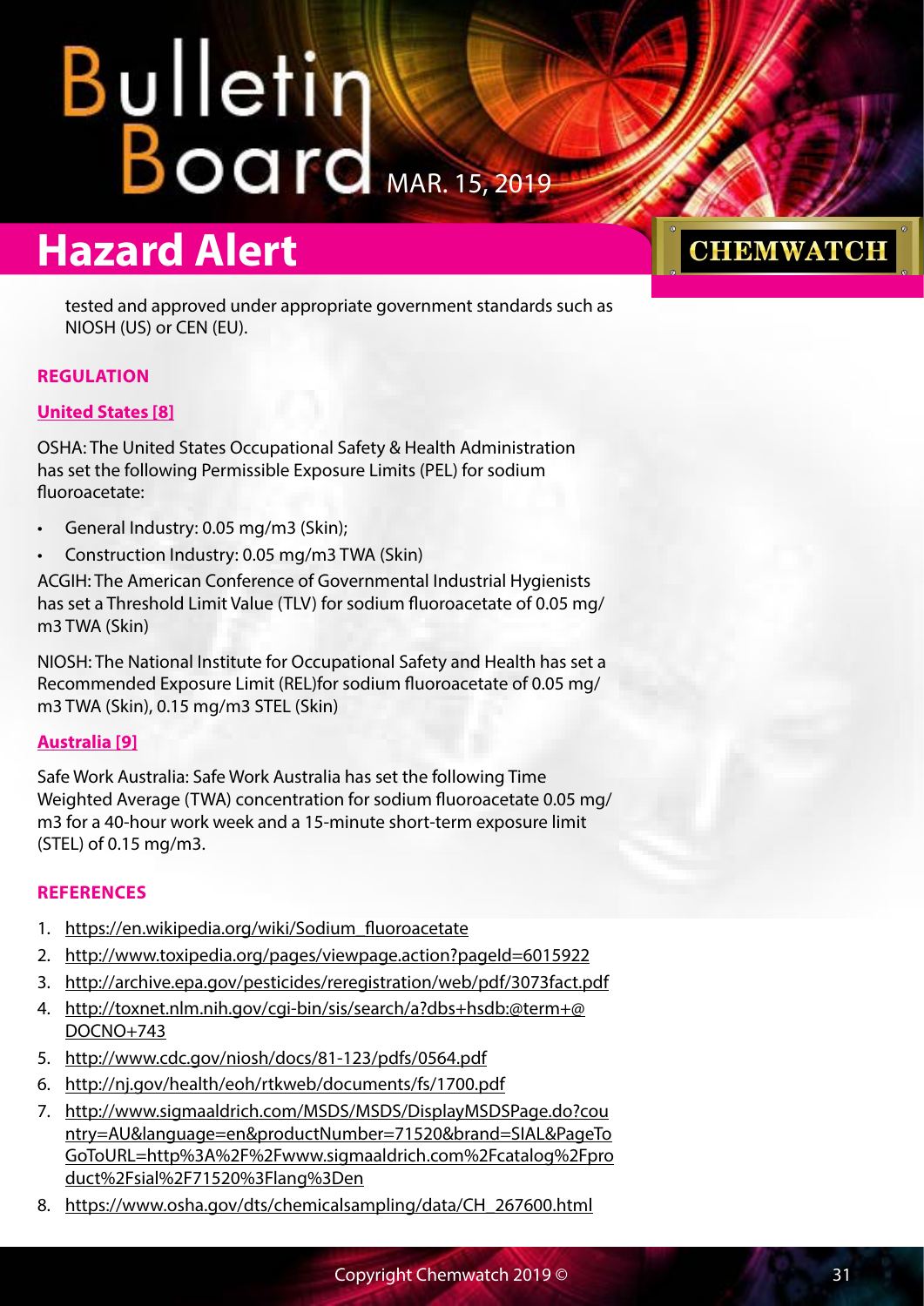tested and approved under appropriate government standards such as NIOSH (US) or CEN (EU).

### REGULATION

#### United States [8]

OSHA: The United States Occupational Safety & Health Administration has set the following Permissible Exposure Limits (PEL) for sodium fluoroacetate:

- General Industry: 0.05 mg/m3 (Skin);
- Construction Industry: 0.05 mg/m3 TWA (Skin)

ACGIH: The American Conference of Governmental Industrial Hygienists has set a Threshold Limit Value (TLV) for sodium fluoroacetate of 0.05 mg/m3 TWA (Skin)

NIOSH: The National Institute for Occupational Safety and Health has set a Recommended Exposure Limit (REL)for sodium fluoroacetate of 0.05 mg/m3 TWA (Skin), 0.15 mg/m3 STEL (Skin)

#### Australia [9]

Safe Work Australia: Safe Work Australia has set the following Time Weighted Average (TWA) concentration for sodium fluoroacetate 0.05 mg/m3 for a 40-hour work week and a 15-minute short-term exposure limit (STEL) of 0.15 mg/m3.

### REFERENCES

1. https://en.wikipedia.org/wiki/Sodium_fluoroacetate
2. http://www.toxipedia.org/pages/viewpage.action?pageId=6015922
3. http://archive.epa.gov/pesticides/reregistration/web/pdf/3073fact.pdf
4. http://toxnet.nlm.nih.gov/cgi-bin/sis/search/a?dbs+hsdb:@term+@DOCNO+743
5. http://www.cdc.gov/niosh/docs/81-123/pdfs/0564.pdf
6. http://nj.gov/health/eoh/rtkweb/documents/fs/1700.pdf
7. http://www.sigmaaldrich.com/MSDS/MSDS/DisplayMSDSPage.do?country=AU&language=en&productNumber=71520&brand=SIAL&PageToGoToURL=http%3A%2F%2Fwww.sigmaaldrich.com%2Fcatalog%2Fproduct%2Fsial%2F71520%3Flang%3Den
8. https://www.osha.gov/dts/chemicalsampling/data/CH_267600.html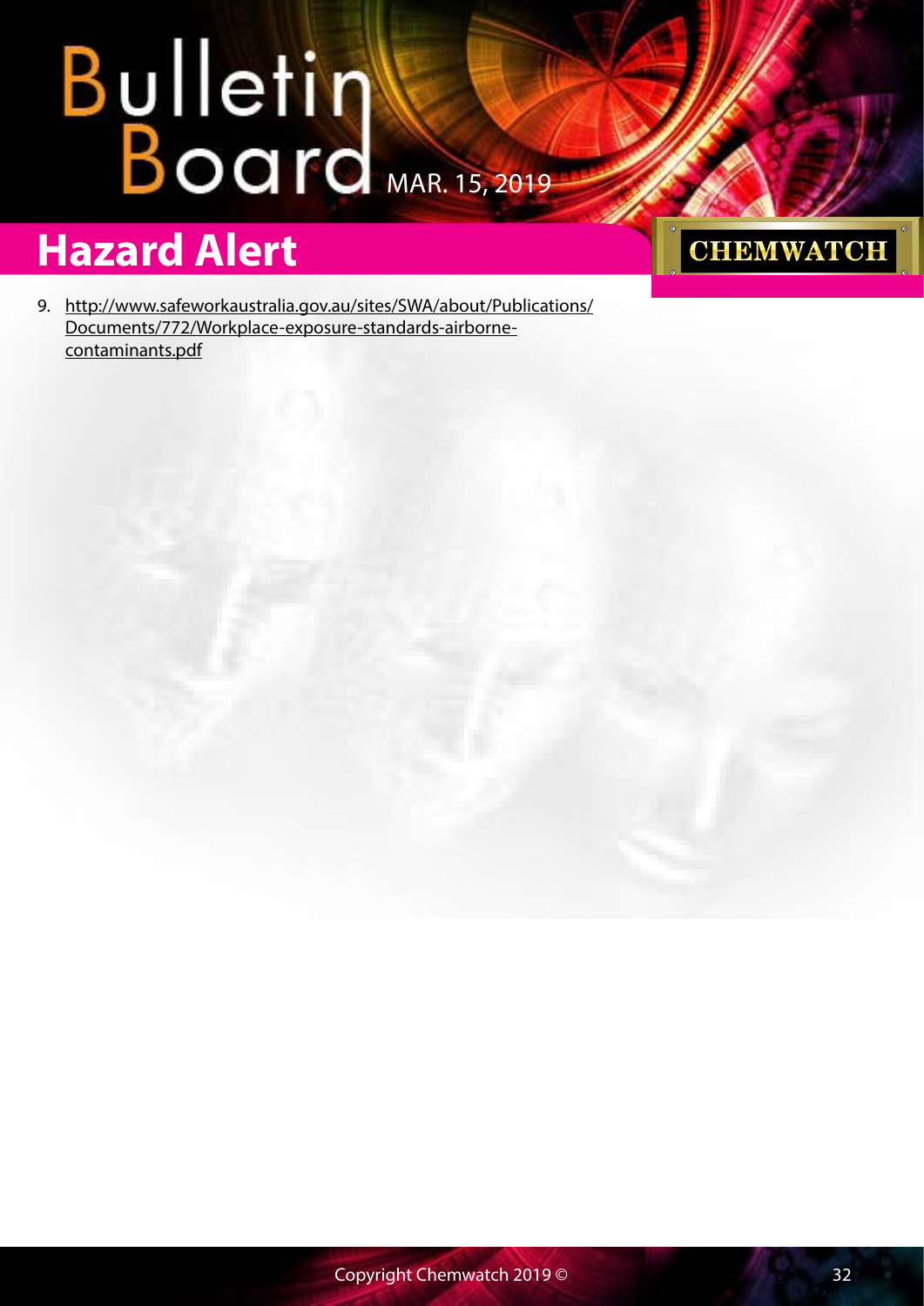9. http://www.safeworkaustralia.gov.au/sites/SWA/about/Publications/Documents/772/Workplace-exposure-standards-airborne-contaminants.pdf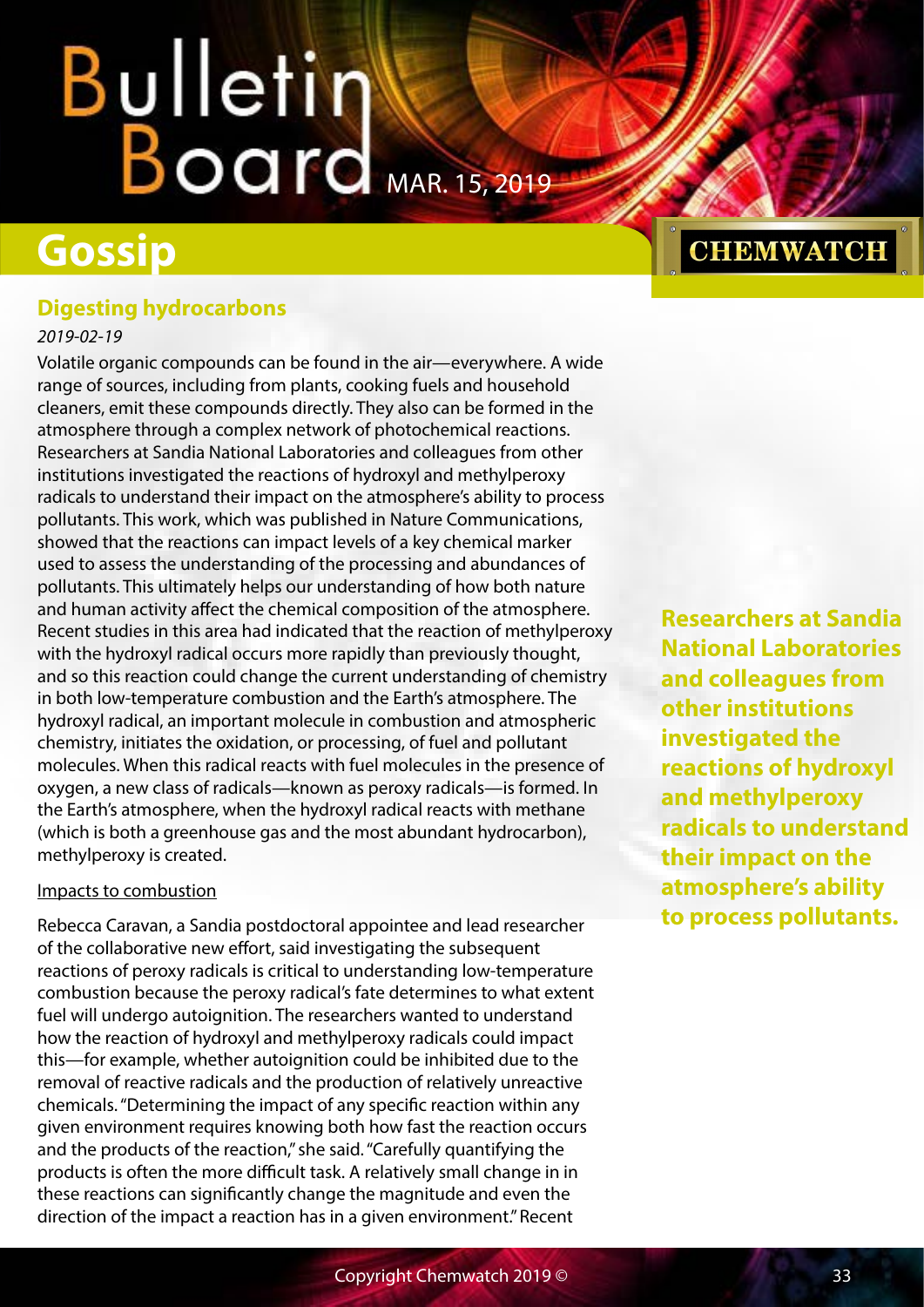## Gossip

### Digesting hydrocarbons

*2019-02-19*

Volatile organic compounds can be found in the air—everywhere. A wide range of sources, including from plants, cooking fuels and household cleaners, emit these compounds directly. They also can be formed in the atmosphere through a complex network of photochemical reactions. Researchers at Sandia National Laboratories and colleagues from other institutions investigated the reactions of hydroxyl and methylperoxy radicals to understand their impact on the atmosphere's ability to process pollutants. This work, which was published in Nature Communications, showed that the reactions can impact levels of a key chemical marker used to assess the understanding of the processing and abundances of pollutants. This ultimately helps our understanding of how both nature and human activity affect the chemical composition of the atmosphere. Recent studies in this area had indicated that the reaction of methylperoxy with the hydroxyl radical occurs more rapidly than previously thought, and so this reaction could change the current understanding of chemistry in both low-temperature combustion and the Earth's atmosphere. The hydroxyl radical, an important molecule in combustion and atmospheric chemistry, initiates the oxidation, or processing, of fuel and pollutant molecules. When this radical reacts with fuel molecules in the presence of oxygen, a new class of radicals—known as peroxy radicals—is formed. In the Earth's atmosphere, when the hydroxyl radical reacts with methane (which is both a greenhouse gas and the most abundant hydrocarbon), methylperoxy is created.

**Researchers at Sandia National Laboratories and colleagues from other institutions investigated the reactions of hydroxyl and methylperoxy radicals to understand their impact on the atmosphere's ability to process pollutants.**

Impacts to combustion

Rebecca Caravan, a Sandia postdoctoral appointee and lead researcher of the collaborative new effort, said investigating the subsequent reactions of peroxy radicals is critical to understanding low-temperature combustion because the peroxy radical's fate determines to what extent fuel will undergo autoignition. The researchers wanted to understand how the reaction of hydroxyl and methylperoxy radicals could impact this—for example, whether autoignition could be inhibited due to the removal of reactive radicals and the production of relatively unreactive chemicals. "Determining the impact of any specific reaction within any given environment requires knowing both how fast the reaction occurs and the products of the reaction," she said. "Carefully quantifying the products is often the more difficult task. A relatively small change in in these reactions can significantly change the magnitude and even the direction of the impact a reaction has in a given environment." Recent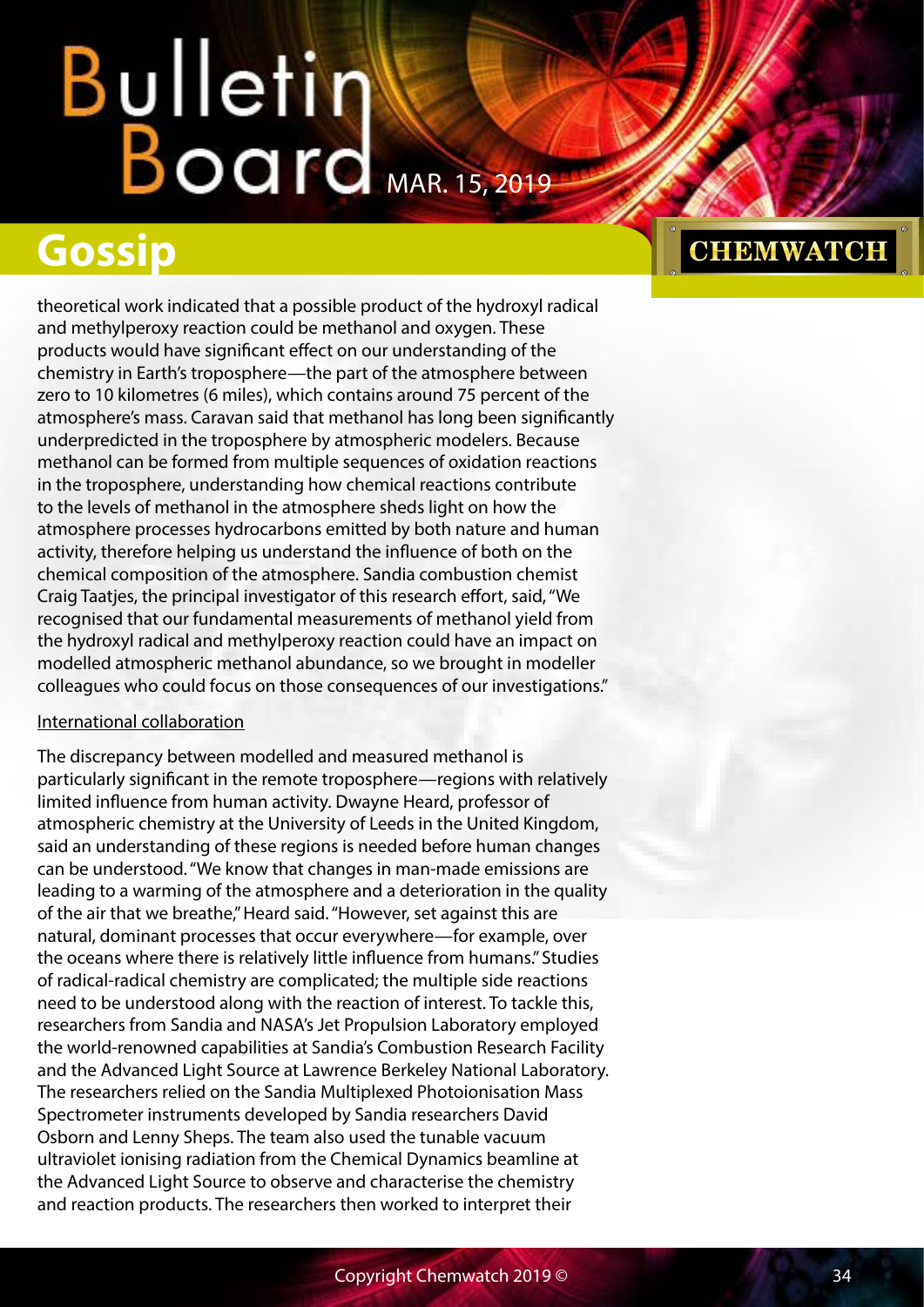theoretical work indicated that a possible product of the hydroxyl radical and methylperoxy reaction could be methanol and oxygen. These products would have significant effect on our understanding of the chemistry in Earth's troposphere—the part of the atmosphere between zero to 10 kilometres (6 miles), which contains around 75 percent of the atmosphere's mass. Caravan said that methanol has long been significantly underpredicted in the troposphere by atmospheric modelers. Because methanol can be formed from multiple sequences of oxidation reactions in the troposphere, understanding how chemical reactions contribute to the levels of methanol in the atmosphere sheds light on how the atmosphere processes hydrocarbons emitted by both nature and human activity, therefore helping us understand the influence of both on the chemical composition of the atmosphere. Sandia combustion chemist Craig Taatjes, the principal investigator of this research effort, said, "We recognised that our fundamental measurements of methanol yield from the hydroxyl radical and methylperoxy reaction could have an impact on modelled atmospheric methanol abundance, so we brought in modeller colleagues who could focus on those consequences of our investigations."

## International collaboration

The discrepancy between modelled and measured methanol is particularly significant in the remote troposphere—regions with relatively limited influence from human activity. Dwayne Heard, professor of atmospheric chemistry at the University of Leeds in the United Kingdom, said an understanding of these regions is needed before human changes can be understood. "We know that changes in man-made emissions are leading to a warming of the atmosphere and a deterioration in the quality of the air that we breathe," Heard said. "However, set against this are natural, dominant processes that occur everywhere—for example, over the oceans where there is relatively little influence from humans." Studies of radical-radical chemistry are complicated; the multiple side reactions need to be understood along with the reaction of interest. To tackle this, researchers from Sandia and NASA's Jet Propulsion Laboratory employed the world-renowned capabilities at Sandia's Combustion Research Facility and the Advanced Light Source at Lawrence Berkeley National Laboratory. The researchers relied on the Sandia Multiplexed Photoionisation Mass Spectrometer instruments developed by Sandia researchers David Osborn and Lenny Sheps. The team also used the tunable vacuum ultraviolet ionising radiation from the Chemical Dynamics beamline at the Advanced Light Source to observe and characterise the chemistry and reaction products. The researchers then worked to interpret their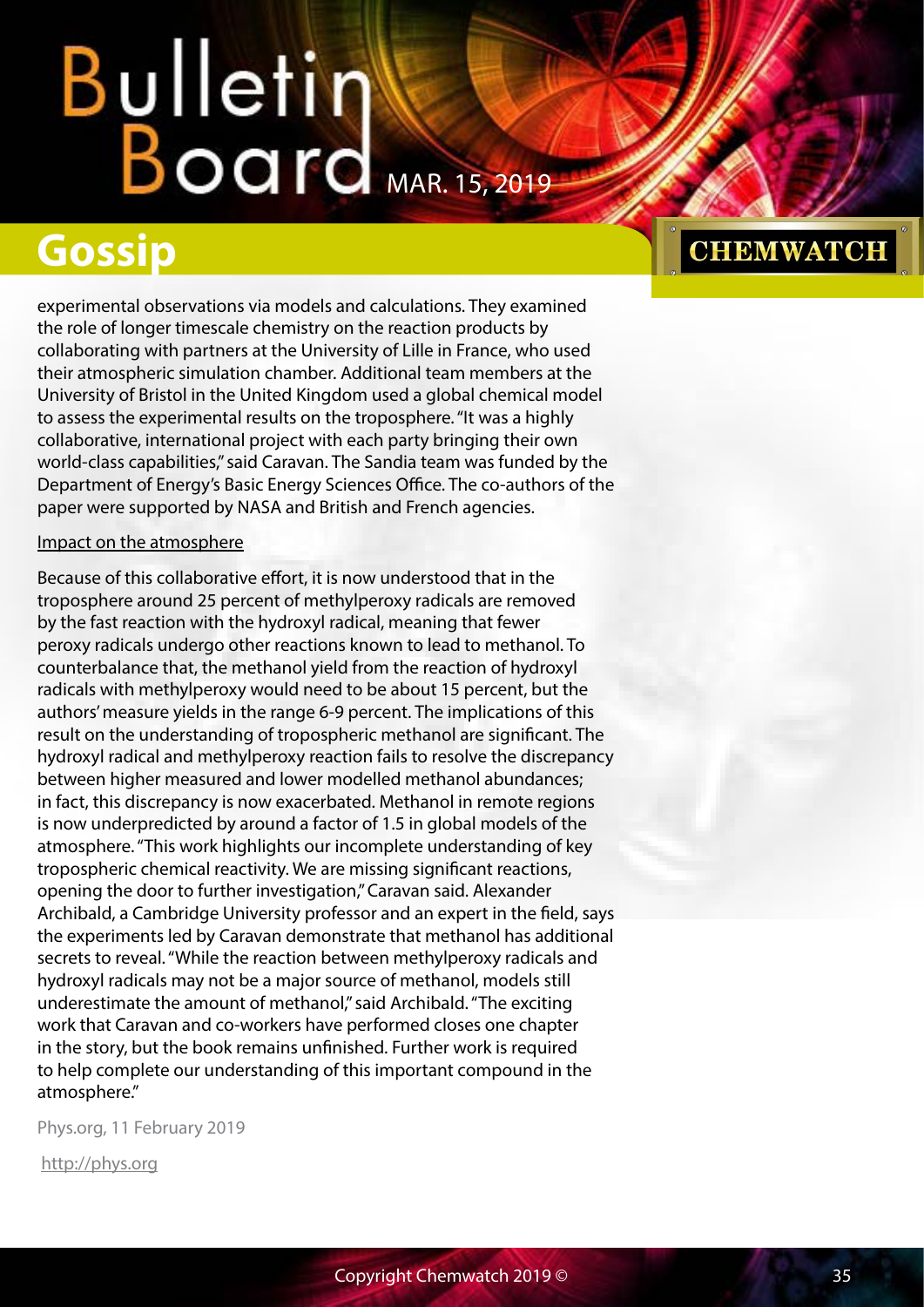experimental observations via models and calculations. They examined the role of longer timescale chemistry on the reaction products by collaborating with partners at the University of Lille in France, who used their atmospheric simulation chamber. Additional team members at the University of Bristol in the United Kingdom used a global chemical model to assess the experimental results on the troposphere. "It was a highly collaborative, international project with each party bringing their own world-class capabilities," said Caravan. The Sandia team was funded by the Department of Energy's Basic Energy Sciences Office. The co-authors of the paper were supported by NASA and British and French agencies.

Impact on the atmosphere

Because of this collaborative effort, it is now understood that in the troposphere around 25 percent of methylperoxy radicals are removed by the fast reaction with the hydroxyl radical, meaning that fewer peroxy radicals undergo other reactions known to lead to methanol. To counterbalance that, the methanol yield from the reaction of hydroxyl radicals with methylperoxy would need to be about 15 percent, but the authors' measure yields in the range 6-9 percent. The implications of this result on the understanding of tropospheric methanol are significant. The hydroxyl radical and methylperoxy reaction fails to resolve the discrepancy between higher measured and lower modelled methanol abundances; in fact, this discrepancy is now exacerbated. Methanol in remote regions is now underpredicted by around a factor of 1.5 in global models of the atmosphere. "This work highlights our incomplete understanding of key tropospheric chemical reactivity. We are missing significant reactions, opening the door to further investigation," Caravan said. Alexander Archibald, a Cambridge University professor and an expert in the field, says the experiments led by Caravan demonstrate that methanol has additional secrets to reveal. "While the reaction between methylperoxy radicals and hydroxyl radicals may not be a major source of methanol, models still underestimate the amount of methanol," said Archibald. "The exciting work that Caravan and co-workers have performed closes one chapter in the story, but the book remains unfinished. Further work is required to help complete our understanding of this important compound in the atmosphere."

Phys.org, 11 February 2019

http://phys.org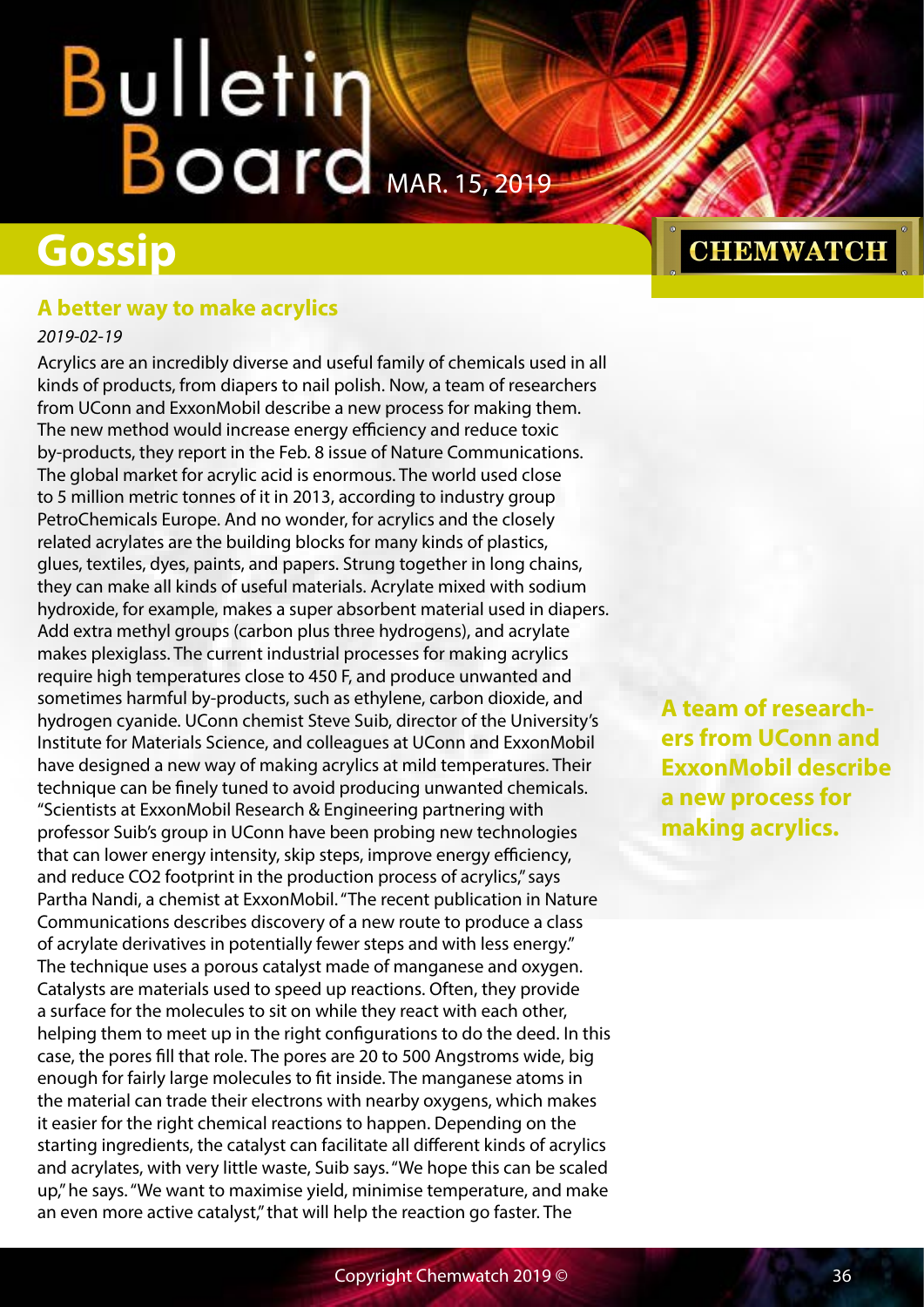## Gossip

### A better way to make acrylics

*2019-02-19*

Acrylics are an incredibly diverse and useful family of chemicals used in all kinds of products, from diapers to nail polish. Now, a team of researchers from UConn and ExxonMobil describe a new process for making them. The new method would increase energy efficiency and reduce toxic by-products, they report in the Feb. 8 issue of Nature Communications. The global market for acrylic acid is enormous. The world used close to 5 million metric tonnes of it in 2013, according to industry group PetroChemicals Europe. And no wonder, for acrylics and the closely related acrylates are the building blocks for many kinds of plastics, glues, textiles, dyes, paints, and papers. Strung together in long chains, they can make all kinds of useful materials. Acrylate mixed with sodium hydroxide, for example, makes a super absorbent material used in diapers. Add extra methyl groups (carbon plus three hydrogens), and acrylate makes plexiglass. The current industrial processes for making acrylics require high temperatures close to 450 F, and produce unwanted and sometimes harmful by-products, such as ethylene, carbon dioxide, and hydrogen cyanide. UConn chemist Steve Suib, director of the University's Institute for Materials Science, and colleagues at UConn and ExxonMobil have designed a new way of making acrylics at mild temperatures. Their technique can be finely tuned to avoid producing unwanted chemicals. "Scientists at ExxonMobil Research & Engineering partnering with professor Suib's group in UConn have been probing new technologies that can lower energy intensity, skip steps, improve energy efficiency, and reduce $CO_2$ footprint in the production process of acrylics," says Partha Nandi, a chemist at ExxonMobil. "The recent publication in Nature Communications describes discovery of a new route to produce a class of acrylate derivatives in potentially fewer steps and with less energy." The technique uses a porous catalyst made of manganese and oxygen. Catalysts are materials used to speed up reactions. Often, they provide a surface for the molecules to sit on while they react with each other, helping them to meet up in the right configurations to do the deed. In this case, the pores fill that role. The pores are 20 to 500 Angstroms wide, big enough for fairly large molecules to fit inside. The manganese atoms in the material can trade their electrons with nearby oxygens, which makes it easier for the right chemical reactions to happen. Depending on the starting ingredients, the catalyst can facilitate all different kinds of acrylics and acrylates, with very little waste, Suib says. "We hope this can be scaled up," he says. "We want to maximise yield, minimise temperature, and make an even more active catalyst," that will help the reaction go faster. The

**A team of researchers from UConn and ExxonMobil describe a new process for making acrylics.**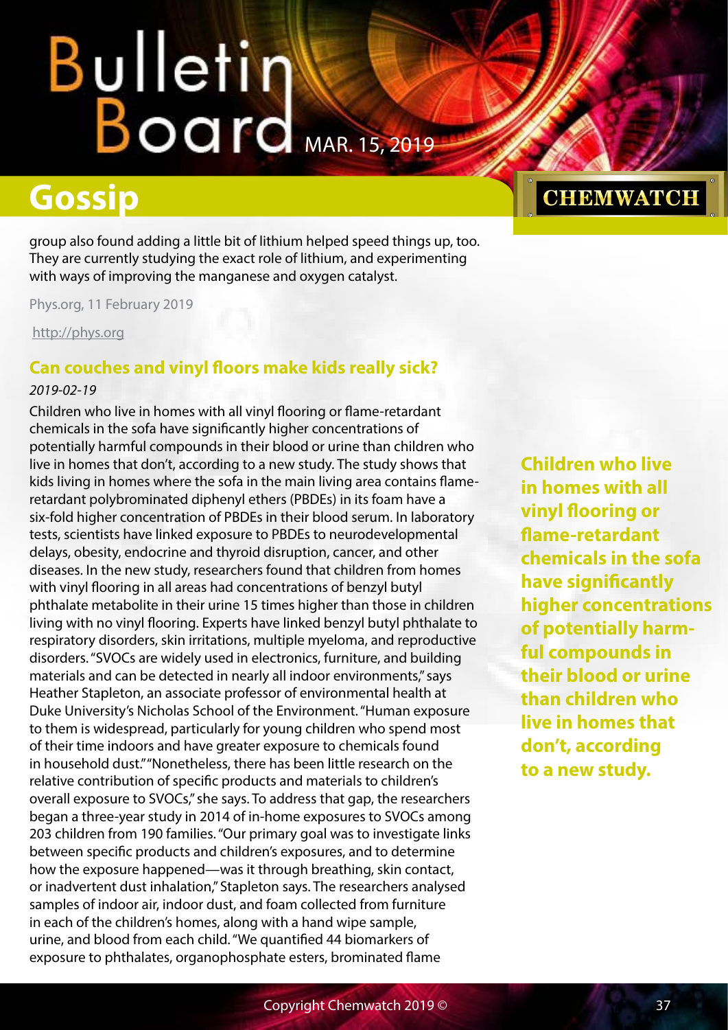## Gossip

group also found adding a little bit of lithium helped speed things up, too. They are currently studying the exact role of lithium, and experimenting with ways of improving the manganese and oxygen catalyst.

Phys.org, 11 February 2019

http://phys.org

### Can couches and vinyl floors make kids really sick?

*2019-02-19*

Children who live in homes with all vinyl flooring or flame-retardant chemicals in the sofa have significantly higher concentrations of potentially harmful compounds in their blood or urine than children who live in homes that don't, according to a new study. The study shows that kids living in homes where the sofa in the main living area contains flame-retardant polybrominated diphenyl ethers (PBDEs) in its foam have a six-fold higher concentration of PBDEs in their blood serum. In laboratory tests, scientists have linked exposure to PBDEs to neurodevelopmental delays, obesity, endocrine and thyroid disruption, cancer, and other diseases. In the new study, researchers found that children from homes with vinyl flooring in all areas had concentrations of benzyl butyl phthalate metabolite in their urine 15 times higher than those in children living with no vinyl flooring. Experts have linked benzyl butyl phthalate to respiratory disorders, skin irritations, multiple myeloma, and reproductive disorders. "SVOCs are widely used in electronics, furniture, and building materials and can be detected in nearly all indoor environments," says Heather Stapleton, an associate professor of environmental health at Duke University's Nicholas School of the Environment. "Human exposure to them is widespread, particularly for young children who spend most of their time indoors and have greater exposure to chemicals found in household dust." "Nonetheless, there has been little research on the relative contribution of specific products and materials to children's overall exposure to SVOCs," she says. To address that gap, the researchers began a three-year study in 2014 of in-home exposures to SVOCs among 203 children from 190 families. "Our primary goal was to investigate links between specific products and children's exposures, and to determine how the exposure happened—was it through breathing, skin contact, or inadvertent dust inhalation," Stapleton says. The researchers analysed samples of indoor air, indoor dust, and foam collected from furniture in each of the children's homes, along with a hand wipe sample, urine, and blood from each child. "We quantified 44 biomarkers of exposure to phthalates, organophosphate esters, brominated flame

**Children who live in homes with all vinyl flooring or flame-retardant chemicals in the sofa have significantly higher concentrations of potentially harmful compounds in their blood or urine than children who live in homes that don't, according to a new study.**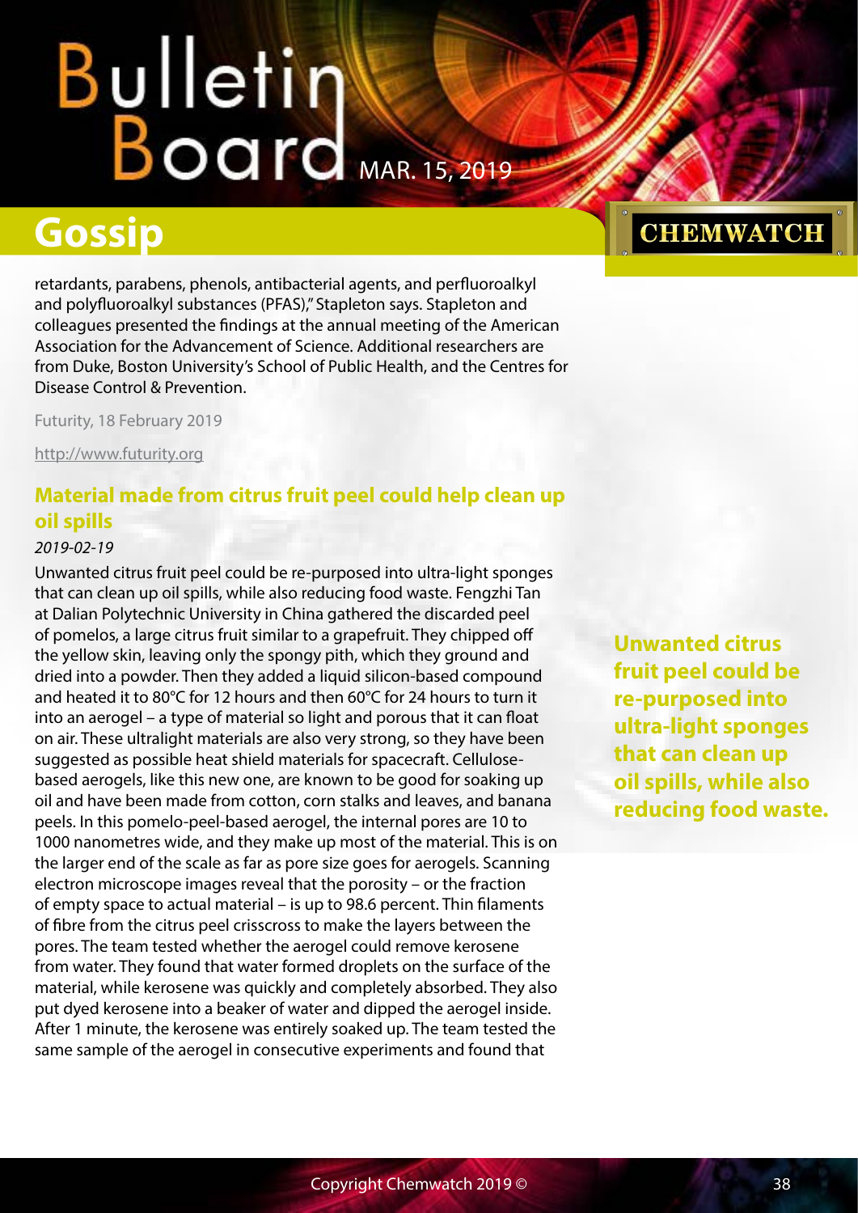retardants, parabens, phenols, antibacterial agents, and perfluoroalkyl and polyfluoroalkyl substances (PFAS)," Stapleton says. Stapleton and colleagues presented the findings at the annual meeting of the American Association for the Advancement of Science. Additional researchers are from Duke, Boston University's School of Public Health, and the Centres for Disease Control & Prevention.

Futurity, 18 February 2019

http://www.futurity.org

## Material made from citrus fruit peel could help clean up oil spills

*2019-02-19*

Unwanted citrus fruit peel could be re-purposed into ultra-light sponges that can clean up oil spills, while also reducing food waste. Fengzhi Tan at Dalian Polytechnic University in China gathered the discarded peel of pomelos, a large citrus fruit similar to a grapefruit. They chipped off the yellow skin, leaving only the spongy pith, which they ground and dried into a powder. Then they added a liquid silicon-based compound and heated it to 80°C for 12 hours and then 60°C for 24 hours to turn it into an aerogel – a type of material so light and porous that it can float on air. These ultralight materials are also very strong, so they have been suggested as possible heat shield materials for spacecraft. Cellulose-based aerogels, like this new one, are known to be good for soaking up oil and have been made from cotton, corn stalks and leaves, and banana peels. In this pomelo-peel-based aerogel, the internal pores are 10 to 1000 nanometres wide, and they make up most of the material. This is on the larger end of the scale as far as pore size goes for aerogels. Scanning electron microscope images reveal that the porosity – or the fraction of empty space to actual material – is up to 98.6 percent. Thin filaments of fibre from the citrus peel crisscross to make the layers between the pores. The team tested whether the aerogel could remove kerosene from water. They found that water formed droplets on the surface of the material, while kerosene was quickly and completely absorbed. They also put dyed kerosene into a beaker of water and dipped the aerogel inside. After 1 minute, the kerosene was entirely soaked up. The team tested the same sample of the aerogel in consecutive experiments and found that

**Unwanted citrus fruit peel could be re-purposed into ultra-light sponges that can clean up oil spills, while also reducing food waste.**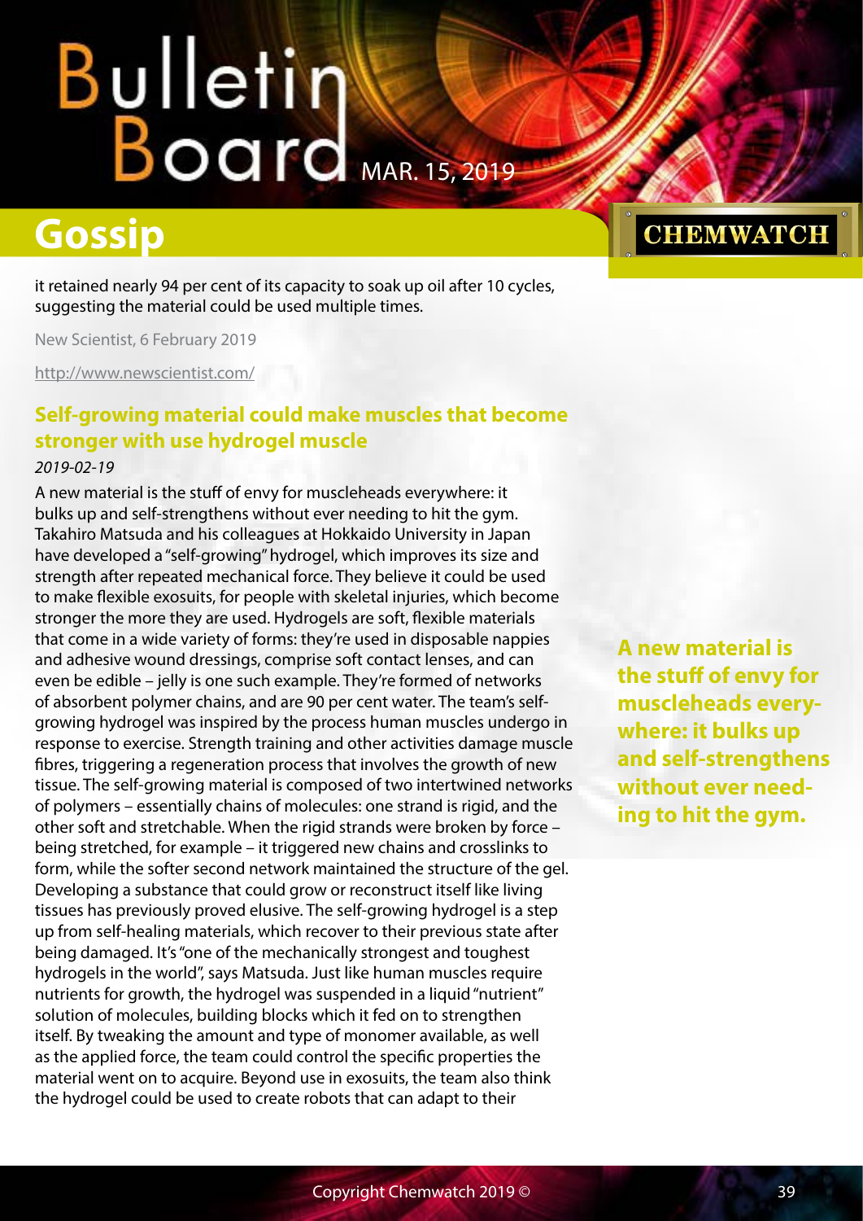it retained nearly 94 per cent of its capacity to soak up oil after 10 cycles, suggesting the material could be used multiple times.

New Scientist, 6 February 2019

http://www.newscientist.com/

## Self-growing material could make muscles that become stronger with use hydrogel muscle

*2019-02-19*

A new material is the stuff of envy for muscleheads everywhere: it bulks up and self-strengthens without ever needing to hit the gym. Takahiro Matsuda and his colleagues at Hokkaido University in Japan have developed a "self-growing" hydrogel, which improves its size and strength after repeated mechanical force. They believe it could be used to make flexible exosuits, for people with skeletal injuries, which become stronger the more they are used. Hydrogels are soft, flexible materials that come in a wide variety of forms: they're used in disposable nappies and adhesive wound dressings, comprise soft contact lenses, and can even be edible – jelly is one such example. They're formed of networks of absorbent polymer chains, and are 90 per cent water. The team's self-growing hydrogel was inspired by the process human muscles undergo in response to exercise. Strength training and other activities damage muscle fibres, triggering a regeneration process that involves the growth of new tissue. The self-growing material is composed of two intertwined networks of polymers – essentially chains of molecules: one strand is rigid, and the other soft and stretchable. When the rigid strands were broken by force – being stretched, for example – it triggered new chains and crosslinks to form, while the softer second network maintained the structure of the gel. Developing a substance that could grow or reconstruct itself like living tissues has previously proved elusive. The self-growing hydrogel is a step up from self-healing materials, which recover to their previous state after being damaged. It's "one of the mechanically strongest and toughest hydrogels in the world", says Matsuda. Just like human muscles require nutrients for growth, the hydrogel was suspended in a liquid "nutrient" solution of molecules, building blocks which it fed on to strengthen itself. By tweaking the amount and type of monomer available, as well as the applied force, the team could control the specific properties the material went on to acquire. Beyond use in exosuits, the team also think the hydrogel could be used to create robots that can adapt to their

**A new material is the stuff of envy for muscleheads everywhere: it bulks up and self-strengthens without ever needing to hit the gym.**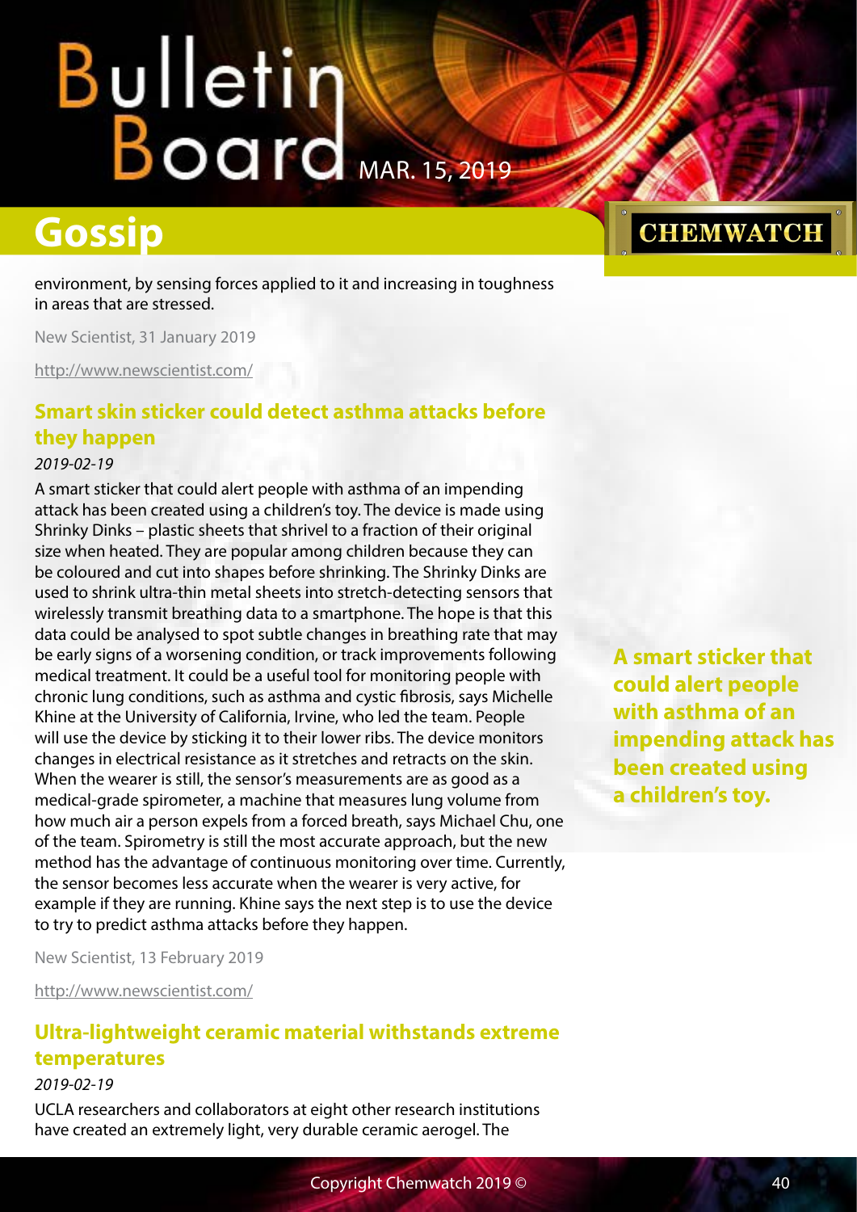environment, by sensing forces applied to it and increasing in toughness in areas that are stressed.

New Scientist, 31 January 2019

http://www.newscientist.com/

### Smart skin sticker could detect asthma attacks before they happen

*2019-02-19*

A smart sticker that could alert people with asthma of an impending attack has been created using a children's toy. The device is made using Shrinky Dinks – plastic sheets that shrivel to a fraction of their original size when heated. They are popular among children because they can be coloured and cut into shapes before shrinking. The Shrinky Dinks are used to shrink ultra-thin metal sheets into stretch-detecting sensors that wirelessly transmit breathing data to a smartphone. The hope is that this data could be analysed to spot subtle changes in breathing rate that may be early signs of a worsening condition, or track improvements following medical treatment. It could be a useful tool for monitoring people with chronic lung conditions, such as asthma and cystic fibrosis, says Michelle Khine at the University of California, Irvine, who led the team. People will use the device by sticking it to their lower ribs. The device monitors changes in electrical resistance as it stretches and retracts on the skin. When the wearer is still, the sensor's measurements are as good as a medical-grade spirometer, a machine that measures lung volume from how much air a person expels from a forced breath, says Michael Chu, one of the team. Spirometry is still the most accurate approach, but the new method has the advantage of continuous monitoring over time. Currently, the sensor becomes less accurate when the wearer is very active, for example if they are running. Khine says the next step is to use the device to try to predict asthma attacks before they happen.

**A smart sticker that could alert people with asthma of an impending attack has been created using a children's toy.**

New Scientist, 13 February 2019

http://www.newscientist.com/

### Ultra-lightweight ceramic material withstands extreme temperatures

*2019-02-19*

UCLA researchers and collaborators at eight other research institutions have created an extremely light, very durable ceramic aerogel. The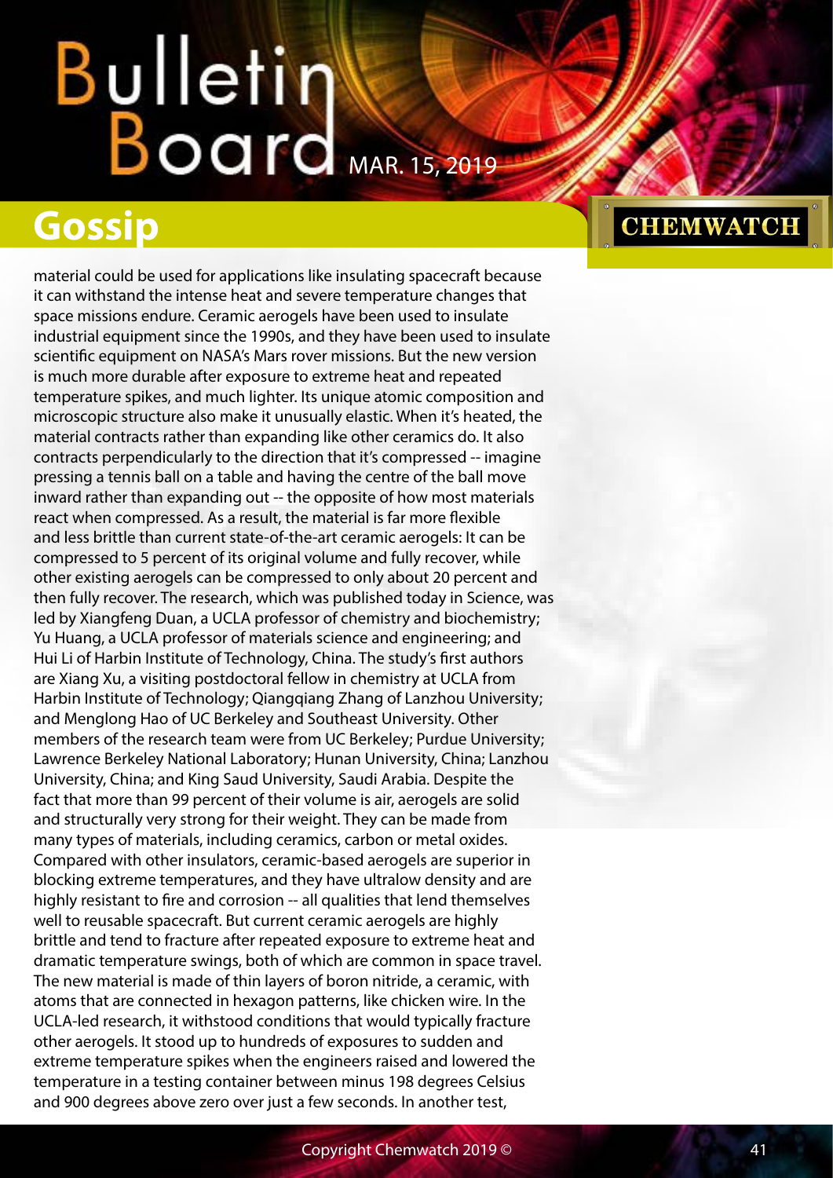material could be used for applications like insulating spacecraft because it can withstand the intense heat and severe temperature changes that space missions endure. Ceramic aerogels have been used to insulate industrial equipment since the 1990s, and they have been used to insulate scientific equipment on NASA's Mars rover missions. But the new version is much more durable after exposure to extreme heat and repeated temperature spikes, and much lighter. Its unique atomic composition and microscopic structure also make it unusually elastic. When it's heated, the material contracts rather than expanding like other ceramics do. It also contracts perpendicularly to the direction that it's compressed -- imagine pressing a tennis ball on a table and having the centre of the ball move inward rather than expanding out -- the opposite of how most materials react when compressed. As a result, the material is far more flexible and less brittle than current state-of-the-art ceramic aerogels: It can be compressed to 5 percent of its original volume and fully recover, while other existing aerogels can be compressed to only about 20 percent and then fully recover. The research, which was published today in Science, was led by Xiangfeng Duan, a UCLA professor of chemistry and biochemistry; Yu Huang, a UCLA professor of materials science and engineering; and Hui Li of Harbin Institute of Technology, China. The study's first authors are Xiang Xu, a visiting postdoctoral fellow in chemistry at UCLA from Harbin Institute of Technology; Qiangqiang Zhang of Lanzhou University; and Menglong Hao of UC Berkeley and Southeast University. Other members of the research team were from UC Berkeley; Purdue University; Lawrence Berkeley National Laboratory; Hunan University, China; Lanzhou University, China; and King Saud University, Saudi Arabia. Despite the fact that more than 99 percent of their volume is air, aerogels are solid and structurally very strong for their weight. They can be made from many types of materials, including ceramics, carbon or metal oxides. Compared with other insulators, ceramic-based aerogels are superior in blocking extreme temperatures, and they have ultralow density and are highly resistant to fire and corrosion -- all qualities that lend themselves well to reusable spacecraft. But current ceramic aerogels are highly brittle and tend to fracture after repeated exposure to extreme heat and dramatic temperature swings, both of which are common in space travel. The new material is made of thin layers of boron nitride, a ceramic, with atoms that are connected in hexagon patterns, like chicken wire. In the UCLA-led research, it withstood conditions that would typically fracture other aerogels. It stood up to hundreds of exposures to sudden and extreme temperature spikes when the engineers raised and lowered the temperature in a testing container between minus 198 degrees Celsius and 900 degrees above zero over just a few seconds. In another test,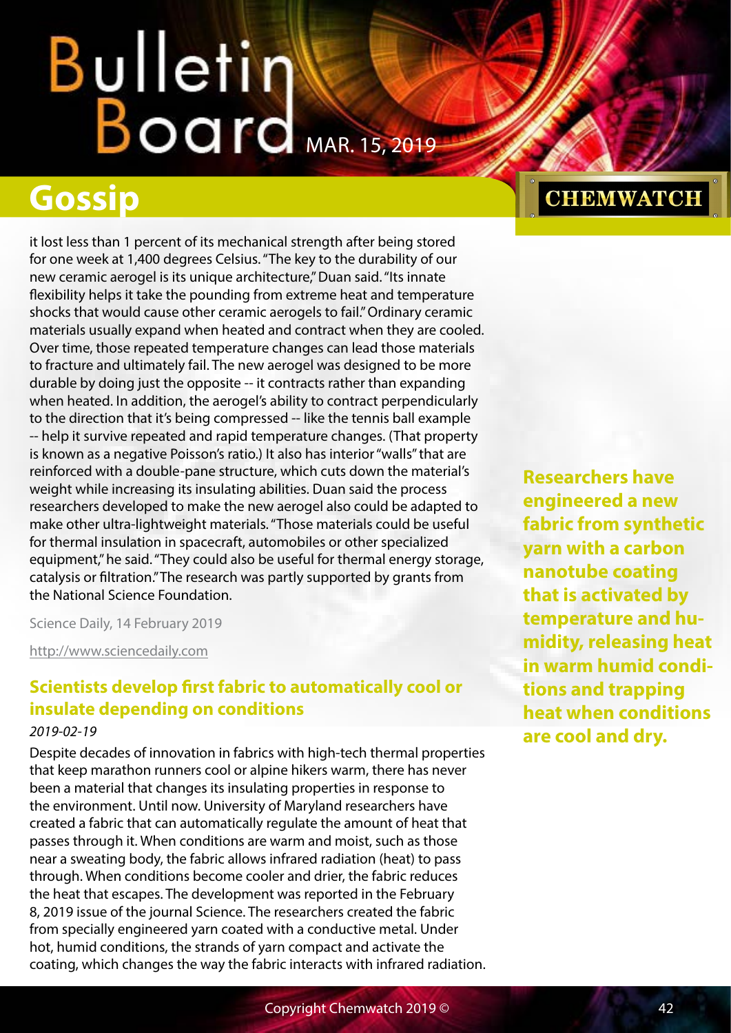## Gossip

it lost less than 1 percent of its mechanical strength after being stored for one week at 1,400 degrees Celsius. "The key to the durability of our new ceramic aerogel is its unique architecture," Duan said. "Its innate flexibility helps it take the pounding from extreme heat and temperature shocks that would cause other ceramic aerogels to fail." Ordinary ceramic materials usually expand when heated and contract when they are cooled. Over time, those repeated temperature changes can lead those materials to fracture and ultimately fail. The new aerogel was designed to be more durable by doing just the opposite -- it contracts rather than expanding when heated. In addition, the aerogel's ability to contract perpendicularly to the direction that it's being compressed -- like the tennis ball example -- help it survive repeated and rapid temperature changes. (That property is known as a negative Poisson's ratio.) It also has interior "walls" that are reinforced with a double-pane structure, which cuts down the material's weight while increasing its insulating abilities. Duan said the process researchers developed to make the new aerogel also could be adapted to make other ultra-lightweight materials. "Those materials could be useful for thermal insulation in spacecraft, automobiles or other specialized equipment," he said. "They could also be useful for thermal energy storage, catalysis or filtration." The research was partly supported by grants from the National Science Foundation.

Science Daily, 14 February 2019

http://www.sciencedaily.com

### Scientists develop first fabric to automatically cool or insulate depending on conditions

*2019-02-19*

**Researchers have engineered a new fabric from synthetic yarn with a carbon nanotube coating that is activated by temperature and humidity, releasing heat in warm humid conditions and trapping heat when conditions are cool and dry.**

Despite decades of innovation in fabrics with high-tech thermal properties that keep marathon runners cool or alpine hikers warm, there has never been a material that changes its insulating properties in response to the environment. Until now. University of Maryland researchers have created a fabric that can automatically regulate the amount of heat that passes through it. When conditions are warm and moist, such as those near a sweating body, the fabric allows infrared radiation (heat) to pass through. When conditions become cooler and drier, the fabric reduces the heat that escapes. The development was reported in the February 8, 2019 issue of the journal Science. The researchers created the fabric from specially engineered yarn coated with a conductive metal. Under hot, humid conditions, the strands of yarn compact and activate the coating, which changes the way the fabric interacts with infrared radiation.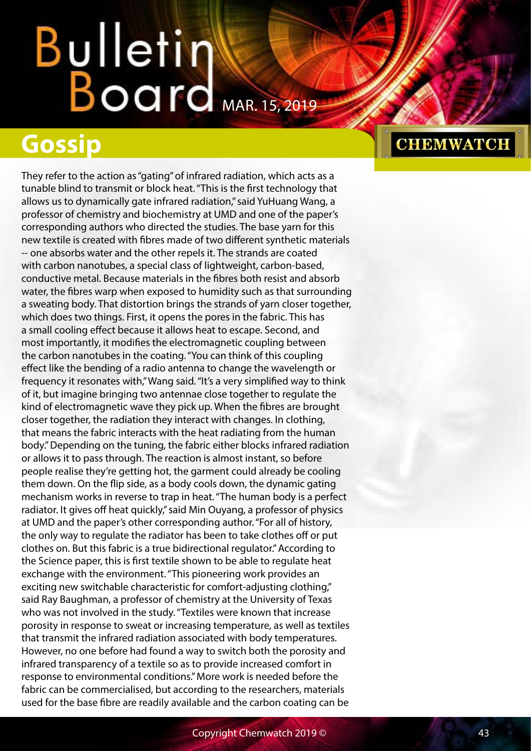# Gossip

They refer to the action as "gating" of infrared radiation, which acts as a tunable blind to transmit or block heat. "This is the first technology that allows us to dynamically gate infrared radiation," said YuHuang Wang, a professor of chemistry and biochemistry at UMD and one of the paper's corresponding authors who directed the studies. The base yarn for this new textile is created with fibres made of two different synthetic materials -- one absorbs water and the other repels it. The strands are coated with carbon nanotubes, a special class of lightweight, carbon-based, conductive metal. Because materials in the fibres both resist and absorb water, the fibres warp when exposed to humidity such as that surrounding a sweating body. That distortion brings the strands of yarn closer together, which does two things. First, it opens the pores in the fabric. This has a small cooling effect because it allows heat to escape. Second, and most importantly, it modifies the electromagnetic coupling between the carbon nanotubes in the coating. "You can think of this coupling effect like the bending of a radio antenna to change the wavelength or frequency it resonates with," Wang said. "It's a very simplified way to think of it, but imagine bringing two antennae close together to regulate the kind of electromagnetic wave they pick up. When the fibres are brought closer together, the radiation they interact with changes. In clothing, that means the fabric interacts with the heat radiating from the human body." Depending on the tuning, the fabric either blocks infrared radiation or allows it to pass through. The reaction is almost instant, so before people realise they're getting hot, the garment could already be cooling them down. On the flip side, as a body cools down, the dynamic gating mechanism works in reverse to trap in heat. "The human body is a perfect radiator. It gives off heat quickly," said Min Ouyang, a professor of physics at UMD and the paper's other corresponding author. "For all of history, the only way to regulate the radiator has been to take clothes off or put clothes on. But this fabric is a true bidirectional regulator." According to the Science paper, this is first textile shown to be able to regulate heat exchange with the environment. "This pioneering work provides an exciting new switchable characteristic for comfort-adjusting clothing," said Ray Baughman, a professor of chemistry at the University of Texas who was not involved in the study. "Textiles were known that increase porosity in response to sweat or increasing temperature, as well as textiles that transmit the infrared radiation associated with body temperatures. However, no one before had found a way to switch both the porosity and infrared transparency of a textile so as to provide increased comfort in response to environmental conditions." More work is needed before the fabric can be commercialised, but according to the researchers, materials used for the base fibre are readily available and the carbon coating can be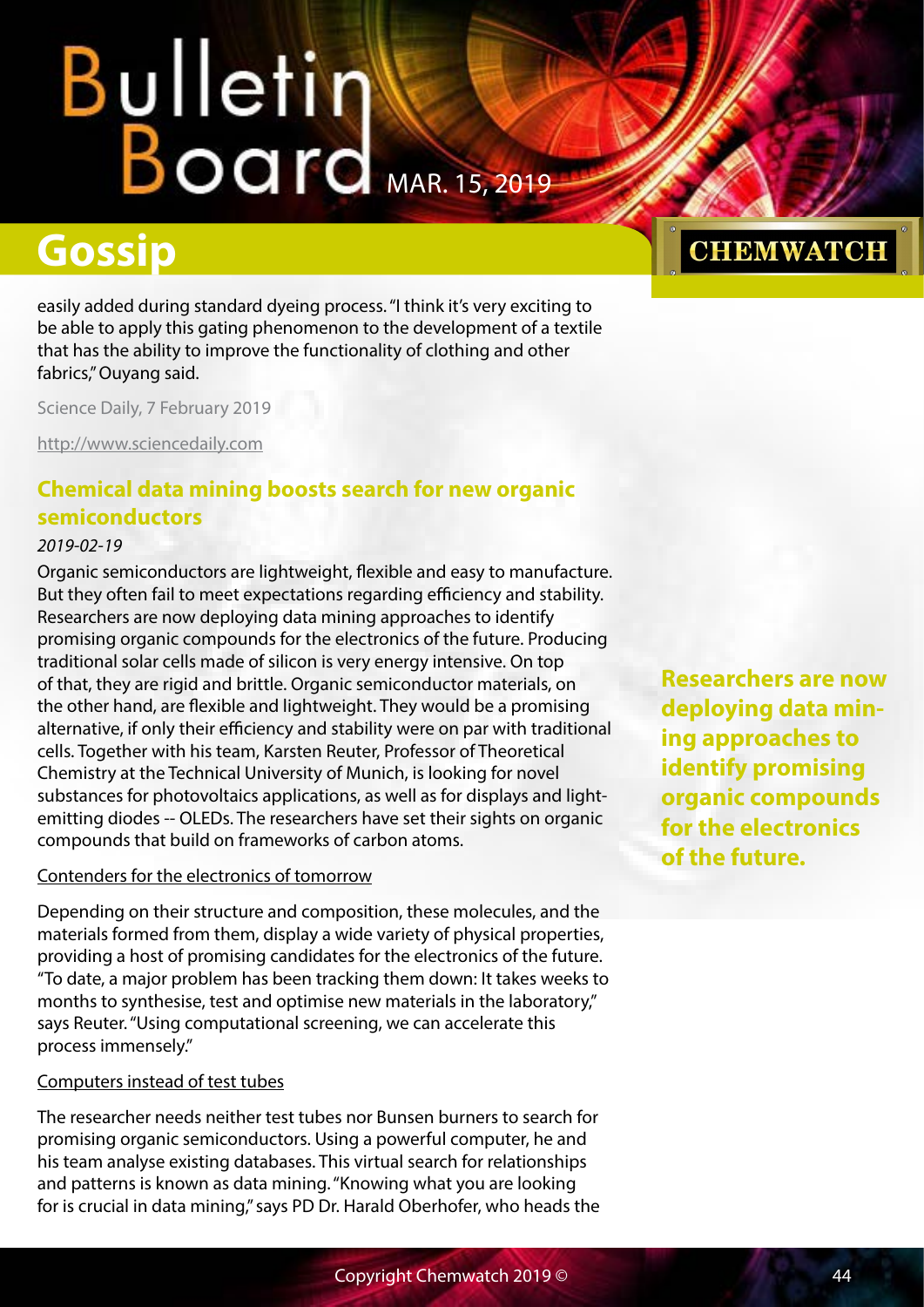easily added during standard dyeing process. "I think it's very exciting to be able to apply this gating phenomenon to the development of a textile that has the ability to improve the functionality of clothing and other fabrics," Ouyang said.

Science Daily, 7 February 2019

http://www.sciencedaily.com

## Chemical data mining boosts search for new organic semiconductors

*2019-02-19*

Organic semiconductors are lightweight, flexible and easy to manufacture. But they often fail to meet expectations regarding efficiency and stability. Researchers are now deploying data mining approaches to identify promising organic compounds for the electronics of the future. Producing traditional solar cells made of silicon is very energy intensive. On top of that, they are rigid and brittle. Organic semiconductor materials, on the other hand, are flexible and lightweight. They would be a promising alternative, if only their efficiency and stability were on par with traditional cells. Together with his team, Karsten Reuter, Professor of Theoretical Chemistry at the Technical University of Munich, is looking for novel substances for photovoltaics applications, as well as for displays and light-emitting diodes -- OLEDs. The researchers have set their sights on organic compounds that build on frameworks of carbon atoms.

**Researchers are now deploying data mining approaches to identify promising organic compounds for the electronics of the future.**

Contenders for the electronics of tomorrow

Depending on their structure and composition, these molecules, and the materials formed from them, display a wide variety of physical properties, providing a host of promising candidates for the electronics of the future. "To date, a major problem has been tracking them down: It takes weeks to months to synthesise, test and optimise new materials in the laboratory," says Reuter. "Using computational screening, we can accelerate this process immensely."

Computers instead of test tubes

The researcher needs neither test tubes nor Bunsen burners to search for promising organic semiconductors. Using a powerful computer, he and his team analyse existing databases. This virtual search for relationships and patterns is known as data mining. "Knowing what you are looking for is crucial in data mining," says PD Dr. Harald Oberhofer, who heads the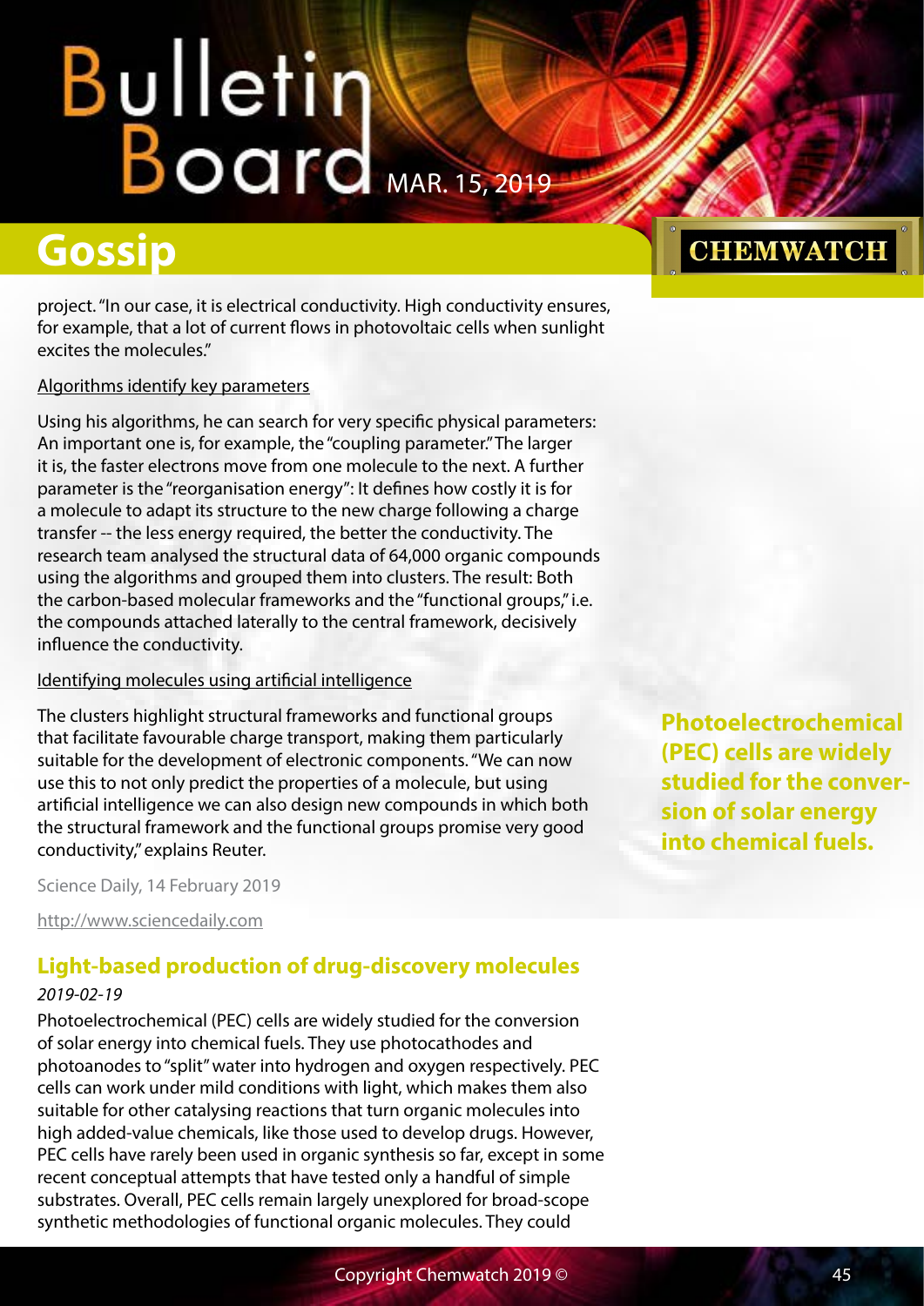project. "In our case, it is electrical conductivity. High conductivity ensures, for example, that a lot of current flows in photovoltaic cells when sunlight excites the molecules."

Algorithms identify key parameters

Using his algorithms, he can search for very specific physical parameters: An important one is, for example, the "coupling parameter." The larger it is, the faster electrons move from one molecule to the next. A further parameter is the "reorganisation energy": It defines how costly it is for a molecule to adapt its structure to the new charge following a charge transfer -- the less energy required, the better the conductivity. The research team analysed the structural data of 64,000 organic compounds using the algorithms and grouped them into clusters. The result: Both the carbon-based molecular frameworks and the "functional groups," i.e. the compounds attached laterally to the central framework, decisively influence the conductivity.

Identifying molecules using artificial intelligence

The clusters highlight structural frameworks and functional groups that facilitate favourable charge transport, making them particularly suitable for the development of electronic components. "We can now use this to not only predict the properties of a molecule, but using artificial intelligence we can also design new compounds in which both the structural framework and the functional groups promise very good conductivity," explains Reuter.

Science Daily, 14 February 2019

http://www.sciencedaily.com

## Light-based production of drug-discovery molecules

*2019-02-19*

Photoelectrochemical (PEC) cells are widely studied for the conversion of solar energy into chemical fuels. They use photocathodes and photoanodes to "split" water into hydrogen and oxygen respectively. PEC cells can work under mild conditions with light, which makes them also suitable for other catalysing reactions that turn organic molecules into high added-value chemicals, like those used to develop drugs. However, PEC cells have rarely been used in organic synthesis so far, except in some recent conceptual attempts that have tested only a handful of simple substrates. Overall, PEC cells remain largely unexplored for broad-scope synthetic methodologies of functional organic molecules. They could

**Photoelectrochemical (PEC) cells are widely studied for the conversion of solar energy into chemical fuels.**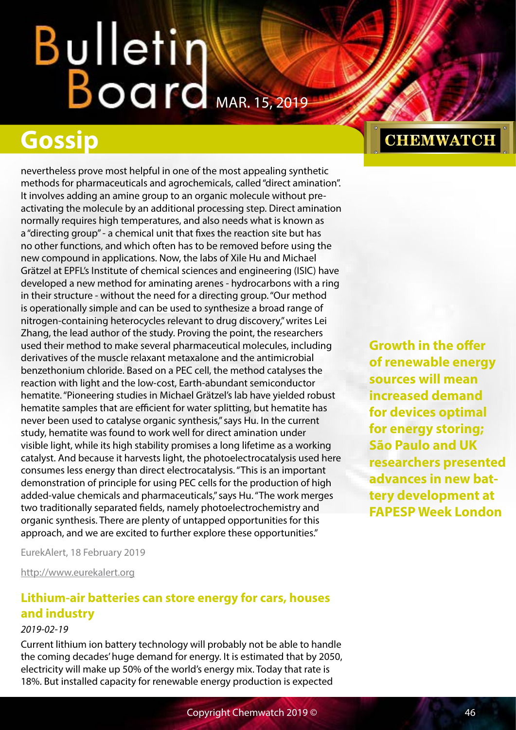nevertheless prove most helpful in one of the most appealing synthetic methods for pharmaceuticals and agrochemicals, called "direct amination". It involves adding an amine group to an organic molecule without pre-activating the molecule by an additional processing step. Direct amination normally requires high temperatures, and also needs what is known as a "directing group" - a chemical unit that fixes the reaction site but has no other functions, and which often has to be removed before using the new compound in applications. Now, the labs of Xile Hu and Michael Grätzel at EPFL's Institute of chemical sciences and engineering (ISIC) have developed a new method for aminating arenes - hydrocarbons with a ring in their structure - without the need for a directing group. "Our method is operationally simple and can be used to synthesize a broad range of nitrogen-containing heterocycles relevant to drug discovery," writes Lei Zhang, the lead author of the study. Proving the point, the researchers used their method to make several pharmaceutical molecules, including derivatives of the muscle relaxant metaxalone and the antimicrobial benzethonium chloride. Based on a PEC cell, the method catalyses the reaction with light and the low-cost, Earth-abundant semiconductor hematite. "Pioneering studies in Michael Grätzel's lab have yielded robust hematite samples that are efficient for water splitting, but hematite has never been used to catalyse organic synthesis," says Hu. In the current study, hematite was found to work well for direct amination under visible light, while its high stability promises a long lifetime as a working catalyst. And because it harvests light, the photoelectrocatalysis used here consumes less energy than direct electrocatalysis. "This is an important demonstration of principle for using PEC cells for the production of high added-value chemicals and pharmaceuticals," says Hu. "The work merges two traditionally separated fields, namely photoelectrochemistry and organic synthesis. There are plenty of untapped opportunities for this approach, and we are excited to further explore these opportunities."

EurekAlert, 18 February 2019

http://www.eurekalert.org

## Lithium-air batteries can store energy for cars, houses and industry

*2019-02-19*

**Growth in the offer of renewable energy sources will mean increased demand for devices optimal for energy storing; São Paulo and UK researchers presented advances in new battery development at FAPESP Week London**

Current lithium ion battery technology will probably not be able to handle the coming decades' huge demand for energy. It is estimated that by 2050, electricity will make up 50% of the world's energy mix. Today that rate is 18%. But installed capacity for renewable energy production is expected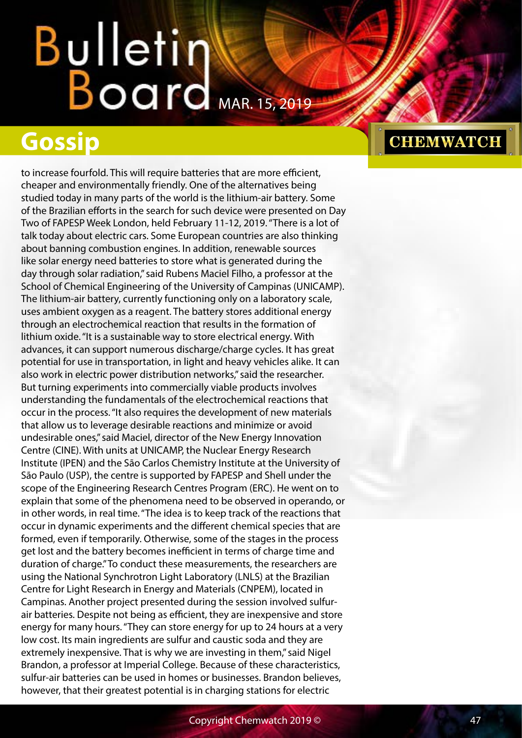## Gossip

to increase fourfold. This will require batteries that are more efficient, cheaper and environmentally friendly. One of the alternatives being studied today in many parts of the world is the lithium-air battery. Some of the Brazilian efforts in the search for such device were presented on Day Two of FAPESP Week London, held February 11-12, 2019. "There is a lot of talk today about electric cars. Some European countries are also thinking about banning combustion engines. In addition, renewable sources like solar energy need batteries to store what is generated during the day through solar radiation," said Rubens Maciel Filho, a professor at the School of Chemical Engineering of the University of Campinas (UNICAMP). The lithium-air battery, currently functioning only on a laboratory scale, uses ambient oxygen as a reagent. The battery stores additional energy through an electrochemical reaction that results in the formation of lithium oxide. "It is a sustainable way to store electrical energy. With advances, it can support numerous discharge/charge cycles. It has great potential for use in transportation, in light and heavy vehicles alike. It can also work in electric power distribution networks," said the researcher. But turning experiments into commercially viable products involves understanding the fundamentals of the electrochemical reactions that occur in the process. "It also requires the development of new materials that allow us to leverage desirable reactions and minimize or avoid undesirable ones," said Maciel, director of the New Energy Innovation Centre (CINE). With units at UNICAMP, the Nuclear Energy Research Institute (IPEN) and the São Carlos Chemistry Institute at the University of São Paulo (USP), the centre is supported by FAPESP and Shell under the scope of the Engineering Research Centres Program (ERC). He went on to explain that some of the phenomena need to be observed in operando, or in other words, in real time. "The idea is to keep track of the reactions that occur in dynamic experiments and the different chemical species that are formed, even if temporarily. Otherwise, some of the stages in the process get lost and the battery becomes inefficient in terms of charge time and duration of charge." To conduct these measurements, the researchers are using the National Synchrotron Light Laboratory (LNLS) at the Brazilian Centre for Light Research in Energy and Materials (CNPEM), located in Campinas. Another project presented during the session involved sulfur-air batteries. Despite not being as efficient, they are inexpensive and store energy for many hours. "They can store energy for up to 24 hours at a very low cost. Its main ingredients are sulfur and caustic soda and they are extremely inexpensive. That is why we are investing in them," said Nigel Brandon, a professor at Imperial College. Because of these characteristics, sulfur-air batteries can be used in homes or businesses. Brandon believes, however, that their greatest potential is in charging stations for electric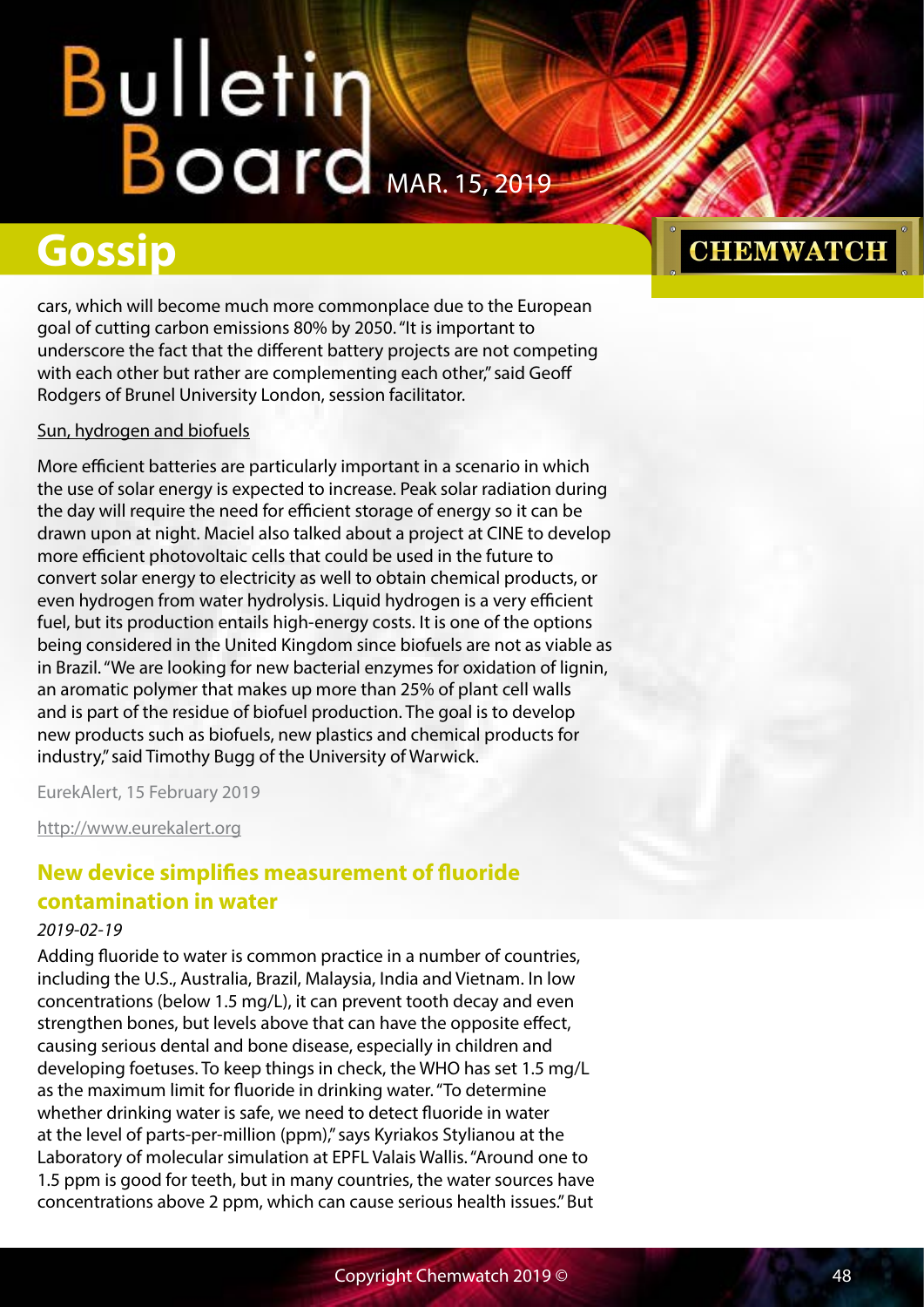cars, which will become much more commonplace due to the European goal of cutting carbon emissions 80% by 2050. "It is important to underscore the fact that the different battery projects are not competing with each other but rather are complementing each other," said Geoff Rodgers of Brunel University London, session facilitator.

Sun, hydrogen and biofuels

More efficient batteries are particularly important in a scenario in which the use of solar energy is expected to increase. Peak solar radiation during the day will require the need for efficient storage of energy so it can be drawn upon at night. Maciel also talked about a project at CINE to develop more efficient photovoltaic cells that could be used in the future to convert solar energy to electricity as well to obtain chemical products, or even hydrogen from water hydrolysis. Liquid hydrogen is a very efficient fuel, but its production entails high-energy costs. It is one of the options being considered in the United Kingdom since biofuels are not as viable as in Brazil. "We are looking for new bacterial enzymes for oxidation of lignin, an aromatic polymer that makes up more than 25% of plant cell walls and is part of the residue of biofuel production. The goal is to develop new products such as biofuels, new plastics and chemical products for industry," said Timothy Bugg of the University of Warwick.

EurekAlert, 15 February 2019

http://www.eurekalert.org

## New device simplifies measurement of fluoride contamination in water

*2019-02-19*

Adding fluoride to water is common practice in a number of countries, including the U.S., Australia, Brazil, Malaysia, India and Vietnam. In low concentrations (below 1.5 mg/L), it can prevent tooth decay and even strengthen bones, but levels above that can have the opposite effect, causing serious dental and bone disease, especially in children and developing foetuses. To keep things in check, the WHO has set 1.5 mg/L as the maximum limit for fluoride in drinking water. "To determine whether drinking water is safe, we need to detect fluoride in water at the level of parts-per-million (ppm)," says Kyriakos Stylianou at the Laboratory of molecular simulation at EPFL Valais Wallis. "Around one to 1.5 ppm is good for teeth, but in many countries, the water sources have concentrations above 2 ppm, which can cause serious health issues." But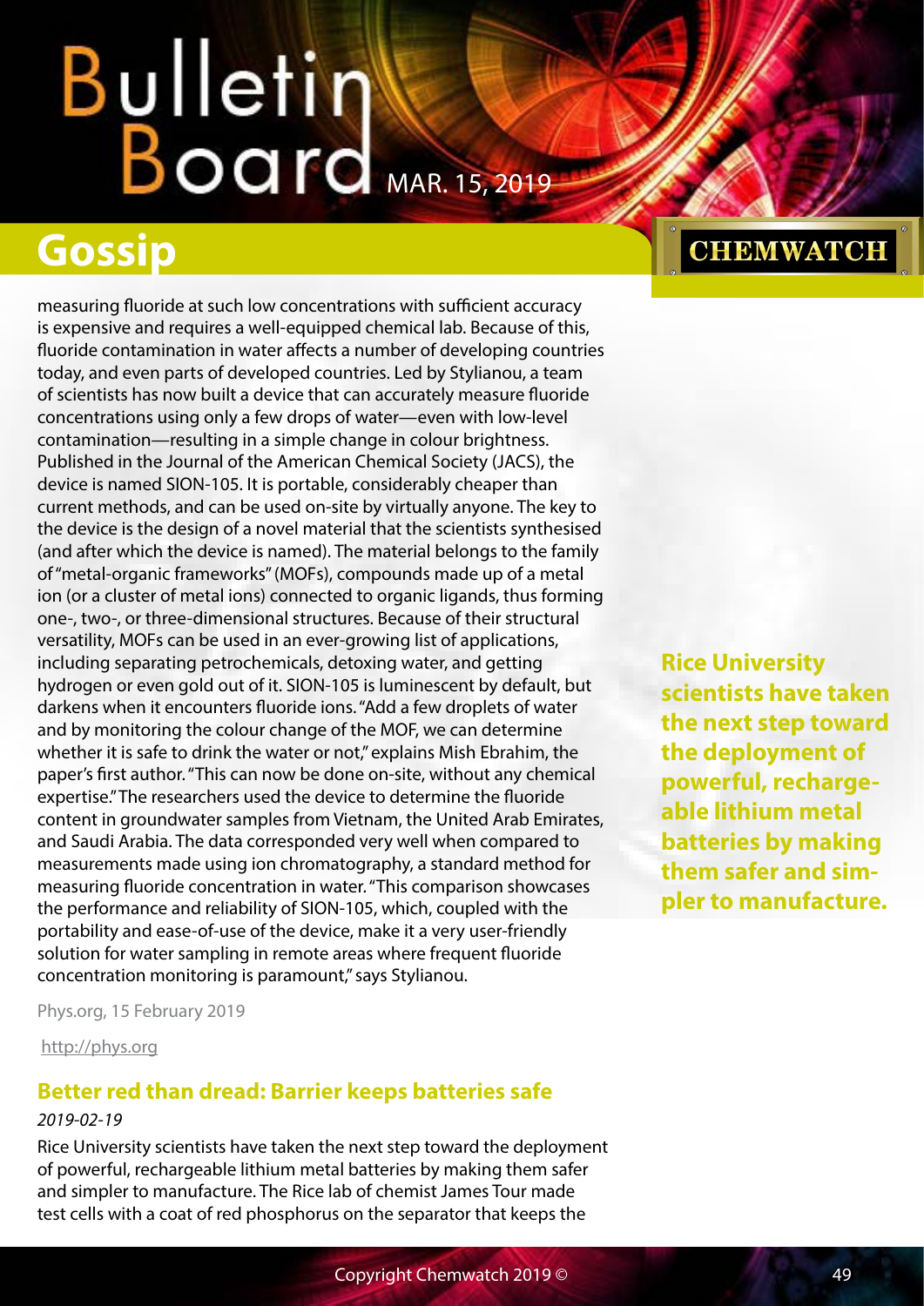measuring fluoride at such low concentrations with sufficient accuracy is expensive and requires a well-equipped chemical lab. Because of this, fluoride contamination in water affects a number of developing countries today, and even parts of developed countries. Led by Stylianou, a team of scientists has now built a device that can accurately measure fluoride concentrations using only a few drops of water—even with low-level contamination—resulting in a simple change in colour brightness. Published in the Journal of the American Chemical Society (JACS), the device is named SION-105. It is portable, considerably cheaper than current methods, and can be used on-site by virtually anyone. The key to the device is the design of a novel material that the scientists synthesised (and after which the device is named). The material belongs to the family of "metal-organic frameworks" (MOFs), compounds made up of a metal ion (or a cluster of metal ions) connected to organic ligands, thus forming one-, two-, or three-dimensional structures. Because of their structural versatility, MOFs can be used in an ever-growing list of applications, including separating petrochemicals, detoxing water, and getting hydrogen or even gold out of it. SION-105 is luminescent by default, but darkens when it encounters fluoride ions. "Add a few droplets of water and by monitoring the colour change of the MOF, we can determine whether it is safe to drink the water or not," explains Mish Ebrahim, the paper's first author. "This can now be done on-site, without any chemical expertise." The researchers used the device to determine the fluoride content in groundwater samples from Vietnam, the United Arab Emirates, and Saudi Arabia. The data corresponded very well when compared to measurements made using ion chromatography, a standard method for measuring fluoride concentration in water. "This comparison showcases the performance and reliability of SION-105, which, coupled with the portability and ease-of-use of the device, make it a very user-friendly solution for water sampling in remote areas where frequent fluoride concentration monitoring is paramount," says Stylianou.

Phys.org, 15 February 2019

http://phys.org

## Better red than dread: Barrier keeps batteries safe

*2019-02-19*

Rice University scientists have taken the next step toward the deployment of powerful, rechargeable lithium metal batteries by making them safer and simpler to manufacture. The Rice lab of chemist James Tour made test cells with a coat of red phosphorus on the separator that keeps the

**Rice University scientists have taken the next step toward the deployment of powerful, rechargeable lithium metal batteries by making them safer and simpler to manufacture.**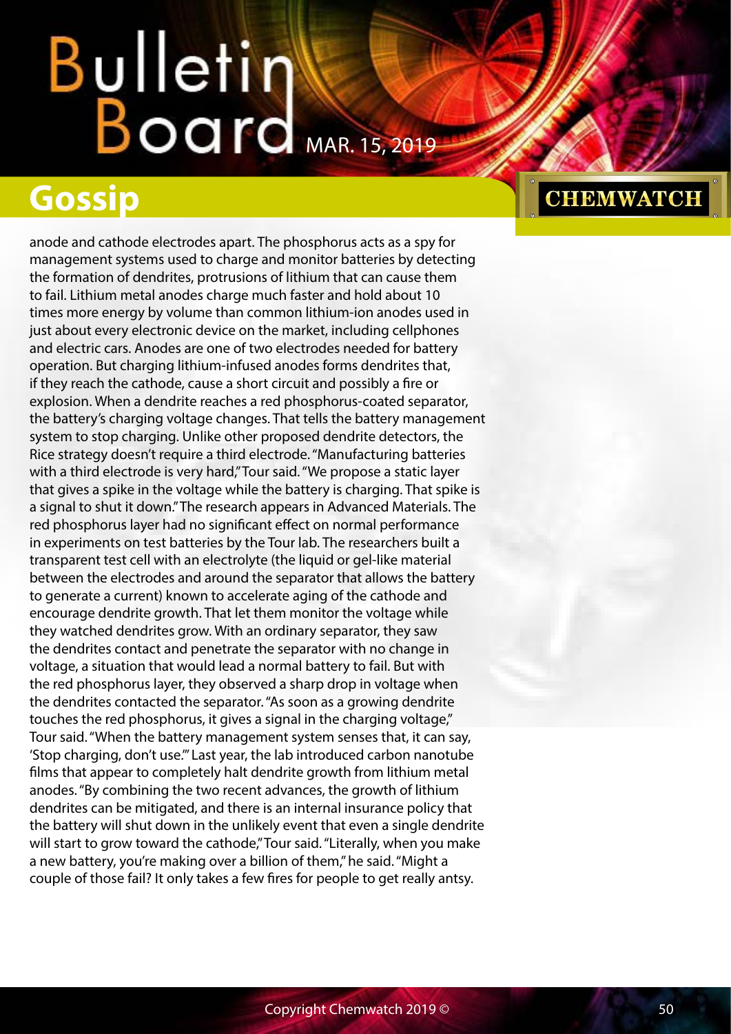anode and cathode electrodes apart. The phosphorus acts as a spy for management systems used to charge and monitor batteries by detecting the formation of dendrites, protrusions of lithium that can cause them to fail. Lithium metal anodes charge much faster and hold about 10 times more energy by volume than common lithium-ion anodes used in just about every electronic device on the market, including cellphones and electric cars. Anodes are one of two electrodes needed for battery operation. But charging lithium-infused anodes forms dendrites that, if they reach the cathode, cause a short circuit and possibly a fire or explosion. When a dendrite reaches a red phosphorus-coated separator, the battery's charging voltage changes. That tells the battery management system to stop charging. Unlike other proposed dendrite detectors, the Rice strategy doesn't require a third electrode. "Manufacturing batteries with a third electrode is very hard," Tour said. "We propose a static layer that gives a spike in the voltage while the battery is charging. That spike is a signal to shut it down." The research appears in Advanced Materials. The red phosphorus layer had no significant effect on normal performance in experiments on test batteries by the Tour lab. The researchers built a transparent test cell with an electrolyte (the liquid or gel-like material between the electrodes and around the separator that allows the battery to generate a current) known to accelerate aging of the cathode and encourage dendrite growth. That let them monitor the voltage while they watched dendrites grow. With an ordinary separator, they saw the dendrites contact and penetrate the separator with no change in voltage, a situation that would lead a normal battery to fail. But with the red phosphorus layer, they observed a sharp drop in voltage when the dendrites contacted the separator. "As soon as a growing dendrite touches the red phosphorus, it gives a signal in the charging voltage," Tour said. "When the battery management system senses that, it can say, 'Stop charging, don't use.'" Last year, the lab introduced carbon nanotube films that appear to completely halt dendrite growth from lithium metal anodes. "By combining the two recent advances, the growth of lithium dendrites can be mitigated, and there is an internal insurance policy that the battery will shut down in the unlikely event that even a single dendrite will start to grow toward the cathode," Tour said. "Literally, when you make a new battery, you're making over a billion of them," he said. "Might a couple of those fail? It only takes a few fires for people to get really antsy.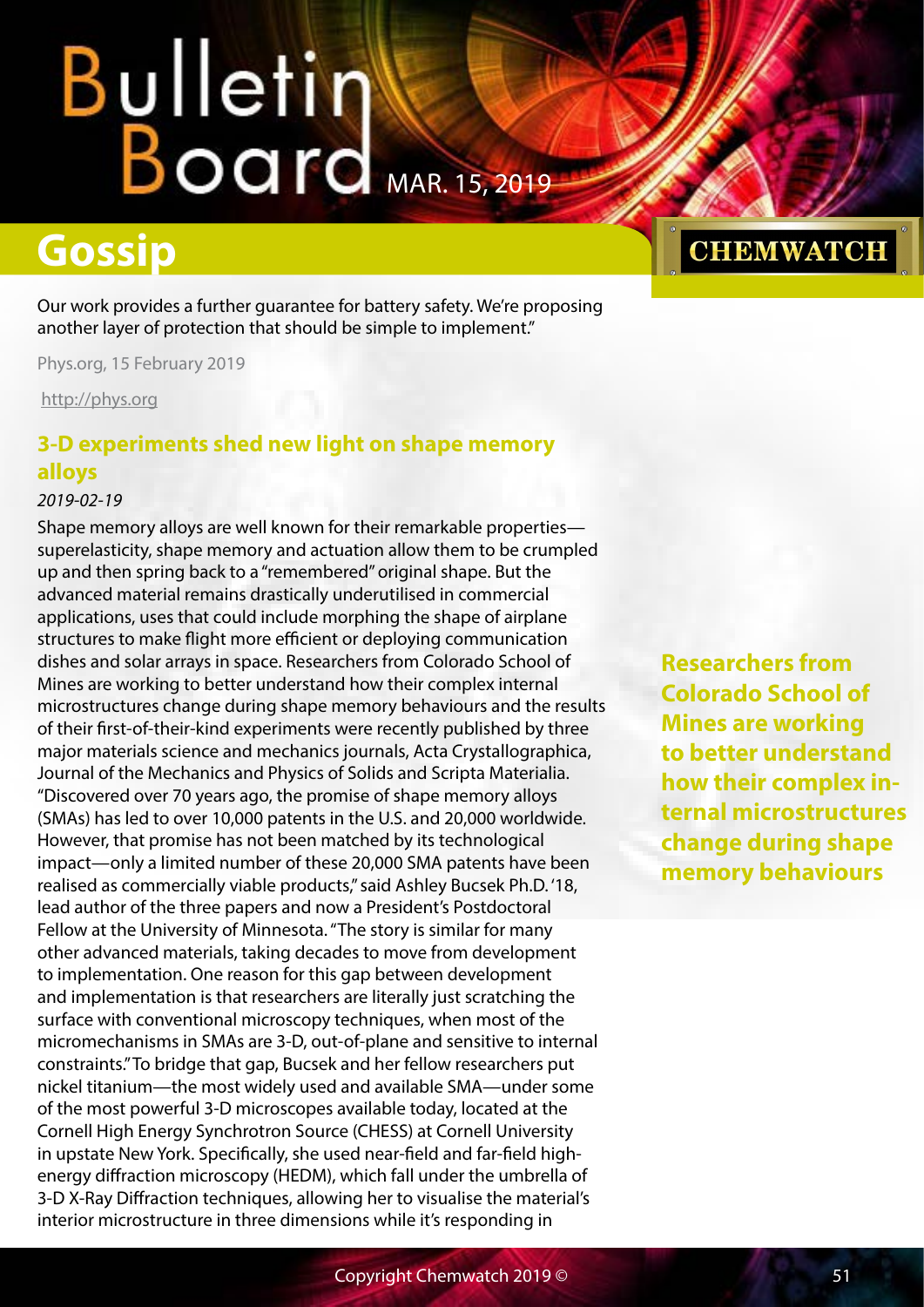Our work provides a further guarantee for battery safety. We're proposing another layer of protection that should be simple to implement."

Phys.org, 15 February 2019

http://phys.org

### 3-D experiments shed new light on shape memory alloys

*2019-02-19*

Shape memory alloys are well known for their remarkable properties—superelasticity, shape memory and actuation allow them to be crumpled up and then spring back to a "remembered" original shape. But the advanced material remains drastically underutilised in commercial applications, uses that could include morphing the shape of airplane structures to make flight more efficient or deploying communication dishes and solar arrays in space. Researchers from Colorado School of Mines are working to better understand how their complex internal microstructures change during shape memory behaviours and the results of their first-of-their-kind experiments were recently published by three major materials science and mechanics journals, Acta Crystallographica, Journal of the Mechanics and Physics of Solids and Scripta Materialia. "Discovered over 70 years ago, the promise of shape memory alloys (SMAs) has led to over 10,000 patents in the U.S. and 20,000 worldwide. However, that promise has not been matched by its technological impact—only a limited number of these 20,000 SMA patents have been realised as commercially viable products," said Ashley Bucsek Ph.D. '18, lead author of the three papers and now a President's Postdoctoral Fellow at the University of Minnesota. "The story is similar for many other advanced materials, taking decades to move from development to implementation. One reason for this gap between development and implementation is that researchers are literally just scratching the surface with conventional microscopy techniques, when most of the micromechanisms in SMAs are 3-D, out-of-plane and sensitive to internal constraints." To bridge that gap, Bucsek and her fellow researchers put nickel titanium—the most widely used and available SMA—under some of the most powerful 3-D microscopes available today, located at the Cornell High Energy Synchrotron Source (CHESS) at Cornell University in upstate New York. Specifically, she used near-field and far-field high-energy diffraction microscopy (HEDM), which fall under the umbrella of 3-D X-Ray Diffraction techniques, allowing her to visualise the material's interior microstructure in three dimensions while it's responding in

**Researchers from Colorado School of Mines are working to better understand how their complex internal microstructures change during shape memory behaviours**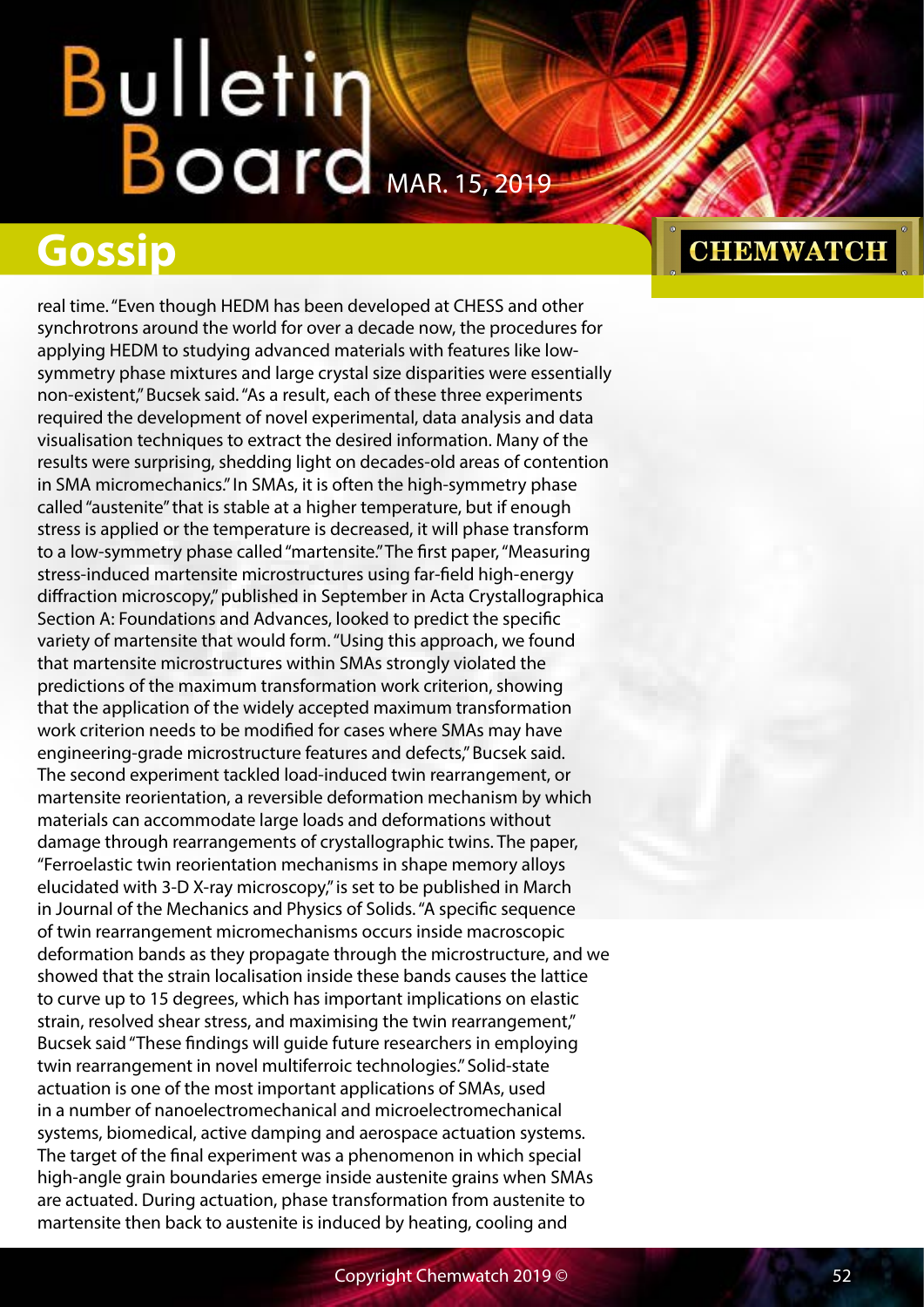real time. "Even though HEDM has been developed at CHESS and other synchrotrons around the world for over a decade now, the procedures for applying HEDM to studying advanced materials with features like low-symmetry phase mixtures and large crystal size disparities were essentially non-existent," Bucsek said. "As a result, each of these three experiments required the development of novel experimental, data analysis and data visualisation techniques to extract the desired information. Many of the results were surprising, shedding light on decades-old areas of contention in SMA micromechanics." In SMAs, it is often the high-symmetry phase called "austenite" that is stable at a higher temperature, but if enough stress is applied or the temperature is decreased, it will phase transform to a low-symmetry phase called "martensite." The first paper, "Measuring stress-induced martensite microstructures using far-field high-energy diffraction microscopy," published in September in Acta Crystallographica Section A: Foundations and Advances, looked to predict the specific variety of martensite that would form. "Using this approach, we found that martensite microstructures within SMAs strongly violated the predictions of the maximum transformation work criterion, showing that the application of the widely accepted maximum transformation work criterion needs to be modified for cases where SMAs may have engineering-grade microstructure features and defects," Bucsek said. The second experiment tackled load-induced twin rearrangement, or martensite reorientation, a reversible deformation mechanism by which materials can accommodate large loads and deformations without damage through rearrangements of crystallographic twins. The paper, "Ferroelastic twin reorientation mechanisms in shape memory alloys elucidated with 3-D X-ray microscopy," is set to be published in March in Journal of the Mechanics and Physics of Solids. "A specific sequence of twin rearrangement micromechanisms occurs inside macroscopic deformation bands as they propagate through the microstructure, and we showed that the strain localisation inside these bands causes the lattice to curve up to 15 degrees, which has important implications on elastic strain, resolved shear stress, and maximising the twin rearrangement," Bucsek said "These findings will guide future researchers in employing twin rearrangement in novel multiferroic technologies." Solid-state actuation is one of the most important applications of SMAs, used in a number of nanoelectromechanical and microelectromechanical systems, biomedical, active damping and aerospace actuation systems. The target of the final experiment was a phenomenon in which special high-angle grain boundaries emerge inside austenite grains when SMAs are actuated. During actuation, phase transformation from austenite to martensite then back to austenite is induced by heating, cooling and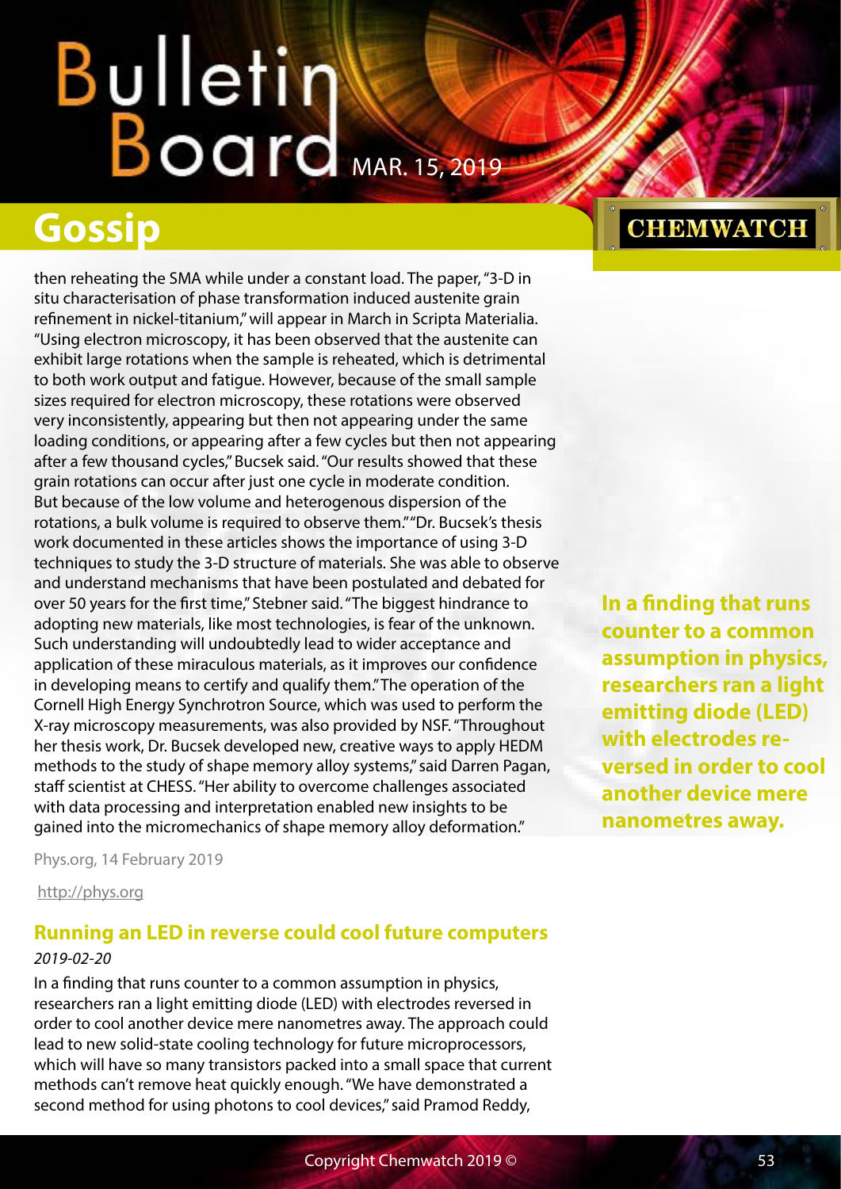then reheating the SMA while under a constant load. The paper, "3-D in situ characterisation of phase transformation induced austenite grain refinement in nickel-titanium," will appear in March in Scripta Materialia. "Using electron microscopy, it has been observed that the austenite can exhibit large rotations when the sample is reheated, which is detrimental to both work output and fatigue. However, because of the small sample sizes required for electron microscopy, these rotations were observed very inconsistently, appearing but then not appearing under the same loading conditions, or appearing after a few cycles but then not appearing after a few thousand cycles," Bucsek said. "Our results showed that these grain rotations can occur after just one cycle in moderate condition. But because of the low volume and heterogenous dispersion of the rotations, a bulk volume is required to observe them." "Dr. Bucsek's thesis work documented in these articles shows the importance of using 3-D techniques to study the 3-D structure of materials. She was able to observe and understand mechanisms that have been postulated and debated for over 50 years for the first time," Stebner said. "The biggest hindrance to adopting new materials, like most technologies, is fear of the unknown. Such understanding will undoubtedly lead to wider acceptance and application of these miraculous materials, as it improves our confidence in developing means to certify and qualify them." The operation of the Cornell High Energy Synchrotron Source, which was used to perform the X-ray microscopy measurements, was also provided by NSF. "Throughout her thesis work, Dr. Bucsek developed new, creative ways to apply HEDM methods to the study of shape memory alloy systems," said Darren Pagan, staff scientist at CHESS. "Her ability to overcome challenges associated with data processing and interpretation enabled new insights to be gained into the micromechanics of shape memory alloy deformation."

Phys.org, 14 February 2019

http://phys.org

## Running an LED in reverse could cool future computers

*2019-02-20*

In a finding that runs counter to a common assumption in physics, researchers ran a light emitting diode (LED) with electrodes reversed in order to cool another device mere nanometres away. The approach could lead to new solid-state cooling technology for future microprocessors, which will have so many transistors packed into a small space that current methods can't remove heat quickly enough. "We have demonstrated a second method for using photons to cool devices," said Pramod Reddy,

**In a finding that runs counter to a common assumption in physics, researchers ran a light emitting diode (LED) with electrodes reversed in order to cool another device mere nanometres away.**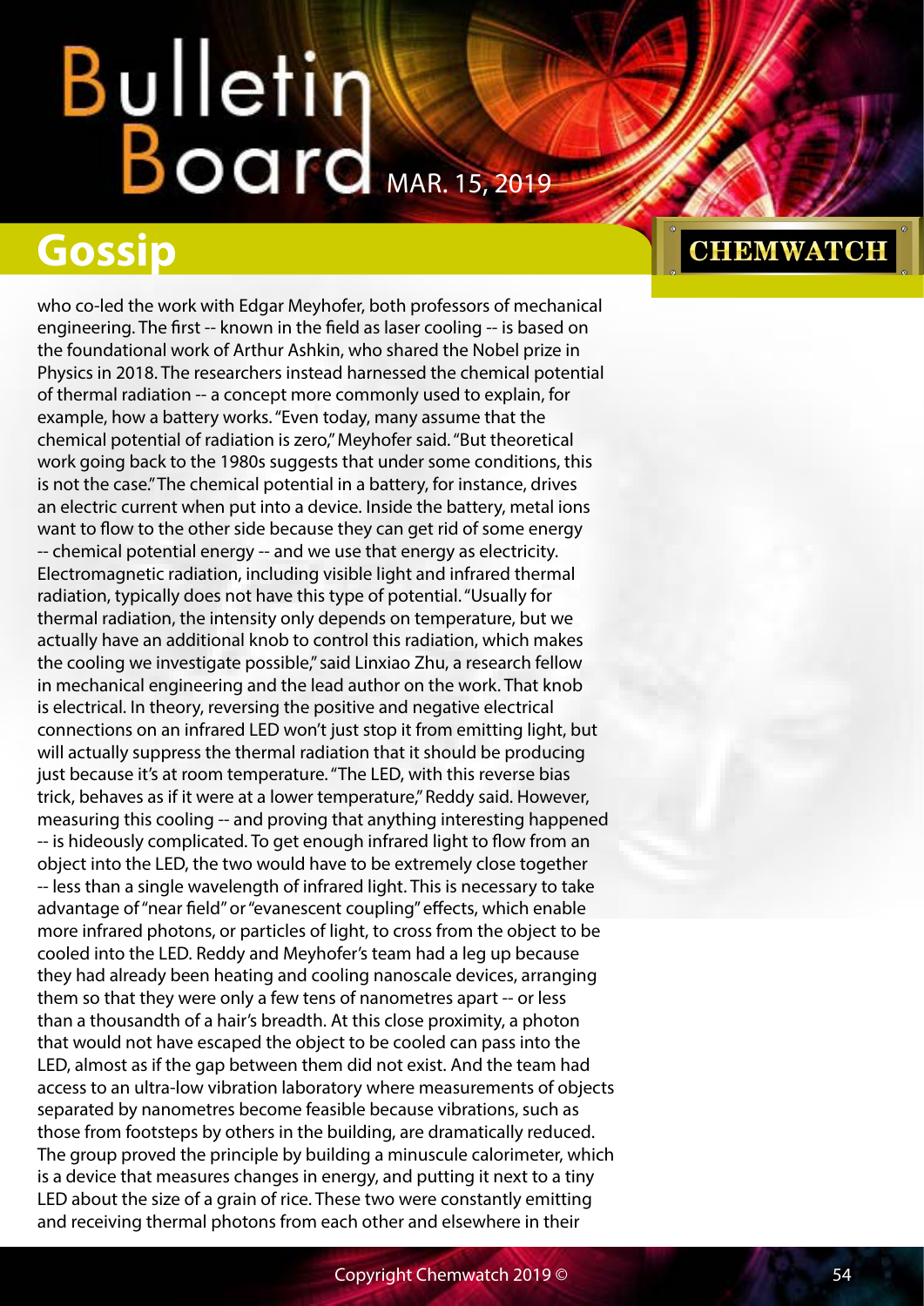## Gossip

who co-led the work with Edgar Meyhofer, both professors of mechanical engineering. The first -- known in the field as laser cooling -- is based on the foundational work of Arthur Ashkin, who shared the Nobel prize in Physics in 2018. The researchers instead harnessed the chemical potential of thermal radiation -- a concept more commonly used to explain, for example, how a battery works. "Even today, many assume that the chemical potential of radiation is zero," Meyhofer said. "But theoretical work going back to the 1980s suggests that under some conditions, this is not the case." The chemical potential in a battery, for instance, drives an electric current when put into a device. Inside the battery, metal ions want to flow to the other side because they can get rid of some energy -- chemical potential energy -- and we use that energy as electricity. Electromagnetic radiation, including visible light and infrared thermal radiation, typically does not have this type of potential. "Usually for thermal radiation, the intensity only depends on temperature, but we actually have an additional knob to control this radiation, which makes the cooling we investigate possible," said Linxiao Zhu, a research fellow in mechanical engineering and the lead author on the work. That knob is electrical. In theory, reversing the positive and negative electrical connections on an infrared LED won't just stop it from emitting light, but will actually suppress the thermal radiation that it should be producing just because it's at room temperature. "The LED, with this reverse bias trick, behaves as if it were at a lower temperature," Reddy said. However, measuring this cooling -- and proving that anything interesting happened -- is hideously complicated. To get enough infrared light to flow from an object into the LED, the two would have to be extremely close together -- less than a single wavelength of infrared light. This is necessary to take advantage of "near field" or "evanescent coupling" effects, which enable more infrared photons, or particles of light, to cross from the object to be cooled into the LED. Reddy and Meyhofer's team had a leg up because they had already been heating and cooling nanoscale devices, arranging them so that they were only a few tens of nanometres apart -- or less than a thousandth of a hair's breadth. At this close proximity, a photon that would not have escaped the object to be cooled can pass into the LED, almost as if the gap between them did not exist. And the team had access to an ultra-low vibration laboratory where measurements of objects separated by nanometres become feasible because vibrations, such as those from footsteps by others in the building, are dramatically reduced. The group proved the principle by building a minuscule calorimeter, which is a device that measures changes in energy, and putting it next to a tiny LED about the size of a grain of rice. These two were constantly emitting and receiving thermal photons from each other and elsewhere in their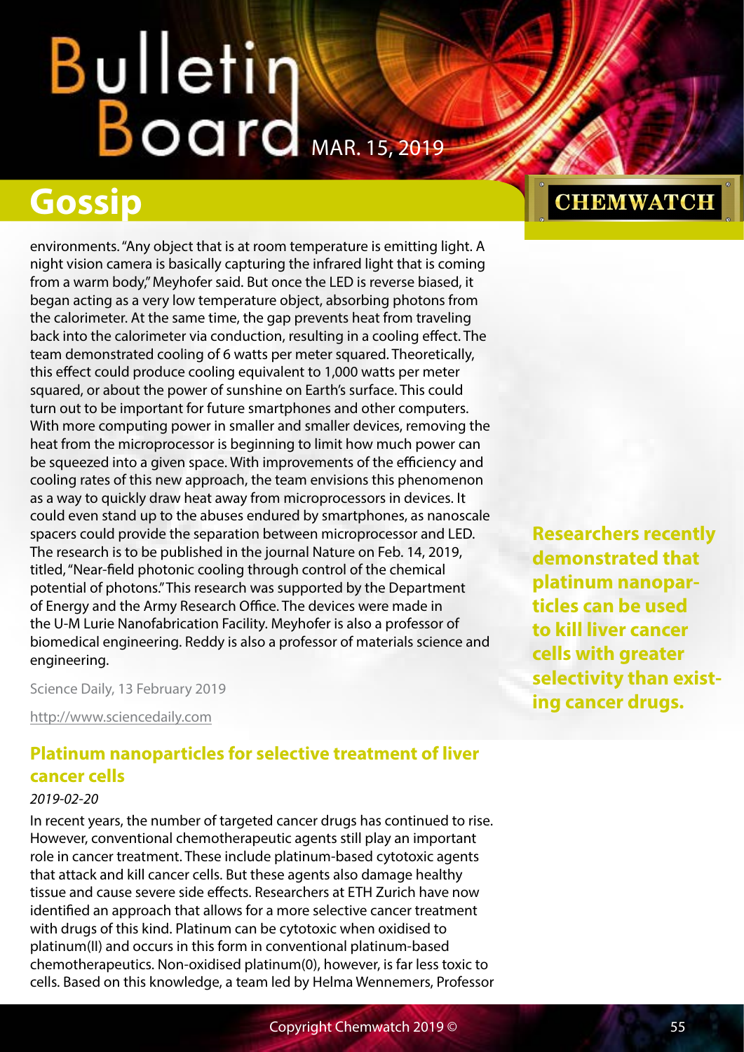environments. "Any object that is at room temperature is emitting light. A night vision camera is basically capturing the infrared light that is coming from a warm body," Meyhofer said. But once the LED is reverse biased, it began acting as a very low temperature object, absorbing photons from the calorimeter. At the same time, the gap prevents heat from traveling back into the calorimeter via conduction, resulting in a cooling effect. The team demonstrated cooling of 6 watts per meter squared. Theoretically, this effect could produce cooling equivalent to 1,000 watts per meter squared, or about the power of sunshine on Earth's surface. This could turn out to be important for future smartphones and other computers. With more computing power in smaller and smaller devices, removing the heat from the microprocessor is beginning to limit how much power can be squeezed into a given space. With improvements of the efficiency and cooling rates of this new approach, the team envisions this phenomenon as a way to quickly draw heat away from microprocessors in devices. It could even stand up to the abuses endured by smartphones, as nanoscale spacers could provide the separation between microprocessor and LED. The research is to be published in the journal Nature on Feb. 14, 2019, titled, "Near-field photonic cooling through control of the chemical potential of photons." This research was supported by the Department of Energy and the Army Research Office. The devices were made in the U-M Lurie Nanofabrication Facility. Meyhofer is also a professor of biomedical engineering. Reddy is also a professor of materials science and engineering.

Science Daily, 13 February 2019

http://www.sciencedaily.com

## Platinum nanoparticles for selective treatment of liver cancer cells

*2019-02-20*

In recent years, the number of targeted cancer drugs has continued to rise. However, conventional chemotherapeutic agents still play an important role in cancer treatment. These include platinum-based cytotoxic agents that attack and kill cancer cells. But these agents also damage healthy tissue and cause severe side effects. Researchers at ETH Zurich have now identified an approach that allows for a more selective cancer treatment with drugs of this kind. Platinum can be cytotoxic when oxidised to platinum(II) and occurs in this form in conventional platinum-based chemotherapeutics. Non-oxidised platinum(0), however, is far less toxic to cells. Based on this knowledge, a team led by Helma Wennemers, Professor

**Researchers recently demonstrated that platinum nanoparticles can be used to kill liver cancer cells with greater selectivity than existing cancer drugs.**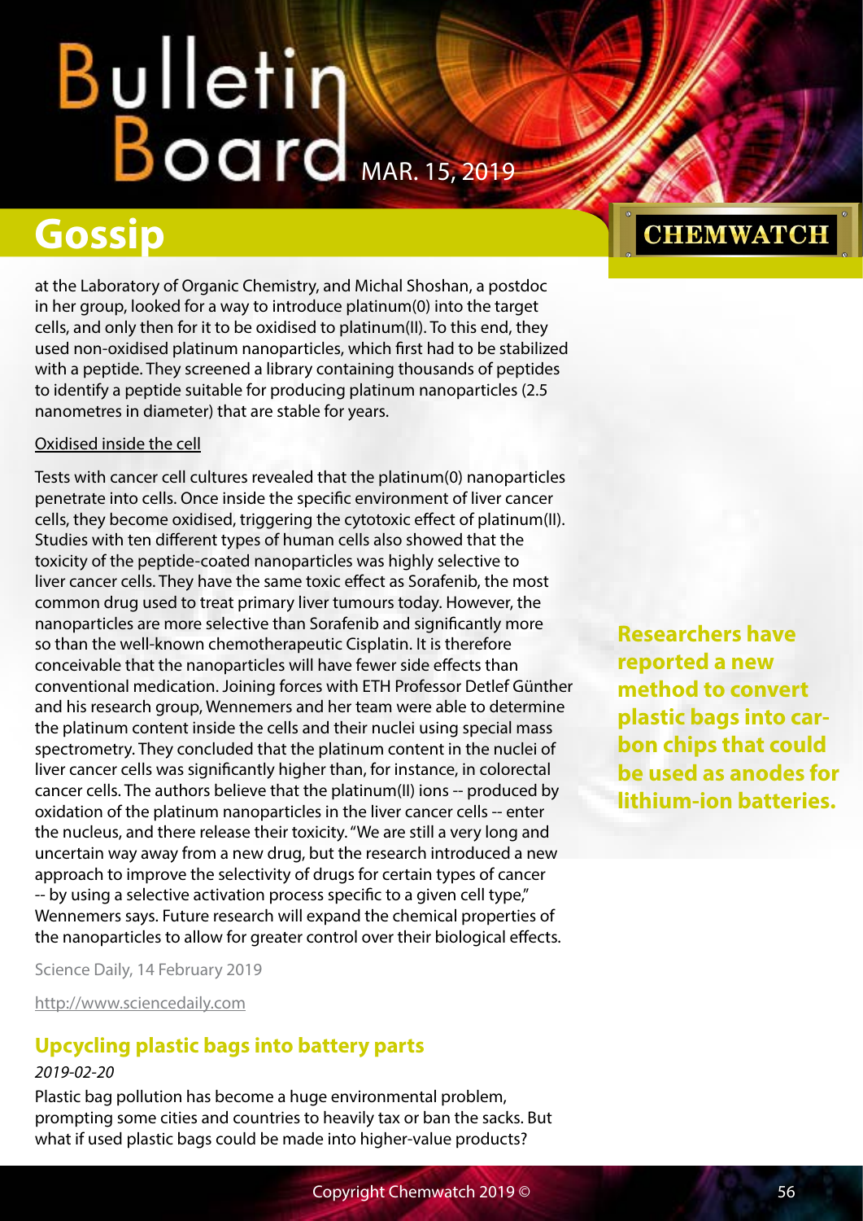at the Laboratory of Organic Chemistry, and Michal Shoshan, a postdoc in her group, looked for a way to introduce platinum(0) into the target cells, and only then for it to be oxidised to platinum(II). To this end, they used non-oxidised platinum nanoparticles, which first had to be stabilized with a peptide. They screened a library containing thousands of peptides to identify a peptide suitable for producing platinum nanoparticles (2.5 nanometres in diameter) that are stable for years.

Oxidised inside the cell

Tests with cancer cell cultures revealed that the platinum(0) nanoparticles penetrate into cells. Once inside the specific environment of liver cancer cells, they become oxidised, triggering the cytotoxic effect of platinum(II). Studies with ten different types of human cells also showed that the toxicity of the peptide-coated nanoparticles was highly selective to liver cancer cells. They have the same toxic effect as Sorafenib, the most common drug used to treat primary liver tumours today. However, the nanoparticles are more selective than Sorafenib and significantly more so than the well-known chemotherapeutic Cisplatin. It is therefore conceivable that the nanoparticles will have fewer side effects than conventional medication. Joining forces with ETH Professor Detlef Günther and his research group, Wennemers and her team were able to determine the platinum content inside the cells and their nuclei using special mass spectrometry. They concluded that the platinum content in the nuclei of liver cancer cells was significantly higher than, for instance, in colorectal cancer cells. The authors believe that the platinum(II) ions -- produced by oxidation of the platinum nanoparticles in the liver cancer cells -- enter the nucleus, and there release their toxicity. "We are still a very long and uncertain way away from a new drug, but the research introduced a new approach to improve the selectivity of drugs for certain types of cancer -- by using a selective activation process specific to a given cell type," Wennemers says. Future research will expand the chemical properties of the nanoparticles to allow for greater control over their biological effects.

Science Daily, 14 February 2019

http://www.sciencedaily.com

## Upcycling plastic bags into battery parts

*2019-02-20*

Plastic bag pollution has become a huge environmental problem, prompting some cities and countries to heavily tax or ban the sacks. But what if used plastic bags could be made into higher-value products?

**Researchers have reported a new method to convert plastic bags into carbon chips that could be used as anodes for lithium-ion batteries.**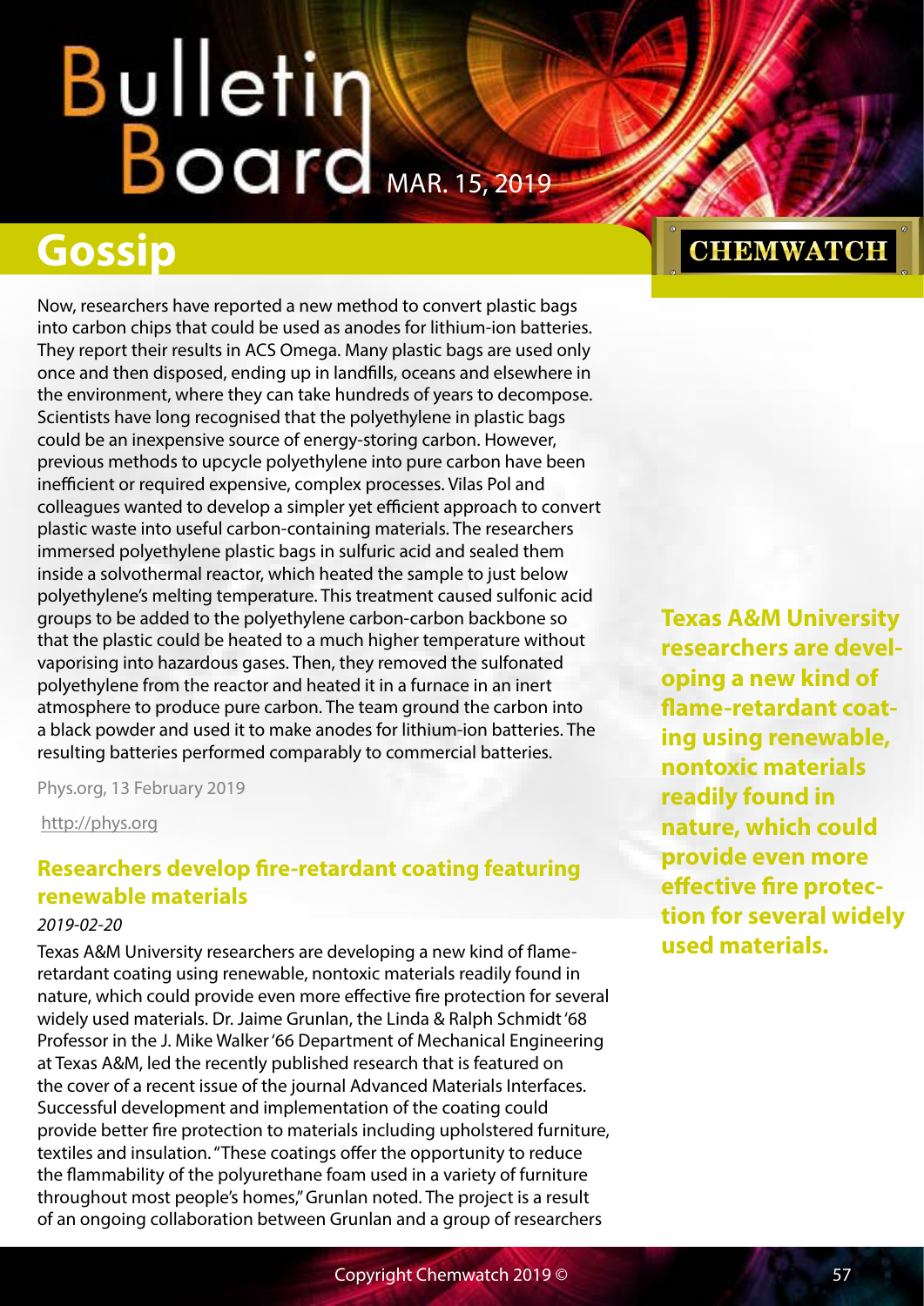Now, researchers have reported a new method to convert plastic bags into carbon chips that could be used as anodes for lithium-ion batteries. They report their results in ACS Omega. Many plastic bags are used only once and then disposed, ending up in landfills, oceans and elsewhere in the environment, where they can take hundreds of years to decompose. Scientists have long recognised that the polyethylene in plastic bags could be an inexpensive source of energy-storing carbon. However, previous methods to upcycle polyethylene into pure carbon have been inefficient or required expensive, complex processes. Vilas Pol and colleagues wanted to develop a simpler yet efficient approach to convert plastic waste into useful carbon-containing materials. The researchers immersed polyethylene plastic bags in sulfuric acid and sealed them inside a solvothermal reactor, which heated the sample to just below polyethylene's melting temperature. This treatment caused sulfonic acid groups to be added to the polyethylene carbon-carbon backbone so that the plastic could be heated to a much higher temperature without vaporising into hazardous gases. Then, they removed the sulfonated polyethylene from the reactor and heated it in a furnace in an inert atmosphere to produce pure carbon. The team ground the carbon into a black powder and used it to make anodes for lithium-ion batteries. The resulting batteries performed comparably to commercial batteries.

Phys.org, 13 February 2019

http://phys.org

## Researchers develop fire-retardant coating featuring renewable materials

*2019-02-20*

Texas A&M University researchers are developing a new kind of flame-retardant coating using renewable, nontoxic materials readily found in nature, which could provide even more effective fire protection for several widely used materials. Dr. Jaime Grunlan, the Linda & Ralph Schmidt '68 Professor in the J. Mike Walker '66 Department of Mechanical Engineering at Texas A&M, led the recently published research that is featured on the cover of a recent issue of the journal Advanced Materials Interfaces. Successful development and implementation of the coating could provide better fire protection to materials including upholstered furniture, textiles and insulation. "These coatings offer the opportunity to reduce the flammability of the polyurethane foam used in a variety of furniture throughout most people's homes," Grunlan noted. The project is a result of an ongoing collaboration between Grunlan and a group of researchers

**Texas A&M University researchers are developing a new kind of flame-retardant coating using renewable, nontoxic materials readily found in nature, which could provide even more effective fire protection for several widely used materials.**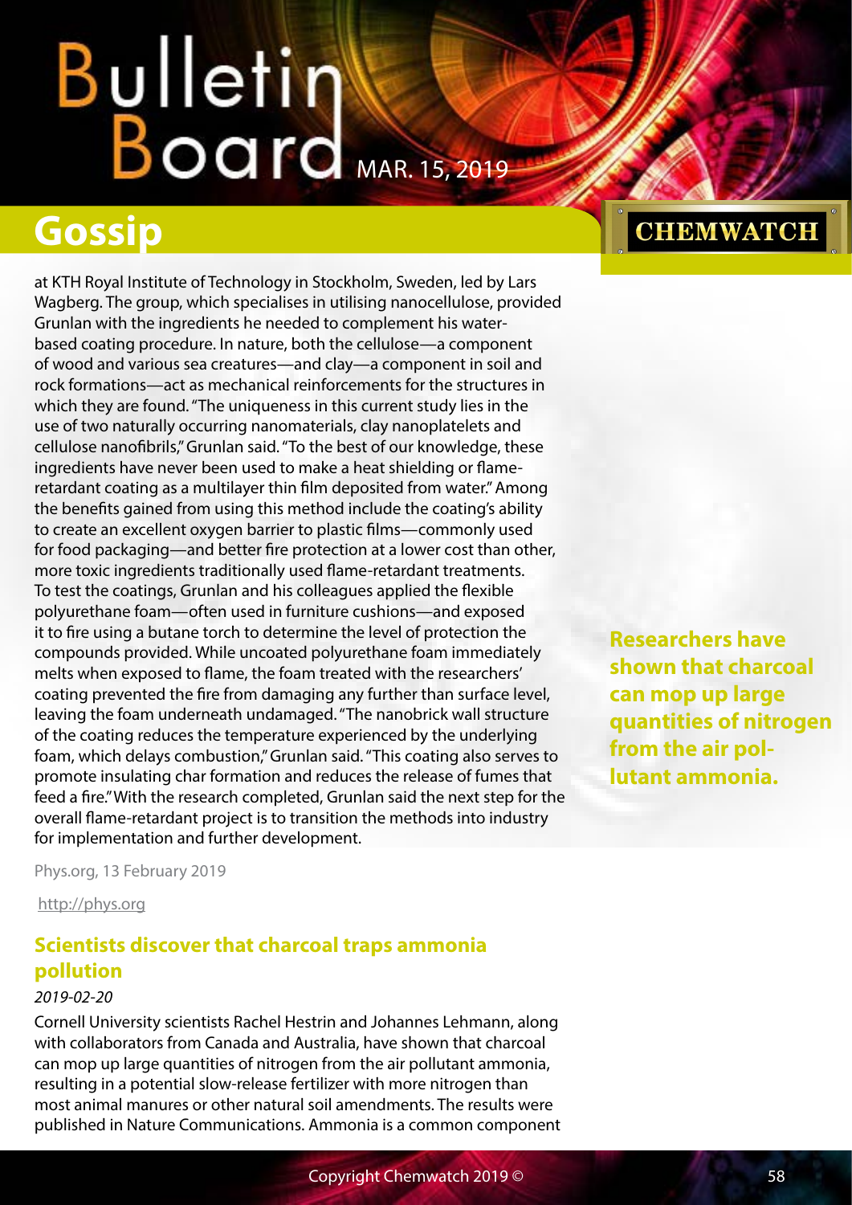at KTH Royal Institute of Technology in Stockholm, Sweden, led by Lars Wagberg. The group, which specialises in utilising nanocellulose, provided Grunlan with the ingredients he needed to complement his water-based coating procedure. In nature, both the cellulose—a component of wood and various sea creatures—and clay—a component in soil and rock formations—act as mechanical reinforcements for the structures in which they are found. "The uniqueness in this current study lies in the use of two naturally occurring nanomaterials, clay nanoplatelets and cellulose nanofibrils," Grunlan said. "To the best of our knowledge, these ingredients have never been used to make a heat shielding or flame-retardant coating as a multilayer thin film deposited from water." Among the benefits gained from using this method include the coating's ability to create an excellent oxygen barrier to plastic films—commonly used for food packaging—and better fire protection at a lower cost than other, more toxic ingredients traditionally used flame-retardant treatments. To test the coatings, Grunlan and his colleagues applied the flexible polyurethane foam—often used in furniture cushions—and exposed it to fire using a butane torch to determine the level of protection the compounds provided. While uncoated polyurethane foam immediately melts when exposed to flame, the foam treated with the researchers' coating prevented the fire from damaging any further than surface level, leaving the foam underneath undamaged. "The nanobrick wall structure of the coating reduces the temperature experienced by the underlying foam, which delays combustion," Grunlan said. "This coating also serves to promote insulating char formation and reduces the release of fumes that feed a fire." With the research completed, Grunlan said the next step for the overall flame-retardant project is to transition the methods into industry for implementation and further development.

Phys.org, 13 February 2019

http://phys.org

## Scientists discover that charcoal traps ammonia pollution

*2019-02-20*

**Researchers have shown that charcoal can mop up large quantities of nitrogen from the air pollutant ammonia.**

Cornell University scientists Rachel Hestrin and Johannes Lehmann, along with collaborators from Canada and Australia, have shown that charcoal can mop up large quantities of nitrogen from the air pollutant ammonia, resulting in a potential slow-release fertilizer with more nitrogen than most animal manures or other natural soil amendments. The results were published in Nature Communications. Ammonia is a common component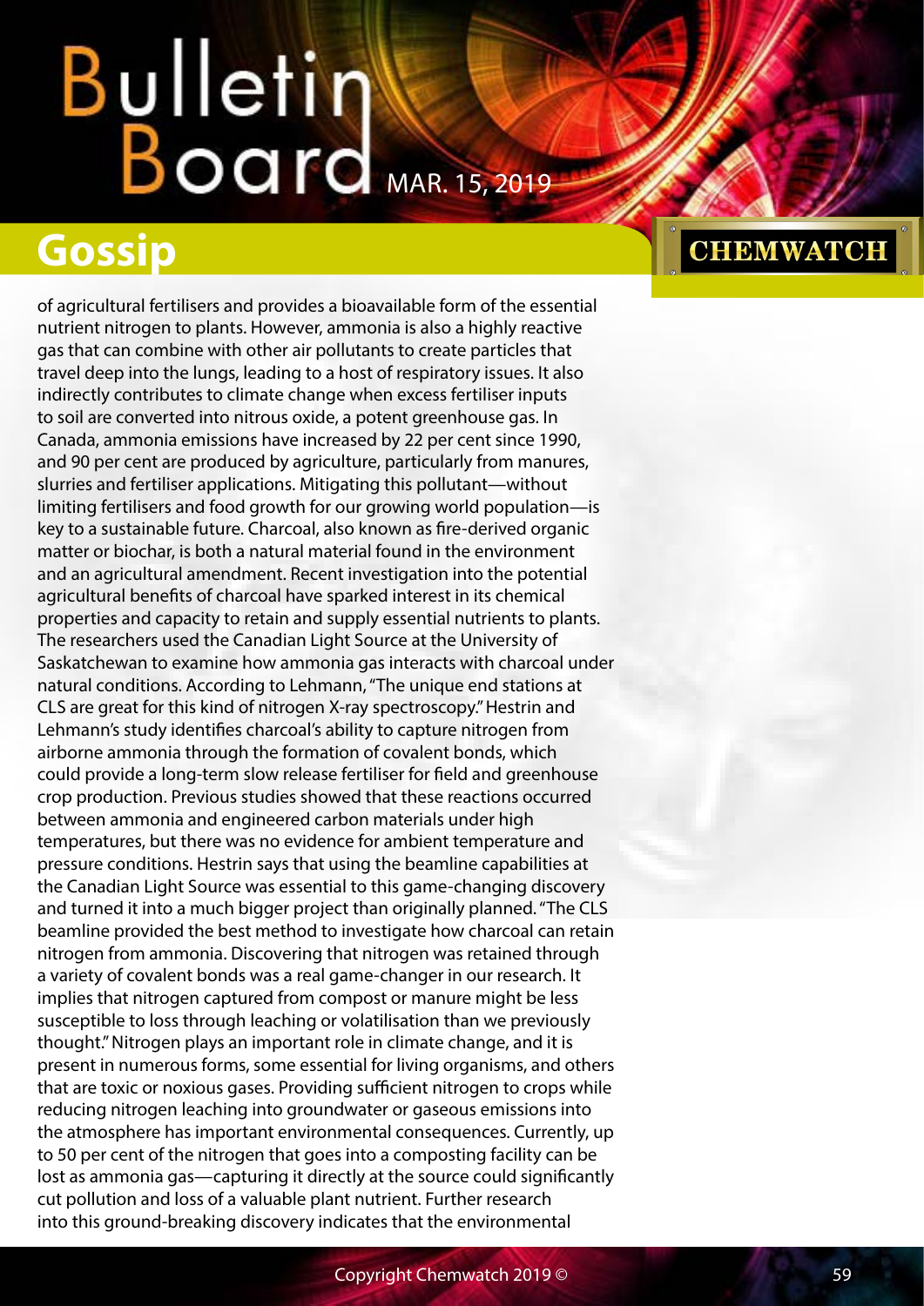## Gossip

of agricultural fertilisers and provides a bioavailable form of the essential nutrient nitrogen to plants. However, ammonia is also a highly reactive gas that can combine with other air pollutants to create particles that travel deep into the lungs, leading to a host of respiratory issues. It also indirectly contributes to climate change when excess fertiliser inputs to soil are converted into nitrous oxide, a potent greenhouse gas. In Canada, ammonia emissions have increased by 22 per cent since 1990, and 90 per cent are produced by agriculture, particularly from manures, slurries and fertiliser applications. Mitigating this pollutant—without limiting fertilisers and food growth for our growing world population—is key to a sustainable future. Charcoal, also known as fire-derived organic matter or biochar, is both a natural material found in the environment and an agricultural amendment. Recent investigation into the potential agricultural benefits of charcoal have sparked interest in its chemical properties and capacity to retain and supply essential nutrients to plants. The researchers used the Canadian Light Source at the University of Saskatchewan to examine how ammonia gas interacts with charcoal under natural conditions. According to Lehmann, "The unique end stations at CLS are great for this kind of nitrogen X-ray spectroscopy." Hestrin and Lehmann's study identifies charcoal's ability to capture nitrogen from airborne ammonia through the formation of covalent bonds, which could provide a long-term slow release fertiliser for field and greenhouse crop production. Previous studies showed that these reactions occurred between ammonia and engineered carbon materials under high temperatures, but there was no evidence for ambient temperature and pressure conditions. Hestrin says that using the beamline capabilities at the Canadian Light Source was essential to this game-changing discovery and turned it into a much bigger project than originally planned. "The CLS beamline provided the best method to investigate how charcoal can retain nitrogen from ammonia. Discovering that nitrogen was retained through a variety of covalent bonds was a real game-changer in our research. It implies that nitrogen captured from compost or manure might be less susceptible to loss through leaching or volatilisation than we previously thought." Nitrogen plays an important role in climate change, and it is present in numerous forms, some essential for living organisms, and others that are toxic or noxious gases. Providing sufficient nitrogen to crops while reducing nitrogen leaching into groundwater or gaseous emissions into the atmosphere has important environmental consequences. Currently, up to 50 per cent of the nitrogen that goes into a composting facility can be lost as ammonia gas—capturing it directly at the source could significantly cut pollution and loss of a valuable plant nutrient. Further research into this ground-breaking discovery indicates that the environmental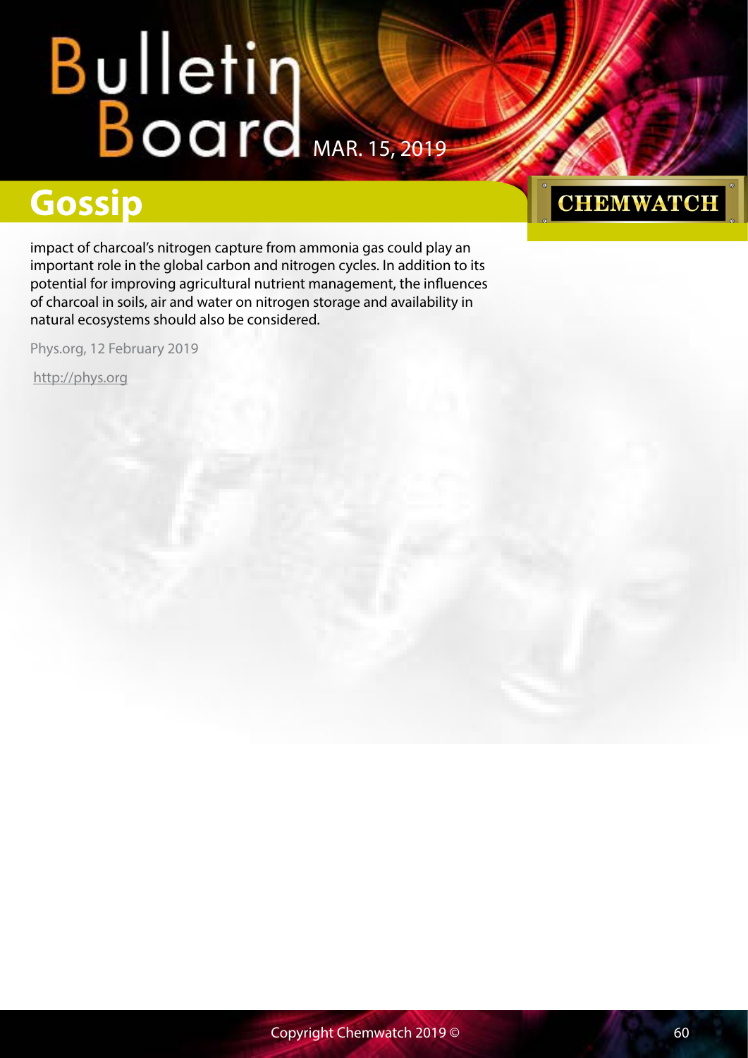impact of charcoal's nitrogen capture from ammonia gas could play an important role in the global carbon and nitrogen cycles. In addition to its potential for improving agricultural nutrient management, the influences of charcoal in soils, air and water on nitrogen storage and availability in natural ecosystems should also be considered.

Phys.org, 12 February 2019

http://phys.org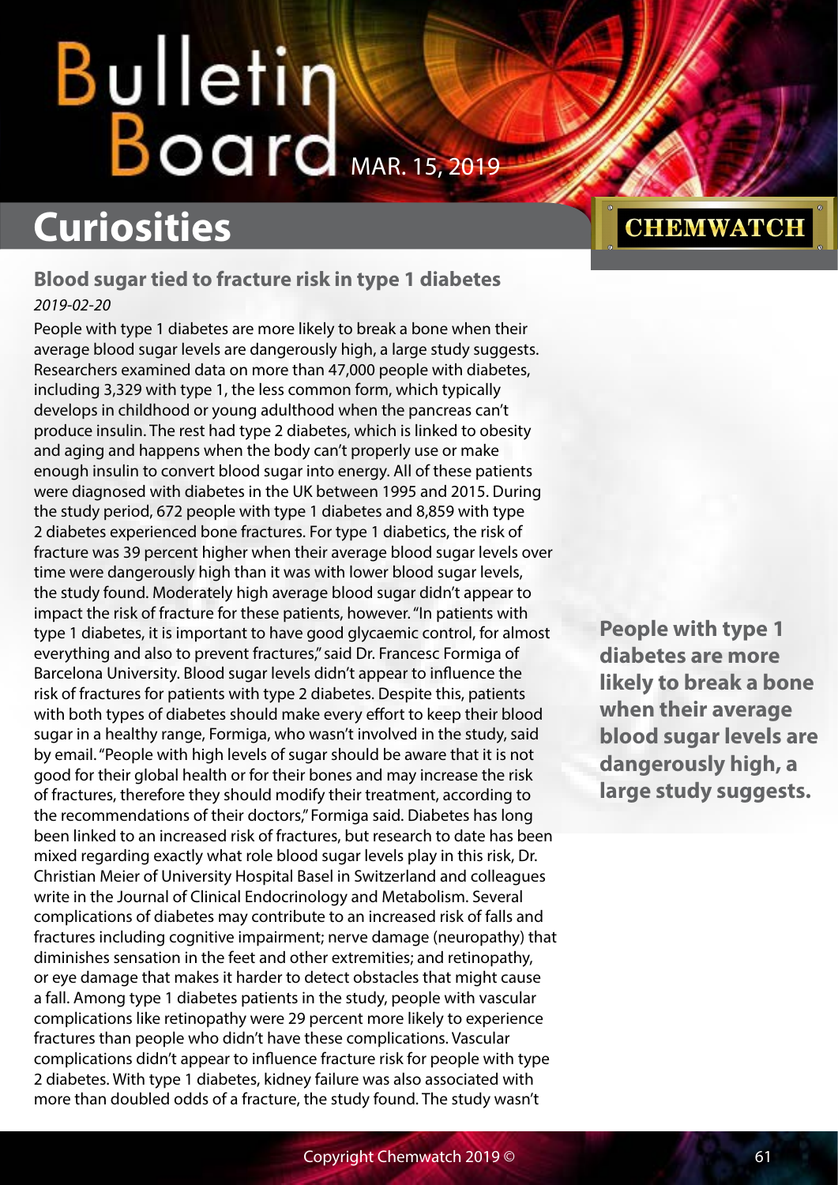## Curiosities

### Blood sugar tied to fracture risk in type 1 diabetes

*2019-02-20*

People with type 1 diabetes are more likely to break a bone when their average blood sugar levels are dangerously high, a large study suggests. Researchers examined data on more than 47,000 people with diabetes, including 3,329 with type 1, the less common form, which typically develops in childhood or young adulthood when the pancreas can't produce insulin. The rest had type 2 diabetes, which is linked to obesity and aging and happens when the body can't properly use or make enough insulin to convert blood sugar into energy. All of these patients were diagnosed with diabetes in the UK between 1995 and 2015. During the study period, 672 people with type 1 diabetes and 8,859 with type 2 diabetes experienced bone fractures. For type 1 diabetics, the risk of fracture was 39 percent higher when their average blood sugar levels over time were dangerously high than it was with lower blood sugar levels, the study found. Moderately high average blood sugar didn't appear to impact the risk of fracture for these patients, however. "In patients with type 1 diabetes, it is important to have good glycaemic control, for almost everything and also to prevent fractures," said Dr. Francesc Formiga of Barcelona University. Blood sugar levels didn't appear to influence the risk of fractures for patients with type 2 diabetes. Despite this, patients with both types of diabetes should make every effort to keep their blood sugar in a healthy range, Formiga, who wasn't involved in the study, said by email. "People with high levels of sugar should be aware that it is not good for their global health or for their bones and may increase the risk of fractures, therefore they should modify their treatment, according to the recommendations of their doctors," Formiga said. Diabetes has long been linked to an increased risk of fractures, but research to date has been mixed regarding exactly what role blood sugar levels play in this risk, Dr. Christian Meier of University Hospital Basel in Switzerland and colleagues write in the Journal of Clinical Endocrinology and Metabolism. Several complications of diabetes may contribute to an increased risk of falls and fractures including cognitive impairment; nerve damage (neuropathy) that diminishes sensation in the feet and other extremities; and retinopathy, or eye damage that makes it harder to detect obstacles that might cause a fall. Among type 1 diabetes patients in the study, people with vascular complications like retinopathy were 29 percent more likely to experience fractures than people who didn't have these complications. Vascular complications didn't appear to influence fracture risk for people with type 2 diabetes. With type 1 diabetes, kidney failure was also associated with more than doubled odds of a fracture, the study found. The study wasn't

**People with type 1 diabetes are more likely to break a bone when their average blood sugar levels are dangerously high, a large study suggests.**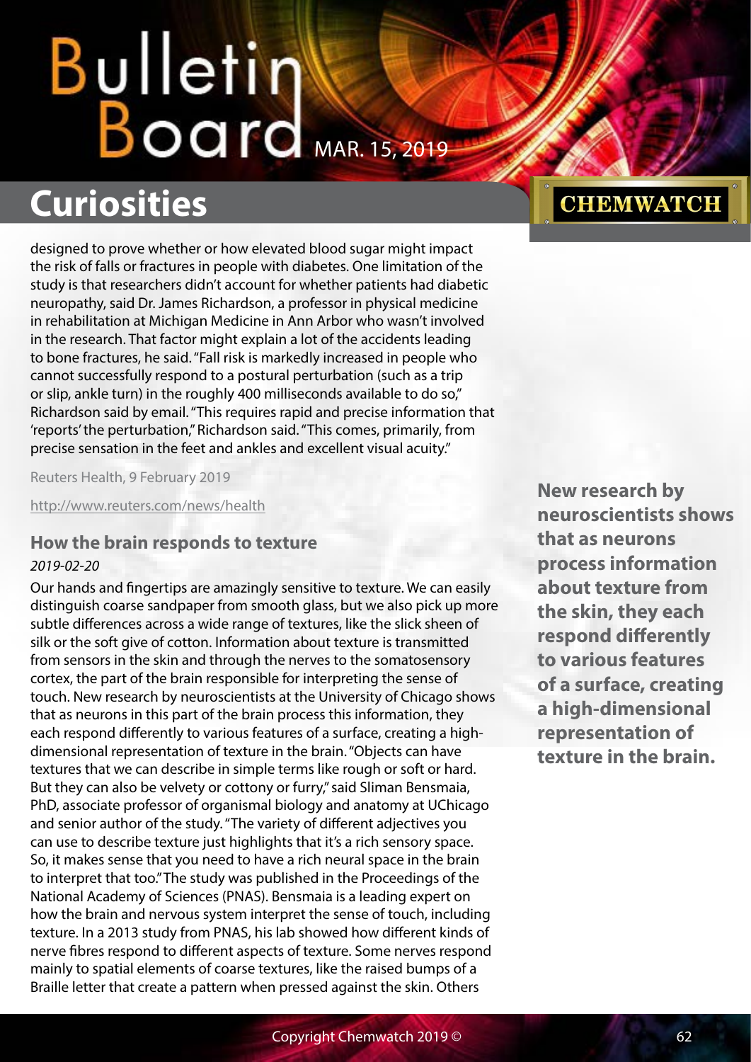designed to prove whether or how elevated blood sugar might impact the risk of falls or fractures in people with diabetes. One limitation of the study is that researchers didn't account for whether patients had diabetic neuropathy, said Dr. James Richardson, a professor in physical medicine in rehabilitation at Michigan Medicine in Ann Arbor who wasn't involved in the research. That factor might explain a lot of the accidents leading to bone fractures, he said. "Fall risk is markedly increased in people who cannot successfully respond to a postural perturbation (such as a trip or slip, ankle turn) in the roughly 400 milliseconds available to do so," Richardson said by email. "This requires rapid and precise information that 'reports' the perturbation," Richardson said. "This comes, primarily, from precise sensation in the feet and ankles and excellent visual acuity."

Reuters Health, 9 February 2019

http://www.reuters.com/news/health

### How the brain responds to texture

*2019-02-20*

**New research by neuroscientists shows that as neurons process information about texture from the skin, they each respond differently to various features of a surface, creating a high-dimensional representation of texture in the brain.**

Our hands and fingertips are amazingly sensitive to texture. We can easily distinguish coarse sandpaper from smooth glass, but we also pick up more subtle differences across a wide range of textures, like the slick sheen of silk or the soft give of cotton. Information about texture is transmitted from sensors in the skin and through the nerves to the somatosensory cortex, the part of the brain responsible for interpreting the sense of touch. New research by neuroscientists at the University of Chicago shows that as neurons in this part of the brain process this information, they each respond differently to various features of a surface, creating a high-dimensional representation of texture in the brain. "Objects can have textures that we can describe in simple terms like rough or soft or hard. But they can also be velvety or cottony or furry," said Sliman Bensmaia, PhD, associate professor of organismal biology and anatomy at UChicago and senior author of the study. "The variety of different adjectives you can use to describe texture just highlights that it's a rich sensory space. So, it makes sense that you need to have a rich neural space in the brain to interpret that too." The study was published in the Proceedings of the National Academy of Sciences (PNAS). Bensmaia is a leading expert on how the brain and nervous system interpret the sense of touch, including texture. In a 2013 study from PNAS, his lab showed how different kinds of nerve fibres respond to different aspects of texture. Some nerves respond mainly to spatial elements of coarse textures, like the raised bumps of a Braille letter that create a pattern when pressed against the skin. Others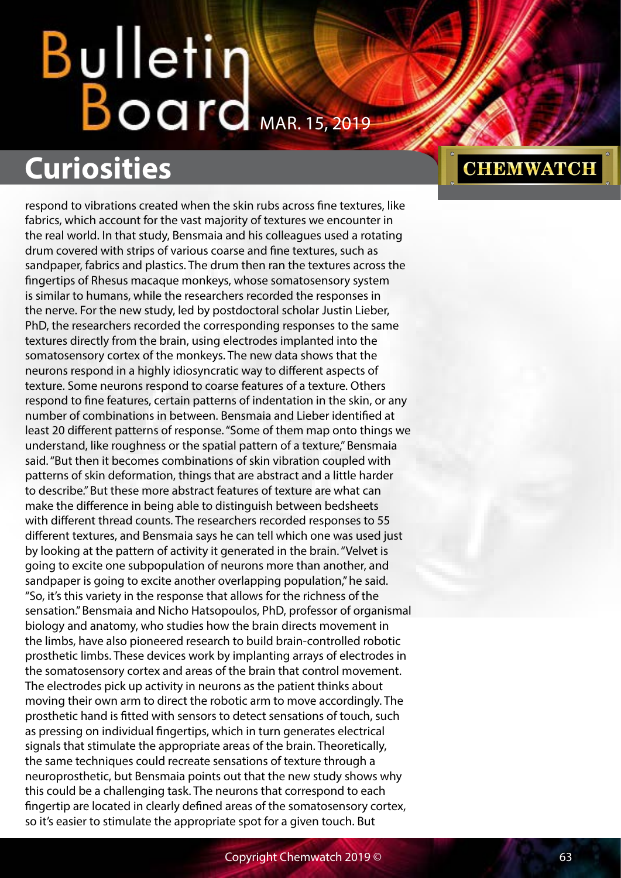respond to vibrations created when the skin rubs across fine textures, like fabrics, which account for the vast majority of textures we encounter in the real world. In that study, Bensmaia and his colleagues used a rotating drum covered with strips of various coarse and fine textures, such as sandpaper, fabrics and plastics. The drum then ran the textures across the fingertips of Rhesus macaque monkeys, whose somatosensory system is similar to humans, while the researchers recorded the responses in the nerve. For the new study, led by postdoctoral scholar Justin Lieber, PhD, the researchers recorded the corresponding responses to the same textures directly from the brain, using electrodes implanted into the somatosensory cortex of the monkeys. The new data shows that the neurons respond in a highly idiosyncratic way to different aspects of texture. Some neurons respond to coarse features of a texture. Others respond to fine features, certain patterns of indentation in the skin, or any number of combinations in between. Bensmaia and Lieber identified at least 20 different patterns of response. "Some of them map onto things we understand, like roughness or the spatial pattern of a texture," Bensmaia said. "But then it becomes combinations of skin vibration coupled with patterns of skin deformation, things that are abstract and a little harder to describe." But these more abstract features of texture are what can make the difference in being able to distinguish between bedsheets with different thread counts. The researchers recorded responses to 55 different textures, and Bensmaia says he can tell which one was used just by looking at the pattern of activity it generated in the brain. "Velvet is going to excite one subpopulation of neurons more than another, and sandpaper is going to excite another overlapping population," he said. "So, it's this variety in the response that allows for the richness of the sensation." Bensmaia and Nicho Hatsopoulos, PhD, professor of organismal biology and anatomy, who studies how the brain directs movement in the limbs, have also pioneered research to build brain-controlled robotic prosthetic limbs. These devices work by implanting arrays of electrodes in the somatosensory cortex and areas of the brain that control movement. The electrodes pick up activity in neurons as the patient thinks about moving their own arm to direct the robotic arm to move accordingly. The prosthetic hand is fitted with sensors to detect sensations of touch, such as pressing on individual fingertips, which in turn generates electrical signals that stimulate the appropriate areas of the brain. Theoretically, the same techniques could recreate sensations of texture through a neuroprosthetic, but Bensmaia points out that the new study shows why this could be a challenging task. The neurons that correspond to each fingertip are located in clearly defined areas of the somatosensory cortex, so it's easier to stimulate the appropriate spot for a given touch. But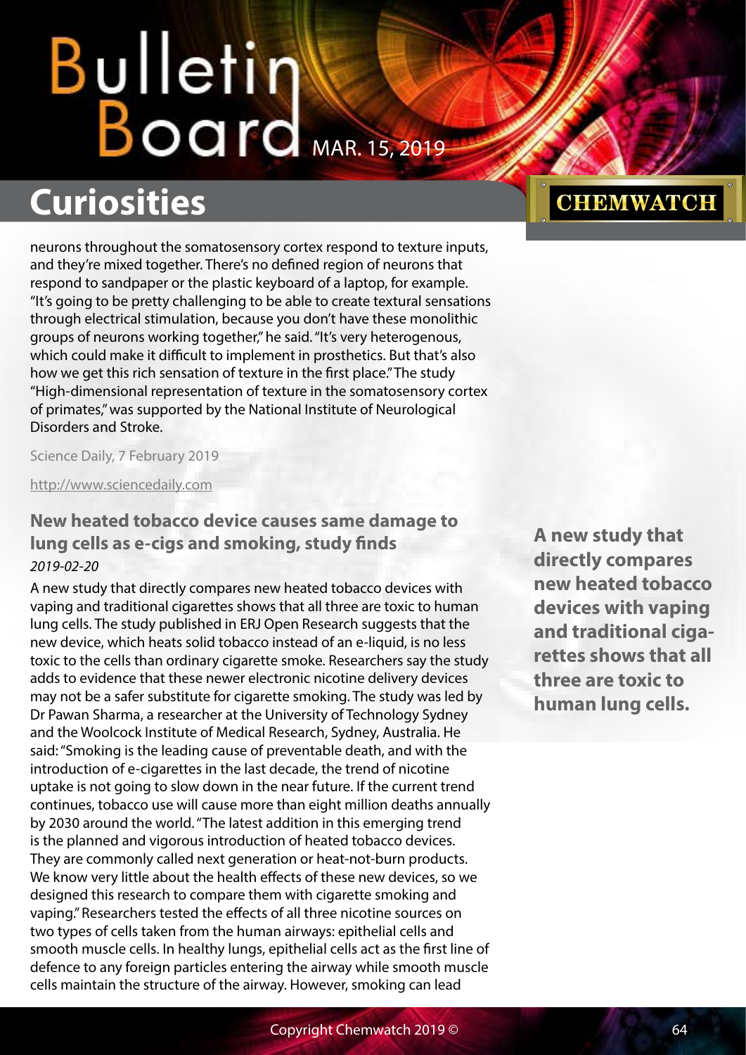neurons throughout the somatosensory cortex respond to texture inputs, and they're mixed together. There's no defined region of neurons that respond to sandpaper or the plastic keyboard of a laptop, for example. "It's going to be pretty challenging to be able to create textural sensations through electrical stimulation, because you don't have these monolithic groups of neurons working together," he said. "It's very heterogenous, which could make it difficult to implement in prosthetics. But that's also how we get this rich sensation of texture in the first place." The study "High-dimensional representation of texture in the somatosensory cortex of primates," was supported by the National Institute of Neurological Disorders and Stroke.

Science Daily, 7 February 2019

http://www.sciencedaily.com

## New heated tobacco device causes same damage to lung cells as e-cigs and smoking, study finds

*2019-02-20*

A new study that directly compares new heated tobacco devices with vaping and traditional cigarettes shows that all three are toxic to human lung cells. The study published in ERJ Open Research suggests that the new device, which heats solid tobacco instead of an e-liquid, is no less toxic to the cells than ordinary cigarette smoke. Researchers say the study adds to evidence that these newer electronic nicotine delivery devices may not be a safer substitute for cigarette smoking. The study was led by Dr Pawan Sharma, a researcher at the University of Technology Sydney and the Woolcock Institute of Medical Research, Sydney, Australia. He said: "Smoking is the leading cause of preventable death, and with the introduction of e-cigarettes in the last decade, the trend of nicotine uptake is not going to slow down in the near future. If the current trend continues, tobacco use will cause more than eight million deaths annually by 2030 around the world. "The latest addition in this emerging trend is the planned and vigorous introduction of heated tobacco devices. They are commonly called next generation or heat-not-burn products. We know very little about the health effects of these new devices, so we designed this research to compare them with cigarette smoking and vaping." Researchers tested the effects of all three nicotine sources on two types of cells taken from the human airways: epithelial cells and smooth muscle cells. In healthy lungs, epithelial cells act as the first line of defence to any foreign particles entering the airway while smooth muscle cells maintain the structure of the airway. However, smoking can lead

**A new study that directly compares new heated tobacco devices with vaping and traditional cigarettes shows that all three are toxic to human lung cells.**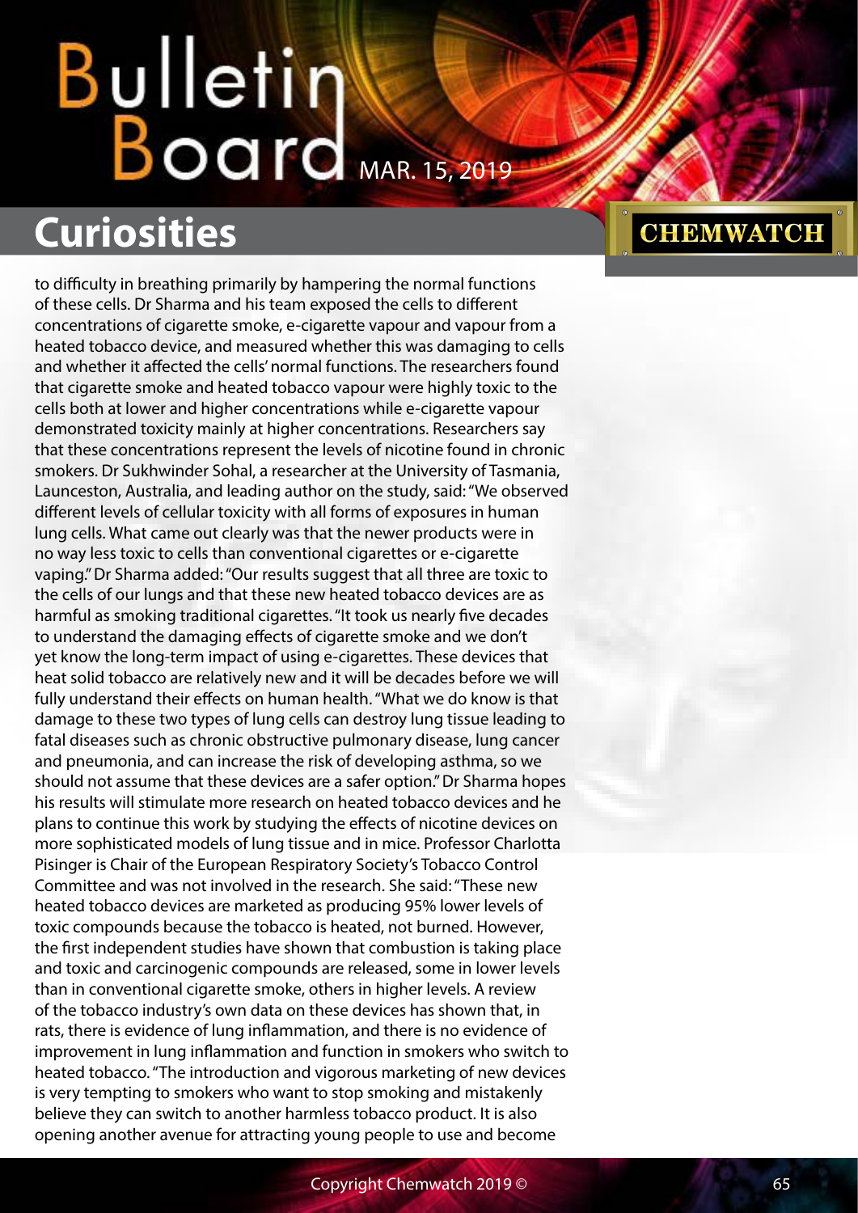## Curiosities

to difficulty in breathing primarily by hampering the normal functions of these cells. Dr Sharma and his team exposed the cells to different concentrations of cigarette smoke, e-cigarette vapour and vapour from a heated tobacco device, and measured whether this was damaging to cells and whether it affected the cells' normal functions. The researchers found that cigarette smoke and heated tobacco vapour were highly toxic to the cells both at lower and higher concentrations while e-cigarette vapour demonstrated toxicity mainly at higher concentrations. Researchers say that these concentrations represent the levels of nicotine found in chronic smokers. Dr Sukhwinder Sohal, a researcher at the University of Tasmania, Launceston, Australia, and leading author on the study, said: "We observed different levels of cellular toxicity with all forms of exposures in human lung cells. What came out clearly was that the newer products were in no way less toxic to cells than conventional cigarettes or e-cigarette vaping." Dr Sharma added: "Our results suggest that all three are toxic to the cells of our lungs and that these new heated tobacco devices are as harmful as smoking traditional cigarettes. "It took us nearly five decades to understand the damaging effects of cigarette smoke and we don't yet know the long-term impact of using e-cigarettes. These devices that heat solid tobacco are relatively new and it will be decades before we will fully understand their effects on human health. "What we do know is that damage to these two types of lung cells can destroy lung tissue leading to fatal diseases such as chronic obstructive pulmonary disease, lung cancer and pneumonia, and can increase the risk of developing asthma, so we should not assume that these devices are a safer option." Dr Sharma hopes his results will stimulate more research on heated tobacco devices and he plans to continue this work by studying the effects of nicotine devices on more sophisticated models of lung tissue and in mice. Professor Charlotta Pisinger is Chair of the European Respiratory Society's Tobacco Control Committee and was not involved in the research. She said: "These new heated tobacco devices are marketed as producing 95% lower levels of toxic compounds because the tobacco is heated, not burned. However, the first independent studies have shown that combustion is taking place and toxic and carcinogenic compounds are released, some in lower levels than in conventional cigarette smoke, others in higher levels. A review of the tobacco industry's own data on these devices has shown that, in rats, there is evidence of lung inflammation, and there is no evidence of improvement in lung inflammation and function in smokers who switch to heated tobacco. "The introduction and vigorous marketing of new devices is very tempting to smokers who want to stop smoking and mistakenly believe they can switch to another harmless tobacco product. It is also opening another avenue for attracting young people to use and become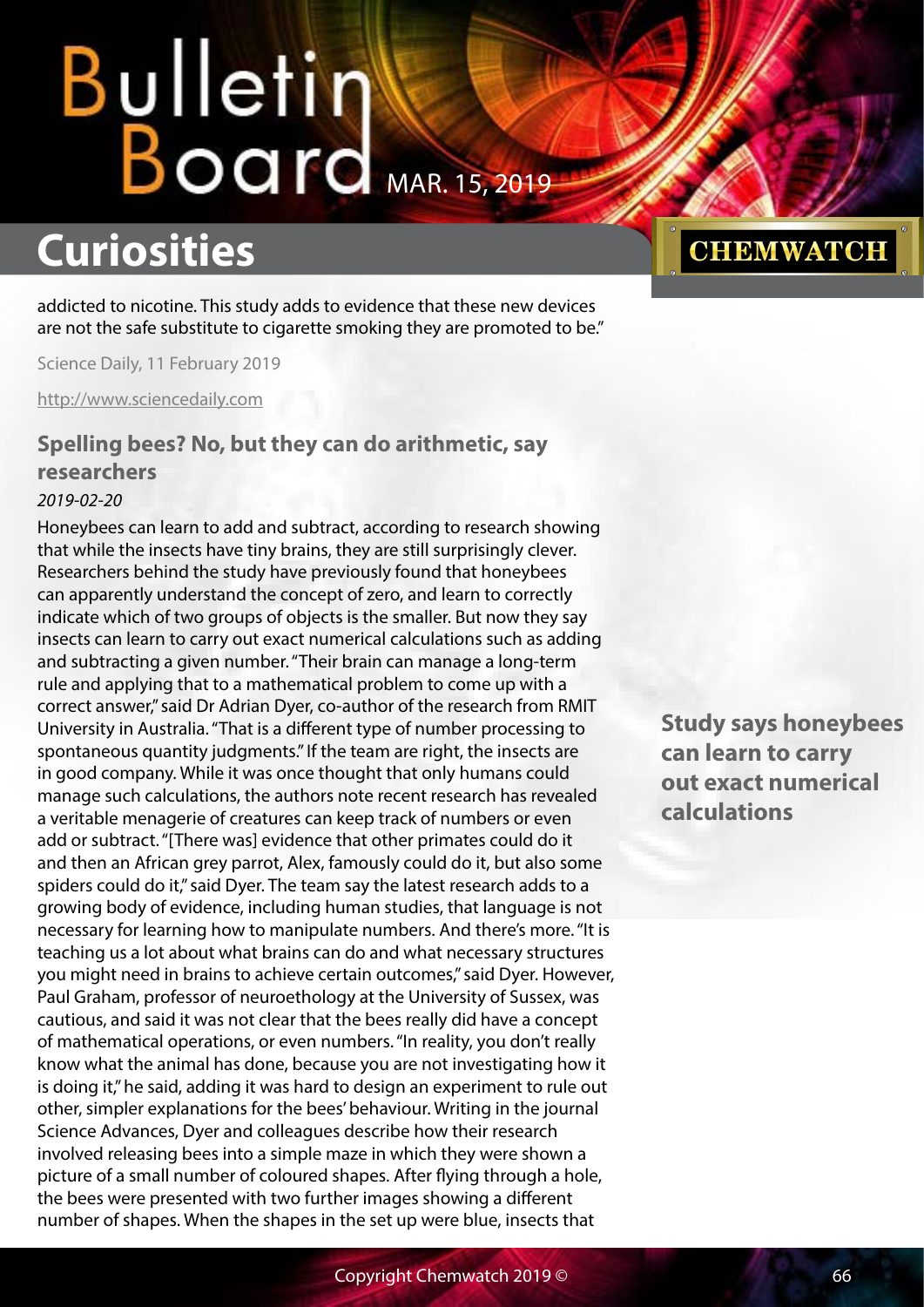addicted to nicotine. This study adds to evidence that these new devices are not the safe substitute to cigarette smoking they are promoted to be."

Science Daily, 11 February 2019

http://www.sciencedaily.com

### Spelling bees? No, but they can do arithmetic, say researchers

*2019-02-20*

Honeybees can learn to add and subtract, according to research showing that while the insects have tiny brains, they are still surprisingly clever. Researchers behind the study have previously found that honeybees can apparently understand the concept of zero, and learn to correctly indicate which of two groups of objects is the smaller. But now they say insects can learn to carry out exact numerical calculations such as adding and subtracting a given number. "Their brain can manage a long-term rule and applying that to a mathematical problem to come up with a correct answer," said Dr Adrian Dyer, co-author of the research from RMIT University in Australia. "That is a different type of number processing to spontaneous quantity judgments." If the team are right, the insects are in good company. While it was once thought that only humans could manage such calculations, the authors note recent research has revealed a veritable menagerie of creatures can keep track of numbers or even add or subtract. "[There was] evidence that other primates could do it and then an African grey parrot, Alex, famously could do it, but also some spiders could do it," said Dyer. The team say the latest research adds to a growing body of evidence, including human studies, that language is not necessary for learning how to manipulate numbers. And there's more. "It is teaching us a lot about what brains can do and what necessary structures you might need in brains to achieve certain outcomes," said Dyer. However, Paul Graham, professor of neuroethology at the University of Sussex, was cautious, and said it was not clear that the bees really did have a concept of mathematical operations, or even numbers. "In reality, you don't really know what the animal has done, because you are not investigating how it is doing it," he said, adding it was hard to design an experiment to rule out other, simpler explanations for the bees' behaviour. Writing in the journal Science Advances, Dyer and colleagues describe how their research involved releasing bees into a simple maze in which they were shown a picture of a small number of coloured shapes. After flying through a hole, the bees were presented with two further images showing a different number of shapes. When the shapes in the set up were blue, insects that

**Study says honeybees can learn to carry out exact numerical calculations**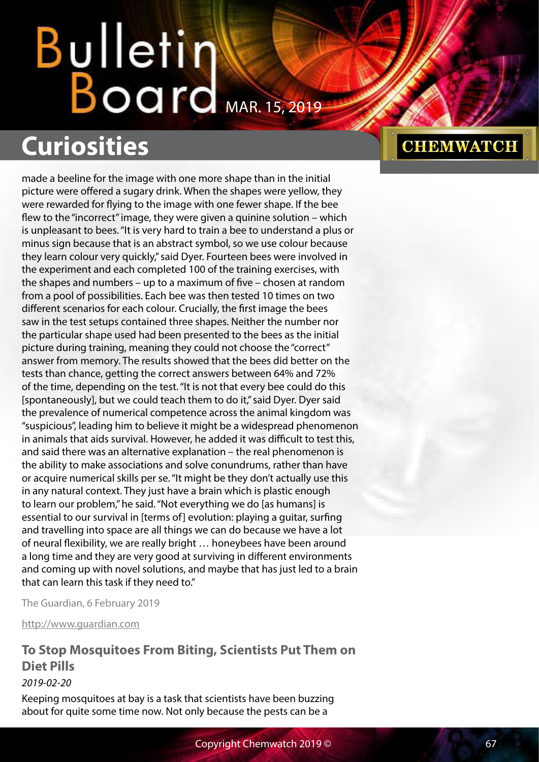made a beeline for the image with one more shape than in the initial picture were offered a sugary drink. When the shapes were yellow, they were rewarded for flying to the image with one fewer shape. If the bee flew to the "incorrect" image, they were given a quinine solution – which is unpleasant to bees. "It is very hard to train a bee to understand a plus or minus sign because that is an abstract symbol, so we use colour because they learn colour very quickly," said Dyer. Fourteen bees were involved in the experiment and each completed 100 of the training exercises, with the shapes and numbers – up to a maximum of five – chosen at random from a pool of possibilities. Each bee was then tested 10 times on two different scenarios for each colour. Crucially, the first image the bees saw in the test setups contained three shapes. Neither the number nor the particular shape used had been presented to the bees as the initial picture during training, meaning they could not choose the "correct" answer from memory. The results showed that the bees did better on the tests than chance, getting the correct answers between 64% and 72% of the time, depending on the test. "It is not that every bee could do this [spontaneously], but we could teach them to do it," said Dyer. Dyer said the prevalence of numerical competence across the animal kingdom was "suspicious", leading him to believe it might be a widespread phenomenon in animals that aids survival. However, he added it was difficult to test this, and said there was an alternative explanation – the real phenomenon is the ability to make associations and solve conundrums, rather than have or acquire numerical skills per se. "It might be they don't actually use this in any natural context. They just have a brain which is plastic enough to learn our problem," he said. "Not everything we do [as humans] is essential to our survival in [terms of] evolution: playing a guitar, surfing and travelling into space are all things we can do because we have a lot of neural flexibility, we are really bright … honeybees have been around a long time and they are very good at surviving in different environments and coming up with novel solutions, and maybe that has just led to a brain that can learn this task if they need to."

The Guardian, 6 February 2019

http://www.guardian.com

## To Stop Mosquitoes From Biting, Scientists Put Them on Diet Pills

*2019-02-20*

Keeping mosquitoes at bay is a task that scientists have been buzzing about for quite some time now. Not only because the pests can be a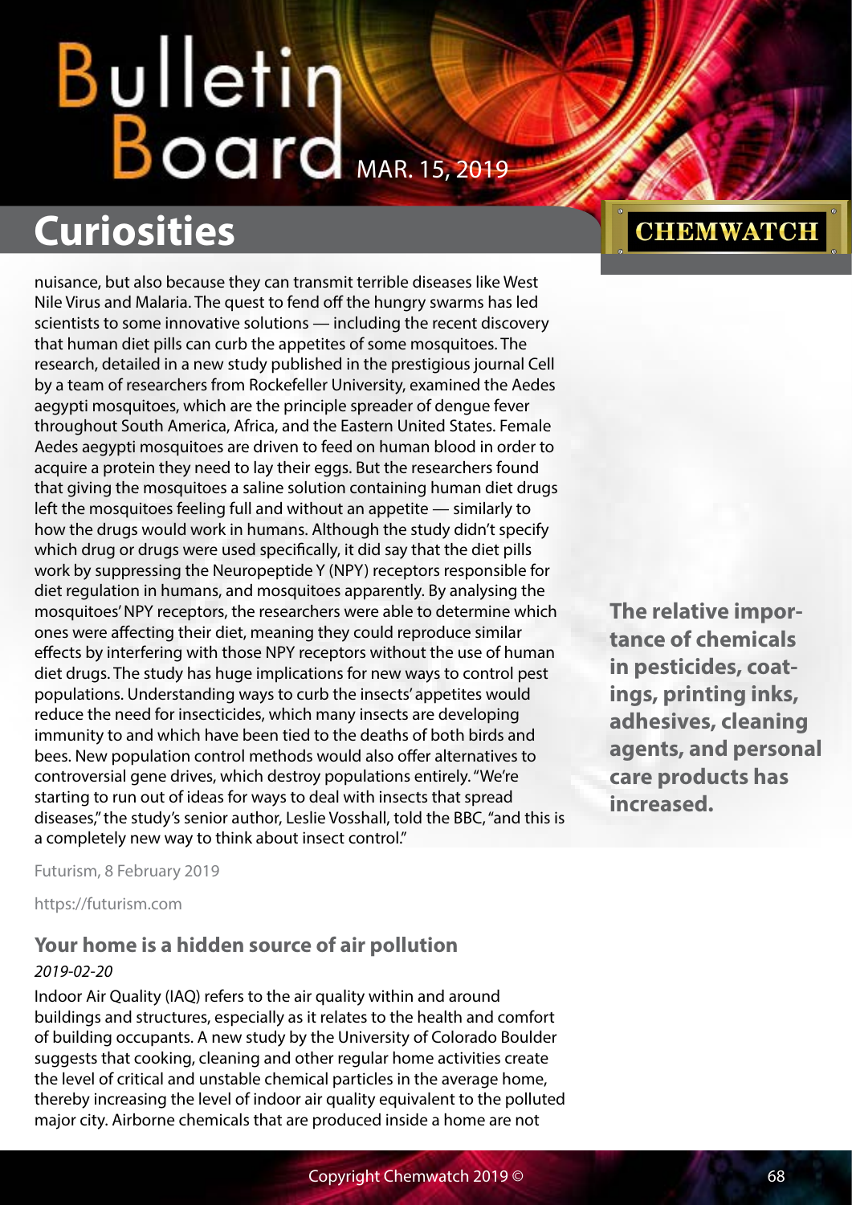nuisance, but also because they can transmit terrible diseases like West Nile Virus and Malaria. The quest to fend off the hungry swarms has led scientists to some innovative solutions — including the recent discovery that human diet pills can curb the appetites of some mosquitoes. The research, detailed in a new study published in the prestigious journal Cell by a team of researchers from Rockefeller University, examined the Aedes aegypti mosquitoes, which are the principle spreader of dengue fever throughout South America, Africa, and the Eastern United States. Female Aedes aegypti mosquitoes are driven to feed on human blood in order to acquire a protein they need to lay their eggs. But the researchers found that giving the mosquitoes a saline solution containing human diet drugs left the mosquitoes feeling full and without an appetite — similarly to how the drugs would work in humans. Although the study didn't specify which drug or drugs were used specifically, it did say that the diet pills work by suppressing the Neuropeptide Y (NPY) receptors responsible for diet regulation in humans, and mosquitoes apparently. By analysing the mosquitoes' NPY receptors, the researchers were able to determine which ones were affecting their diet, meaning they could reproduce similar effects by interfering with those NPY receptors without the use of human diet drugs. The study has huge implications for new ways to control pest populations. Understanding ways to curb the insects' appetites would reduce the need for insecticides, which many insects are developing immunity to and which have been tied to the deaths of both birds and bees. New population control methods would also offer alternatives to controversial gene drives, which destroy populations entirely. "We're starting to run out of ideas for ways to deal with insects that spread diseases," the study's senior author, Leslie Vosshall, told the BBC, "and this is a completely new way to think about insect control."

Futurism, 8 February 2019

https://futurism.com

**The relative importance of chemicals in pesticides, coatings, printing inks, adhesives, cleaning agents, and personal care products has increased.**

### Your home is a hidden source of air pollution

*2019-02-20*

Indoor Air Quality (IAQ) refers to the air quality within and around buildings and structures, especially as it relates to the health and comfort of building occupants. A new study by the University of Colorado Boulder suggests that cooking, cleaning and other regular home activities create the level of critical and unstable chemical particles in the average home, thereby increasing the level of indoor air quality equivalent to the polluted major city. Airborne chemicals that are produced inside a home are not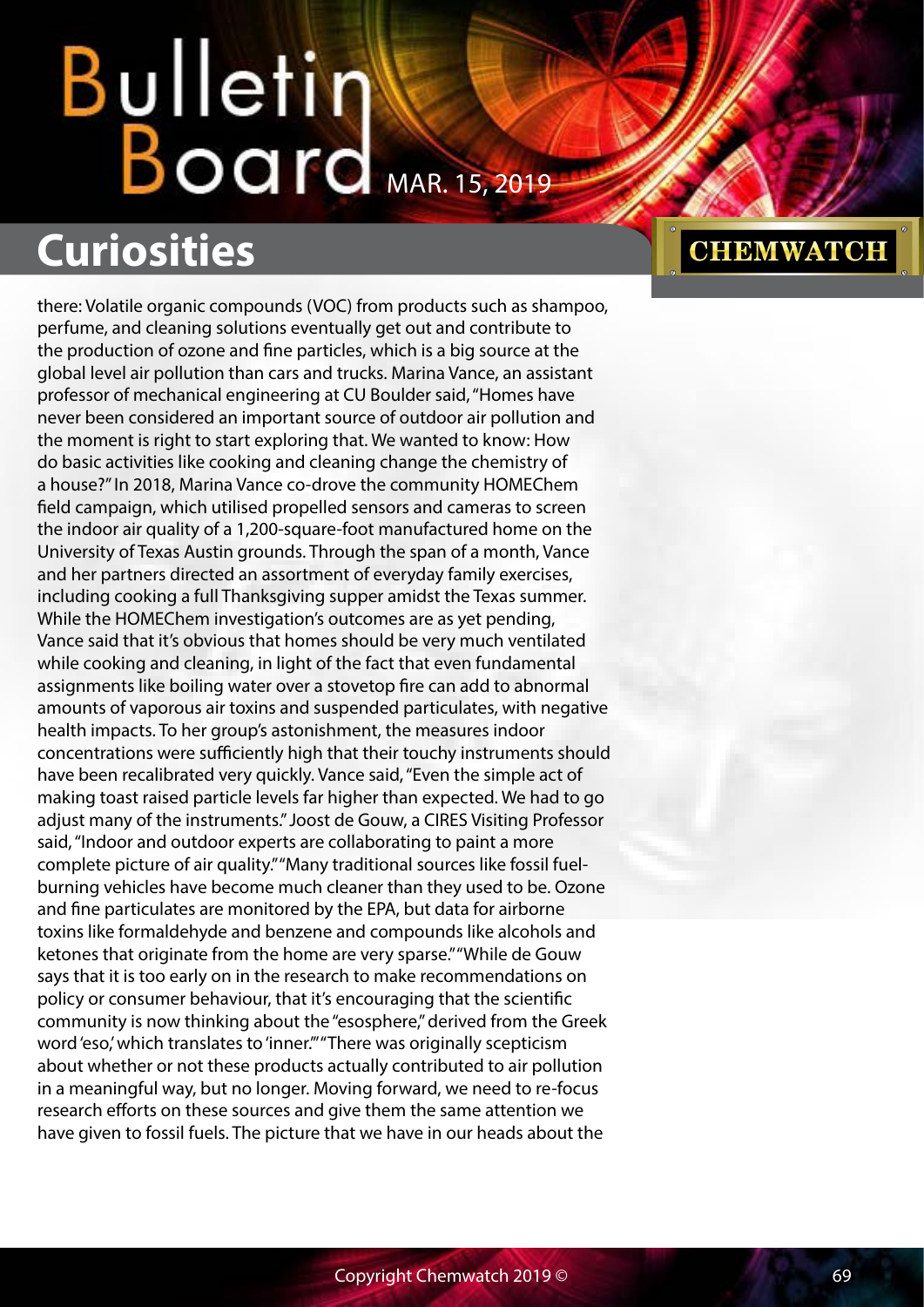## Curiosities

there: Volatile organic compounds (VOC) from products such as shampoo, perfume, and cleaning solutions eventually get out and contribute to the production of ozone and fine particles, which is a big source at the global level air pollution than cars and trucks. Marina Vance, an assistant professor of mechanical engineering at CU Boulder said, "Homes have never been considered an important source of outdoor air pollution and the moment is right to start exploring that. We wanted to know: How do basic activities like cooking and cleaning change the chemistry of a house?" In 2018, Marina Vance co-drove the community HOMEChem field campaign, which utilised propelled sensors and cameras to screen the indoor air quality of a 1,200-square-foot manufactured home on the University of Texas Austin grounds. Through the span of a month, Vance and her partners directed an assortment of everyday family exercises, including cooking a full Thanksgiving supper amidst the Texas summer. While the HOMEChem investigation's outcomes are as yet pending, Vance said that it's obvious that homes should be very much ventilated while cooking and cleaning, in light of the fact that even fundamental assignments like boiling water over a stovetop fire can add to abnormal amounts of vaporous air toxins and suspended particulates, with negative health impacts. To her group's astonishment, the measures indoor concentrations were sufficiently high that their touchy instruments should have been recalibrated very quickly. Vance said, "Even the simple act of making toast raised particle levels far higher than expected. We had to go adjust many of the instruments." Joost de Gouw, a CIRES Visiting Professor said, "Indoor and outdoor experts are collaborating to paint a more complete picture of air quality." "Many traditional sources like fossil fuel-burning vehicles have become much cleaner than they used to be. Ozone and fine particulates are monitored by the EPA, but data for airborne toxins like formaldehyde and benzene and compounds like alcohols and ketones that originate from the home are very sparse." "While de Gouw says that it is too early on in the research to make recommendations on policy or consumer behaviour, that it's encouraging that the scientific community is now thinking about the "esosphere," derived from the Greek word 'eso,' which translates to 'inner.'" "There was originally scepticism about whether or not these products actually contributed to air pollution in a meaningful way, but no longer. Moving forward, we need to re-focus research efforts on these sources and give them the same attention we have given to fossil fuels. The picture that we have in our heads about the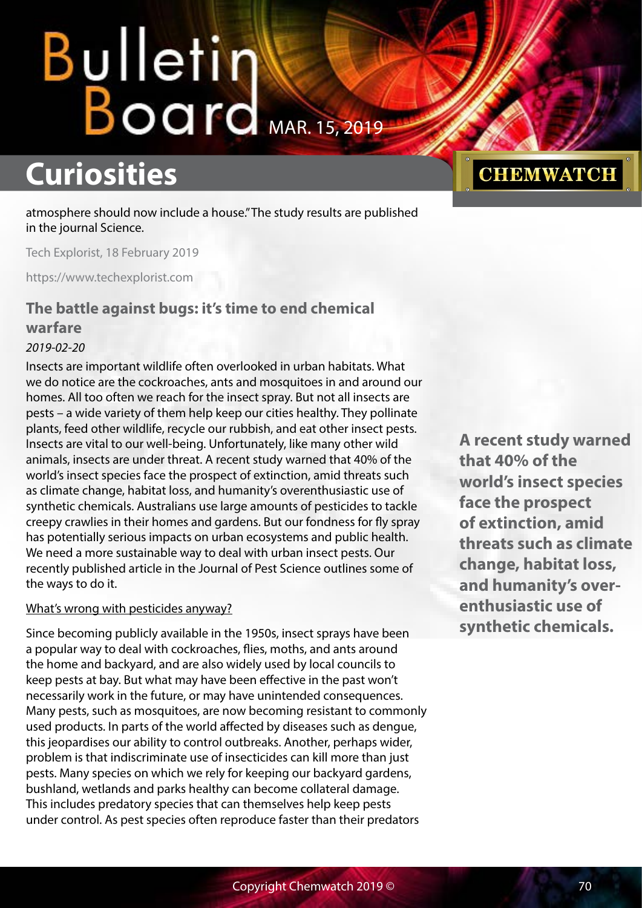atmosphere should now include a house." The study results are published in the journal Science.

Tech Explorist, 18 February 2019

https://www.techexplorist.com

### The battle against bugs: it's time to end chemical warfare

*2019-02-20*

Insects are important wildlife often overlooked in urban habitats. What we do notice are the cockroaches, ants and mosquitoes in and around our homes. All too often we reach for the insect spray. But not all insects are pests – a wide variety of them help keep our cities healthy. They pollinate plants, feed other wildlife, recycle our rubbish, and eat other insect pests. Insects are vital to our well-being. Unfortunately, like many other wild animals, insects are under threat. A recent study warned that 40% of the world's insect species face the prospect of extinction, amid threats such as climate change, habitat loss, and humanity's overenthusiastic use of synthetic chemicals. Australians use large amounts of pesticides to tackle creepy crawlies in their homes and gardens. But our fondness for fly spray has potentially serious impacts on urban ecosystems and public health. We need a more sustainable way to deal with urban insect pests. Our recently published article in the Journal of Pest Science outlines some of the ways to do it.

**A recent study warned that 40% of the world's insect species face the prospect of extinction, amid threats such as climate change, habitat loss, and humanity's over-enthusiastic use of synthetic chemicals.**

What's wrong with pesticides anyway?

Since becoming publicly available in the 1950s, insect sprays have been a popular way to deal with cockroaches, flies, moths, and ants around the home and backyard, and are also widely used by local councils to keep pests at bay. But what may have been effective in the past won't necessarily work in the future, or may have unintended consequences. Many pests, such as mosquitoes, are now becoming resistant to commonly used products. In parts of the world affected by diseases such as dengue, this jeopardises our ability to control outbreaks. Another, perhaps wider, problem is that indiscriminate use of insecticides can kill more than just pests. Many species on which we rely for keeping our backyard gardens, bushland, wetlands and parks healthy can become collateral damage. This includes predatory species that can themselves help keep pests under control. As pest species often reproduce faster than their predators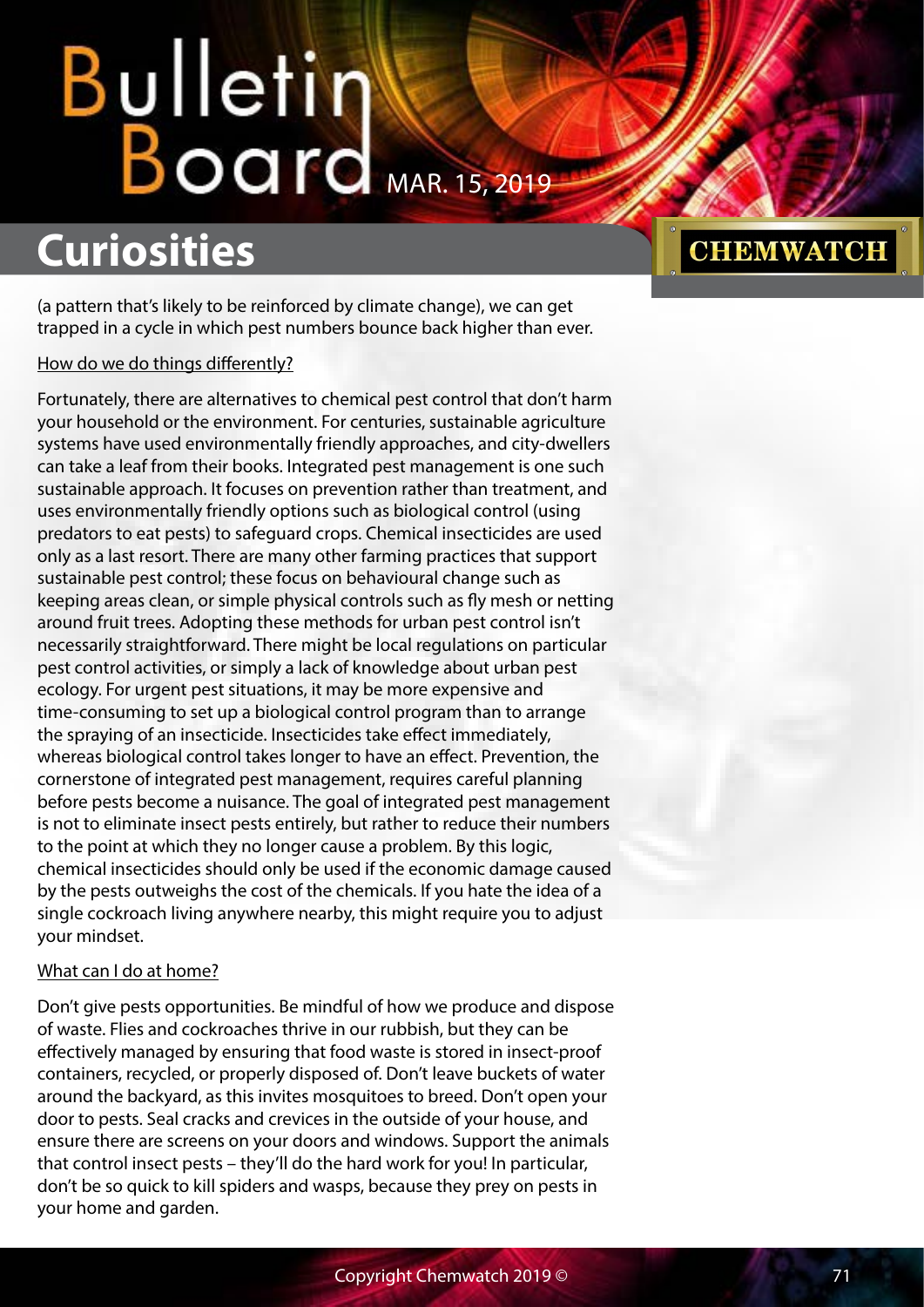(a pattern that's likely to be reinforced by climate change), we can get trapped in a cycle in which pest numbers bounce back higher than ever.

### How do we do things differently?

Fortunately, there are alternatives to chemical pest control that don't harm your household or the environment. For centuries, sustainable agriculture systems have used environmentally friendly approaches, and city-dwellers can take a leaf from their books. Integrated pest management is one such sustainable approach. It focuses on prevention rather than treatment, and uses environmentally friendly options such as biological control (using predators to eat pests) to safeguard crops. Chemical insecticides are used only as a last resort. There are many other farming practices that support sustainable pest control; these focus on behavioural change such as keeping areas clean, or simple physical controls such as fly mesh or netting around fruit trees. Adopting these methods for urban pest control isn't necessarily straightforward. There might be local regulations on particular pest control activities, or simply a lack of knowledge about urban pest ecology. For urgent pest situations, it may be more expensive and time-consuming to set up a biological control program than to arrange the spraying of an insecticide. Insecticides take effect immediately, whereas biological control takes longer to have an effect. Prevention, the cornerstone of integrated pest management, requires careful planning before pests become a nuisance. The goal of integrated pest management is not to eliminate insect pests entirely, but rather to reduce their numbers to the point at which they no longer cause a problem. By this logic, chemical insecticides should only be used if the economic damage caused by the pests outweighs the cost of the chemicals. If you hate the idea of a single cockroach living anywhere nearby, this might require you to adjust your mindset.

### What can I do at home?

Don't give pests opportunities. Be mindful of how we produce and dispose of waste. Flies and cockroaches thrive in our rubbish, but they can be effectively managed by ensuring that food waste is stored in insect-proof containers, recycled, or properly disposed of. Don't leave buckets of water around the backyard, as this invites mosquitoes to breed. Don't open your door to pests. Seal cracks and crevices in the outside of your house, and ensure there are screens on your doors and windows. Support the animals that control insect pests – they'll do the hard work for you! In particular, don't be so quick to kill spiders and wasps, because they prey on pests in your home and garden.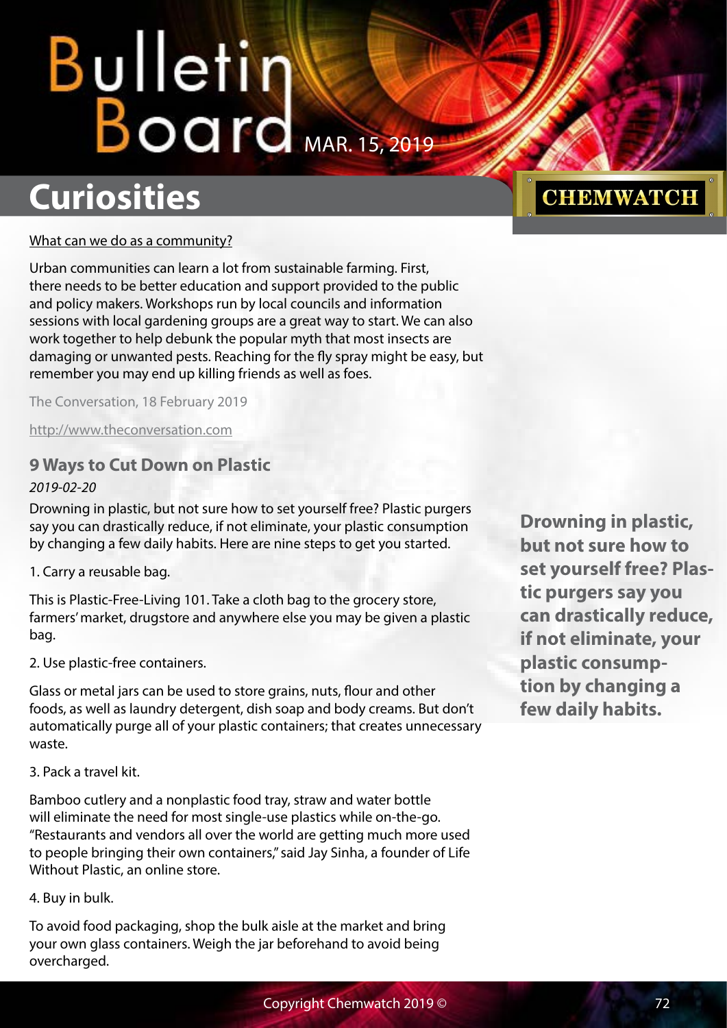What can we do as a community?

Urban communities can learn a lot from sustainable farming. First, there needs to be better education and support provided to the public and policy makers. Workshops run by local councils and information sessions with local gardening groups are a great way to start. We can also work together to help debunk the popular myth that most insects are damaging or unwanted pests. Reaching for the fly spray might be easy, but remember you may end up killing friends as well as foes.

The Conversation, 18 February 2019

http://www.theconversation.com

## 9 Ways to Cut Down on Plastic

*2019-02-20*

Drowning in plastic, but not sure how to set yourself free? Plastic purgers say you can drastically reduce, if not eliminate, your plastic consumption by changing a few daily habits. Here are nine steps to get you started.

1. Carry a reusable bag.

This is Plastic-Free-Living 101. Take a cloth bag to the grocery store, farmers' market, drugstore and anywhere else you may be given a plastic bag.

2. Use plastic-free containers.

Glass or metal jars can be used to store grains, nuts, flour and other foods, as well as laundry detergent, dish soap and body creams. But don't automatically purge all of your plastic containers; that creates unnecessary waste.

3. Pack a travel kit.

Bamboo cutlery and a nonplastic food tray, straw and water bottle will eliminate the need for most single-use plastics while on-the-go. "Restaurants and vendors all over the world are getting much more used to people bringing their own containers," said Jay Sinha, a founder of Life Without Plastic, an online store.

4. Buy in bulk.

To avoid food packaging, shop the bulk aisle at the market and bring your own glass containers. Weigh the jar beforehand to avoid being overcharged.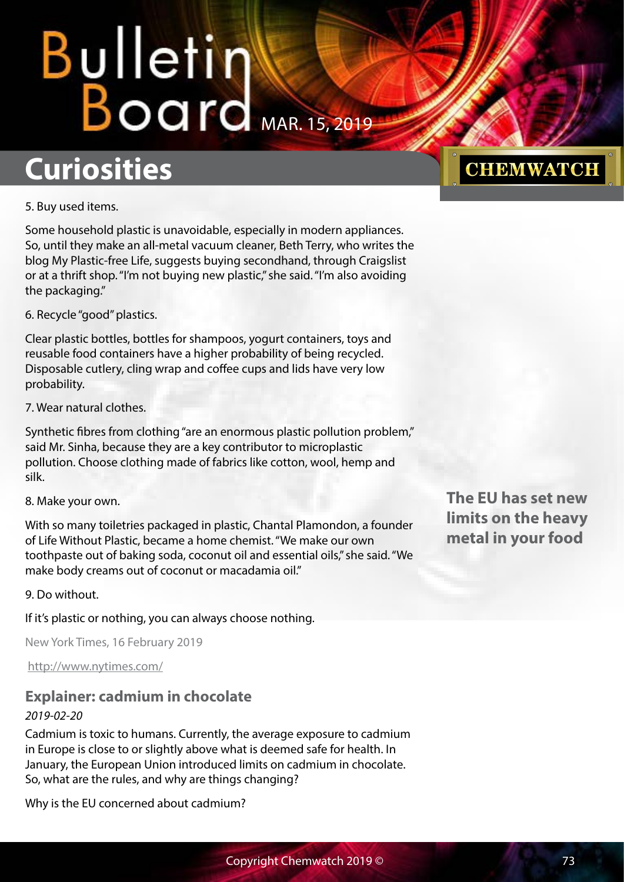5. Buy used items.

Some household plastic is unavoidable, especially in modern appliances. So, until they make an all-metal vacuum cleaner, Beth Terry, who writes the blog My Plastic-free Life, suggests buying secondhand, through Craigslist or at a thrift shop. "I'm not buying new plastic," she said. "I'm also avoiding the packaging."

6. Recycle "good" plastics.

Clear plastic bottles, bottles for shampoos, yogurt containers, toys and reusable food containers have a higher probability of being recycled. Disposable cutlery, cling wrap and coffee cups and lids have very low probability.

7. Wear natural clothes.

Synthetic fibres from clothing "are an enormous plastic pollution problem," said Mr. Sinha, because they are a key contributor to microplastic pollution. Choose clothing made of fabrics like cotton, wool, hemp and silk.

8. Make your own.

With so many toiletries packaged in plastic, Chantal Plamondon, a founder of Life Without Plastic, became a home chemist. "We make our own toothpaste out of baking soda, coconut oil and essential oils," she said. "We make body creams out of coconut or macadamia oil."

9. Do without.

If it's plastic or nothing, you can always choose nothing.

New York Times, 16 February 2019

http://www.nytimes.com/

## Explainer: cadmium in chocolate

**The EU has set new limits on the heavy metal in your food**

*2019-02-20*

Cadmium is toxic to humans. Currently, the average exposure to cadmium in Europe is close to or slightly above what is deemed safe for health. In January, the European Union introduced limits on cadmium in chocolate. So, what are the rules, and why are things changing?

Why is the EU concerned about cadmium?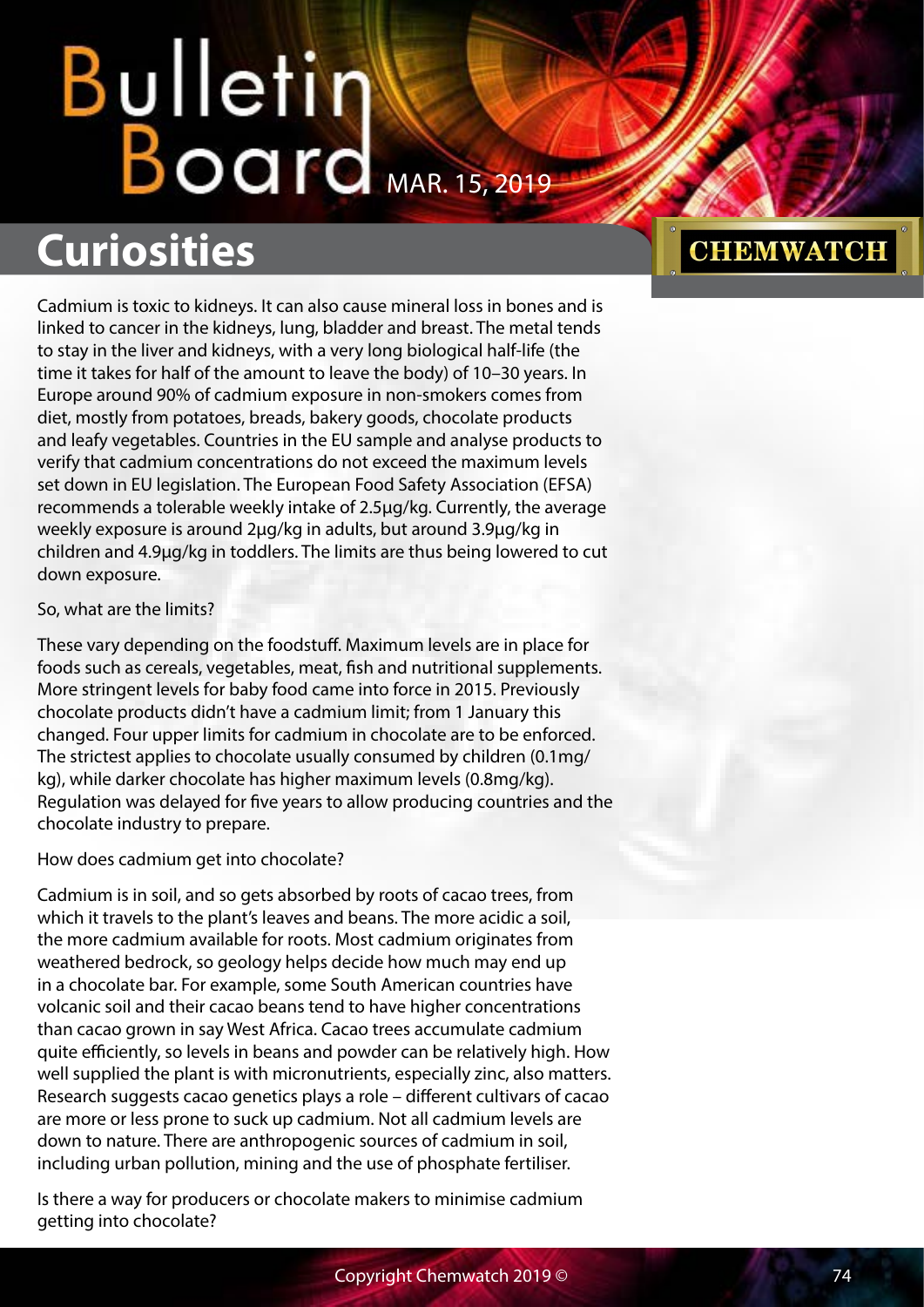## Curiosities

Cadmium is toxic to kidneys. It can also cause mineral loss in bones and is linked to cancer in the kidneys, lung, bladder and breast. The metal tends to stay in the liver and kidneys, with a very long biological half-life (the time it takes for half of the amount to leave the body) of 10–30 years. In Europe around 90% of cadmium exposure in non-smokers comes from diet, mostly from potatoes, breads, bakery goods, chocolate products and leafy vegetables. Countries in the EU sample and analyse products to verify that cadmium concentrations do not exceed the maximum levels set down in EU legislation. The European Food Safety Association (EFSA) recommends a tolerable weekly intake of 2.5μg/kg. Currently, the average weekly exposure is around 2μg/kg in adults, but around 3.9μg/kg in children and 4.9μg/kg in toddlers. The limits are thus being lowered to cut down exposure.

So, what are the limits?

These vary depending on the foodstuff. Maximum levels are in place for foods such as cereals, vegetables, meat, fish and nutritional supplements. More stringent levels for baby food came into force in 2015. Previously chocolate products didn't have a cadmium limit; from 1 January this changed. Four upper limits for cadmium in chocolate are to be enforced. The strictest applies to chocolate usually consumed by children (0.1mg/kg), while darker chocolate has higher maximum levels (0.8mg/kg). Regulation was delayed for five years to allow producing countries and the chocolate industry to prepare.

How does cadmium get into chocolate?

Cadmium is in soil, and so gets absorbed by roots of cacao trees, from which it travels to the plant's leaves and beans. The more acidic a soil, the more cadmium available for roots. Most cadmium originates from weathered bedrock, so geology helps decide how much may end up in a chocolate bar. For example, some South American countries have volcanic soil and their cacao beans tend to have higher concentrations than cacao grown in say West Africa. Cacao trees accumulate cadmium quite efficiently, so levels in beans and powder can be relatively high. How well supplied the plant is with micronutrients, especially zinc, also matters. Research suggests cacao genetics plays a role – different cultivars of cacao are more or less prone to suck up cadmium. Not all cadmium levels are down to nature. There are anthropogenic sources of cadmium in soil, including urban pollution, mining and the use of phosphate fertiliser.

Is there a way for producers or chocolate makers to minimise cadmium getting into chocolate?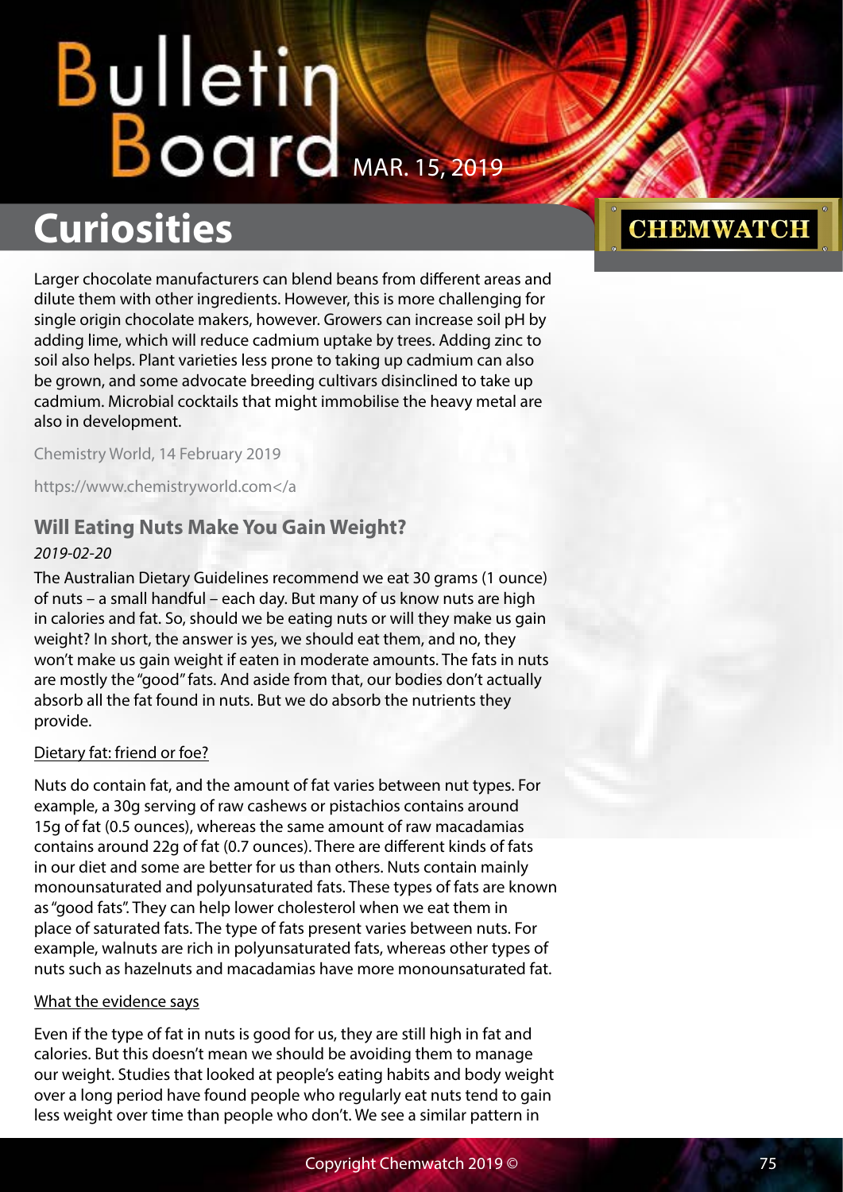## Curiosities

Larger chocolate manufacturers can blend beans from different areas and dilute them with other ingredients. However, this is more challenging for single origin chocolate makers, however. Growers can increase soil pH by adding lime, which will reduce cadmium uptake by trees. Adding zinc to soil also helps. Plant varieties less prone to taking up cadmium can also be grown, and some advocate breeding cultivars disinclined to take up cadmium. Microbial cocktails that might immobilise the heavy metal are also in development.

Chemistry World, 14 February 2019

https://www.chemistryworld.com</a

### Will Eating Nuts Make You Gain Weight?

*2019-02-20*

The Australian Dietary Guidelines recommend we eat 30 grams (1 ounce) of nuts – a small handful – each day. But many of us know nuts are high in calories and fat. So, should we be eating nuts or will they make us gain weight? In short, the answer is yes, we should eat them, and no, they won't make us gain weight if eaten in moderate amounts. The fats in nuts are mostly the "good" fats. And aside from that, our bodies don't actually absorb all the fat found in nuts. But we do absorb the nutrients they provide.

Dietary fat: friend or foe?

Nuts do contain fat, and the amount of fat varies between nut types. For example, a 30g serving of raw cashews or pistachios contains around 15g of fat (0.5 ounces), whereas the same amount of raw macadamias contains around 22g of fat (0.7 ounces). There are different kinds of fats in our diet and some are better for us than others. Nuts contain mainly monounsaturated and polyunsaturated fats. These types of fats are known as "good fats". They can help lower cholesterol when we eat them in place of saturated fats. The type of fats present varies between nuts. For example, walnuts are rich in polyunsaturated fats, whereas other types of nuts such as hazelnuts and macadamias have more monounsaturated fat.

What the evidence says

Even if the type of fat in nuts is good for us, they are still high in fat and calories. But this doesn't mean we should be avoiding them to manage our weight. Studies that looked at people's eating habits and body weight over a long period have found people who regularly eat nuts tend to gain less weight over time than people who don't. We see a similar pattern in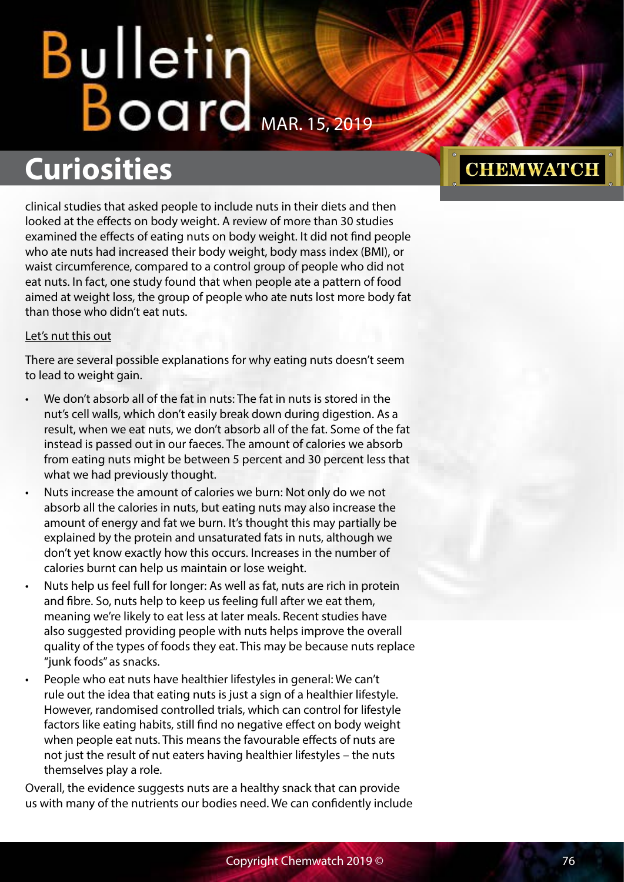clinical studies that asked people to include nuts in their diets and then looked at the effects on body weight. A review of more than 30 studies examined the effects of eating nuts on body weight. It did not find people who ate nuts had increased their body weight, body mass index (BMI), or waist circumference, compared to a control group of people who did not eat nuts. In fact, one study found that when people ate a pattern of food aimed at weight loss, the group of people who ate nuts lost more body fat than those who didn't eat nuts.

Let's nut this out

There are several possible explanations for why eating nuts doesn't seem to lead to weight gain.

- We don't absorb all of the fat in nuts: The fat in nuts is stored in the nut's cell walls, which don't easily break down during digestion. As a result, when we eat nuts, we don't absorb all of the fat. Some of the fat instead is passed out in our faeces. The amount of calories we absorb from eating nuts might be between 5 percent and 30 percent less that what we had previously thought.
- Nuts increase the amount of calories we burn: Not only do we not absorb all the calories in nuts, but eating nuts may also increase the amount of energy and fat we burn. It's thought this may partially be explained by the protein and unsaturated fats in nuts, although we don't yet know exactly how this occurs. Increases in the number of calories burnt can help us maintain or lose weight.
- Nuts help us feel full for longer: As well as fat, nuts are rich in protein and fibre. So, nuts help to keep us feeling full after we eat them, meaning we're likely to eat less at later meals. Recent studies have also suggested providing people with nuts helps improve the overall quality of the types of foods they eat. This may be because nuts replace "junk foods" as snacks.
- People who eat nuts have healthier lifestyles in general: We can't rule out the idea that eating nuts is just a sign of a healthier lifestyle. However, randomised controlled trials, which can control for lifestyle factors like eating habits, still find no negative effect on body weight when people eat nuts. This means the favourable effects of nuts are not just the result of nut eaters having healthier lifestyles – the nuts themselves play a role.

Overall, the evidence suggests nuts are a healthy snack that can provide us with many of the nutrients our bodies need. We can confidently include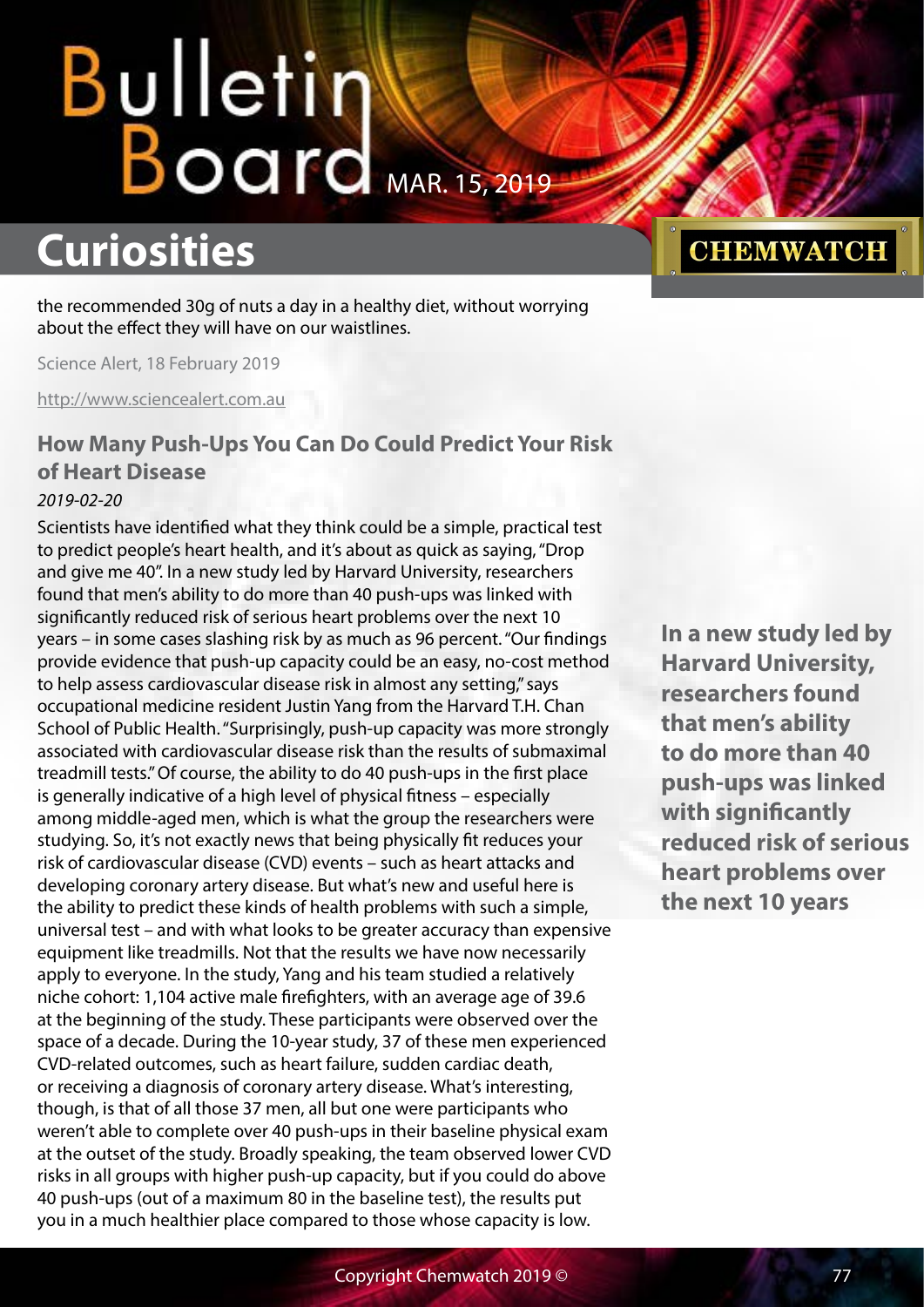the recommended 30g of nuts a day in a healthy diet, without worrying about the effect they will have on our waistlines.

Science Alert, 18 February 2019

http://www.sciencealert.com.au

### How Many Push-Ups You Can Do Could Predict Your Risk of Heart Disease

*2019-02-20*

Scientists have identified what they think could be a simple, practical test to predict people's heart health, and it's about as quick as saying, "Drop and give me 40". In a new study led by Harvard University, researchers found that men's ability to do more than 40 push-ups was linked with significantly reduced risk of serious heart problems over the next 10 years – in some cases slashing risk by as much as 96 percent. "Our findings provide evidence that push-up capacity could be an easy, no-cost method to help assess cardiovascular disease risk in almost any setting," says occupational medicine resident Justin Yang from the Harvard T.H. Chan School of Public Health. "Surprisingly, push-up capacity was more strongly associated with cardiovascular disease risk than the results of submaximal treadmill tests." Of course, the ability to do 40 push-ups in the first place is generally indicative of a high level of physical fitness – especially among middle-aged men, which is what the group the researchers were studying. So, it's not exactly news that being physically fit reduces your risk of cardiovascular disease (CVD) events – such as heart attacks and developing coronary artery disease. But what's new and useful here is the ability to predict these kinds of health problems with such a simple, universal test – and with what looks to be greater accuracy than expensive equipment like treadmills. Not that the results we have now necessarily apply to everyone. In the study, Yang and his team studied a relatively niche cohort: 1,104 active male firefighters, with an average age of 39.6 at the beginning of the study. These participants were observed over the space of a decade. During the 10-year study, 37 of these men experienced CVD-related outcomes, such as heart failure, sudden cardiac death, or receiving a diagnosis of coronary artery disease. What's interesting, though, is that of all those 37 men, all but one were participants who weren't able to complete over 40 push-ups in their baseline physical exam at the outset of the study. Broadly speaking, the team observed lower CVD risks in all groups with higher push-up capacity, but if you could do above 40 push-ups (out of a maximum 80 in the baseline test), the results put you in a much healthier place compared to those whose capacity is low.

**In a new study led by Harvard University, researchers found that men's ability to do more than 40 push-ups was linked with significantly reduced risk of serious heart problems over the next 10 years**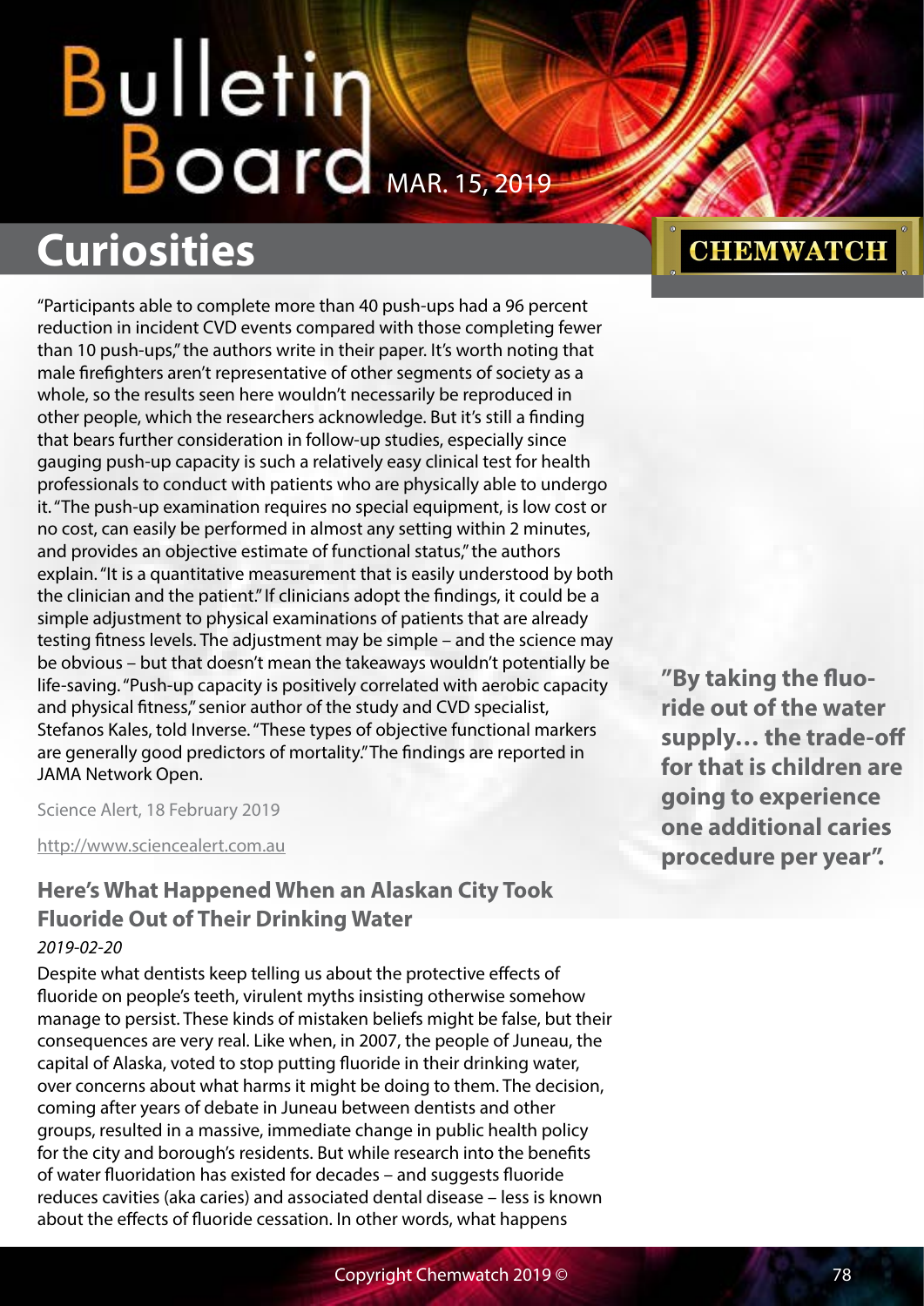"Participants able to complete more than 40 push-ups had a 96 percent reduction in incident CVD events compared with those completing fewer than 10 push-ups," the authors write in their paper. It's worth noting that male firefighters aren't representative of other segments of society as a whole, so the results seen here wouldn't necessarily be reproduced in other people, which the researchers acknowledge. But it's still a finding that bears further consideration in follow-up studies, especially since gauging push-up capacity is such a relatively easy clinical test for health professionals to conduct with patients who are physically able to undergo it. "The push-up examination requires no special equipment, is low cost or no cost, can easily be performed in almost any setting within 2 minutes, and provides an objective estimate of functional status," the authors explain. "It is a quantitative measurement that is easily understood by both the clinician and the patient." If clinicians adopt the findings, it could be a simple adjustment to physical examinations of patients that are already testing fitness levels. The adjustment may be simple – and the science may be obvious – but that doesn't mean the takeaways wouldn't potentially be life-saving. "Push-up capacity is positively correlated with aerobic capacity and physical fitness," senior author of the study and CVD specialist, Stefanos Kales, told Inverse. "These types of objective functional markers are generally good predictors of mortality." The findings are reported in JAMA Network Open.

Science Alert, 18 February 2019

http://www.sciencealert.com.au

## Here's What Happened When an Alaskan City Took Fluoride Out of Their Drinking Water

*2019-02-20*

Despite what dentists keep telling us about the protective effects of fluoride on people's teeth, virulent myths insisting otherwise somehow manage to persist. These kinds of mistaken beliefs might be false, but their consequences are very real. Like when, in 2007, the people of Juneau, the capital of Alaska, voted to stop putting fluoride in their drinking water, over concerns about what harms it might be doing to them. The decision, coming after years of debate in Juneau between dentists and other groups, resulted in a massive, immediate change in public health policy for the city and borough's residents. But while research into the benefits of water fluoridation has existed for decades – and suggests fluoride reduces cavities (aka caries) and associated dental disease – less is known about the effects of fluoride cessation. In other words, what happens

**"By taking the fluoride out of the water supply… the trade-off for that is children are going to experience one additional caries procedure per year".**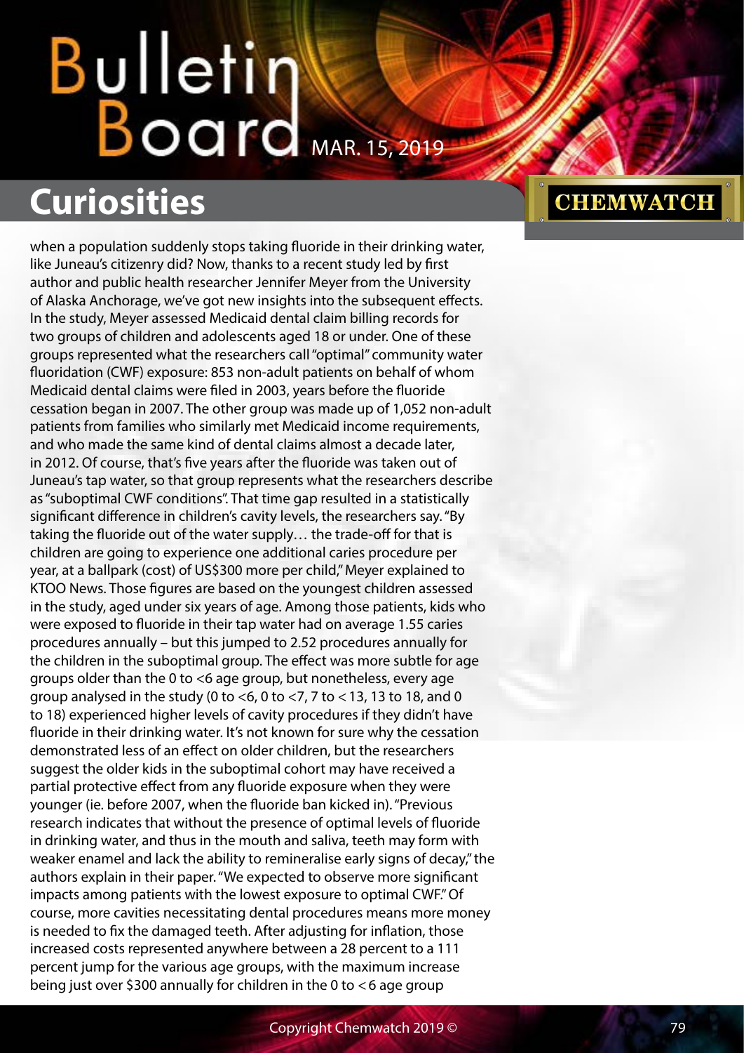when a population suddenly stops taking fluoride in their drinking water, like Juneau's citizenry did? Now, thanks to a recent study led by first author and public health researcher Jennifer Meyer from the University of Alaska Anchorage, we've got new insights into the subsequent effects. In the study, Meyer assessed Medicaid dental claim billing records for two groups of children and adolescents aged 18 or under. One of these groups represented what the researchers call "optimal" community water fluoridation (CWF) exposure: 853 non-adult patients on behalf of whom Medicaid dental claims were filed in 2003, years before the fluoride cessation began in 2007. The other group was made up of 1,052 non-adult patients from families who similarly met Medicaid income requirements, and who made the same kind of dental claims almost a decade later, in 2012. Of course, that's five years after the fluoride was taken out of Juneau's tap water, so that group represents what the researchers describe as "suboptimal CWF conditions". That time gap resulted in a statistically significant difference in children's cavity levels, the researchers say. "By taking the fluoride out of the water supply… the trade-off for that is children are going to experience one additional caries procedure per year, at a ballpark (cost) of US$300 more per child," Meyer explained to KTOO News. Those figures are based on the youngest children assessed in the study, aged under six years of age. Among those patients, kids who were exposed to fluoride in their tap water had on average 1.55 caries procedures annually – but this jumped to 2.52 procedures annually for the children in the suboptimal group. The effect was more subtle for age groups older than the 0 to <6 age group, but nonetheless, every age group analysed in the study (0 to <6, 0 to <7, 7 to < 13, 13 to 18, and 0 to 18) experienced higher levels of cavity procedures if they didn't have fluoride in their drinking water. It's not known for sure why the cessation demonstrated less of an effect on older children, but the researchers suggest the older kids in the suboptimal cohort may have received a partial protective effect from any fluoride exposure when they were younger (ie. before 2007, when the fluoride ban kicked in). "Previous research indicates that without the presence of optimal levels of fluoride in drinking water, and thus in the mouth and saliva, teeth may form with weaker enamel and lack the ability to remineralise early signs of decay," the authors explain in their paper. "We expected to observe more significant impacts among patients with the lowest exposure to optimal CWF." Of course, more cavities necessitating dental procedures means more money is needed to fix the damaged teeth. After adjusting for inflation, those increased costs represented anywhere between a 28 percent to a 111 percent jump for the various age groups, with the maximum increase being just over $300 annually for children in the 0 to < 6 age group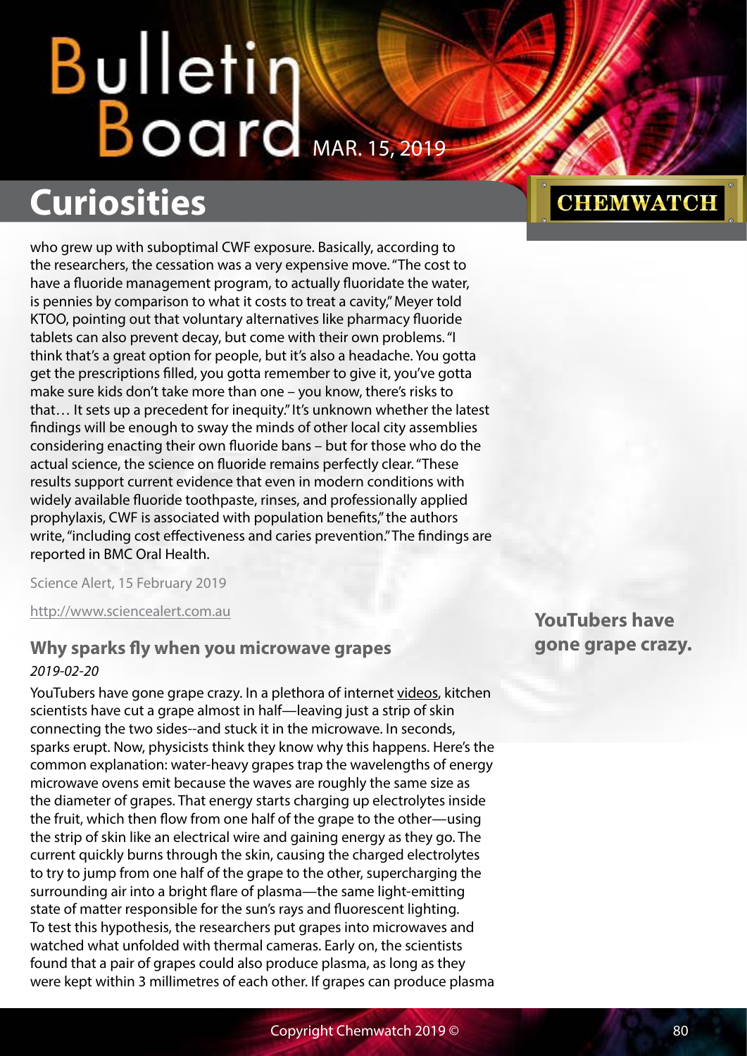who grew up with suboptimal CWF exposure. Basically, according to the researchers, the cessation was a very expensive move. "The cost to have a fluoride management program, to actually fluoridate the water, is pennies by comparison to what it costs to treat a cavity," Meyer told KTOO, pointing out that voluntary alternatives like pharmacy fluoride tablets can also prevent decay, but come with their own problems. "I think that's a great option for people, but it's also a headache. You gotta get the prescriptions filled, you gotta remember to give it, you've gotta make sure kids don't take more than one – you know, there's risks to that… It sets up a precedent for inequity." It's unknown whether the latest findings will be enough to sway the minds of other local city assemblies considering enacting their own fluoride bans – but for those who do the actual science, the science on fluoride remains perfectly clear. "These results support current evidence that even in modern conditions with widely available fluoride toothpaste, rinses, and professionally applied prophylaxis, CWF is associated with population benefits," the authors write, "including cost effectiveness and caries prevention." The findings are reported in BMC Oral Health.

Science Alert, 15 February 2019

http://www.sciencealert.com.au

## Why sparks fly when you microwave grapes

*2019-02-20*

YouTubers have gone grape crazy. In a plethora of internet videos, kitchen scientists have cut a grape almost in half—leaving just a strip of skin connecting the two sides--and stuck it in the microwave. In seconds, sparks erupt. Now, physicists think they know why this happens. Here's the common explanation: water-heavy grapes trap the wavelengths of energy microwave ovens emit because the waves are roughly the same size as the diameter of grapes. That energy starts charging up electrolytes inside the fruit, which then flow from one half of the grape to the other—using the strip of skin like an electrical wire and gaining energy as they go. The current quickly burns through the skin, causing the charged electrolytes to try to jump from one half of the grape to the other, supercharging the surrounding air into a bright flare of plasma—the same light-emitting state of matter responsible for the sun's rays and fluorescent lighting. To test this hypothesis, the researchers put grapes into microwaves and watched what unfolded with thermal cameras. Early on, the scientists found that a pair of grapes could also produce plasma, as long as they were kept within 3 millimetres of each other. If grapes can produce plasma

**YouTubers have gone grape crazy.**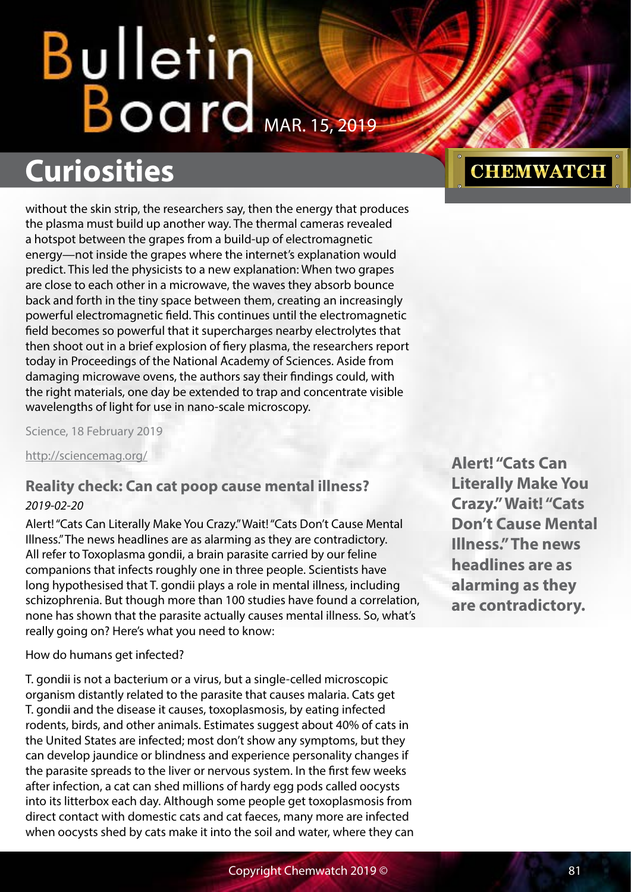without the skin strip, the researchers say, then the energy that produces the plasma must build up another way. The thermal cameras revealed a hotspot between the grapes from a build-up of electromagnetic energy—not inside the grapes where the internet's explanation would predict. This led the physicists to a new explanation: When two grapes are close to each other in a microwave, the waves they absorb bounce back and forth in the tiny space between them, creating an increasingly powerful electromagnetic field. This continues until the electromagnetic field becomes so powerful that it supercharges nearby electrolytes that then shoot out in a brief explosion of fiery plasma, the researchers report today in Proceedings of the National Academy of Sciences. Aside from damaging microwave ovens, the authors say their findings could, with the right materials, one day be extended to trap and concentrate visible wavelengths of light for use in nano-scale microscopy.

Science, 18 February 2019

http://sciencemag.org/

## Reality check: Can cat poop cause mental illness?

*2019-02-20*

Alert! "Cats Can Literally Make You Crazy." Wait! "Cats Don't Cause Mental Illness." The news headlines are as alarming as they are contradictory. All refer to Toxoplasma gondii, a brain parasite carried by our feline companions that infects roughly one in three people. Scientists have long hypothesised that T. gondii plays a role in mental illness, including schizophrenia. But though more than 100 studies have found a correlation, none has shown that the parasite actually causes mental illness. So, what's really going on? Here's what you need to know:

**Alert! "Cats Can Literally Make You Crazy." Wait! "Cats Don't Cause Mental Illness." The news headlines are as alarming as they are contradictory.**

How do humans get infected?

T. gondii is not a bacterium or a virus, but a single-celled microscopic organism distantly related to the parasite that causes malaria. Cats get T. gondii and the disease it causes, toxoplasmosis, by eating infected rodents, birds, and other animals. Estimates suggest about 40% of cats in the United States are infected; most don't show any symptoms, but they can develop jaundice or blindness and experience personality changes if the parasite spreads to the liver or nervous system. In the first few weeks after infection, a cat can shed millions of hardy egg pods called oocysts into its litterbox each day. Although some people get toxoplasmosis from direct contact with domestic cats and cat faeces, many more are infected when oocysts shed by cats make it into the soil and water, where they can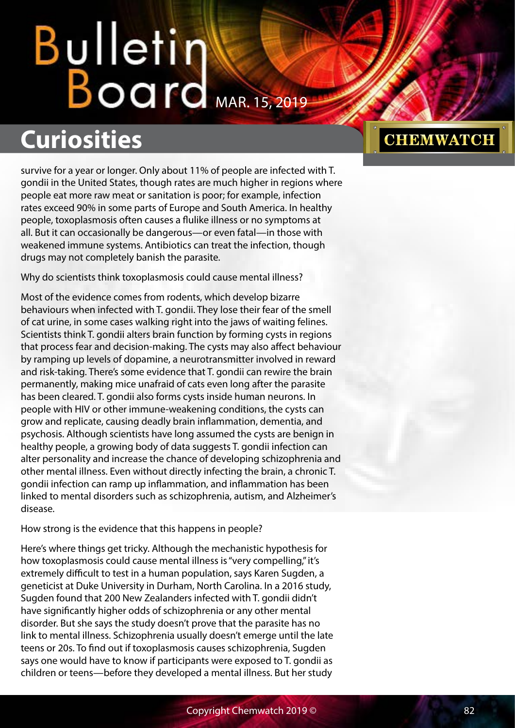survive for a year or longer. Only about 11% of people are infected with T. gondii in the United States, though rates are much higher in regions where people eat more raw meat or sanitation is poor; for example, infection rates exceed 90% in some parts of Europe and South America. In healthy people, toxoplasmosis often causes a flulike illness or no symptoms at all. But it can occasionally be dangerous—or even fatal—in those with weakened immune systems. Antibiotics can treat the infection, though drugs may not completely banish the parasite.

Why do scientists think toxoplasmosis could cause mental illness?

Most of the evidence comes from rodents, which develop bizarre behaviours when infected with T. gondii. They lose their fear of the smell of cat urine, in some cases walking right into the jaws of waiting felines. Scientists think T. gondii alters brain function by forming cysts in regions that process fear and decision-making. The cysts may also affect behaviour by ramping up levels of dopamine, a neurotransmitter involved in reward and risk-taking. There's some evidence that T. gondii can rewire the brain permanently, making mice unafraid of cats even long after the parasite has been cleared. T. gondii also forms cysts inside human neurons. In people with HIV or other immune-weakening conditions, the cysts can grow and replicate, causing deadly brain inflammation, dementia, and psychosis. Although scientists have long assumed the cysts are benign in healthy people, a growing body of data suggests T. gondii infection can alter personality and increase the chance of developing schizophrenia and other mental illness. Even without directly infecting the brain, a chronic T. gondii infection can ramp up inflammation, and inflammation has been linked to mental disorders such as schizophrenia, autism, and Alzheimer's disease.

How strong is the evidence that this happens in people?

Here's where things get tricky. Although the mechanistic hypothesis for how toxoplasmosis could cause mental illness is "very compelling," it's extremely difficult to test in a human population, says Karen Sugden, a geneticist at Duke University in Durham, North Carolina. In a 2016 study, Sugden found that 200 New Zealanders infected with T. gondii didn't have significantly higher odds of schizophrenia or any other mental disorder. But she says the study doesn't prove that the parasite has no link to mental illness. Schizophrenia usually doesn't emerge until the late teens or 20s. To find out if toxoplasmosis causes schizophrenia, Sugden says one would have to know if participants were exposed to T. gondii as children or teens—before they developed a mental illness. But her study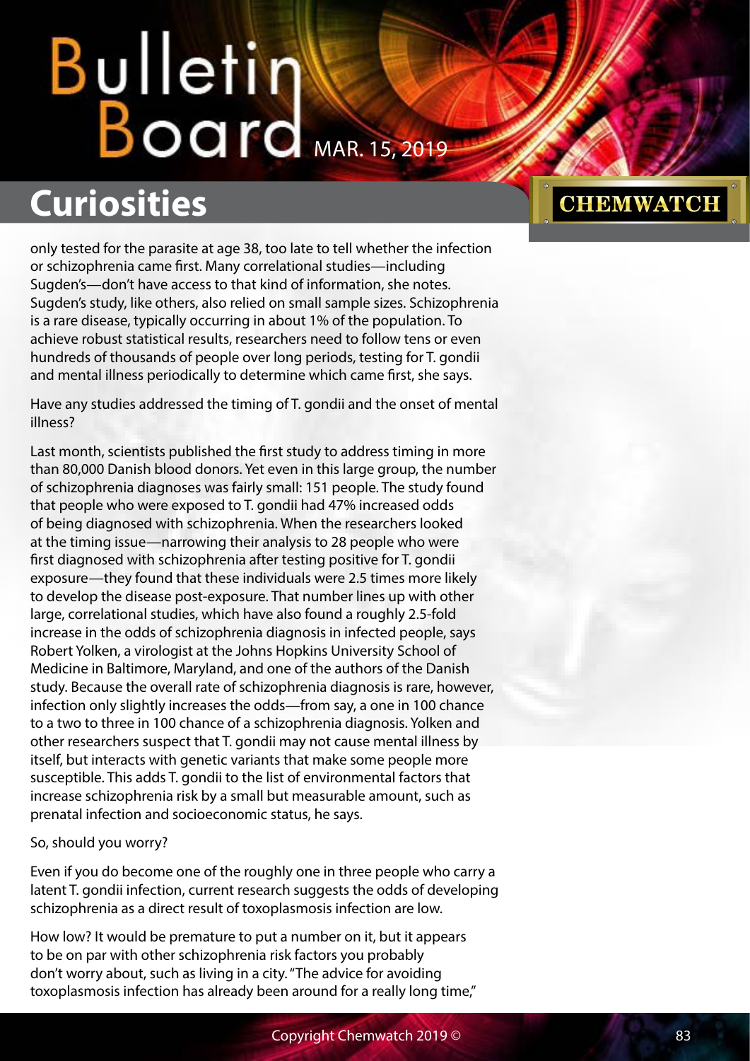only tested for the parasite at age 38, too late to tell whether the infection or schizophrenia came first. Many correlational studies—including Sugden's—don't have access to that kind of information, she notes. Sugden's study, like others, also relied on small sample sizes. Schizophrenia is a rare disease, typically occurring in about 1% of the population. To achieve robust statistical results, researchers need to follow tens or even hundreds of thousands of people over long periods, testing for T. gondii and mental illness periodically to determine which came first, she says.

Have any studies addressed the timing of T. gondii and the onset of mental illness?

Last month, scientists published the first study to address timing in more than 80,000 Danish blood donors. Yet even in this large group, the number of schizophrenia diagnoses was fairly small: 151 people. The study found that people who were exposed to T. gondii had 47% increased odds of being diagnosed with schizophrenia. When the researchers looked at the timing issue—narrowing their analysis to 28 people who were first diagnosed with schizophrenia after testing positive for T. gondii exposure—they found that these individuals were 2.5 times more likely to develop the disease post-exposure. That number lines up with other large, correlational studies, which have also found a roughly 2.5-fold increase in the odds of schizophrenia diagnosis in infected people, says Robert Yolken, a virologist at the Johns Hopkins University School of Medicine in Baltimore, Maryland, and one of the authors of the Danish study. Because the overall rate of schizophrenia diagnosis is rare, however, infection only slightly increases the odds—from say, a one in 100 chance to a two to three in 100 chance of a schizophrenia diagnosis. Yolken and other researchers suspect that T. gondii may not cause mental illness by itself, but interacts with genetic variants that make some people more susceptible. This adds T. gondii to the list of environmental factors that increase schizophrenia risk by a small but measurable amount, such as prenatal infection and socioeconomic status, he says.

So, should you worry?

Even if you do become one of the roughly one in three people who carry a latent T. gondii infection, current research suggests the odds of developing schizophrenia as a direct result of toxoplasmosis infection are low.

How low? It would be premature to put a number on it, but it appears to be on par with other schizophrenia risk factors you probably don't worry about, such as living in a city. "The advice for avoiding toxoplasmosis infection has already been around for a really long time,"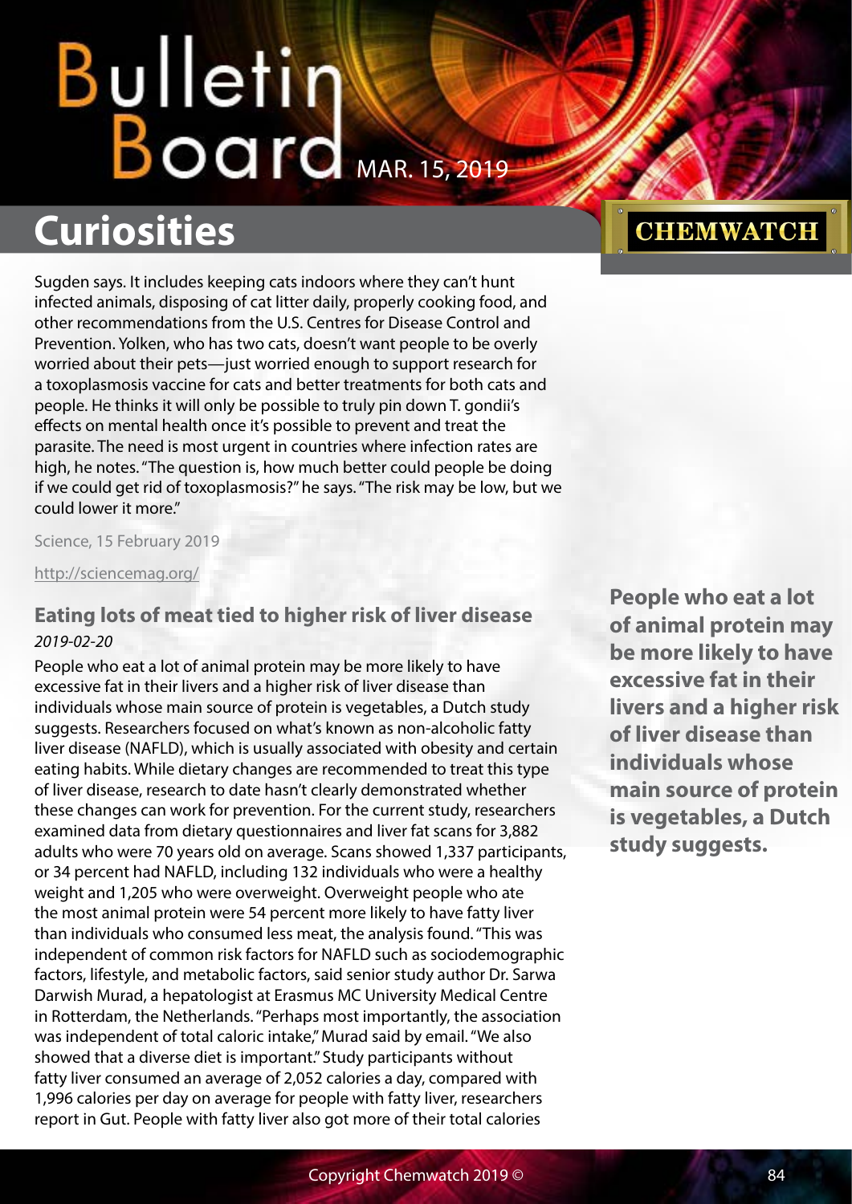Sugden says. It includes keeping cats indoors where they can't hunt infected animals, disposing of cat litter daily, properly cooking food, and other recommendations from the U.S. Centres for Disease Control and Prevention. Yolken, who has two cats, doesn't want people to be overly worried about their pets—just worried enough to support research for a toxoplasmosis vaccine for cats and better treatments for both cats and people. He thinks it will only be possible to truly pin down T. gondii's effects on mental health once it's possible to prevent and treat the parasite. The need is most urgent in countries where infection rates are high, he notes. "The question is, how much better could people be doing if we could get rid of toxoplasmosis?" he says. "The risk may be low, but we could lower it more."

Science, 15 February 2019

http://sciencemag.org/

## Eating lots of meat tied to higher risk of liver disease

*2019-02-20*

**People who eat a lot of animal protein may be more likely to have excessive fat in their livers and a higher risk of liver disease than individuals whose main source of protein is vegetables, a Dutch study suggests.**

People who eat a lot of animal protein may be more likely to have excessive fat in their livers and a higher risk of liver disease than individuals whose main source of protein is vegetables, a Dutch study suggests. Researchers focused on what's known as non-alcoholic fatty liver disease (NAFLD), which is usually associated with obesity and certain eating habits. While dietary changes are recommended to treat this type of liver disease, research to date hasn't clearly demonstrated whether these changes can work for prevention. For the current study, researchers examined data from dietary questionnaires and liver fat scans for 3,882 adults who were 70 years old on average. Scans showed 1,337 participants, or 34 percent had NAFLD, including 132 individuals who were a healthy weight and 1,205 who were overweight. Overweight people who ate the most animal protein were 54 percent more likely to have fatty liver than individuals who consumed less meat, the analysis found. "This was independent of common risk factors for NAFLD such as sociodemographic factors, lifestyle, and metabolic factors, said senior study author Dr. Sarwa Darwish Murad, a hepatologist at Erasmus MC University Medical Centre in Rotterdam, the Netherlands. "Perhaps most importantly, the association was independent of total caloric intake," Murad said by email. "We also showed that a diverse diet is important." Study participants without fatty liver consumed an average of 2,052 calories a day, compared with 1,996 calories per day on average for people with fatty liver, researchers report in Gut. People with fatty liver also got more of their total calories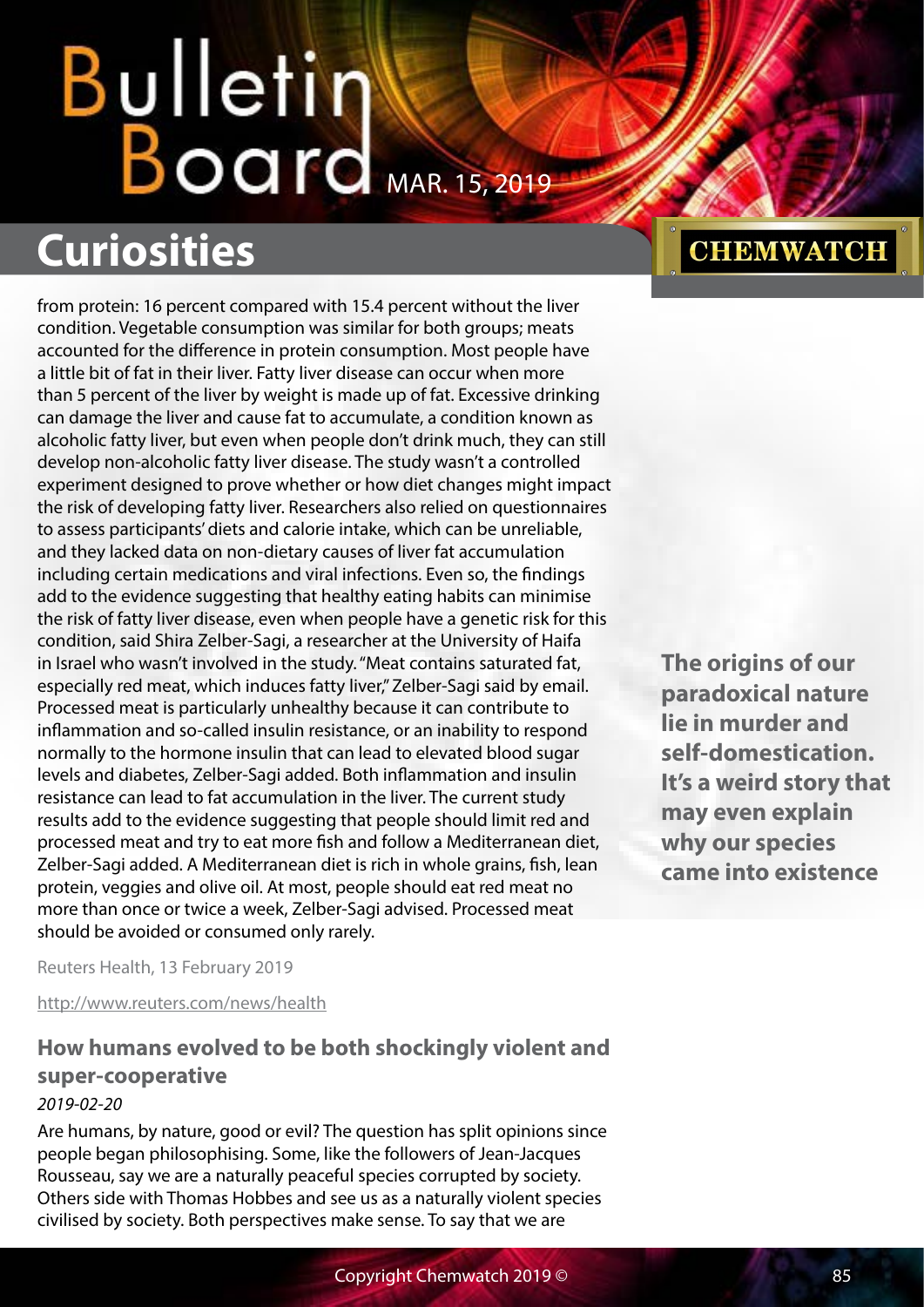from protein: 16 percent compared with 15.4 percent without the liver condition. Vegetable consumption was similar for both groups; meats accounted for the difference in protein consumption. Most people have a little bit of fat in their liver. Fatty liver disease can occur when more than 5 percent of the liver by weight is made up of fat. Excessive drinking can damage the liver and cause fat to accumulate, a condition known as alcoholic fatty liver, but even when people don't drink much, they can still develop non-alcoholic fatty liver disease. The study wasn't a controlled experiment designed to prove whether or how diet changes might impact the risk of developing fatty liver. Researchers also relied on questionnaires to assess participants' diets and calorie intake, which can be unreliable, and they lacked data on non-dietary causes of liver fat accumulation including certain medications and viral infections. Even so, the findings add to the evidence suggesting that healthy eating habits can minimise the risk of fatty liver disease, even when people have a genetic risk for this condition, said Shira Zelber-Sagi, a researcher at the University of Haifa in Israel who wasn't involved in the study. "Meat contains saturated fat, especially red meat, which induces fatty liver," Zelber-Sagi said by email. Processed meat is particularly unhealthy because it can contribute to inflammation and so-called insulin resistance, or an inability to respond normally to the hormone insulin that can lead to elevated blood sugar levels and diabetes, Zelber-Sagi added. Both inflammation and insulin resistance can lead to fat accumulation in the liver. The current study results add to the evidence suggesting that people should limit red and processed meat and try to eat more fish and follow a Mediterranean diet, Zelber-Sagi added. A Mediterranean diet is rich in whole grains, fish, lean protein, veggies and olive oil. At most, people should eat red meat no more than once or twice a week, Zelber-Sagi advised. Processed meat should be avoided or consumed only rarely.

Reuters Health, 13 February 2019

http://www.reuters.com/news/health

### How humans evolved to be both shockingly violent and super-cooperative

*2019-02-20*

**The origins of our paradoxical nature lie in murder and self-domestication. It's a weird story that may even explain why our species came into existence**

Are humans, by nature, good or evil? The question has split opinions since people began philosophising. Some, like the followers of Jean-Jacques Rousseau, say we are a naturally peaceful species corrupted by society. Others side with Thomas Hobbes and see us as a naturally violent species civilised by society. Both perspectives make sense. To say that we are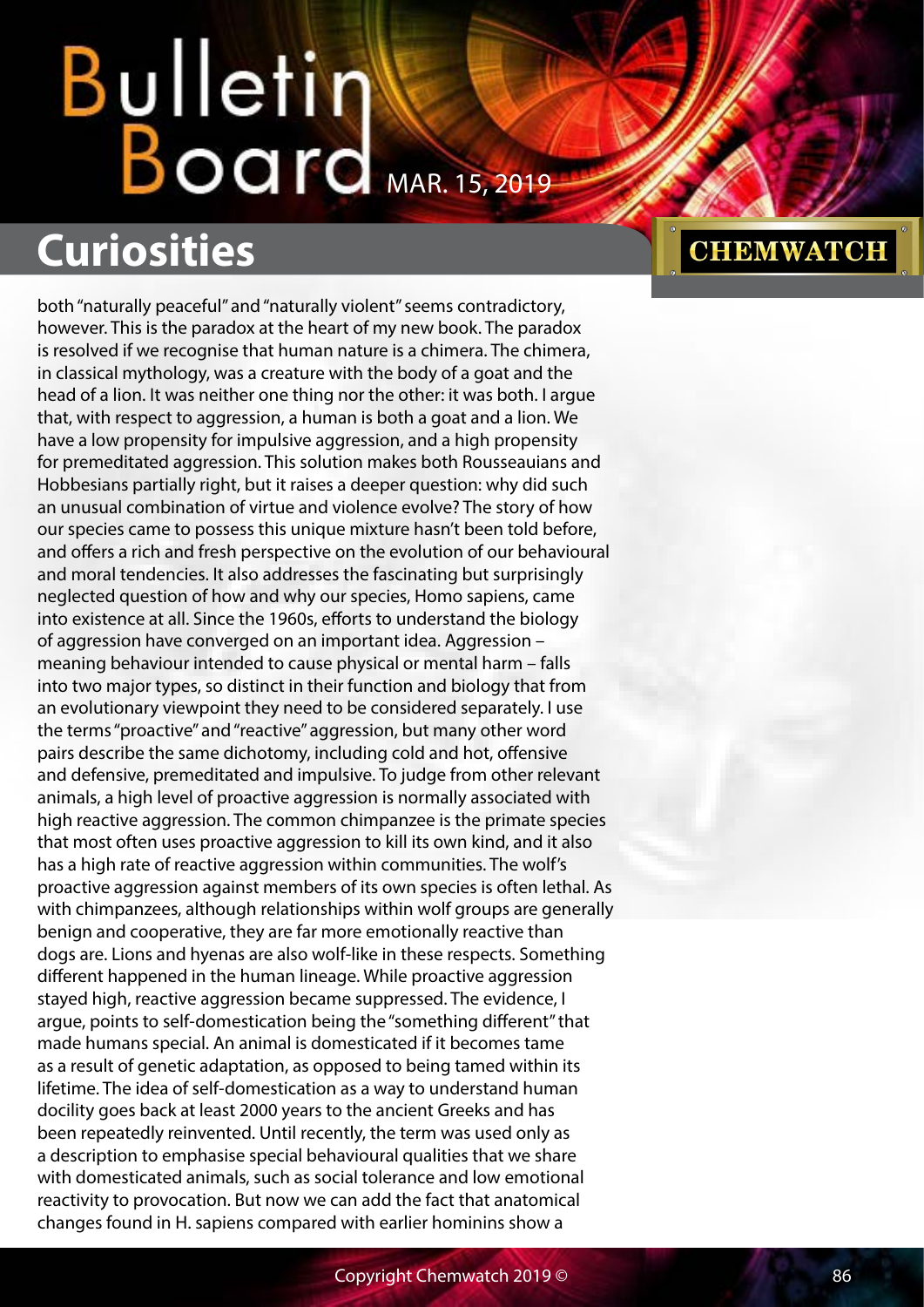## Curiosities

both "naturally peaceful" and "naturally violent" seems contradictory, however. This is the paradox at the heart of my new book. The paradox is resolved if we recognise that human nature is a chimera. The chimera, in classical mythology, was a creature with the body of a goat and the head of a lion. It was neither one thing nor the other: it was both. I argue that, with respect to aggression, a human is both a goat and a lion. We have a low propensity for impulsive aggression, and a high propensity for premeditated aggression. This solution makes both Rousseauians and Hobbesians partially right, but it raises a deeper question: why did such an unusual combination of virtue and violence evolve? The story of how our species came to possess this unique mixture hasn't been told before, and offers a rich and fresh perspective on the evolution of our behavioural and moral tendencies. It also addresses the fascinating but surprisingly neglected question of how and why our species, Homo sapiens, came into existence at all. Since the 1960s, efforts to understand the biology of aggression have converged on an important idea. Aggression – meaning behaviour intended to cause physical or mental harm – falls into two major types, so distinct in their function and biology that from an evolutionary viewpoint they need to be considered separately. I use the terms "proactive" and "reactive" aggression, but many other word pairs describe the same dichotomy, including cold and hot, offensive and defensive, premeditated and impulsive. To judge from other relevant animals, a high level of proactive aggression is normally associated with high reactive aggression. The common chimpanzee is the primate species that most often uses proactive aggression to kill its own kind, and it also has a high rate of reactive aggression within communities. The wolf's proactive aggression against members of its own species is often lethal. As with chimpanzees, although relationships within wolf groups are generally benign and cooperative, they are far more emotionally reactive than dogs are. Lions and hyenas are also wolf-like in these respects. Something different happened in the human lineage. While proactive aggression stayed high, reactive aggression became suppressed. The evidence, I argue, points to self-domestication being the "something different" that made humans special. An animal is domesticated if it becomes tame as a result of genetic adaptation, as opposed to being tamed within its lifetime. The idea of self-domestication as a way to understand human docility goes back at least 2000 years to the ancient Greeks and has been repeatedly reinvented. Until recently, the term was used only as a description to emphasise special behavioural qualities that we share with domesticated animals, such as social tolerance and low emotional reactivity to provocation. But now we can add the fact that anatomical changes found in H. sapiens compared with earlier hominins show a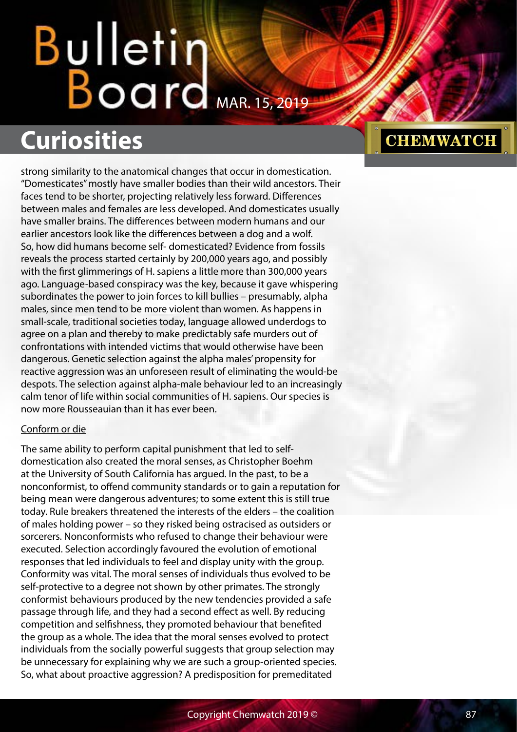strong similarity to the anatomical changes that occur in domestication. "Domesticates" mostly have smaller bodies than their wild ancestors. Their faces tend to be shorter, projecting relatively less forward. Differences between males and females are less developed. And domesticates usually have smaller brains. The differences between modern humans and our earlier ancestors look like the differences between a dog and a wolf. So, how did humans become self- domesticated? Evidence from fossils reveals the process started certainly by 200,000 years ago, and possibly with the first glimmerings of H. sapiens a little more than 300,000 years ago. Language-based conspiracy was the key, because it gave whispering subordinates the power to join forces to kill bullies – presumably, alpha males, since men tend to be more violent than women. As happens in small-scale, traditional societies today, language allowed underdogs to agree on a plan and thereby to make predictably safe murders out of confrontations with intended victims that would otherwise have been dangerous. Genetic selection against the alpha males' propensity for reactive aggression was an unforeseen result of eliminating the would-be despots. The selection against alpha-male behaviour led to an increasingly calm tenor of life within social communities of H. sapiens. Our species is now more Rousseauian than it has ever been.

Conform or die

The same ability to perform capital punishment that led to self-domestication also created the moral senses, as Christopher Boehm at the University of South California has argued. In the past, to be a nonconformist, to offend community standards or to gain a reputation for being mean were dangerous adventures; to some extent this is still true today. Rule breakers threatened the interests of the elders – the coalition of males holding power – so they risked being ostracised as outsiders or sorcerers. Nonconformists who refused to change their behaviour were executed. Selection accordingly favoured the evolution of emotional responses that led individuals to feel and display unity with the group. Conformity was vital. The moral senses of individuals thus evolved to be self-protective to a degree not shown by other primates. The strongly conformist behaviours produced by the new tendencies provided a safe passage through life, and they had a second effect as well. By reducing competition and selfishness, they promoted behaviour that benefited the group as a whole. The idea that the moral senses evolved to protect individuals from the socially powerful suggests that group selection may be unnecessary for explaining why we are such a group-oriented species. So, what about proactive aggression? A predisposition for premeditated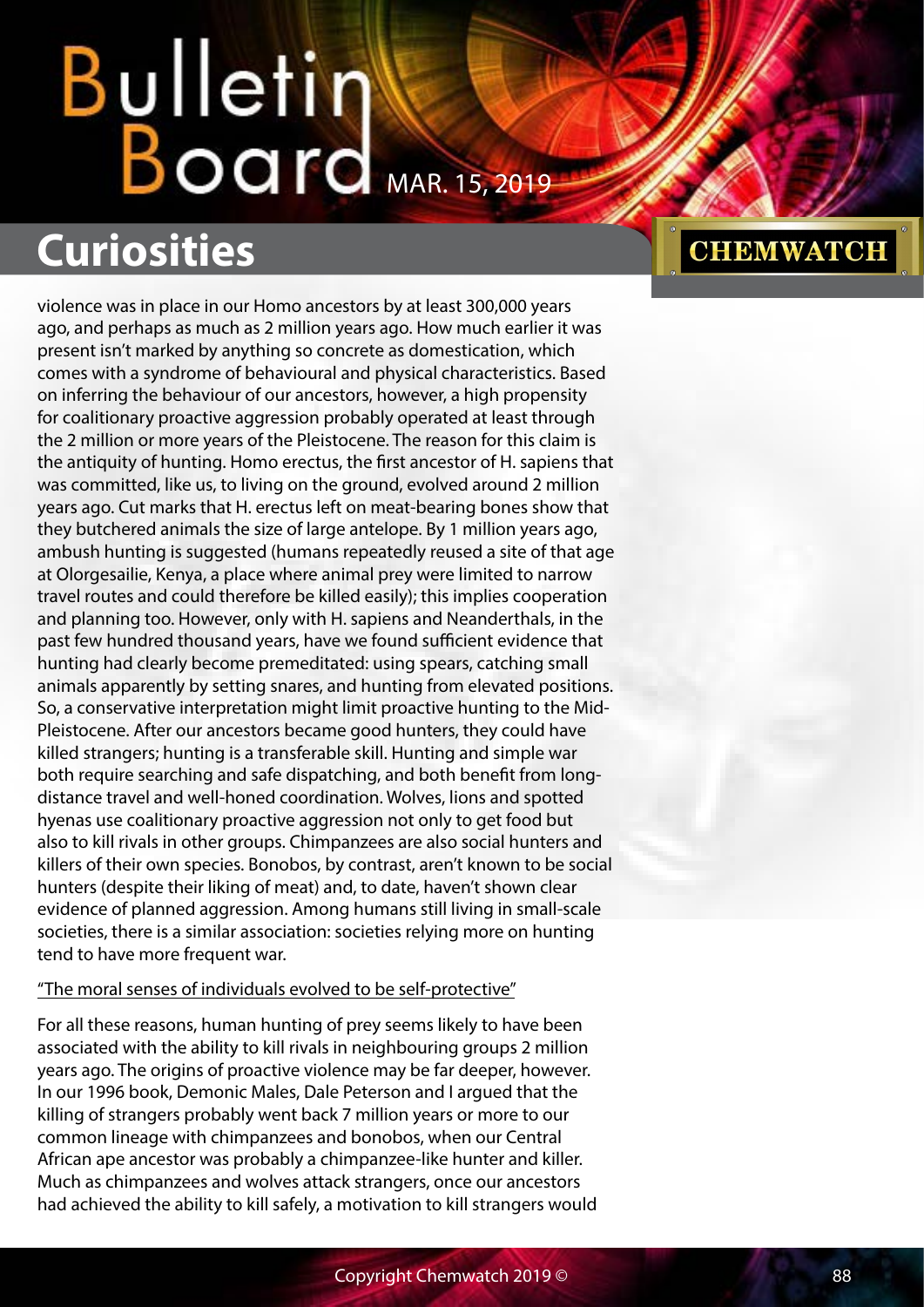## Curiosities

violence was in place in our Homo ancestors by at least 300,000 years ago, and perhaps as much as 2 million years ago. How much earlier it was present isn't marked by anything so concrete as domestication, which comes with a syndrome of behavioural and physical characteristics. Based on inferring the behaviour of our ancestors, however, a high propensity for coalitionary proactive aggression probably operated at least through the 2 million or more years of the Pleistocene. The reason for this claim is the antiquity of hunting. Homo erectus, the first ancestor of H. sapiens that was committed, like us, to living on the ground, evolved around 2 million years ago. Cut marks that H. erectus left on meat-bearing bones show that they butchered animals the size of large antelope. By 1 million years ago, ambush hunting is suggested (humans repeatedly reused a site of that age at Olorgesailie, Kenya, a place where animal prey were limited to narrow travel routes and could therefore be killed easily); this implies cooperation and planning too. However, only with H. sapiens and Neanderthals, in the past few hundred thousand years, have we found sufficient evidence that hunting had clearly become premeditated: using spears, catching small animals apparently by setting snares, and hunting from elevated positions. So, a conservative interpretation might limit proactive hunting to the Mid-Pleistocene. After our ancestors became good hunters, they could have killed strangers; hunting is a transferable skill. Hunting and simple war both require searching and safe dispatching, and both benefit from long-distance travel and well-honed coordination. Wolves, lions and spotted hyenas use coalitionary proactive aggression not only to get food but also to kill rivals in other groups. Chimpanzees are also social hunters and killers of their own species. Bonobos, by contrast, aren't known to be social hunters (despite their liking of meat) and, to date, haven't shown clear evidence of planned aggression. Among humans still living in small-scale societies, there is a similar association: societies relying more on hunting tend to have more frequent war.

"The moral senses of individuals evolved to be self-protective"

For all these reasons, human hunting of prey seems likely to have been associated with the ability to kill rivals in neighbouring groups 2 million years ago. The origins of proactive violence may be far deeper, however. In our 1996 book, Demonic Males, Dale Peterson and I argued that the killing of strangers probably went back 7 million years or more to our common lineage with chimpanzees and bonobos, when our Central African ape ancestor was probably a chimpanzee-like hunter and killer. Much as chimpanzees and wolves attack strangers, once our ancestors had achieved the ability to kill safely, a motivation to kill strangers would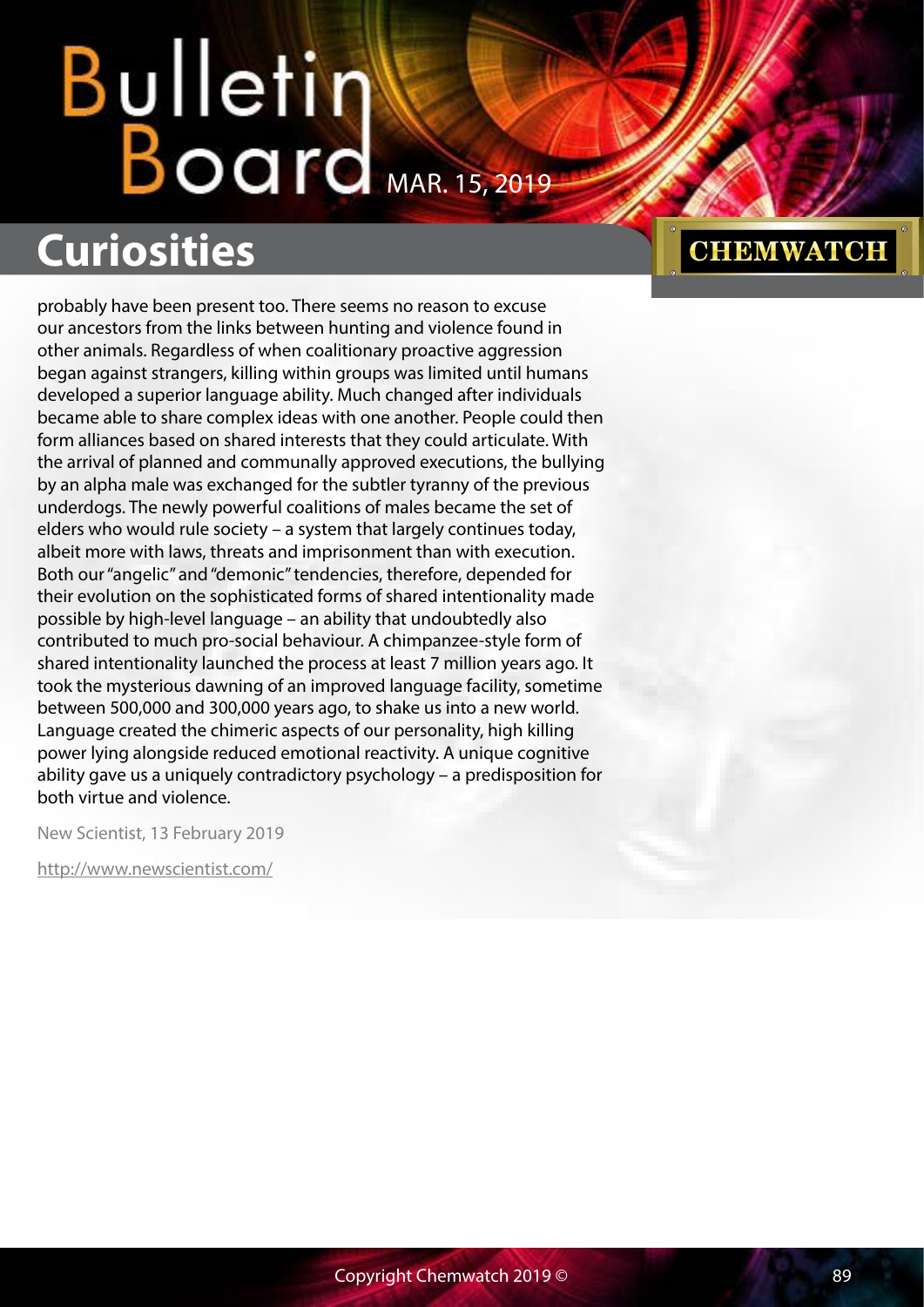probably have been present too. There seems no reason to excuse our ancestors from the links between hunting and violence found in other animals. Regardless of when coalitionary proactive aggression began against strangers, killing within groups was limited until humans developed a superior language ability. Much changed after individuals became able to share complex ideas with one another. People could then form alliances based on shared interests that they could articulate. With the arrival of planned and communally approved executions, the bullying by an alpha male was exchanged for the subtler tyranny of the previous underdogs. The newly powerful coalitions of males became the set of elders who would rule society – a system that largely continues today, albeit more with laws, threats and imprisonment than with execution. Both our "angelic" and "demonic" tendencies, therefore, depended for their evolution on the sophisticated forms of shared intentionality made possible by high-level language – an ability that undoubtedly also contributed to much pro-social behaviour. A chimpanzee-style form of shared intentionality launched the process at least 7 million years ago. It took the mysterious dawning of an improved language facility, sometime between 500,000 and 300,000 years ago, to shake us into a new world. Language created the chimeric aspects of our personality, high killing power lying alongside reduced emotional reactivity. A unique cognitive ability gave us a uniquely contradictory psychology – a predisposition for both virtue and violence.

New Scientist, 13 February 2019

http://www.newscientist.com/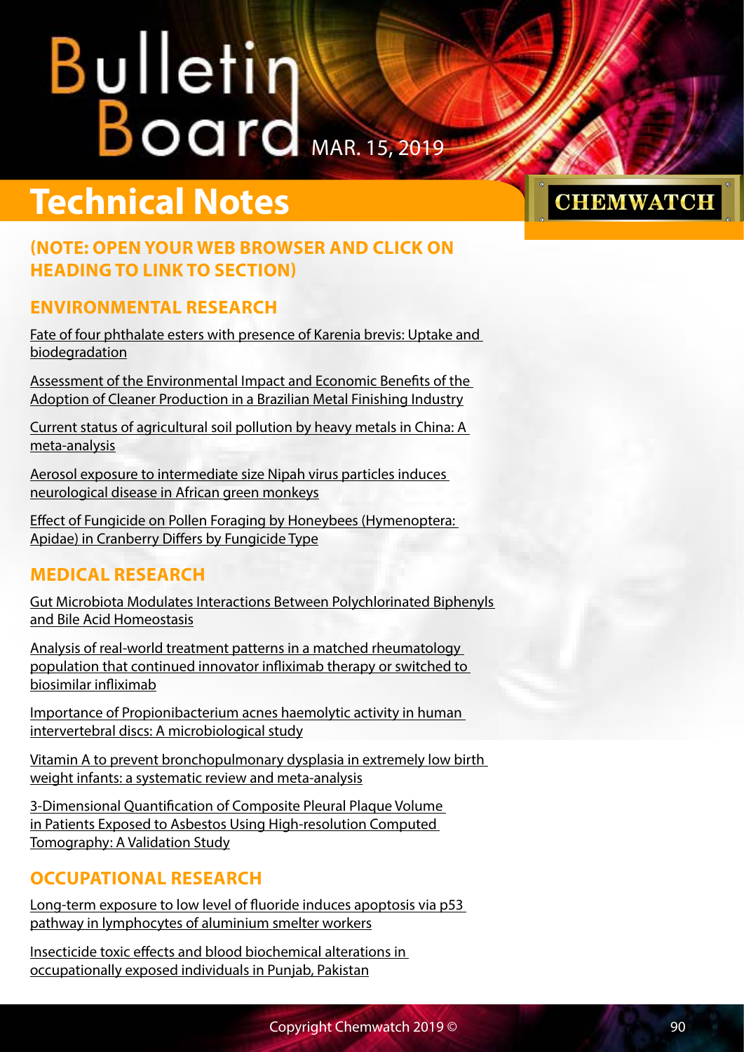# Bulletin Board

MAR. 15, 2019

# Technical Notes

CHEMWATCH

## (NOTE: OPEN YOUR WEB BROWSER AND CLICK ON HEADING TO LINK TO SECTION)

### ENVIRONMENTAL RESEARCH

Fate of four phthalate esters with presence of Karenia brevis: Uptake and biodegradation

Assessment of the Environmental Impact and Economic Benefits of the Adoption of Cleaner Production in a Brazilian Metal Finishing Industry

Current status of agricultural soil pollution by heavy metals in China: A meta-analysis

Aerosol exposure to intermediate size Nipah virus particles induces neurological disease in African green monkeys

Effect of Fungicide on Pollen Foraging by Honeybees (Hymenoptera: Apidae) in Cranberry Differs by Fungicide Type

### MEDICAL RESEARCH

Gut Microbiota Modulates Interactions Between Polychlorinated Biphenyls and Bile Acid Homeostasis

Analysis of real-world treatment patterns in a matched rheumatology population that continued innovator infliximab therapy or switched to biosimilar infliximab

Importance of Propionibacterium acnes haemolytic activity in human intervertebral discs: A microbiological study

Vitamin A to prevent bronchopulmonary dysplasia in extremely low birth weight infants: a systematic review and meta-analysis

3-Dimensional Quantification of Composite Pleural Plaque Volume in Patients Exposed to Asbestos Using High-resolution Computed Tomography: A Validation Study

### OCCUPATIONAL RESEARCH

Long-term exposure to low level of fluoride induces apoptosis via p53 pathway in lymphocytes of aluminium smelter workers

Insecticide toxic effects and blood biochemical alterations in occupationally exposed individuals in Punjab, Pakistan

Copyright Chemwatch 2019 ©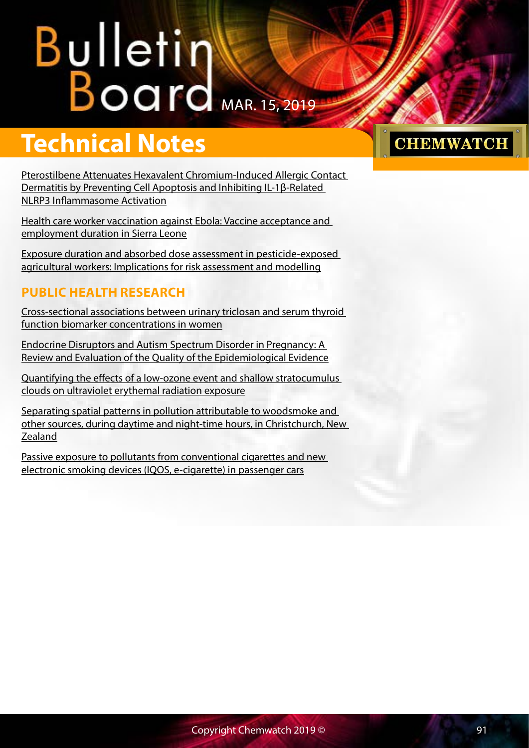# Technical Notes

Pterostilbene Attenuates Hexavalent Chromium-Induced Allergic Contact Dermatitis by Preventing Cell Apoptosis and Inhibiting IL-1β-Related NLRP3 Inflammasome Activation

Health care worker vaccination against Ebola: Vaccine acceptance and employment duration in Sierra Leone

Exposure duration and absorbed dose assessment in pesticide-exposed agricultural workers: Implications for risk assessment and modelling

## PUBLIC HEALTH RESEARCH

Cross-sectional associations between urinary triclosan and serum thyroid function biomarker concentrations in women

Endocrine Disruptors and Autism Spectrum Disorder in Pregnancy: A Review and Evaluation of the Quality of the Epidemiological Evidence

Quantifying the effects of a low-ozone event and shallow stratocumulus clouds on ultraviolet erythemal radiation exposure

Separating spatial patterns in pollution attributable to woodsmoke and other sources, during daytime and night-time hours, in Christchurch, New Zealand

Passive exposure to pollutants from conventional cigarettes and new electronic smoking devices (IQOS, e-cigarette) in passenger cars